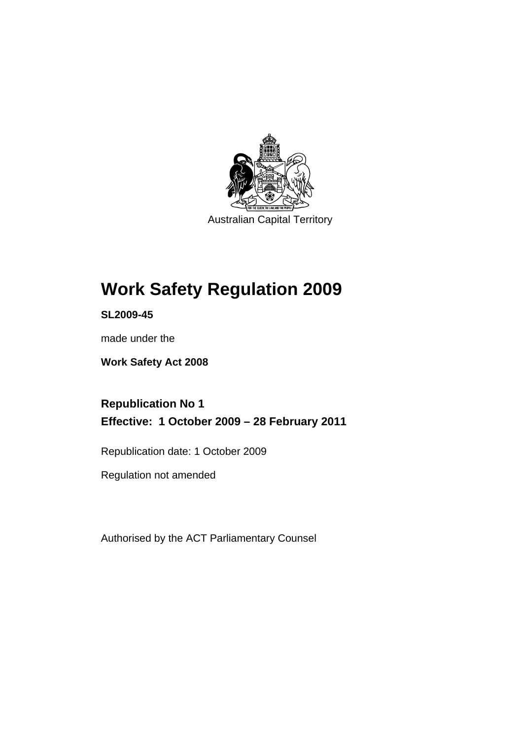Australian Capital Territory

# Work Safety Regulation 2009

**SL2009-45**

made under the

**Work Safety Act 2008**

## Republication No 1

## Effective: 1 October 2009 – 28 February 2011

Republication date: 1 October 2009

Regulation not amended

Authorised by the ACT Parliamentary Counsel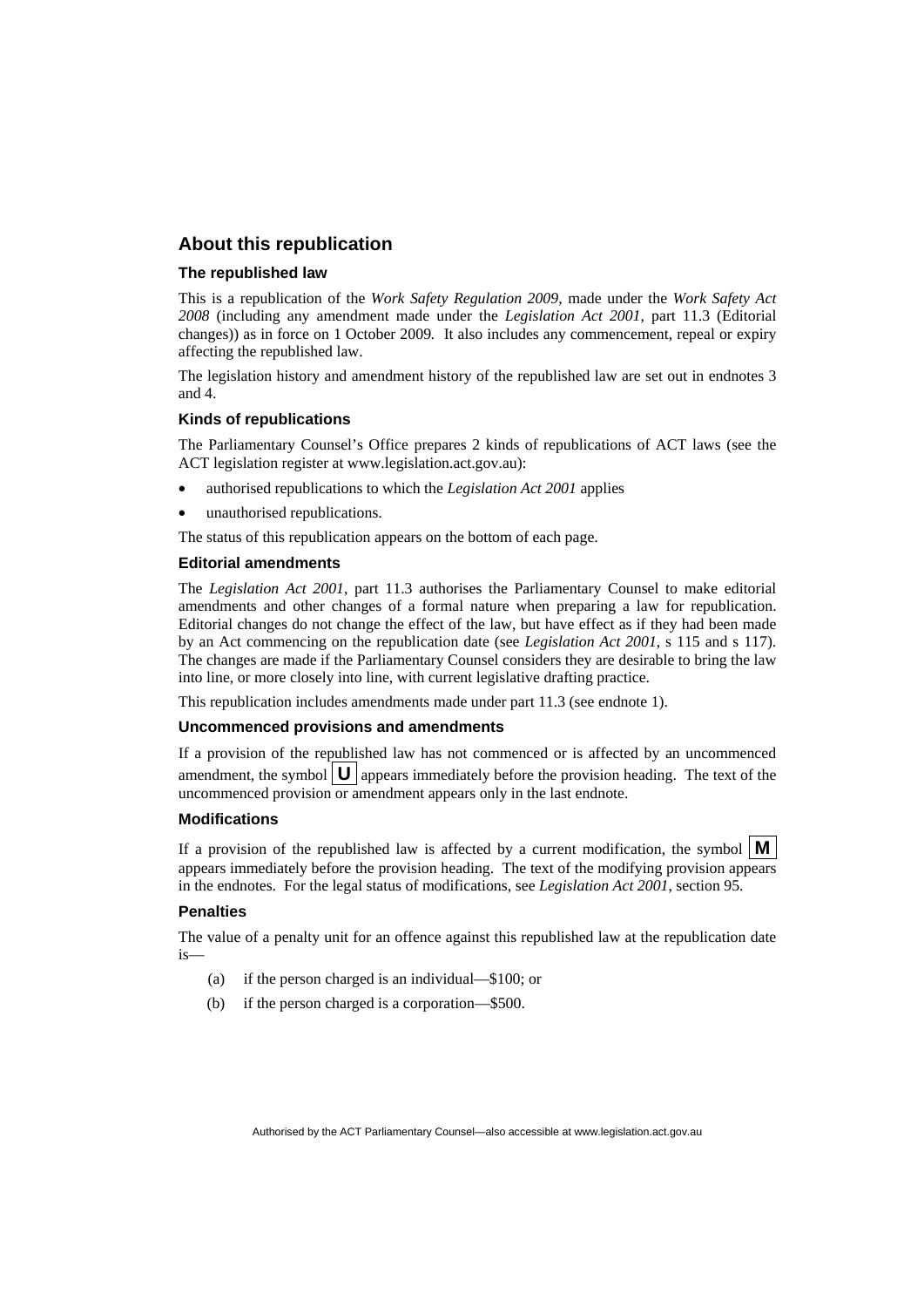## About this republication

### The republished law

This is a republication of the *Work Safety Regulation 2009*, made under the *Work Safety Act 2008* (including any amendment made under the *Legislation Act 2001*, part 11.3 (Editorial changes)) as in force on 1 October 2009*.* It also includes any commencement, repeal or expiry affecting the republished law.

The legislation history and amendment history of the republished law are set out in endnotes 3 and 4.

### Kinds of republications

The Parliamentary Counsel's Office prepares 2 kinds of republications of ACT laws (see the ACT legislation register at www.legislation.act.gov.au):

- authorised republications to which the *Legislation Act 2001* applies
- unauthorised republications.

The status of this republication appears on the bottom of each page.

### Editorial amendments

The *Legislation Act 2001*, part 11.3 authorises the Parliamentary Counsel to make editorial amendments and other changes of a formal nature when preparing a law for republication. Editorial changes do not change the effect of the law, but have effect as if they had been made by an Act commencing on the republication date (see *Legislation Act 2001*, s 115 and s 117). The changes are made if the Parliamentary Counsel considers they are desirable to bring the law into line, or more closely into line, with current legislative drafting practice.

This republication includes amendments made under part 11.3 (see endnote 1).

### Uncommenced provisions and amendments

If a provision of the republished law has not commenced or is affected by an uncommenced amendment, the symbol **U** appears immediately before the provision heading. The text of the uncommenced provision or amendment appears only in the last endnote.

### Modifications

If a provision of the republished law is affected by a current modification, the symbol **M** appears immediately before the provision heading. The text of the modifying provision appears in the endnotes. For the legal status of modifications, see *Legislation Act 2001*, section 95.

### Penalties

The value of a penalty unit for an offence against this republished law at the republication date is—

(a) if the person charged is an individual—$100; or

(b) if the person charged is a corporation—$500.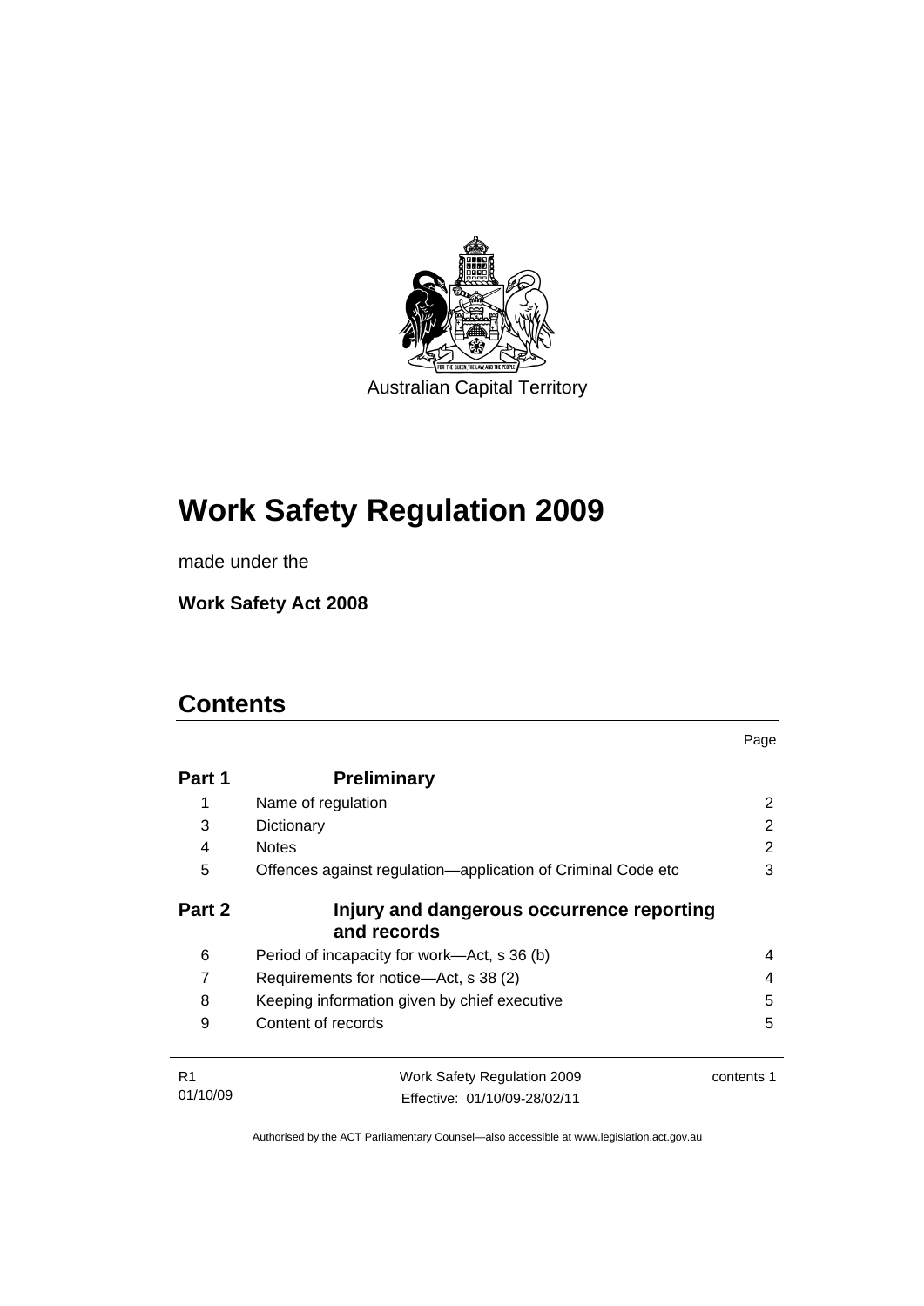Australian Capital Territory

# Work Safety Regulation 2009

made under the

**Work Safety Act 2008**

## Contents

| | | Page |
|---|---|---|
| **Part 1** | **Preliminary** | |
| 1 | Name of regulation | 2 |
| 3 | Dictionary | 2 |
| 4 | Notes | 2 |
| 5 | Offences against regulation—application of Criminal Code etc | 3 |
| **Part 2** | **Injury and dangerous occurrence reporting and records** | |
| 6 | Period of incapacity for work—Act, s 36 (b) | 4 |
| 7 | Requirements for notice—Act, s 38 (2) | 4 |
| 8 | Keeping information given by chief executive | 5 |
| 9 | Content of records | 5 |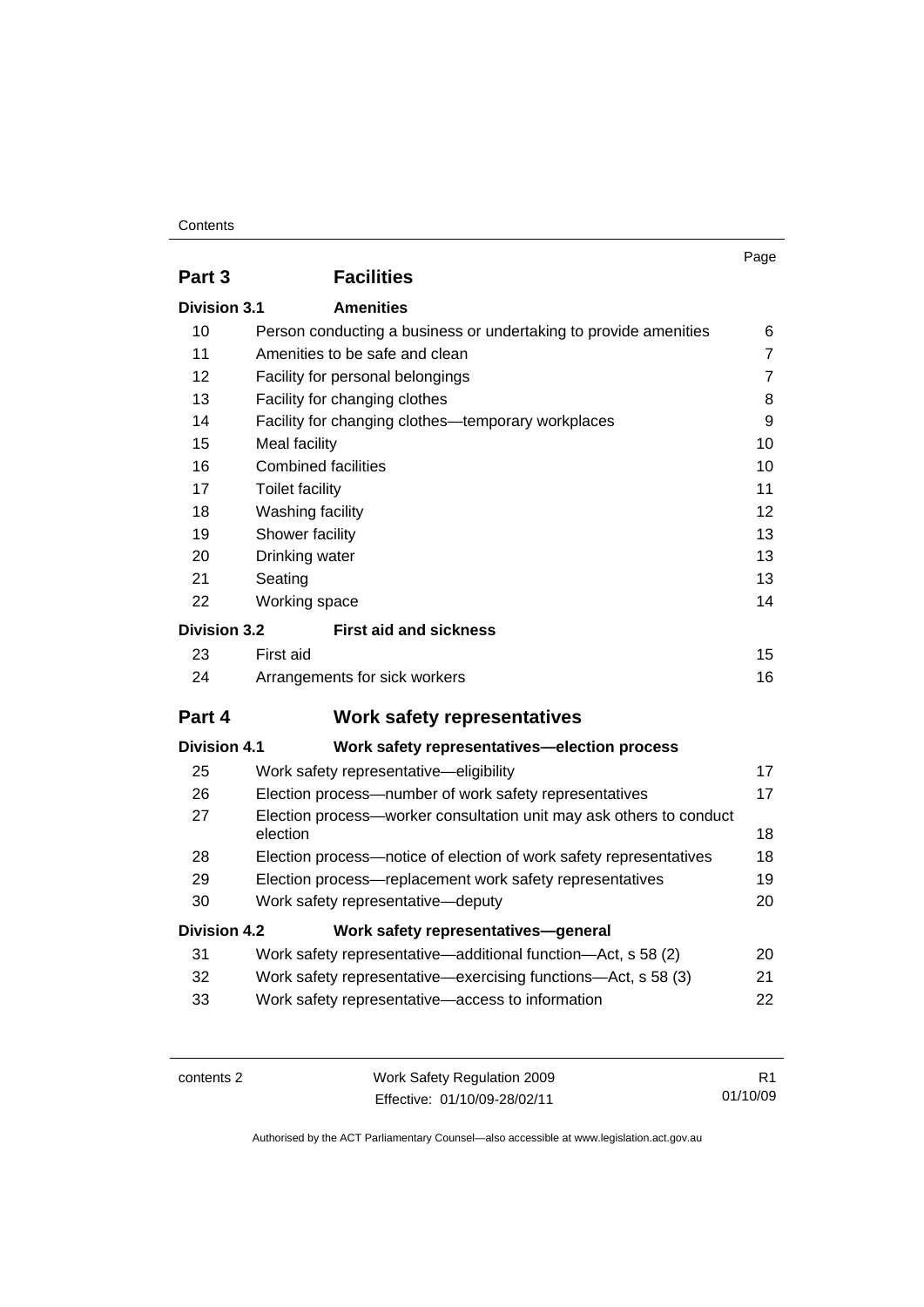| | | Page |
|---|---|---|
| **Part 3** | **Facilities** | |
| **Division 3.1** | **Amenities** | |
| 10 | Person conducting a business or undertaking to provide amenities | 6 |
| 11 | Amenities to be safe and clean | 7 |
| 12 | Facility for personal belongings | 7 |
| 13 | Facility for changing clothes | 8 |
| 14 | Facility for changing clothes—temporary workplaces | 9 |
| 15 | Meal facility | 10 |
| 16 | Combined facilities | 10 |
| 17 | Toilet facility | 11 |
| 18 | Washing facility | 12 |
| 19 | Shower facility | 13 |
| 20 | Drinking water | 13 |
| 21 | Seating | 13 |
| 22 | Working space | 14 |
| **Division 3.2** | **First aid and sickness** | |
| 23 | First aid | 15 |
| 24 | Arrangements for sick workers | 16 |
| **Part 4** | **Work safety representatives** | |
| **Division 4.1** | **Work safety representatives—election process** | |
| 25 | Work safety representative—eligibility | 17 |
| 26 | Election process—number of work safety representatives | 17 |
| 27 | Election process—worker consultation unit may ask others to conduct election | 18 |
| 28 | Election process—notice of election of work safety representatives | 18 |
| 29 | Election process—replacement work safety representatives | 19 |
| 30 | Work safety representative—deputy | 20 |
| **Division 4.2** | **Work safety representatives—general** | |
| 31 | Work safety representative—additional function—Act, s 58 (2) | 20 |
| 32 | Work safety representative—exercising functions—Act, s 58 (3) | 21 |
| 33 | Work safety representative—access to information | 22 |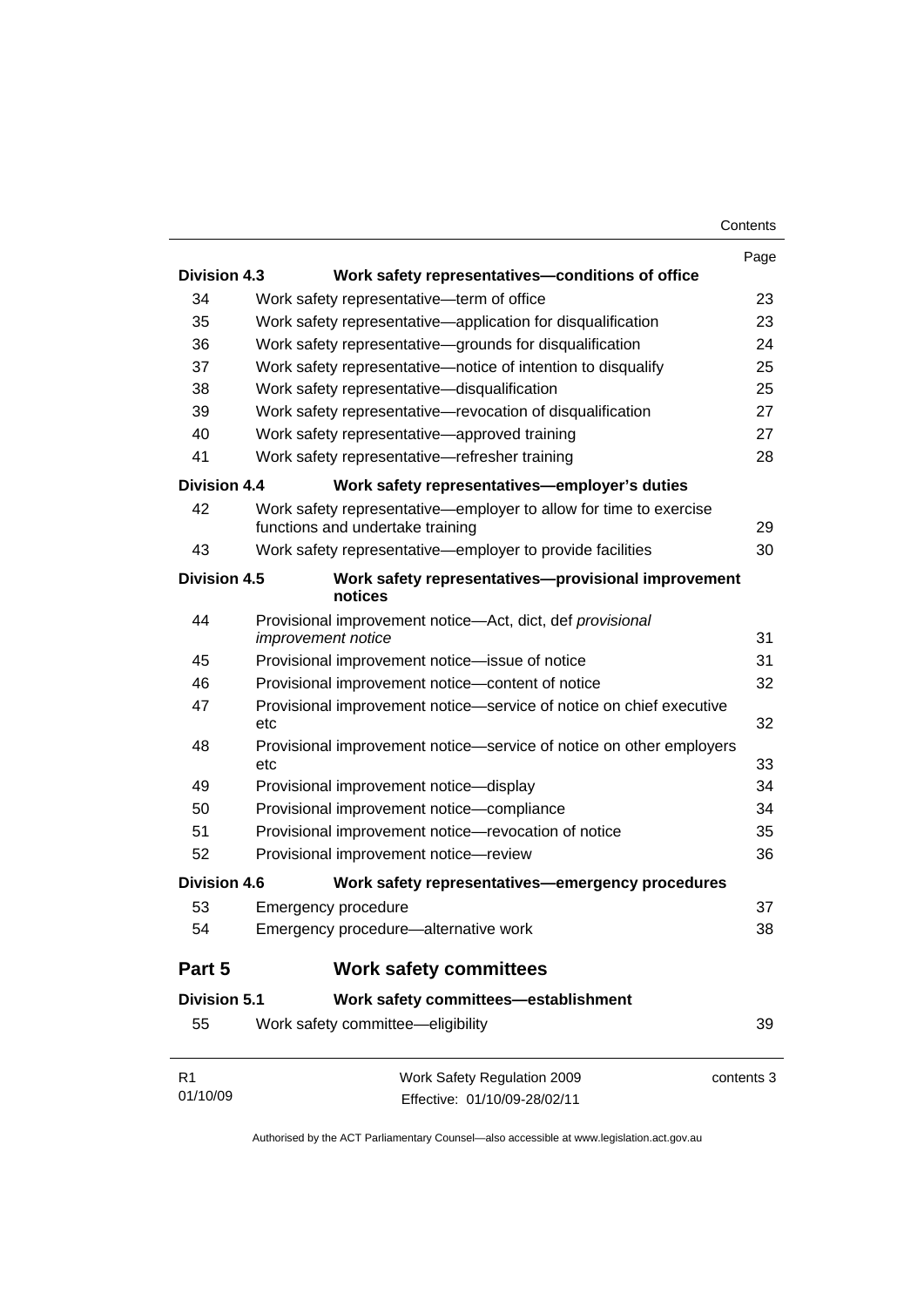| | | Page |
|---|---|---|
| **Division 4.3** | **Work safety representatives—conditions of office** | |
| 34 | Work safety representative—term of office | 23 |
| 35 | Work safety representative—application for disqualification | 23 |
| 36 | Work safety representative—grounds for disqualification | 24 |
| 37 | Work safety representative—notice of intention to disqualify | 25 |
| 38 | Work safety representative—disqualification | 25 |
| 39 | Work safety representative—revocation of disqualification | 27 |
| 40 | Work safety representative—approved training | 27 |
| 41 | Work safety representative—refresher training | 28 |
| **Division 4.4** | **Work safety representatives—employer's duties** | |
| 42 | Work safety representative—employer to allow for time to exercise functions and undertake training | 29 |
| 43 | Work safety representative—employer to provide facilities | 30 |
| **Division 4.5** | **Work safety representatives—provisional improvement notices** | |
| 44 | Provisional improvement notice—Act, dict, def *provisional improvement notice* | 31 |
| 45 | Provisional improvement notice—issue of notice | 31 |
| 46 | Provisional improvement notice—content of notice | 32 |
| 47 | Provisional improvement notice—service of notice on chief executive etc | 32 |
| 48 | Provisional improvement notice—service of notice on other employers etc | 33 |
| 49 | Provisional improvement notice—display | 34 |
| 50 | Provisional improvement notice—compliance | 34 |
| 51 | Provisional improvement notice—revocation of notice | 35 |
| 52 | Provisional improvement notice—review | 36 |
| **Division 4.6** | **Work safety representatives—emergency procedures** | |
| 53 | Emergency procedure | 37 |
| 54 | Emergency procedure—alternative work | 38 |
| **Part 5** | **Work safety committees** | |
| **Division 5.1** | **Work safety committees—establishment** | |
| 55 | Work safety committee—eligibility | 39 |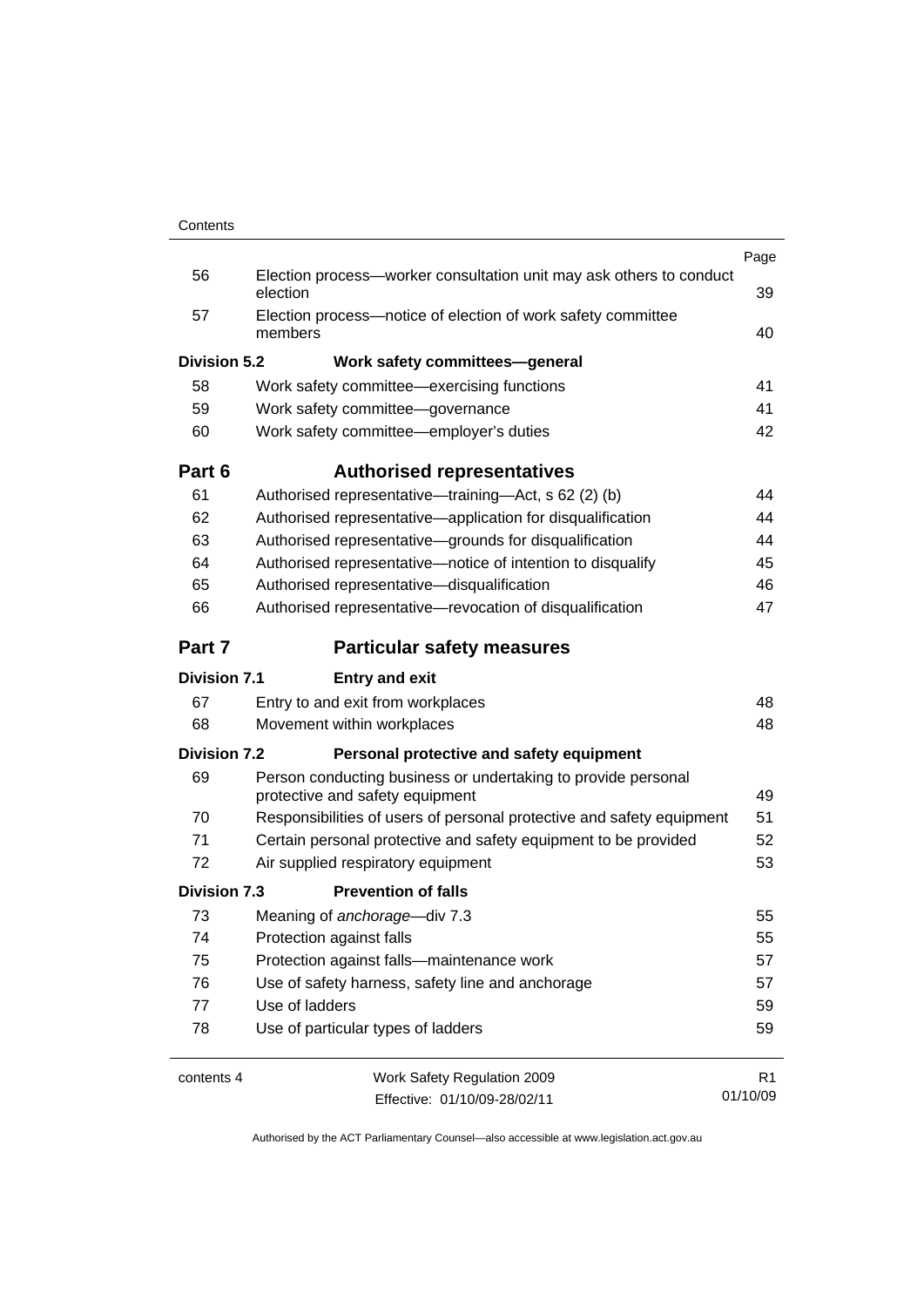| | | Page |
|---|---|---|
| 56 | Election process—worker consultation unit may ask others to conduct election | 39 |
| 57 | Election process—notice of election of work safety committee members | 40 |
| **Division 5.2** | **Work safety committees—general** | |
| 58 | Work safety committee—exercising functions | 41 |
| 59 | Work safety committee—governance | 41 |
| 60 | Work safety committee—employer's duties | 42 |
| **Part 6** | **Authorised representatives** | |
| 61 | Authorised representative—training—Act, s 62 (2) (b) | 44 |
| 62 | Authorised representative—application for disqualification | 44 |
| 63 | Authorised representative—grounds for disqualification | 44 |
| 64 | Authorised representative—notice of intention to disqualify | 45 |
| 65 | Authorised representative—disqualification | 46 |
| 66 | Authorised representative—revocation of disqualification | 47 |
| **Part 7** | **Particular safety measures** | |
| **Division 7.1** | **Entry and exit** | |
| 67 | Entry to and exit from workplaces | 48 |
| 68 | Movement within workplaces | 48 |
| **Division 7.2** | **Personal protective and safety equipment** | |
| 69 | Person conducting business or undertaking to provide personal protective and safety equipment | 49 |
| 70 | Responsibilities of users of personal protective and safety equipment | 51 |
| 71 | Certain personal protective and safety equipment to be provided | 52 |
| 72 | Air supplied respiratory equipment | 53 |
| **Division 7.3** | **Prevention of falls** | |
| 73 | Meaning of *anchorage*—div 7.3 | 55 |
| 74 | Protection against falls | 55 |
| 75 | Protection against falls—maintenance work | 57 |
| 76 | Use of safety harness, safety line and anchorage | 57 |
| 77 | Use of ladders | 59 |
| 78 | Use of particular types of ladders | 59 |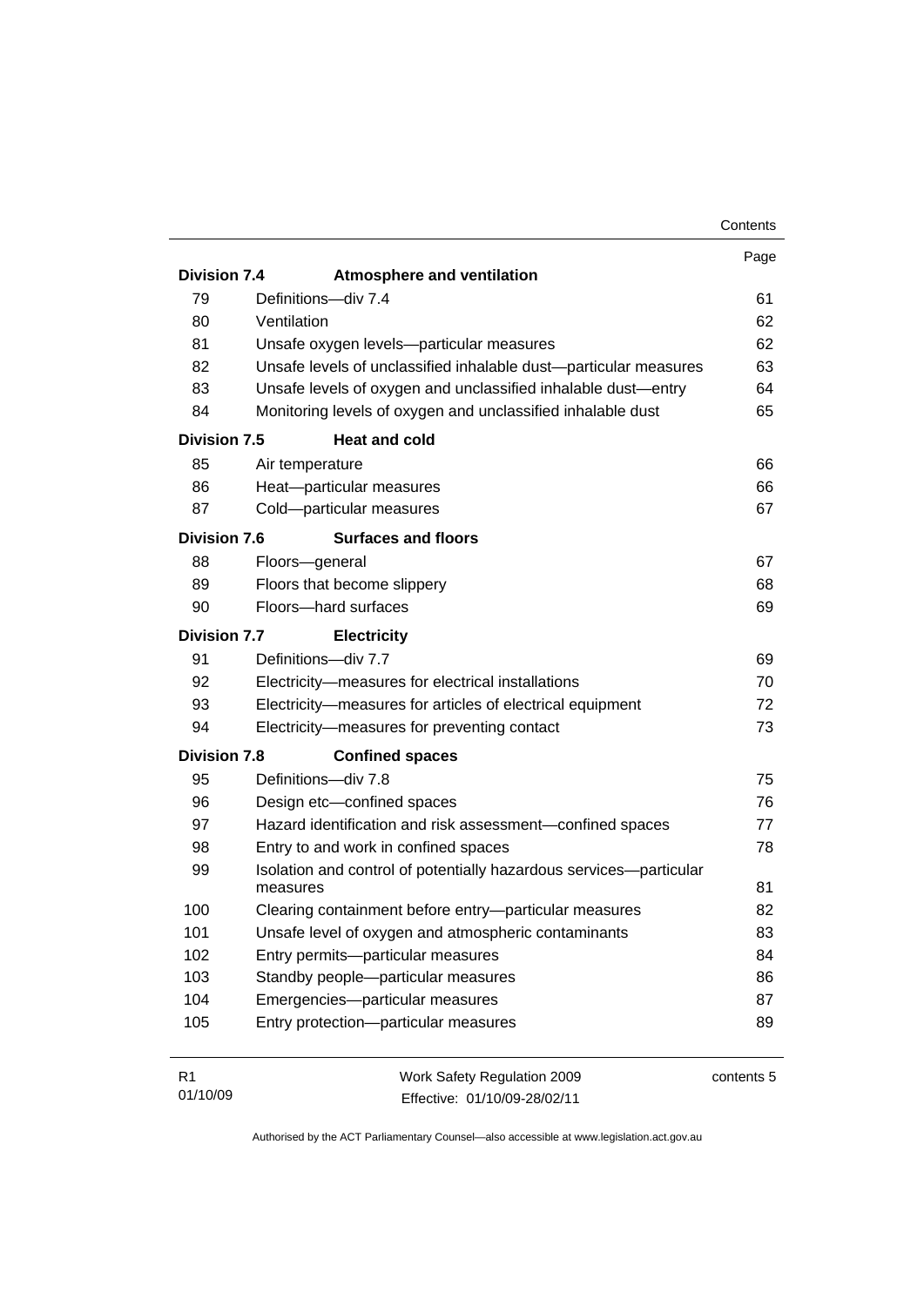| | | Page |
|---|---|---|
| **Division 7.4** | **Atmosphere and ventilation** | |
| 79 | Definitions—div 7.4 | 61 |
| 80 | Ventilation | 62 |
| 81 | Unsafe oxygen levels—particular measures | 62 |
| 82 | Unsafe levels of unclassified inhalable dust—particular measures | 63 |
| 83 | Unsafe levels of oxygen and unclassified inhalable dust—entry | 64 |
| 84 | Monitoring levels of oxygen and unclassified inhalable dust | 65 |
| **Division 7.5** | **Heat and cold** | |
| 85 | Air temperature | 66 |
| 86 | Heat—particular measures | 66 |
| 87 | Cold—particular measures | 67 |
| **Division 7.6** | **Surfaces and floors** | |
| 88 | Floors—general | 67 |
| 89 | Floors that become slippery | 68 |
| 90 | Floors—hard surfaces | 69 |
| **Division 7.7** | **Electricity** | |
| 91 | Definitions—div 7.7 | 69 |
| 92 | Electricity—measures for electrical installations | 70 |
| 93 | Electricity—measures for articles of electrical equipment | 72 |
| 94 | Electricity—measures for preventing contact | 73 |
| **Division 7.8** | **Confined spaces** | |
| 95 | Definitions—div 7.8 | 75 |
| 96 | Design etc—confined spaces | 76 |
| 97 | Hazard identification and risk assessment—confined spaces | 77 |
| 98 | Entry to and work in confined spaces | 78 |
| 99 | Isolation and control of potentially hazardous services—particular measures | 81 |
| 100 | Clearing containment before entry—particular measures | 82 |
| 101 | Unsafe level of oxygen and atmospheric contaminants | 83 |
| 102 | Entry permits—particular measures | 84 |
| 103 | Standby people—particular measures | 86 |
| 104 | Emergencies—particular measures | 87 |
| 105 | Entry protection—particular measures | 89 |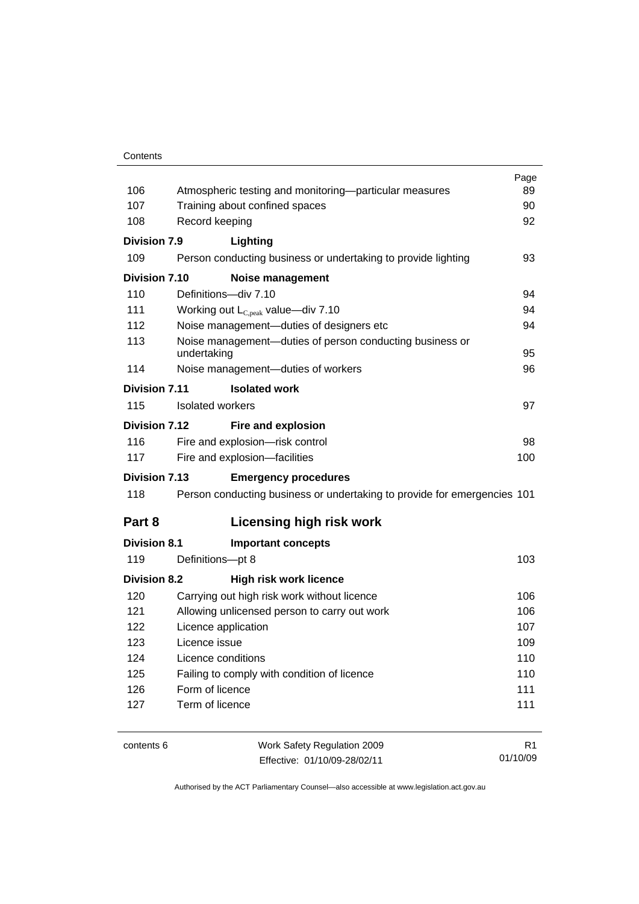| | | Page |
|---|---|---|
| 106 | Atmospheric testing and monitoring—particular measures | 89 |
| 107 | Training about confined spaces | 90 |
| 108 | Record keeping | 92 |
| **Division 7.9** | **Lighting** | |
| 109 | Person conducting business or undertaking to provide lighting | 93 |
| **Division 7.10** | **Noise management** | |
| 110 | Definitions—div 7.10 | 94 |
| 111 | Working out $L_{C,peak}$ value—div 7.10 | 94 |
| 112 | Noise management—duties of designers etc | 94 |
| 113 | Noise management—duties of person conducting business or undertaking | 95 |
| 114 | Noise management—duties of workers | 96 |
| **Division 7.11** | **Isolated work** | |
| 115 | Isolated workers | 97 |
| **Division 7.12** | **Fire and explosion** | |
| 116 | Fire and explosion—risk control | 98 |
| 117 | Fire and explosion—facilities | 100 |
| **Division 7.13** | **Emergency procedures** | |
| 118 | Person conducting business or undertaking to provide for emergencies | 101 |
| **Part 8** | **Licensing high risk work** | |
| **Division 8.1** | **Important concepts** | |
| 119 | Definitions—pt 8 | 103 |
| **Division 8.2** | **High risk work licence** | |
| 120 | Carrying out high risk work without licence | 106 |
| 121 | Allowing unlicensed person to carry out work | 106 |
| 122 | Licence application | 107 |
| 123 | Licence issue | 109 |
| 124 | Licence conditions | 110 |
| 125 | Failing to comply with condition of licence | 110 |
| 126 | Form of licence | 111 |
| 127 | Term of licence | 111 |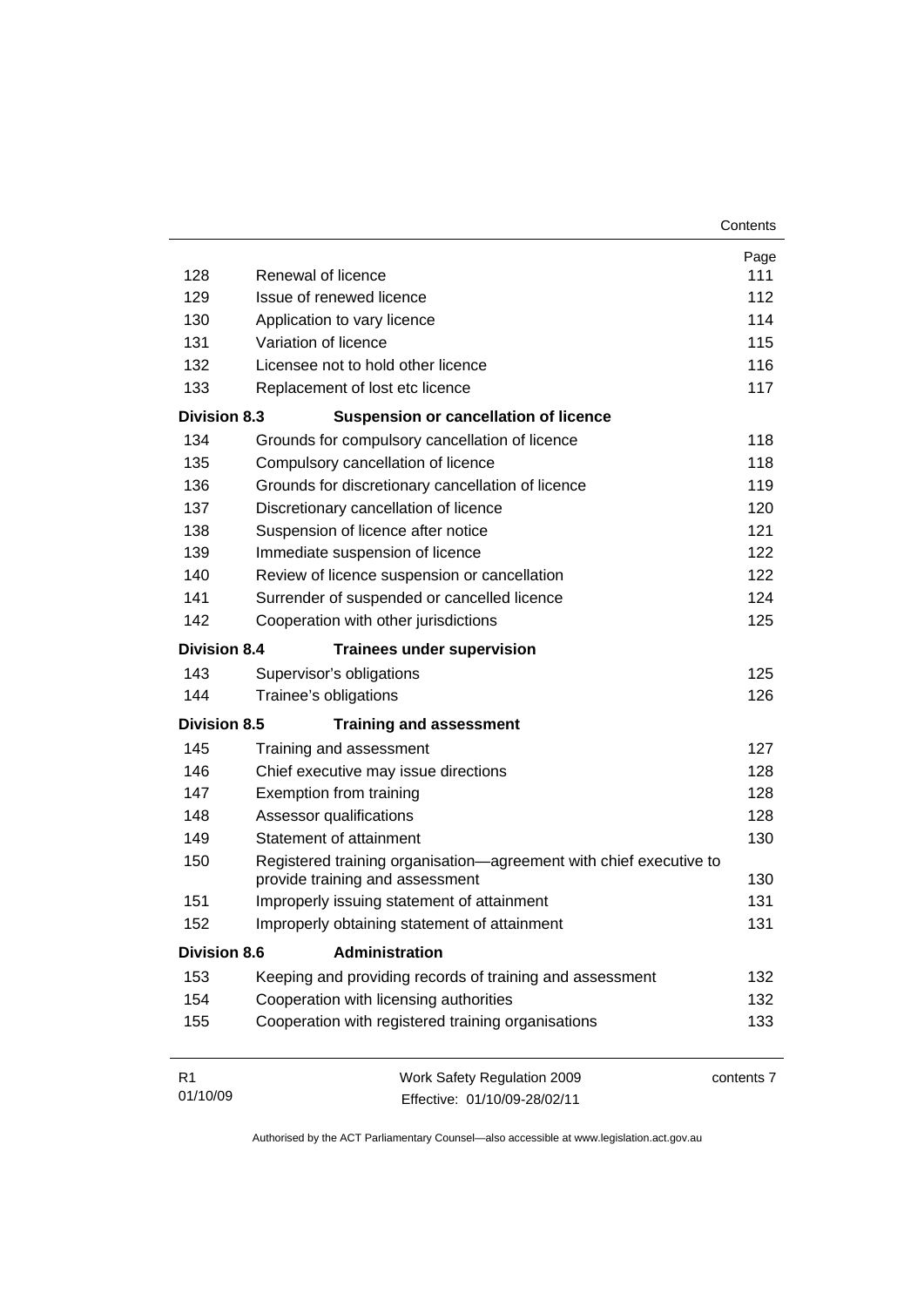| | | Page |
|---|---|---|
| 128 | Renewal of licence | 111 |
| 129 | Issue of renewed licence | 112 |
| 130 | Application to vary licence | 114 |
| 131 | Variation of licence | 115 |
| 132 | Licensee not to hold other licence | 116 |
| 133 | Replacement of lost etc licence | 117 |
| **Division 8.3** | **Suspension or cancellation of licence** | |
| 134 | Grounds for compulsory cancellation of licence | 118 |
| 135 | Compulsory cancellation of licence | 118 |
| 136 | Grounds for discretionary cancellation of licence | 119 |
| 137 | Discretionary cancellation of licence | 120 |
| 138 | Suspension of licence after notice | 121 |
| 139 | Immediate suspension of licence | 122 |
| 140 | Review of licence suspension or cancellation | 122 |
| 141 | Surrender of suspended or cancelled licence | 124 |
| 142 | Cooperation with other jurisdictions | 125 |
| **Division 8.4** | **Trainees under supervision** | |
| 143 | Supervisor's obligations | 125 |
| 144 | Trainee's obligations | 126 |
| **Division 8.5** | **Training and assessment** | |
| 145 | Training and assessment | 127 |
| 146 | Chief executive may issue directions | 128 |
| 147 | Exemption from training | 128 |
| 148 | Assessor qualifications | 128 |
| 149 | Statement of attainment | 130 |
| 150 | Registered training organisation—agreement with chief executive to provide training and assessment | 130 |
| 151 | Improperly issuing statement of attainment | 131 |
| 152 | Improperly obtaining statement of attainment | 131 |
| **Division 8.6** | **Administration** | |
| 153 | Keeping and providing records of training and assessment | 132 |
| 154 | Cooperation with licensing authorities | 132 |
| 155 | Cooperation with registered training organisations | 133 |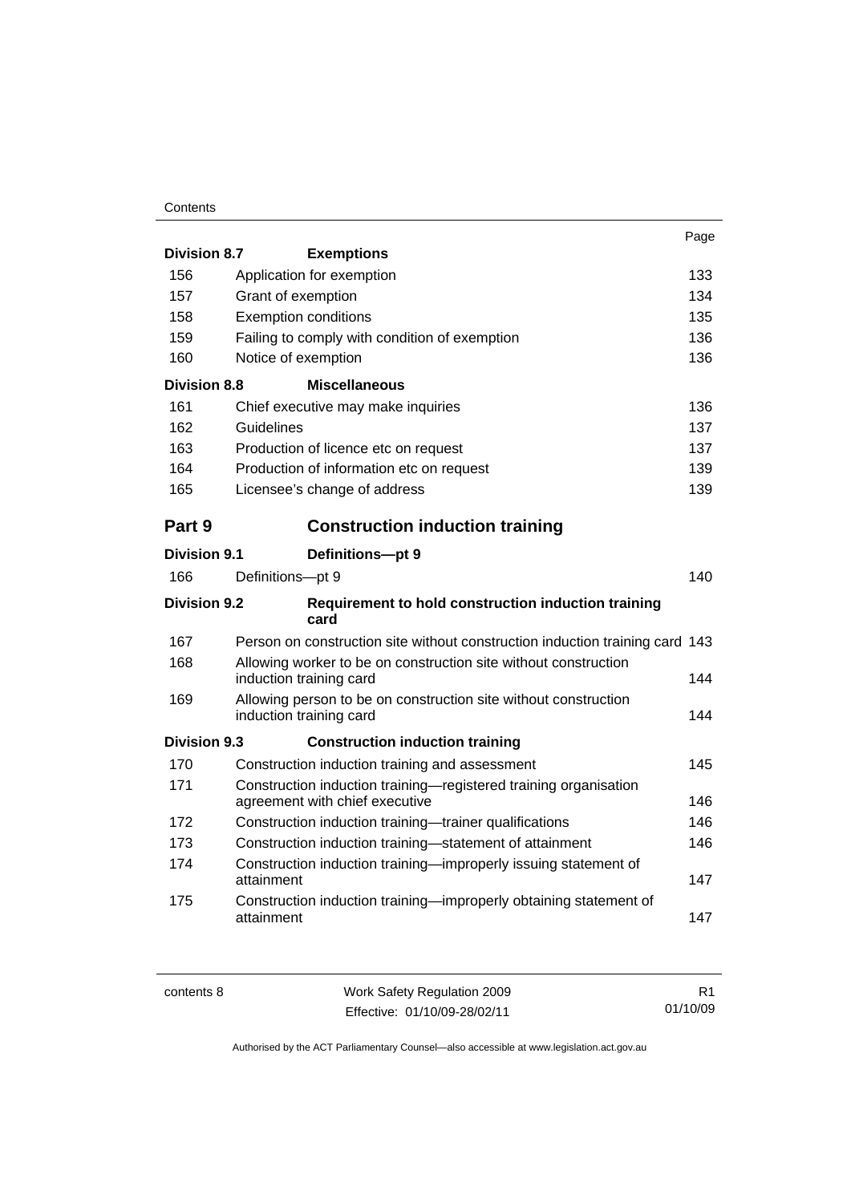| | | Page |
|---|---|---|
| **Division 8.7** | **Exemptions** | |
| 156 | Application for exemption | 133 |
| 157 | Grant of exemption | 134 |
| 158 | Exemption conditions | 135 |
| 159 | Failing to comply with condition of exemption | 136 |
| 160 | Notice of exemption | 136 |
| **Division 8.8** | **Miscellaneous** | |
| 161 | Chief executive may make inquiries | 136 |
| 162 | Guidelines | 137 |
| 163 | Production of licence etc on request | 137 |
| 164 | Production of information etc on request | 139 |
| 165 | Licensee's change of address | 139 |
| **Part 9** | **Construction induction training** | |
| **Division 9.1** | **Definitions—pt 9** | |
| 166 | Definitions—pt 9 | 140 |
| **Division 9.2** | **Requirement to hold construction induction training card** | |
| 167 | Person on construction site without construction induction training card | 143 |
| 168 | Allowing worker to be on construction site without construction induction training card | 144 |
| 169 | Allowing person to be on construction site without construction induction training card | 144 |
| **Division 9.3** | **Construction induction training** | |
| 170 | Construction induction training and assessment | 145 |
| 171 | Construction induction training—registered training organisation agreement with chief executive | 146 |
| 172 | Construction induction training—trainer qualifications | 146 |
| 173 | Construction induction training—statement of attainment | 146 |
| 174 | Construction induction training—improperly issuing statement of attainment | 147 |
| 175 | Construction induction training—improperly obtaining statement of attainment | 147 |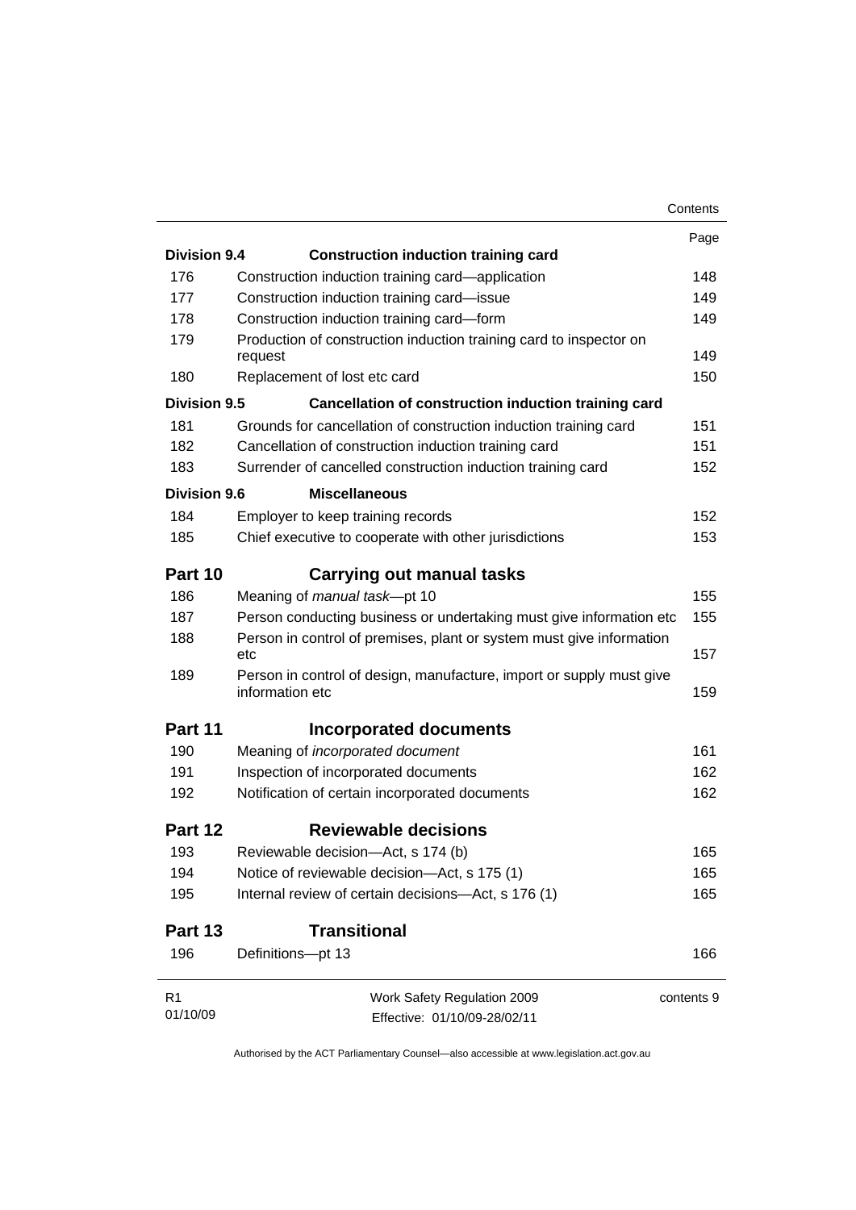| | | Page |
|---|---|---|
| **Division 9.4** | **Construction induction training card** | |
| 176 | Construction induction training card—application | 148 |
| 177 | Construction induction training card—issue | 149 |
| 178 | Construction induction training card—form | 149 |
| 179 | Production of construction induction training card to inspector on request | 149 |
| 180 | Replacement of lost etc card | 150 |
| **Division 9.5** | **Cancellation of construction induction training card** | |
| 181 | Grounds for cancellation of construction induction training card | 151 |
| 182 | Cancellation of construction induction training card | 151 |
| 183 | Surrender of cancelled construction induction training card | 152 |
| **Division 9.6** | **Miscellaneous** | |
| 184 | Employer to keep training records | 152 |
| 185 | Chief executive to cooperate with other jurisdictions | 153 |

## Part 10 Carrying out manual tasks

| | | |
|---|---|---|
| 186 | Meaning of *manual task*—pt 10 | 155 |
| 187 | Person conducting business or undertaking must give information etc | 155 |
| 188 | Person in control of premises, plant or system must give information etc | 157 |
| 189 | Person in control of design, manufacture, import or supply must give information etc | 159 |

## Part 11 Incorporated documents

| | | |
|---|---|---|
| 190 | Meaning of *incorporated document* | 161 |
| 191 | Inspection of incorporated documents | 162 |
| 192 | Notification of certain incorporated documents | 162 |

## Part 12 Reviewable decisions

| | | |
|---|---|---|
| 193 | Reviewable decision—Act, s 174 (b) | 165 |
| 194 | Notice of reviewable decision—Act, s 175 (1) | 165 |
| 195 | Internal review of certain decisions—Act, s 176 (1) | 165 |

## Part 13 Transitional

| | | |
|---|---|---|
| 196 | Definitions—pt 13 | 166 |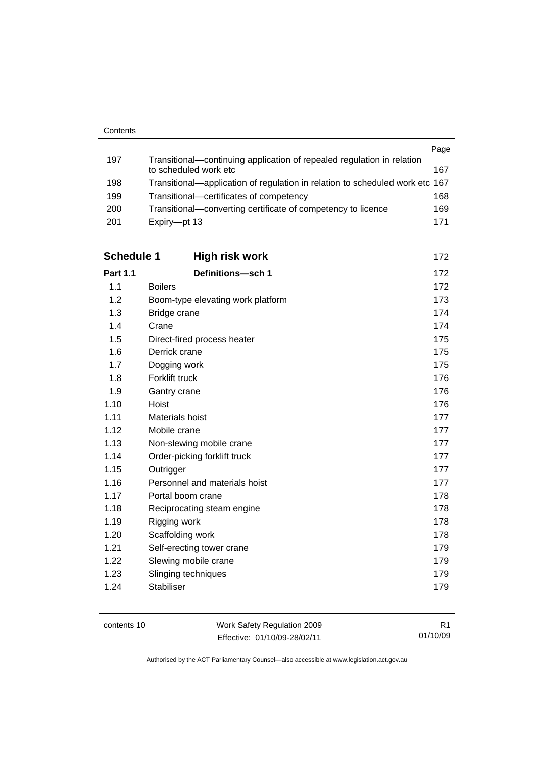| | | Page |
|---|---|---|
| 197 | Transitional—continuing application of repealed regulation in relation to scheduled work etc | 167 |
| 198 | Transitional—application of regulation in relation to scheduled work etc | 167 |
| 199 | Transitional—certificates of competency | 168 |
| 200 | Transitional—converting certificate of competency to licence | 169 |
| 201 | Expiry—pt 13 | 171 |

| | | |
|---|---|---|
| **Schedule 1** | **High risk work** | 172 |
| **Part 1.1** | **Definitions—sch 1** | 172 |
| 1.1 | Boilers | 172 |
| 1.2 | Boom-type elevating work platform | 173 |
| 1.3 | Bridge crane | 174 |
| 1.4 | Crane | 174 |
| 1.5 | Direct-fired process heater | 175 |
| 1.6 | Derrick crane | 175 |
| 1.7 | Dogging work | 175 |
| 1.8 | Forklift truck | 176 |
| 1.9 | Gantry crane | 176 |
| 1.10 | Hoist | 176 |
| 1.11 | Materials hoist | 177 |
| 1.12 | Mobile crane | 177 |
| 1.13 | Non-slewing mobile crane | 177 |
| 1.14 | Order-picking forklift truck | 177 |
| 1.15 | Outrigger | 177 |
| 1.16 | Personnel and materials hoist | 177 |
| 1.17 | Portal boom crane | 178 |
| 1.18 | Reciprocating steam engine | 178 |
| 1.19 | Rigging work | 178 |
| 1.20 | Scaffolding work | 178 |
| 1.21 | Self-erecting tower crane | 179 |
| 1.22 | Slewing mobile crane | 179 |
| 1.23 | Slinging techniques | 179 |
| 1.24 | Stabiliser | 179 |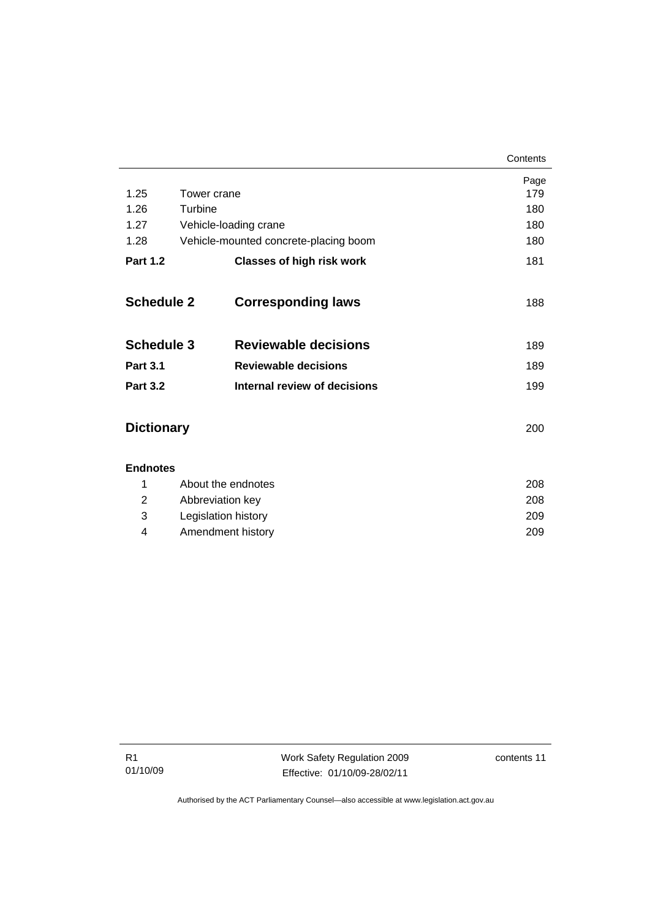| | | Page |
|---|---|---|
| 1.25 | Tower crane | 179 |
| 1.26 | Turbine | 180 |
| 1.27 | Vehicle-loading crane | 180 |
| 1.28 | Vehicle-mounted concrete-placing boom | 180 |
| **Part 1.2** | **Classes of high risk work** | 181 |
| **Schedule 2** | **Corresponding laws** | 188 |
| **Schedule 3** | **Reviewable decisions** | 189 |
| **Part 3.1** | **Reviewable decisions** | 189 |
| **Part 3.2** | **Internal review of decisions** | 199 |
| **Dictionary** | | 200 |

**Endnotes**

| | | |
|---|---|---|
| 1 | About the endnotes | 208 |
| 2 | Abbreviation key | 208 |
| 3 | Legislation history | 209 |
| 4 | Amendment history | 209 |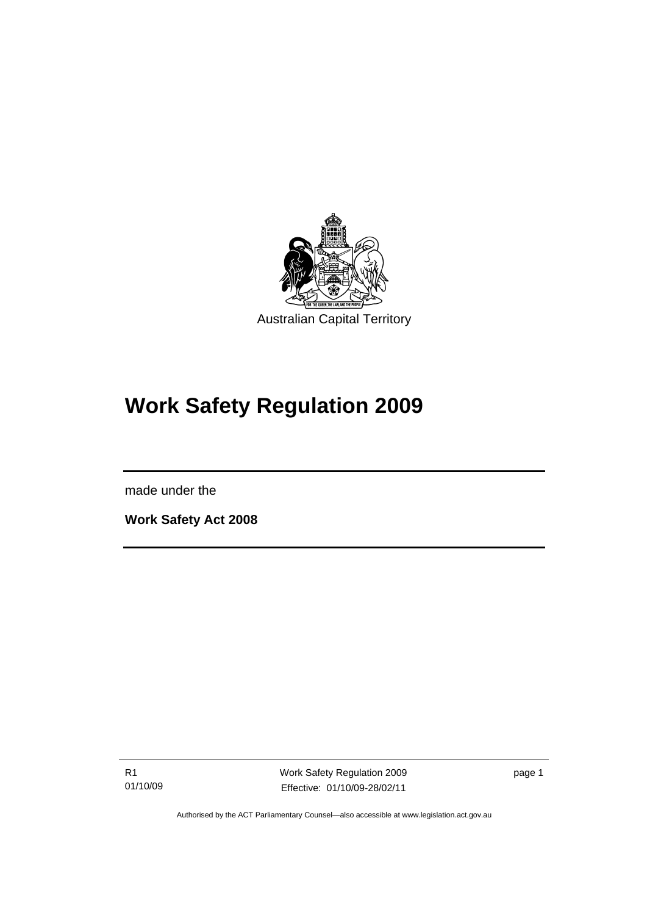Australian Capital Territory

# Work Safety Regulation 2009

made under the

**Work Safety Act 2008**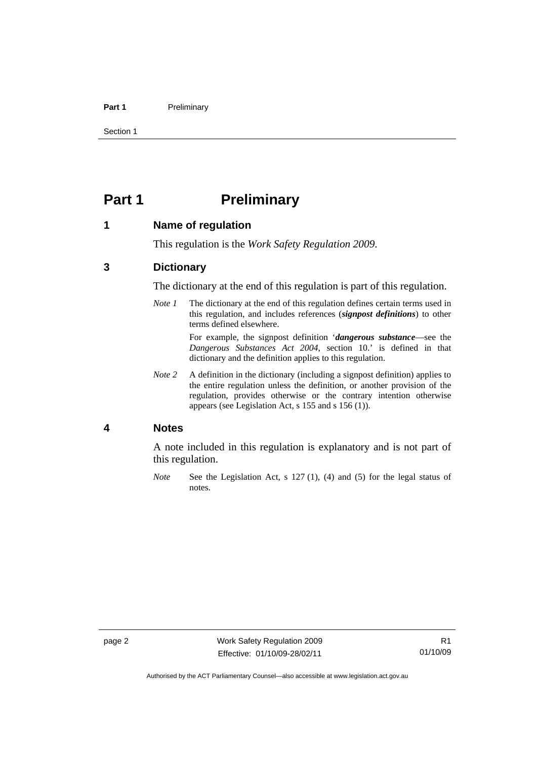# Part 1 Preliminary

## 1 Name of regulation

This regulation is the *Work Safety Regulation 2009*.

## 3 Dictionary

The dictionary at the end of this regulation is part of this regulation.

*Note 1* The dictionary at the end of this regulation defines certain terms used in this regulation, and includes references (***signpost definitions***) to other terms defined elsewhere.

For example, the signpost definition '***dangerous substance***—see the *Dangerous Substances Act 2004*, section 10.' is defined in that dictionary and the definition applies to this regulation.

*Note 2* A definition in the dictionary (including a signpost definition) applies to the entire regulation unless the definition, or another provision of the regulation, provides otherwise or the contrary intention otherwise appears (see Legislation Act, s 155 and s 156 (1)).

## 4 Notes

A note included in this regulation is explanatory and is not part of this regulation.

*Note* See the Legislation Act, s 127 (1), (4) and (5) for the legal status of notes.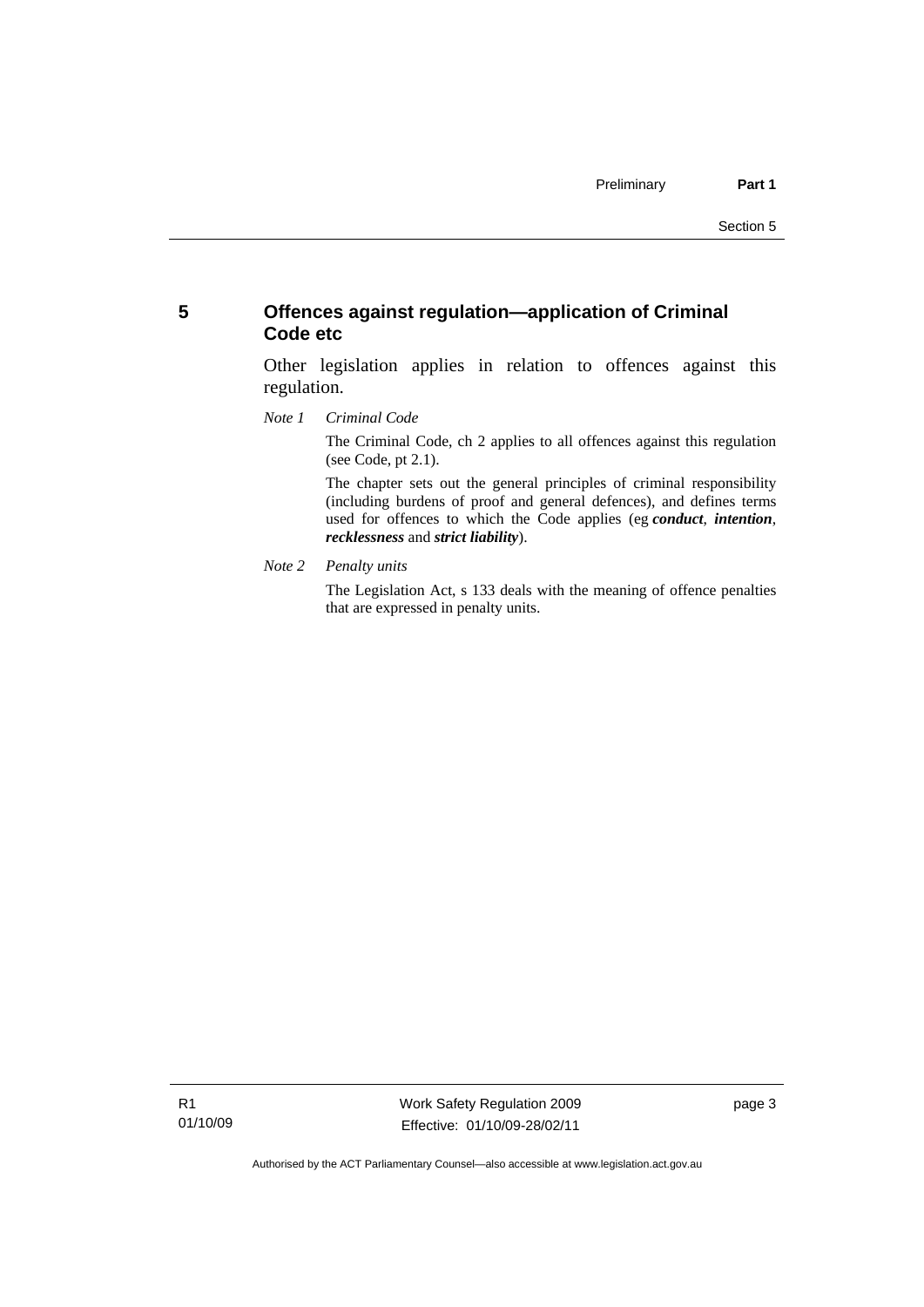## 5 Offences against regulation—application of Criminal Code etc

Other legislation applies in relation to offences against this regulation.

*Note 1 Criminal Code*

The Criminal Code, ch 2 applies to all offences against this regulation (see Code, pt 2.1).

The chapter sets out the general principles of criminal responsibility (including burdens of proof and general defences), and defines terms used for offences to which the Code applies (eg ***conduct***, ***intention***, ***recklessness*** and ***strict liability***).

*Note 2 Penalty units*

The Legislation Act, s 133 deals with the meaning of offence penalties that are expressed in penalty units.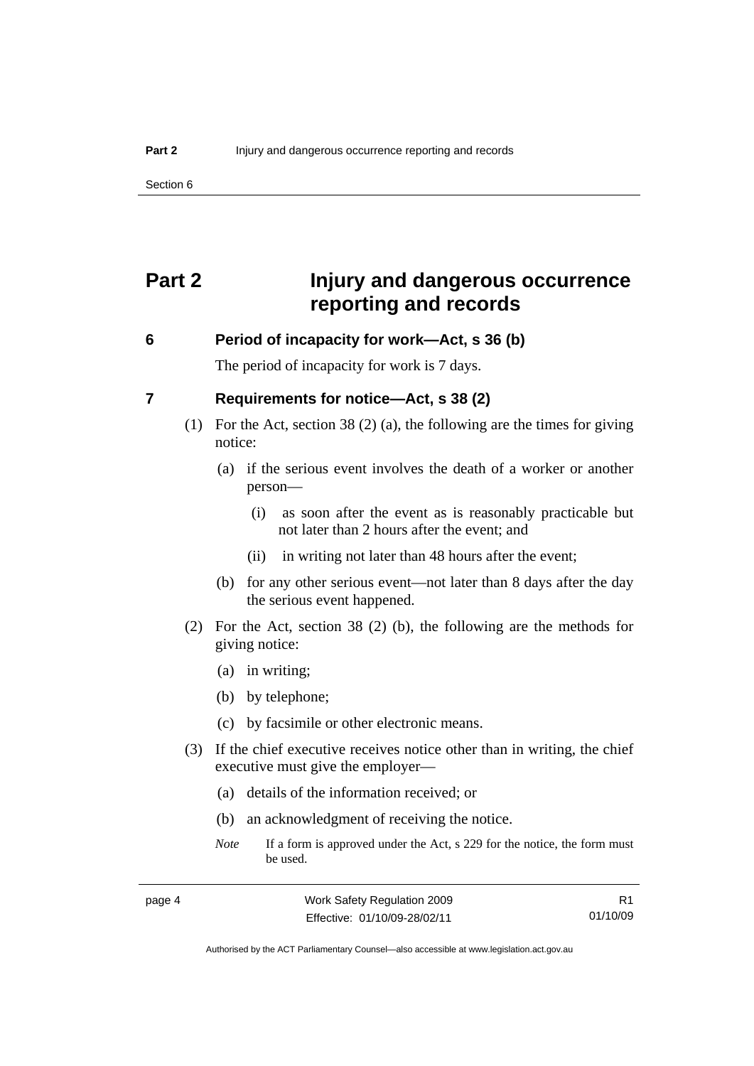# Part 2 Injury and dangerous occurrence reporting and records

## 6 Period of incapacity for work—Act, s 36 (b)

The period of incapacity for work is 7 days.

## 7 Requirements for notice—Act, s 38 (2)

(1) For the Act, section 38 (2) (a), the following are the times for giving notice:

(a) if the serious event involves the death of a worker or another person—

(i) as soon after the event as is reasonably practicable but not later than 2 hours after the event; and

(ii) in writing not later than 48 hours after the event;

(b) for any other serious event—not later than 8 days after the day the serious event happened.

(2) For the Act, section 38 (2) (b), the following are the methods for giving notice:

(a) in writing;

(b) by telephone;

(c) by facsimile or other electronic means.

(3) If the chief executive receives notice other than in writing, the chief executive must give the employer—

(a) details of the information received; or

(b) an acknowledgment of receiving the notice.

*Note* If a form is approved under the Act, s 229 for the notice, the form must be used.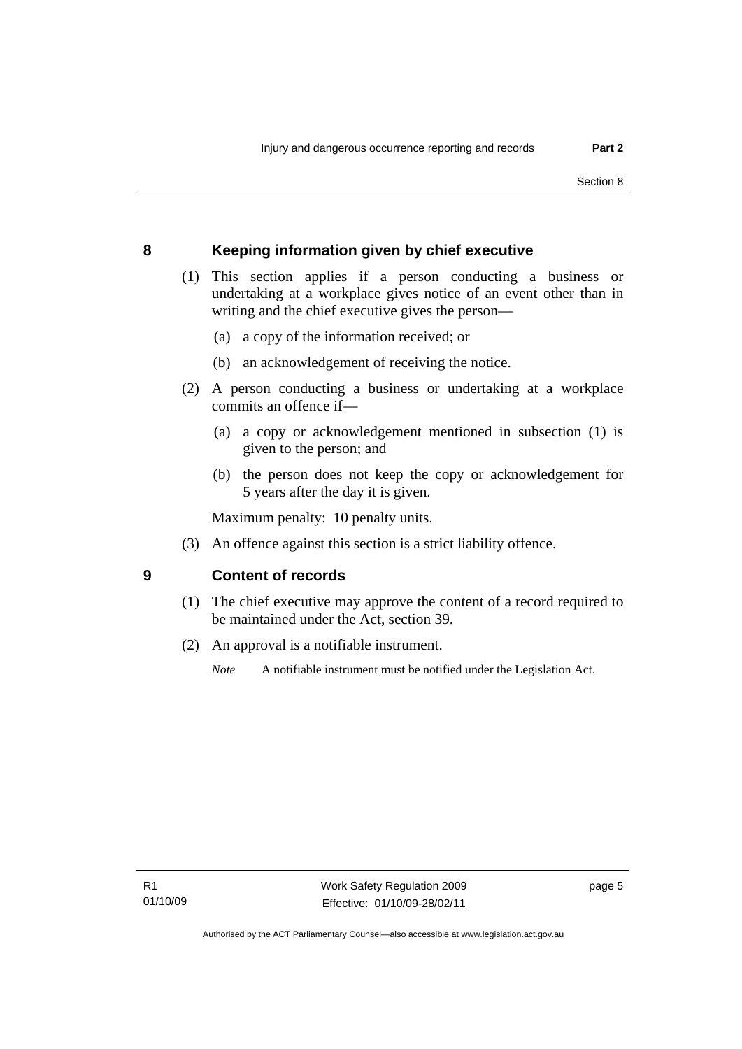## 8 Keeping information given by chief executive

(1) This section applies if a person conducting a business or undertaking at a workplace gives notice of an event other than in writing and the chief executive gives the person—

(a) a copy of the information received; or

(b) an acknowledgement of receiving the notice.

(2) A person conducting a business or undertaking at a workplace commits an offence if—

(a) a copy or acknowledgement mentioned in subsection (1) is given to the person; and

(b) the person does not keep the copy or acknowledgement for 5 years after the day it is given.

Maximum penalty: 10 penalty units.

(3) An offence against this section is a strict liability offence.

## 9 Content of records

(1) The chief executive may approve the content of a record required to be maintained under the Act, section 39.

(2) An approval is a notifiable instrument.

*Note* A notifiable instrument must be notified under the Legislation Act.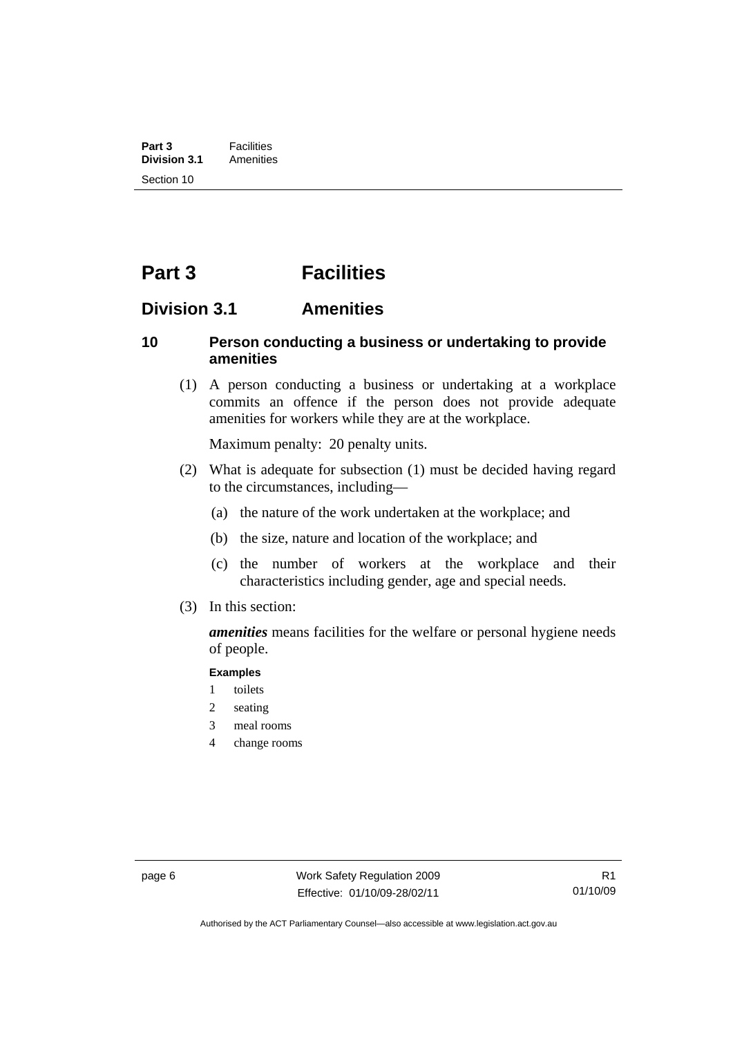# Part 3 Facilities

## Division 3.1 Amenities

### 10 Person conducting a business or undertaking to provide amenities

(1) A person conducting a business or undertaking at a workplace commits an offence if the person does not provide adequate amenities for workers while they are at the workplace.

Maximum penalty: 20 penalty units.

(2) What is adequate for subsection (1) must be decided having regard to the circumstances, including—

(a) the nature of the work undertaken at the workplace; and

(b) the size, nature and location of the workplace; and

(c) the number of workers at the workplace and their characteristics including gender, age and special needs.

(3) In this section:

***amenities*** means facilities for the welfare or personal hygiene needs of people.

**Examples**

1 toilets

2 seating

3 meal rooms

4 change rooms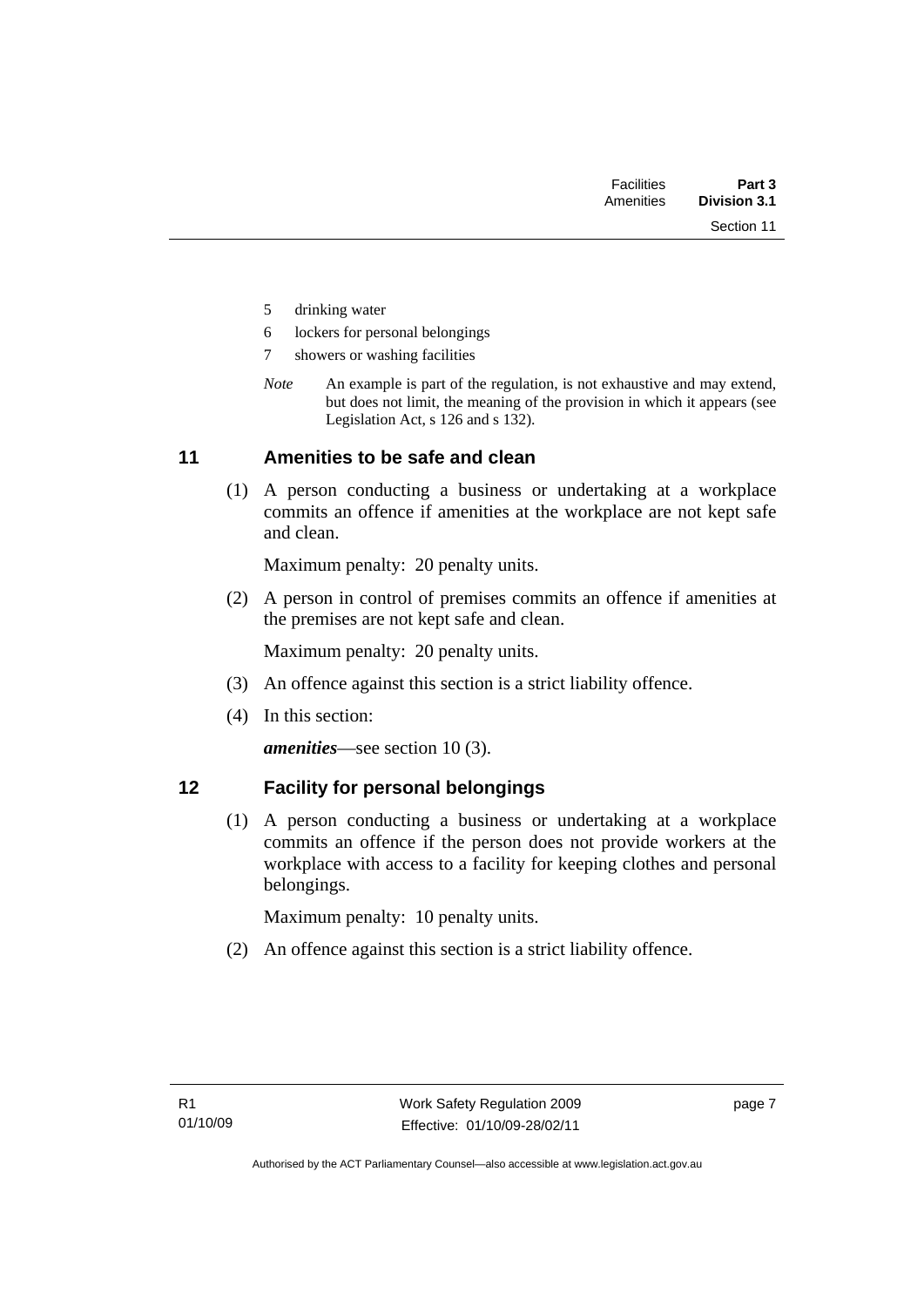5 drinking water

6 lockers for personal belongings

7 showers or washing facilities

*Note* An example is part of the regulation, is not exhaustive and may extend, but does not limit, the meaning of the provision in which it appears (see Legislation Act, s 126 and s 132).

## 11 Amenities to be safe and clean

(1) A person conducting a business or undertaking at a workplace commits an offence if amenities at the workplace are not kept safe and clean.

Maximum penalty: 20 penalty units.

(2) A person in control of premises commits an offence if amenities at the premises are not kept safe and clean.

Maximum penalty: 20 penalty units.

(3) An offence against this section is a strict liability offence.

(4) In this section:

***amenities***—see section 10 (3).

## 12 Facility for personal belongings

(1) A person conducting a business or undertaking at a workplace commits an offence if the person does not provide workers at the workplace with access to a facility for keeping clothes and personal belongings.

Maximum penalty: 10 penalty units.

(2) An offence against this section is a strict liability offence.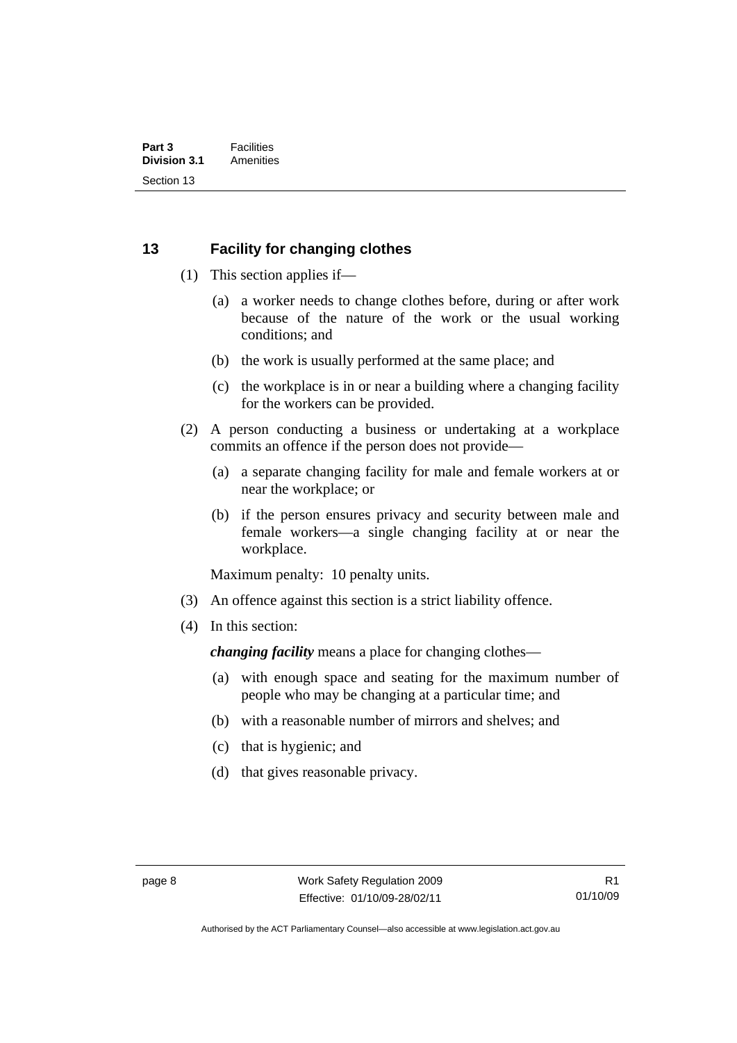## 13 Facility for changing clothes

(1) This section applies if—

(a) a worker needs to change clothes before, during or after work because of the nature of the work or the usual working conditions; and

(b) the work is usually performed at the same place; and

(c) the workplace is in or near a building where a changing facility for the workers can be provided.

(2) A person conducting a business or undertaking at a workplace commits an offence if the person does not provide—

(a) a separate changing facility for male and female workers at or near the workplace; or

(b) if the person ensures privacy and security between male and female workers—a single changing facility at or near the workplace.

Maximum penalty: 10 penalty units.

(3) An offence against this section is a strict liability offence.

(4) In this section:

***changing facility*** means a place for changing clothes—

(a) with enough space and seating for the maximum number of people who may be changing at a particular time; and

(b) with a reasonable number of mirrors and shelves; and

(c) that is hygienic; and

(d) that gives reasonable privacy.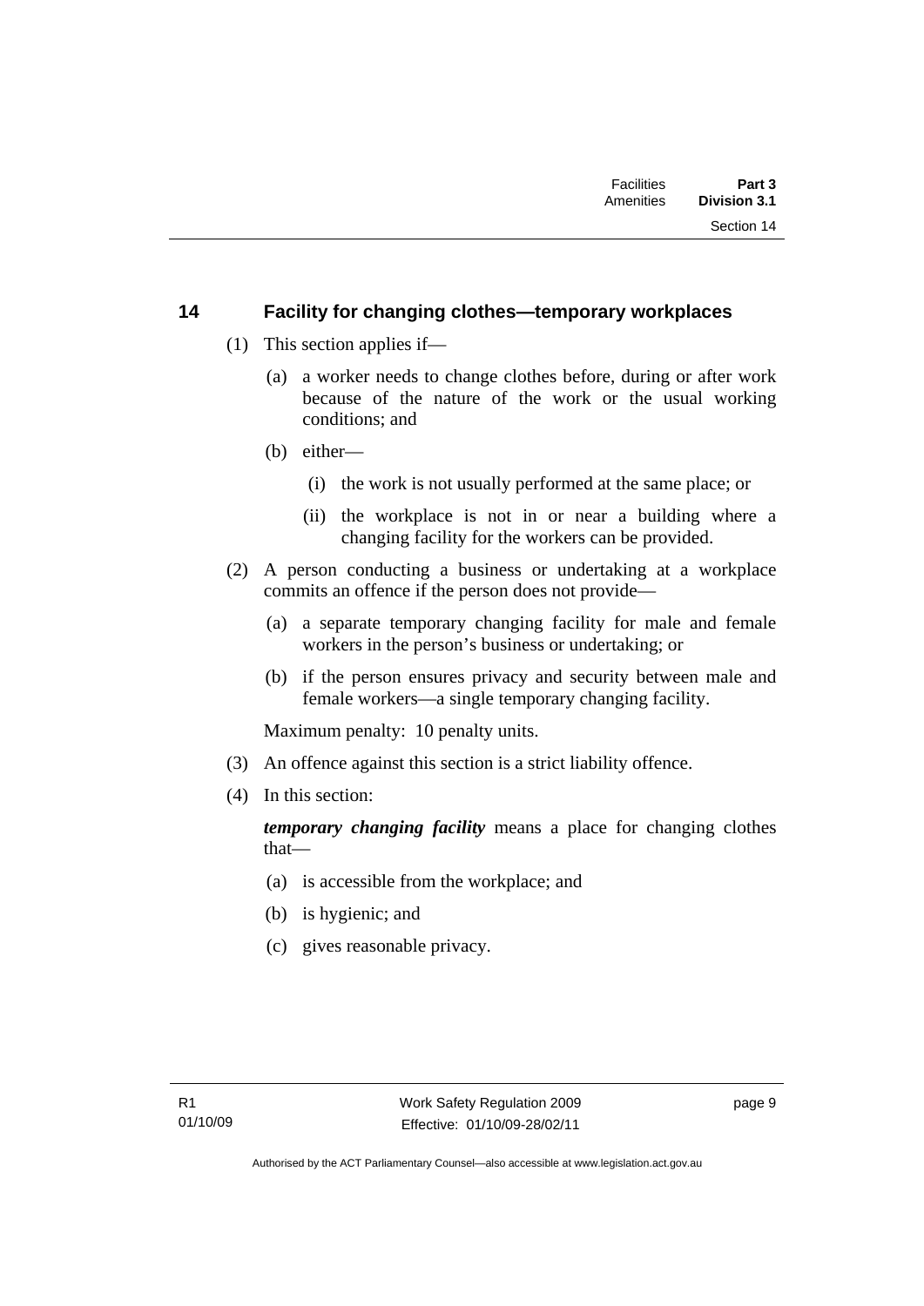## 14 Facility for changing clothes—temporary workplaces

(1) This section applies if—

(a) a worker needs to change clothes before, during or after work because of the nature of the work or the usual working conditions; and

(b) either—

(i) the work is not usually performed at the same place; or

(ii) the workplace is not in or near a building where a changing facility for the workers can be provided.

(2) A person conducting a business or undertaking at a workplace commits an offence if the person does not provide—

(a) a separate temporary changing facility for male and female workers in the person's business or undertaking; or

(b) if the person ensures privacy and security between male and female workers—a single temporary changing facility.

Maximum penalty: 10 penalty units.

(3) An offence against this section is a strict liability offence.

(4) In this section:

***temporary changing facility*** means a place for changing clothes that—

(a) is accessible from the workplace; and

(b) is hygienic; and

(c) gives reasonable privacy.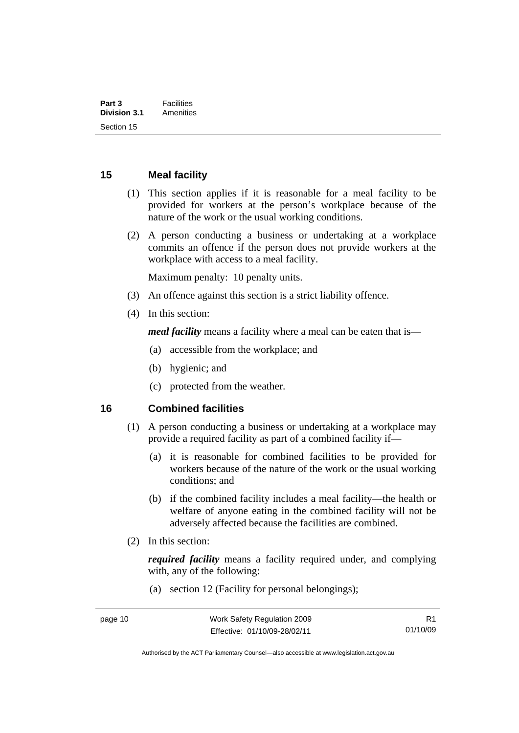### 15 Meal facility

(1) This section applies if it is reasonable for a meal facility to be provided for workers at the person's workplace because of the nature of the work or the usual working conditions.

(2) A person conducting a business or undertaking at a workplace commits an offence if the person does not provide workers at the workplace with access to a meal facility.

Maximum penalty: 10 penalty units.

(3) An offence against this section is a strict liability offence.

(4) In this section:

***meal facility*** means a facility where a meal can be eaten that is—

(a) accessible from the workplace; and

(b) hygienic; and

(c) protected from the weather.

### 16 Combined facilities

(1) A person conducting a business or undertaking at a workplace may provide a required facility as part of a combined facility if—

(a) it is reasonable for combined facilities to be provided for workers because of the nature of the work or the usual working conditions; and

(b) if the combined facility includes a meal facility—the health or welfare of anyone eating in the combined facility will not be adversely affected because the facilities are combined.

(2) In this section:

***required facility*** means a facility required under, and complying with, any of the following:

(a) section 12 (Facility for personal belongings);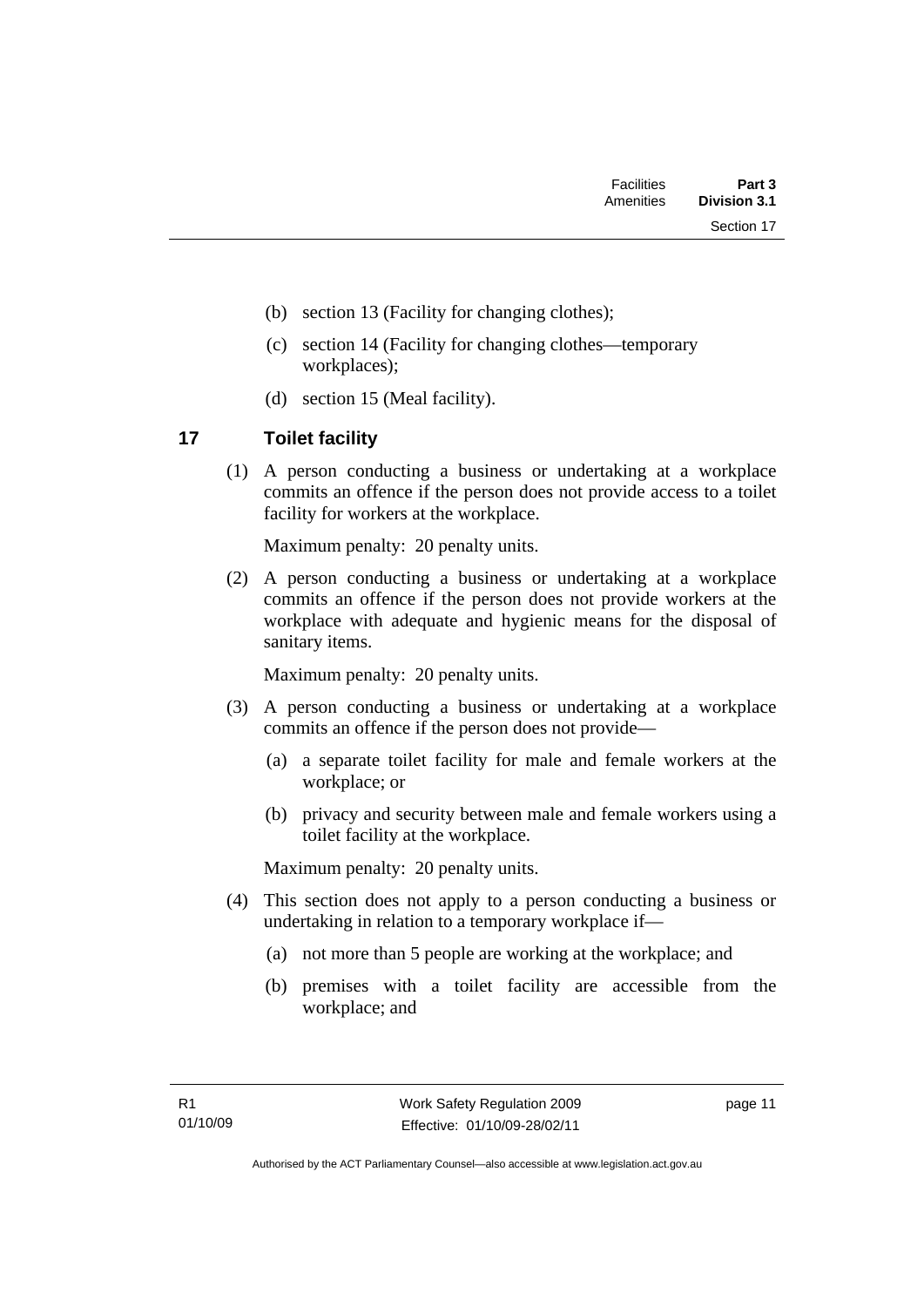(b) section 13 (Facility for changing clothes);

(c) section 14 (Facility for changing clothes—temporary workplaces);

(d) section 15 (Meal facility).

## 17 Toilet facility

(1) A person conducting a business or undertaking at a workplace commits an offence if the person does not provide access to a toilet facility for workers at the workplace.

Maximum penalty: 20 penalty units.

(2) A person conducting a business or undertaking at a workplace commits an offence if the person does not provide workers at the workplace with adequate and hygienic means for the disposal of sanitary items.

Maximum penalty: 20 penalty units.

(3) A person conducting a business or undertaking at a workplace commits an offence if the person does not provide—

(a) a separate toilet facility for male and female workers at the workplace; or

(b) privacy and security between male and female workers using a toilet facility at the workplace.

Maximum penalty: 20 penalty units.

(4) This section does not apply to a person conducting a business or undertaking in relation to a temporary workplace if—

(a) not more than 5 people are working at the workplace; and

(b) premises with a toilet facility are accessible from the workplace; and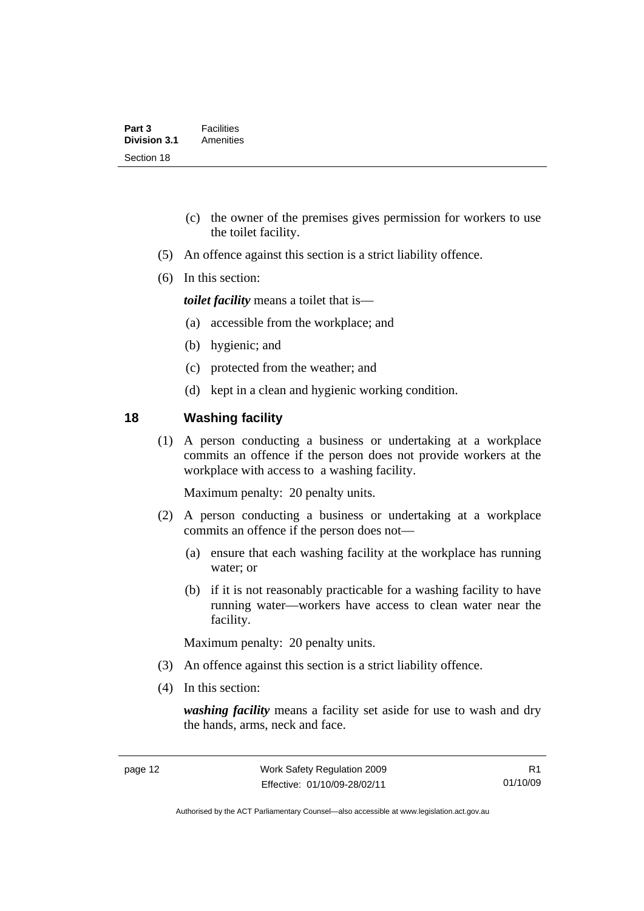(c) the owner of the premises gives permission for workers to use the toilet facility.

(5) An offence against this section is a strict liability offence.

(6) In this section:

***toilet facility*** means a toilet that is—

(a) accessible from the workplace; and

(b) hygienic; and

(c) protected from the weather; and

(d) kept in a clean and hygienic working condition.

## 18 Washing facility

(1) A person conducting a business or undertaking at a workplace commits an offence if the person does not provide workers at the workplace with access to a washing facility.

Maximum penalty: 20 penalty units.

(2) A person conducting a business or undertaking at a workplace commits an offence if the person does not—

(a) ensure that each washing facility at the workplace has running water; or

(b) if it is not reasonably practicable for a washing facility to have running water—workers have access to clean water near the facility.

Maximum penalty: 20 penalty units.

(3) An offence against this section is a strict liability offence.

(4) In this section:

***washing facility*** means a facility set aside for use to wash and dry the hands, arms, neck and face.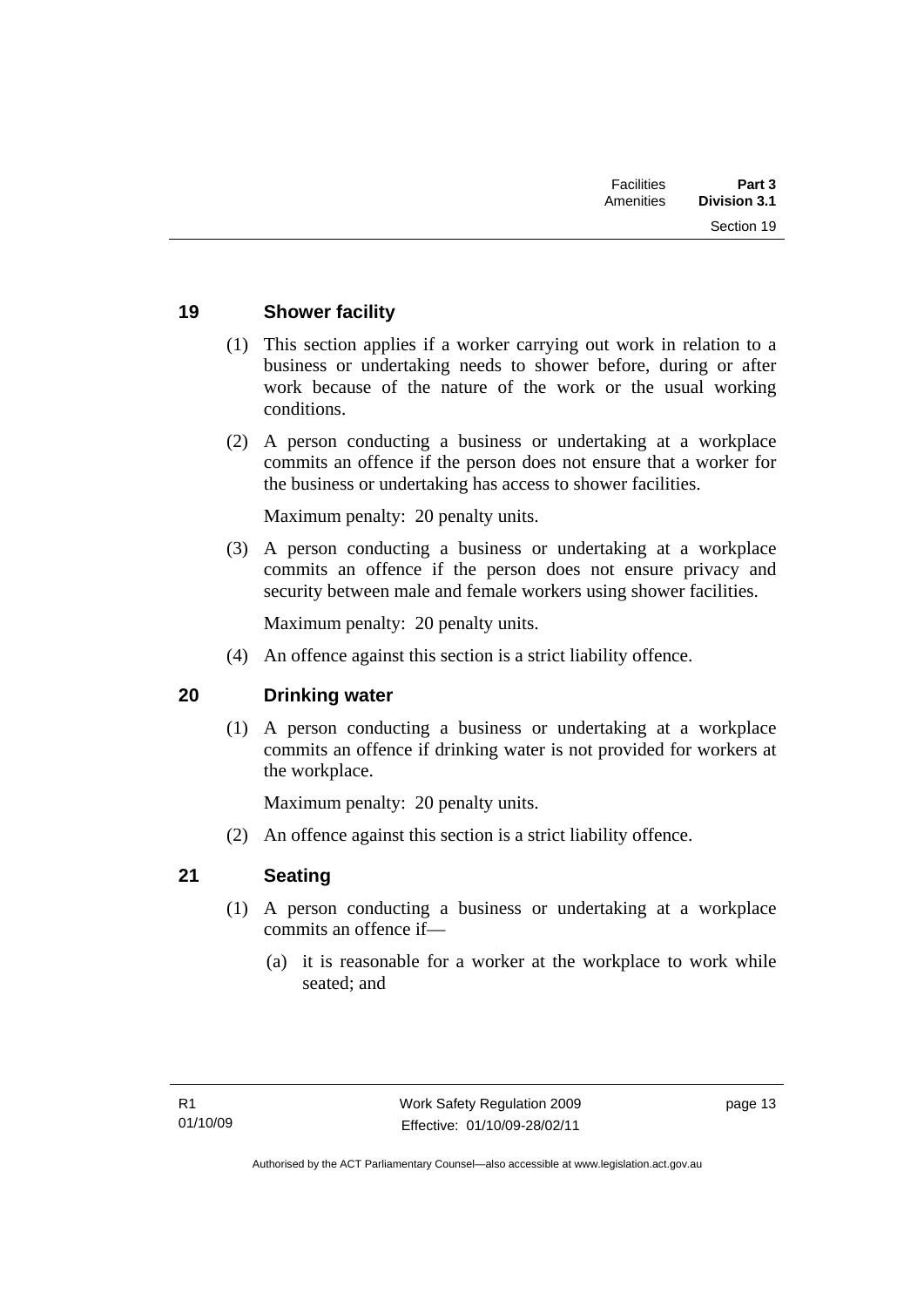## 19 Shower facility

(1) This section applies if a worker carrying out work in relation to a business or undertaking needs to shower before, during or after work because of the nature of the work or the usual working conditions.

(2) A person conducting a business or undertaking at a workplace commits an offence if the person does not ensure that a worker for the business or undertaking has access to shower facilities.

Maximum penalty: 20 penalty units.

(3) A person conducting a business or undertaking at a workplace commits an offence if the person does not ensure privacy and security between male and female workers using shower facilities.

Maximum penalty: 20 penalty units.

(4) An offence against this section is a strict liability offence.

## 20 Drinking water

(1) A person conducting a business or undertaking at a workplace commits an offence if drinking water is not provided for workers at the workplace.

Maximum penalty: 20 penalty units.

(2) An offence against this section is a strict liability offence.

## 21 Seating

(1) A person conducting a business or undertaking at a workplace commits an offence if—

(a) it is reasonable for a worker at the workplace to work while seated; and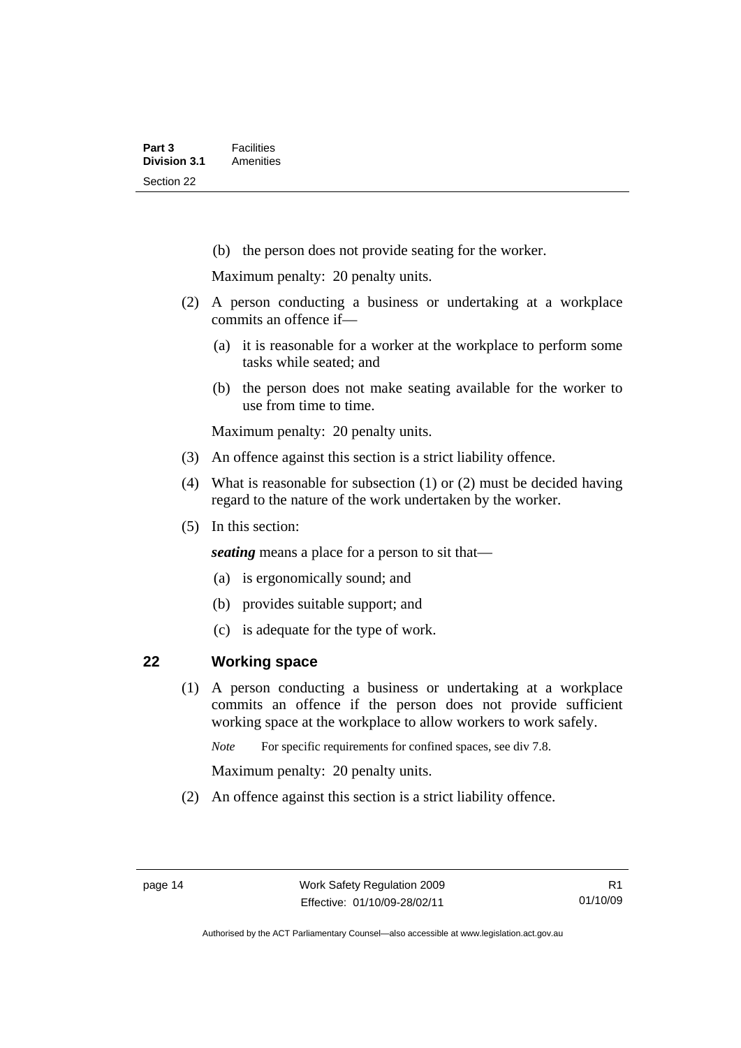(b) the person does not provide seating for the worker.

Maximum penalty: 20 penalty units.

(2) A person conducting a business or undertaking at a workplace commits an offence if—

(a) it is reasonable for a worker at the workplace to perform some tasks while seated; and

(b) the person does not make seating available for the worker to use from time to time.

Maximum penalty: 20 penalty units.

(3) An offence against this section is a strict liability offence.

(4) What is reasonable for subsection (1) or (2) must be decided having regard to the nature of the work undertaken by the worker.

(5) In this section:

***seating*** means a place for a person to sit that—

(a) is ergonomically sound; and

(b) provides suitable support; and

(c) is adequate for the type of work.

## 22 Working space

(1) A person conducting a business or undertaking at a workplace commits an offence if the person does not provide sufficient working space at the workplace to allow workers to work safely.

*Note* For specific requirements for confined spaces, see div 7.8.

Maximum penalty: 20 penalty units.

(2) An offence against this section is a strict liability offence.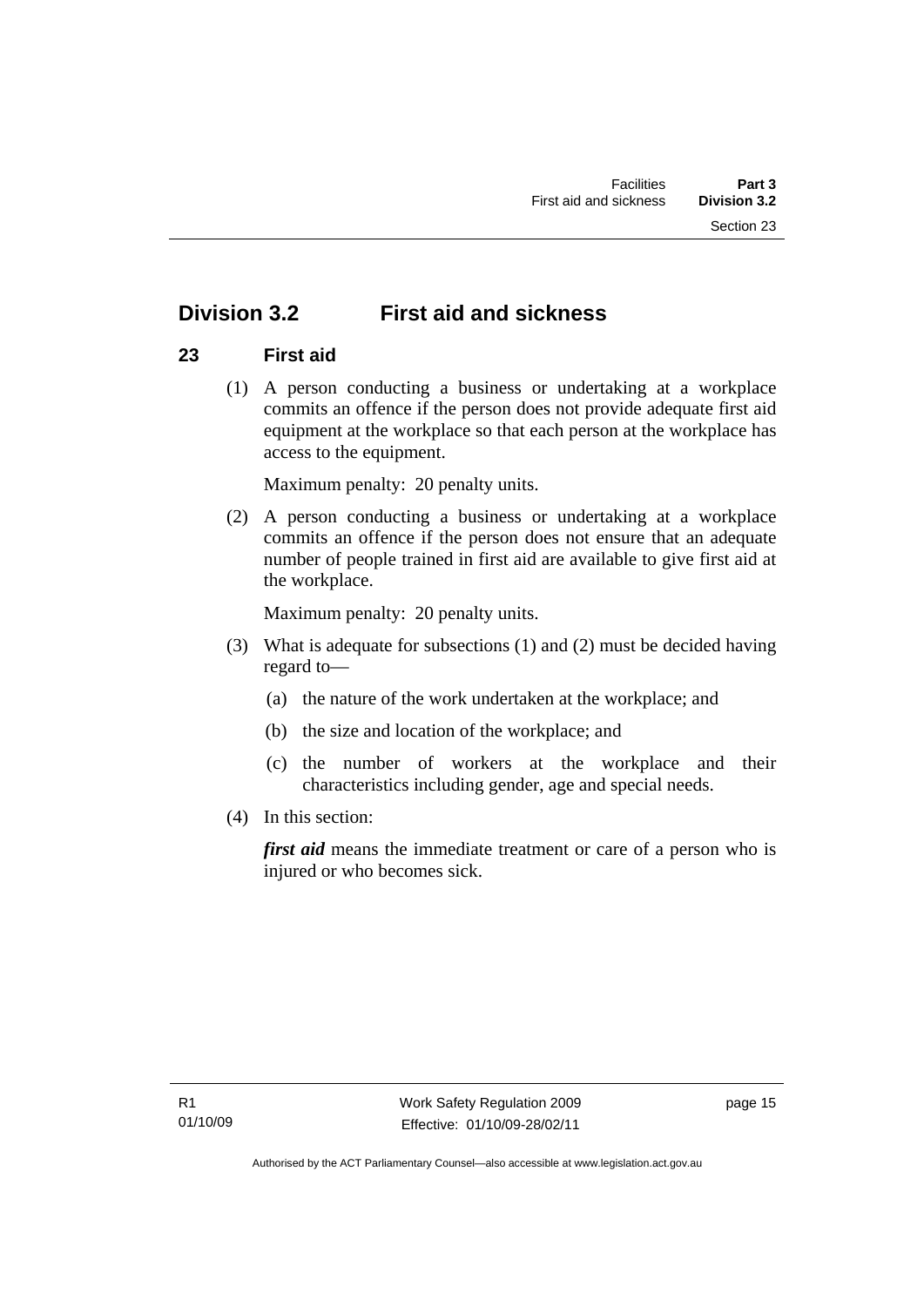## Division 3.2 First aid and sickness

### 23 First aid

(1) A person conducting a business or undertaking at a workplace commits an offence if the person does not provide adequate first aid equipment at the workplace so that each person at the workplace has access to the equipment.

Maximum penalty: 20 penalty units.

(2) A person conducting a business or undertaking at a workplace commits an offence if the person does not ensure that an adequate number of people trained in first aid are available to give first aid at the workplace.

Maximum penalty: 20 penalty units.

(3) What is adequate for subsections (1) and (2) must be decided having regard to—

(a) the nature of the work undertaken at the workplace; and

(b) the size and location of the workplace; and

(c) the number of workers at the workplace and their characteristics including gender, age and special needs.

(4) In this section:

***first aid*** means the immediate treatment or care of a person who is injured or who becomes sick.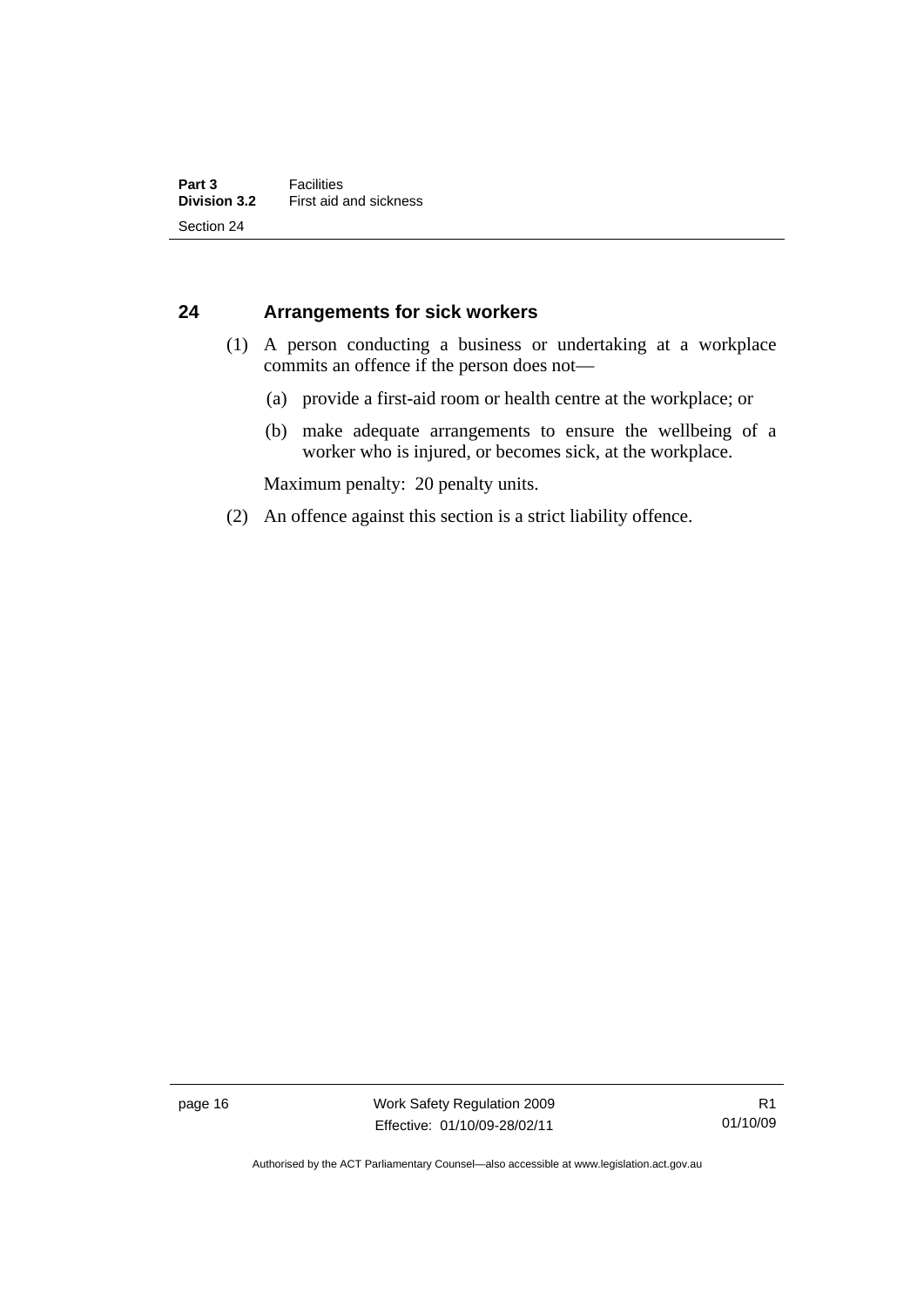## 24 Arrangements for sick workers

(1) A person conducting a business or undertaking at a workplace commits an offence if the person does not—

(a) provide a first-aid room or health centre at the workplace; or

(b) make adequate arrangements to ensure the wellbeing of a worker who is injured, or becomes sick, at the workplace.

Maximum penalty: 20 penalty units.

(2) An offence against this section is a strict liability offence.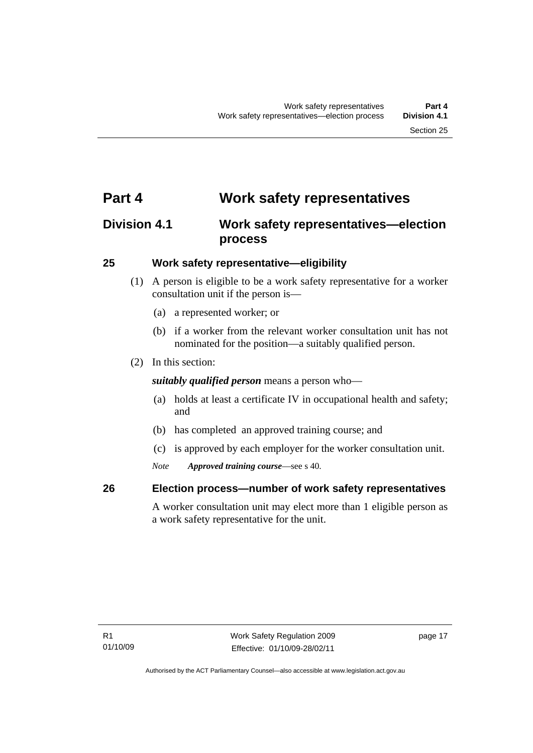# Part 4 Work safety representatives

## Division 4.1 Work safety representatives—election process

### 25 Work safety representative—eligibility

(1) A person is eligible to be a work safety representative for a worker consultation unit if the person is—

(a) a represented worker; or

(b) if a worker from the relevant worker consultation unit has not nominated for the position—a suitably qualified person.

(2) In this section:

***suitably qualified person*** means a person who—

(a) holds at least a certificate IV in occupational health and safety; and

(b) has completed an approved training course; and

(c) is approved by each employer for the worker consultation unit.

*Note* ***Approved training course***—see s 40.

### 26 Election process—number of work safety representatives

A worker consultation unit may elect more than 1 eligible person as a work safety representative for the unit.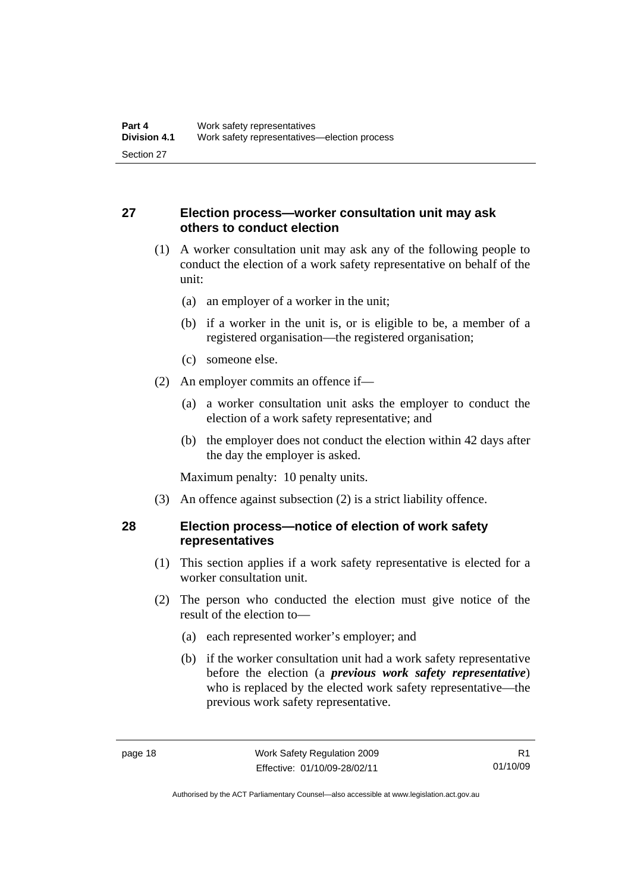## 27 Election process—worker consultation unit may ask others to conduct election

(1) A worker consultation unit may ask any of the following people to conduct the election of a work safety representative on behalf of the unit:

(a) an employer of a worker in the unit;

(b) if a worker in the unit is, or is eligible to be, a member of a registered organisation—the registered organisation;

(c) someone else.

(2) An employer commits an offence if—

(a) a worker consultation unit asks the employer to conduct the election of a work safety representative; and

(b) the employer does not conduct the election within 42 days after the day the employer is asked.

Maximum penalty: 10 penalty units.

(3) An offence against subsection (2) is a strict liability offence.

## 28 Election process—notice of election of work safety representatives

(1) This section applies if a work safety representative is elected for a worker consultation unit.

(2) The person who conducted the election must give notice of the result of the election to—

(a) each represented worker's employer; and

(b) if the worker consultation unit had a work safety representative before the election (a ***previous work safety representative***) who is replaced by the elected work safety representative—the previous work safety representative.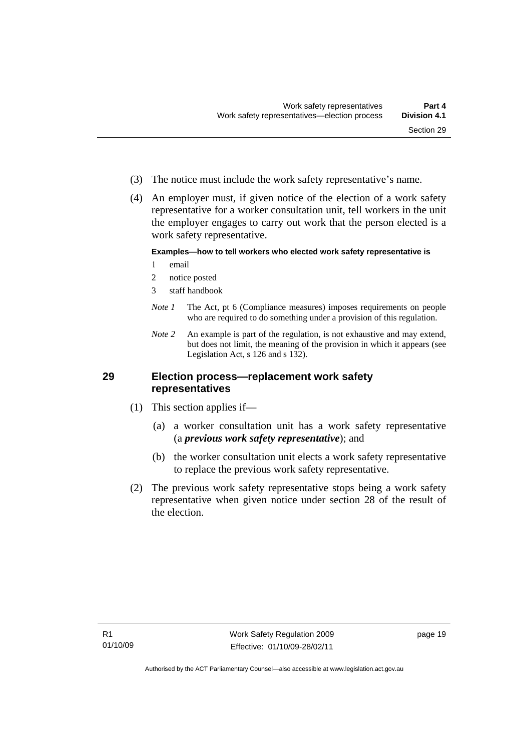(3) The notice must include the work safety representative's name.

(4) An employer must, if given notice of the election of a work safety representative for a worker consultation unit, tell workers in the unit the employer engages to carry out work that the person elected is a work safety representative.

**Examples—how to tell workers who elected work safety representative is**

1 email

2 notice posted

3 staff handbook

*Note 1* The Act, pt 6 (Compliance measures) imposes requirements on people who are required to do something under a provision of this regulation.

*Note 2* An example is part of the regulation, is not exhaustive and may extend, but does not limit, the meaning of the provision in which it appears (see Legislation Act, s 126 and s 132).

## 29 Election process—replacement work safety representatives

(1) This section applies if—

(a) a worker consultation unit has a work safety representative (a ***previous work safety representative***); and

(b) the worker consultation unit elects a work safety representative to replace the previous work safety representative.

(2) The previous work safety representative stops being a work safety representative when given notice under section 28 of the result of the election.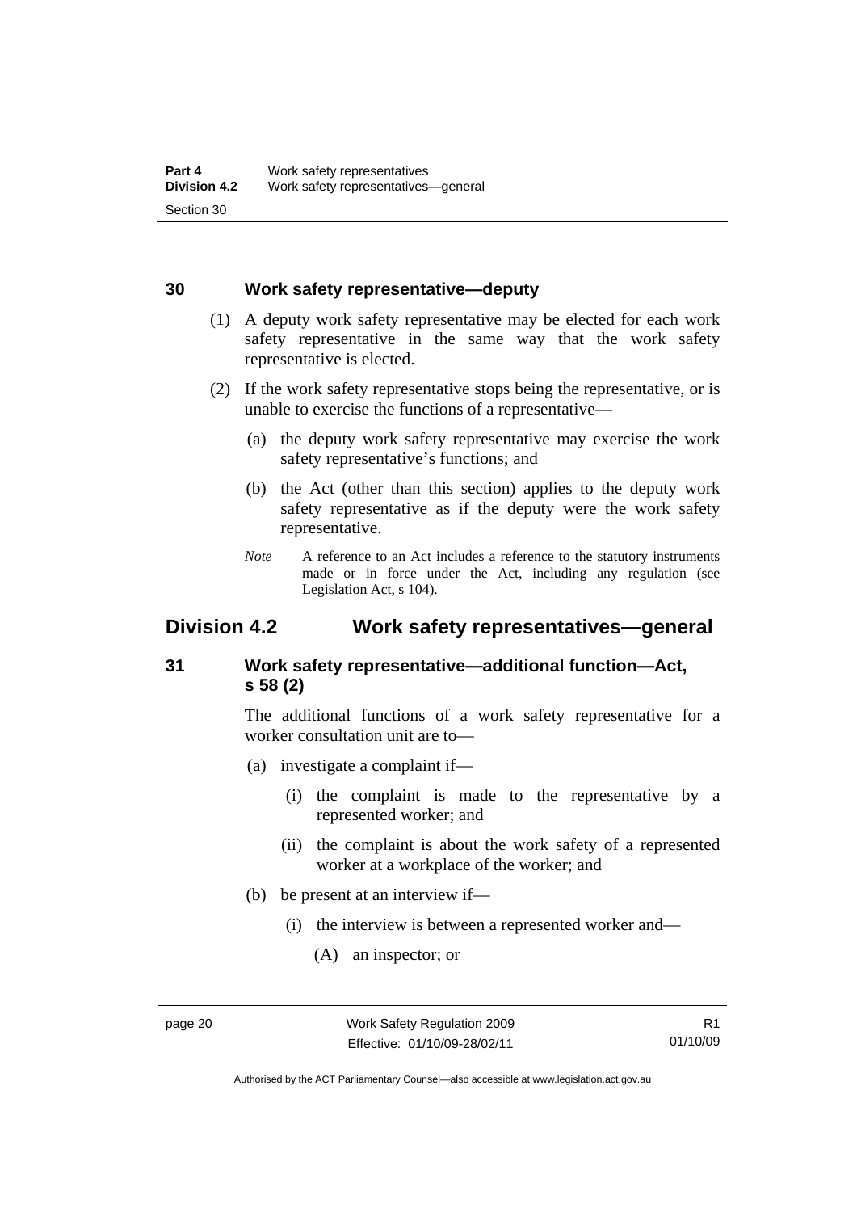### 30 Work safety representative—deputy

(1) A deputy work safety representative may be elected for each work safety representative in the same way that the work safety representative is elected.

(2) If the work safety representative stops being the representative, or is unable to exercise the functions of a representative—

(a) the deputy work safety representative may exercise the work safety representative's functions; and

(b) the Act (other than this section) applies to the deputy work safety representative as if the deputy were the work safety representative.

*Note* A reference to an Act includes a reference to the statutory instruments made or in force under the Act, including any regulation (see Legislation Act, s 104).

## Division 4.2 Work safety representatives—general

### 31 Work safety representative—additional function—Act, s 58 (2)

The additional functions of a work safety representative for a worker consultation unit are to—

(a) investigate a complaint if—

(i) the complaint is made to the representative by a represented worker; and

(ii) the complaint is about the work safety of a represented worker at a workplace of the worker; and

(b) be present at an interview if—

(i) the interview is between a represented worker and—

(A) an inspector; or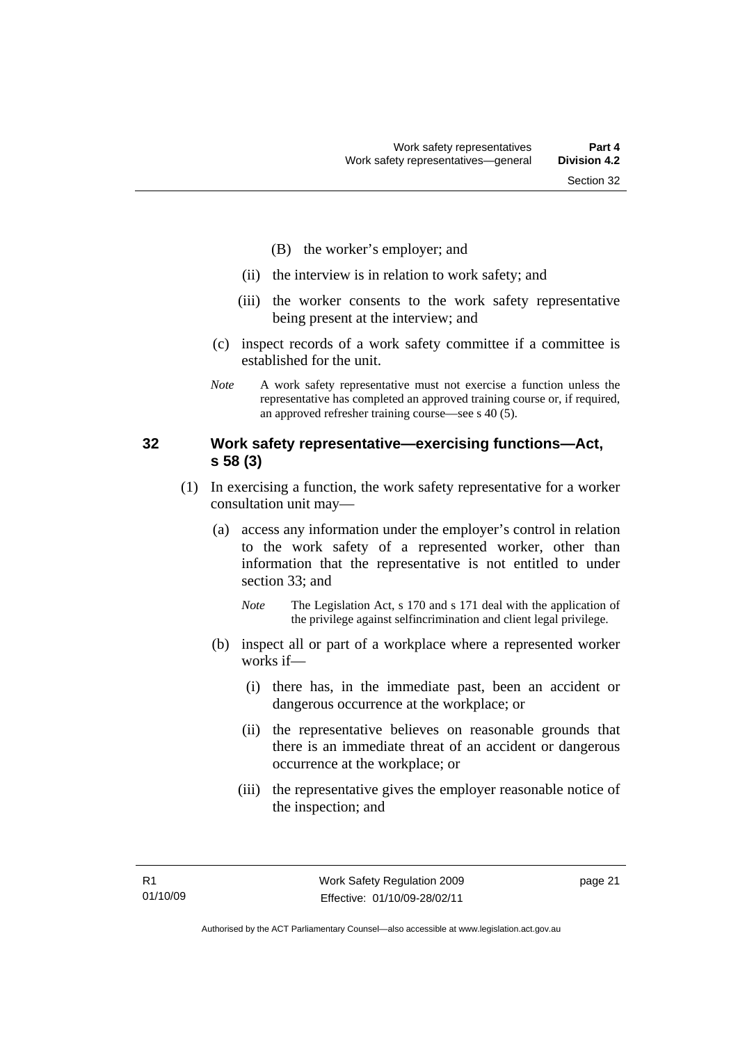(B) the worker's employer; and

(ii) the interview is in relation to work safety; and

(iii) the worker consents to the work safety representative being present at the interview; and

(c) inspect records of a work safety committee if a committee is established for the unit.

*Note* A work safety representative must not exercise a function unless the representative has completed an approved training course or, if required, an approved refresher training course—see s 40 (5).

## 32 Work safety representative—exercising functions—Act, s 58 (3)

(1) In exercising a function, the work safety representative for a worker consultation unit may—

(a) access any information under the employer's control in relation to the work safety of a represented worker, other than information that the representative is not entitled to under section 33; and

*Note* The Legislation Act, s 170 and s 171 deal with the application of the privilege against selfincrimination and client legal privilege.

(b) inspect all or part of a workplace where a represented worker works if—

(i) there has, in the immediate past, been an accident or dangerous occurrence at the workplace; or

(ii) the representative believes on reasonable grounds that there is an immediate threat of an accident or dangerous occurrence at the workplace; or

(iii) the representative gives the employer reasonable notice of the inspection; and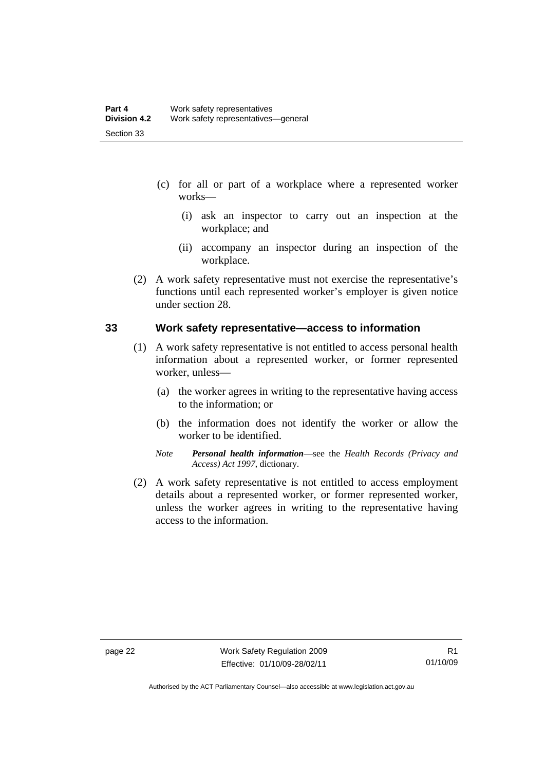(c) for all or part of a workplace where a represented worker works—

   (i) ask an inspector to carry out an inspection at the workplace; and

   (ii) accompany an inspector during an inspection of the workplace.

(2) A work safety representative must not exercise the representative's functions until each represented worker's employer is given notice under section 28.

## 33 Work safety representative—access to information

(1) A work safety representative is not entitled to access personal health information about a represented worker, or former represented worker, unless—

   (a) the worker agrees in writing to the representative having access to the information; or

   (b) the information does not identify the worker or allow the worker to be identified.

   *Note* ***Personal health information***—see the *Health Records (Privacy and Access) Act 1997*, dictionary.

(2) A work safety representative is not entitled to access employment details about a represented worker, or former represented worker, unless the worker agrees in writing to the representative having access to the information.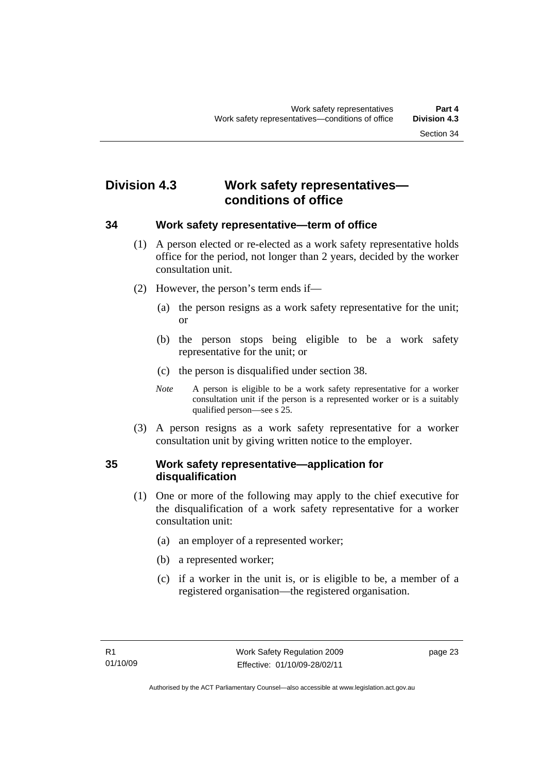## Division 4.3 Work safety representatives—conditions of office

### 34 Work safety representative—term of office

(1) A person elected or re-elected as a work safety representative holds office for the period, not longer than 2 years, decided by the worker consultation unit.

(2) However, the person's term ends if—

(a) the person resigns as a work safety representative for the unit; or

(b) the person stops being eligible to be a work safety representative for the unit; or

(c) the person is disqualified under section 38.

*Note* A person is eligible to be a work safety representative for a worker consultation unit if the person is a represented worker or is a suitably qualified person—see s 25.

(3) A person resigns as a work safety representative for a worker consultation unit by giving written notice to the employer.

### 35 Work safety representative—application for disqualification

(1) One or more of the following may apply to the chief executive for the disqualification of a work safety representative for a worker consultation unit:

(a) an employer of a represented worker;

(b) a represented worker;

(c) if a worker in the unit is, or is eligible to be, a member of a registered organisation—the registered organisation.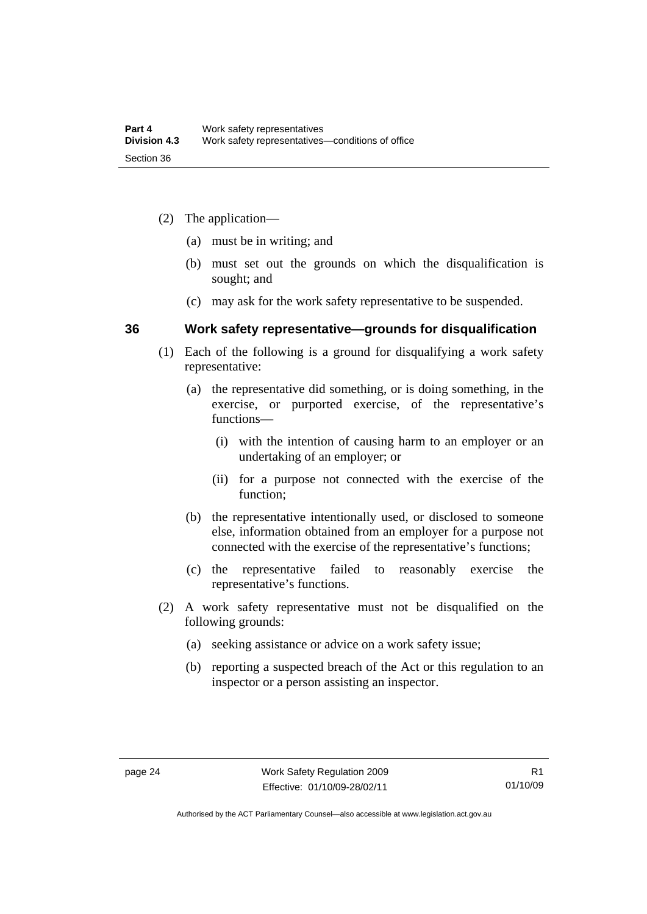(2) The application—

(a) must be in writing; and

(b) must set out the grounds on which the disqualification is sought; and

(c) may ask for the work safety representative to be suspended.

## 36 Work safety representative—grounds for disqualification

(1) Each of the following is a ground for disqualifying a work safety representative:

(a) the representative did something, or is doing something, in the exercise, or purported exercise, of the representative's functions—

(i) with the intention of causing harm to an employer or an undertaking of an employer; or

(ii) for a purpose not connected with the exercise of the function;

(b) the representative intentionally used, or disclosed to someone else, information obtained from an employer for a purpose not connected with the exercise of the representative's functions;

(c) the representative failed to reasonably exercise the representative's functions.

(2) A work safety representative must not be disqualified on the following grounds:

(a) seeking assistance or advice on a work safety issue;

(b) reporting a suspected breach of the Act or this regulation to an inspector or a person assisting an inspector.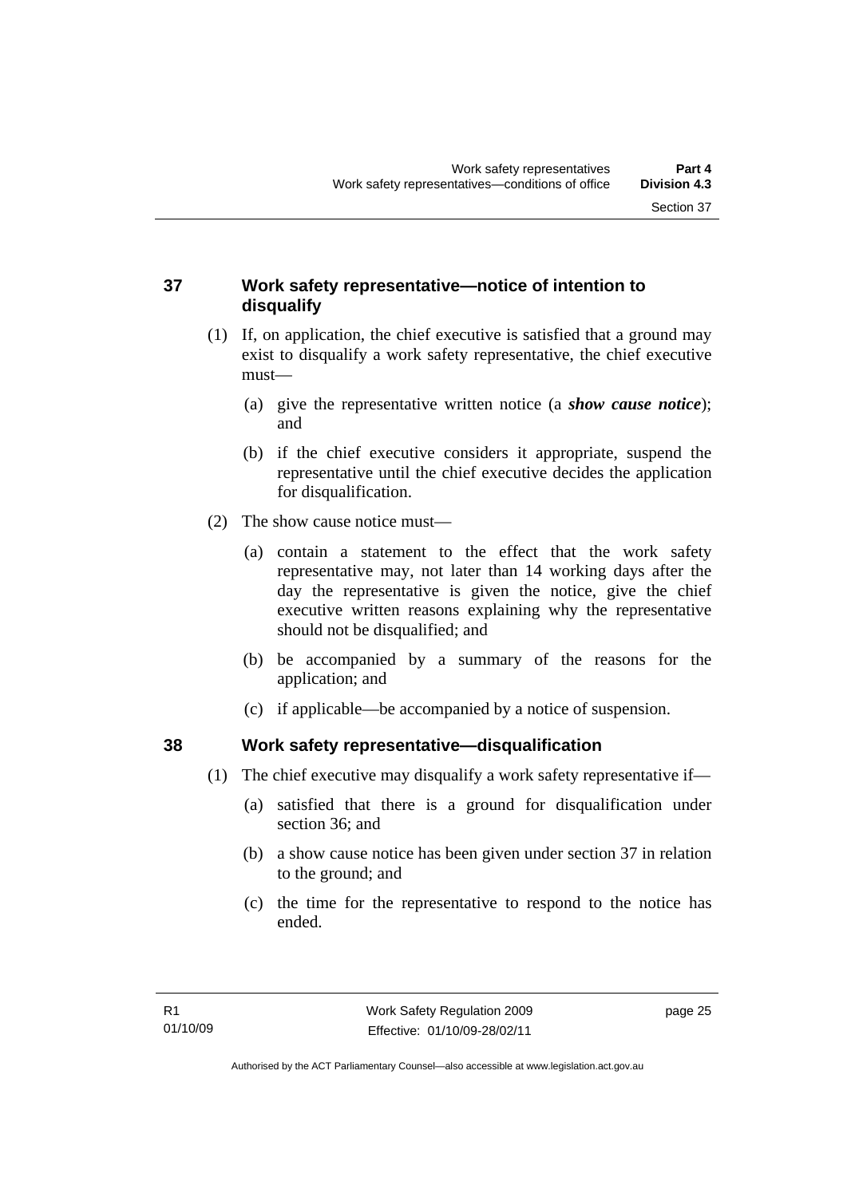## 37 Work safety representative—notice of intention to disqualify

(1) If, on application, the chief executive is satisfied that a ground may exist to disqualify a work safety representative, the chief executive must—

(a) give the representative written notice (a ***show cause notice***); and

(b) if the chief executive considers it appropriate, suspend the representative until the chief executive decides the application for disqualification.

(2) The show cause notice must—

(a) contain a statement to the effect that the work safety representative may, not later than 14 working days after the day the representative is given the notice, give the chief executive written reasons explaining why the representative should not be disqualified; and

(b) be accompanied by a summary of the reasons for the application; and

(c) if applicable—be accompanied by a notice of suspension.

## 38 Work safety representative—disqualification

(1) The chief executive may disqualify a work safety representative if—

(a) satisfied that there is a ground for disqualification under section 36; and

(b) a show cause notice has been given under section 37 in relation to the ground; and

(c) the time for the representative to respond to the notice has ended.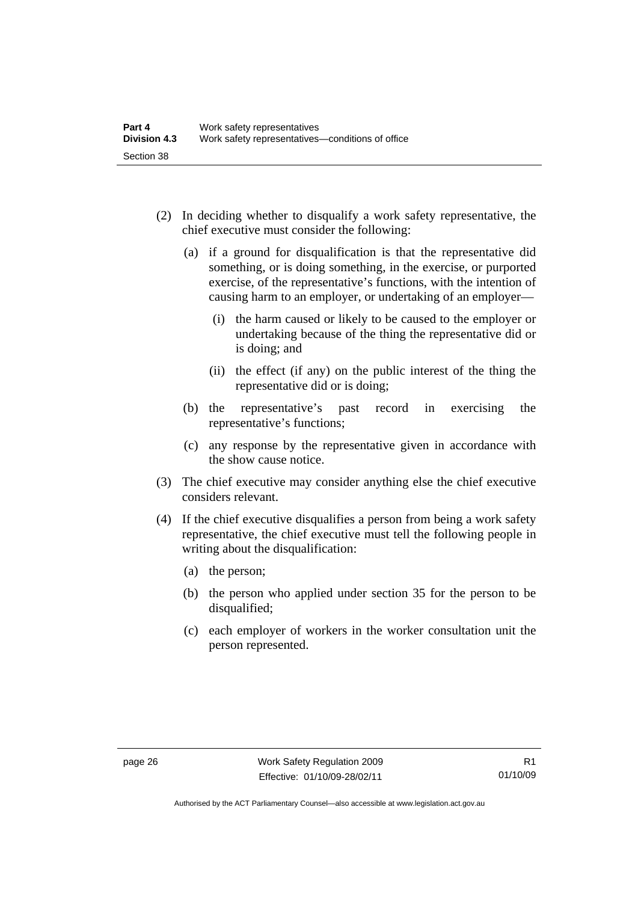(2) In deciding whether to disqualify a work safety representative, the chief executive must consider the following:

(a) if a ground for disqualification is that the representative did something, or is doing something, in the exercise, or purported exercise, of the representative's functions, with the intention of causing harm to an employer, or undertaking of an employer—

(i) the harm caused or likely to be caused to the employer or undertaking because of the thing the representative did or is doing; and

(ii) the effect (if any) on the public interest of the thing the representative did or is doing;

(b) the representative's past record in exercising the representative's functions;

(c) any response by the representative given in accordance with the show cause notice.

(3) The chief executive may consider anything else the chief executive considers relevant.

(4) If the chief executive disqualifies a person from being a work safety representative, the chief executive must tell the following people in writing about the disqualification:

(a) the person;

(b) the person who applied under section 35 for the person to be disqualified;

(c) each employer of workers in the worker consultation unit the person represented.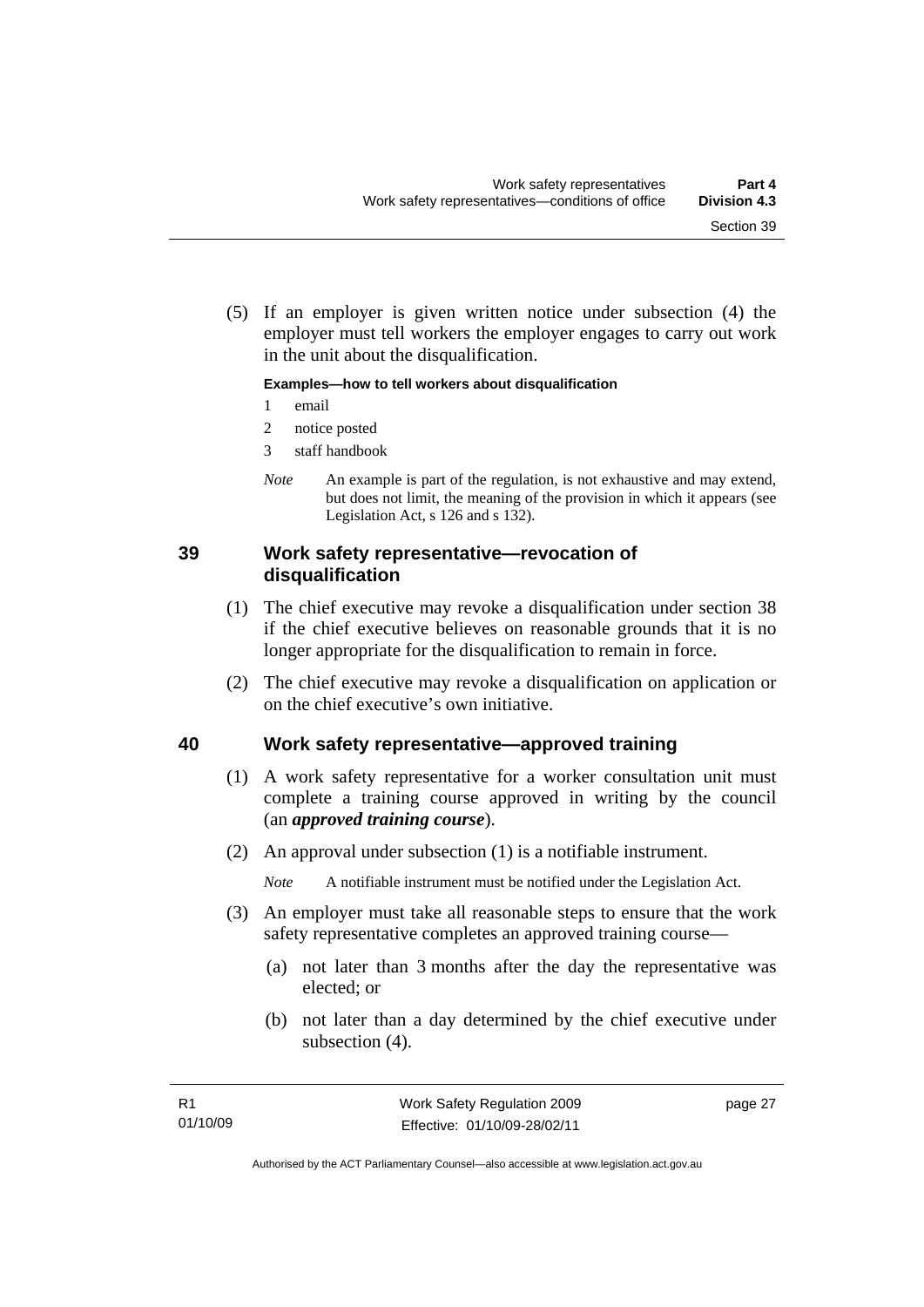(5) If an employer is given written notice under subsection (4) the employer must tell workers the employer engages to carry out work in the unit about the disqualification.

**Examples—how to tell workers about disqualification**

1 email
2 notice posted
3 staff handbook

*Note* An example is part of the regulation, is not exhaustive and may extend, but does not limit, the meaning of the provision in which it appears (see Legislation Act, s 126 and s 132).

## 39 Work safety representative—revocation of disqualification

(1) The chief executive may revoke a disqualification under section 38 if the chief executive believes on reasonable grounds that it is no longer appropriate for the disqualification to remain in force.

(2) The chief executive may revoke a disqualification on application or on the chief executive's own initiative.

## 40 Work safety representative—approved training

(1) A work safety representative for a worker consultation unit must complete a training course approved in writing by the council (an ***approved training course***).

(2) An approval under subsection (1) is a notifiable instrument.

*Note* A notifiable instrument must be notified under the Legislation Act.

(3) An employer must take all reasonable steps to ensure that the work safety representative completes an approved training course—

(a) not later than 3 months after the day the representative was elected; or

(b) not later than a day determined by the chief executive under subsection (4).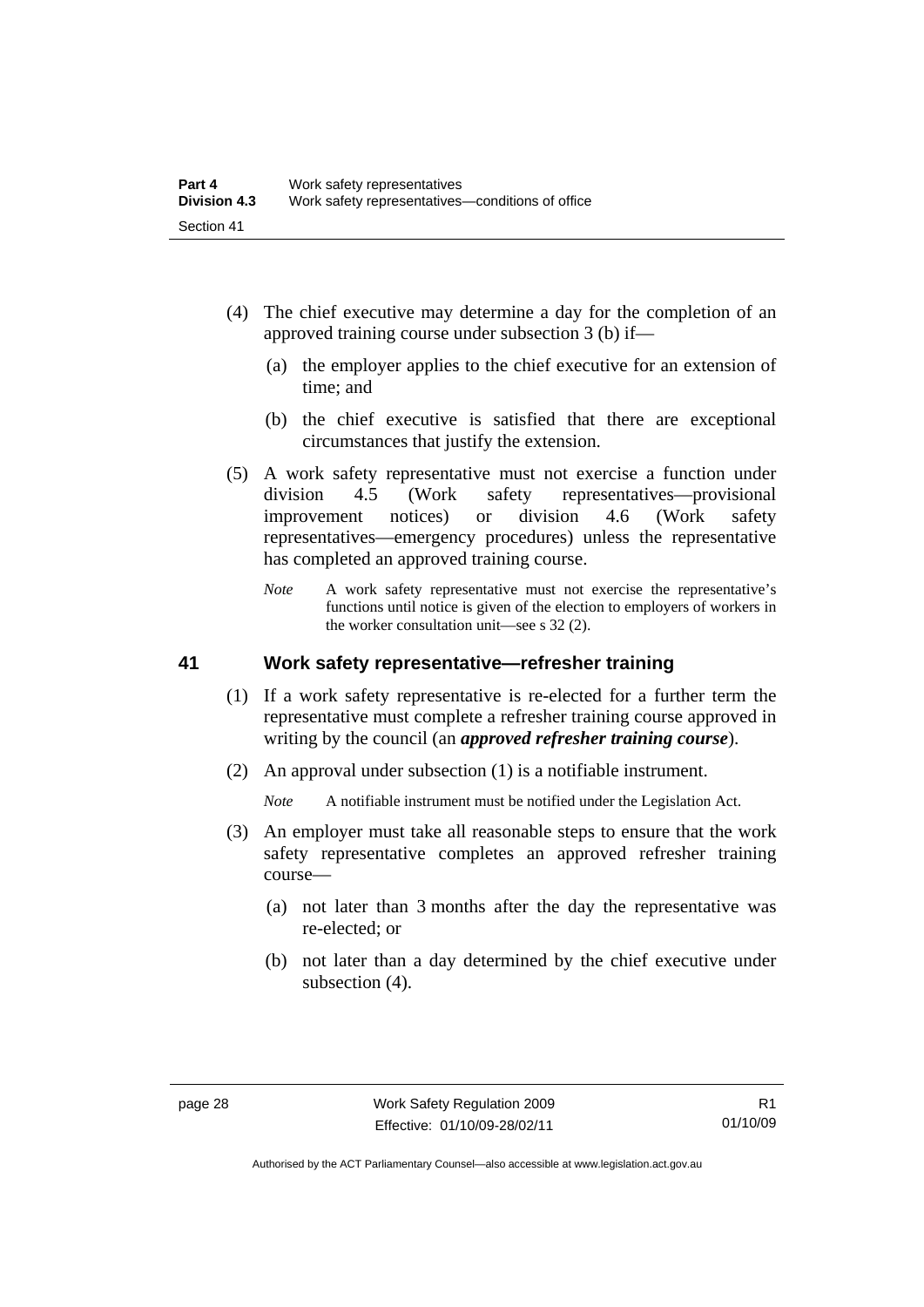(4) The chief executive may determine a day for the completion of an approved training course under subsection 3 (b) if—

(a) the employer applies to the chief executive for an extension of time; and

(b) the chief executive is satisfied that there are exceptional circumstances that justify the extension.

(5) A work safety representative must not exercise a function under division 4.5 (Work safety representatives—provisional improvement notices) or division 4.6 (Work safety representatives—emergency procedures) unless the representative has completed an approved training course.

*Note* A work safety representative must not exercise the representative's functions until notice is given of the election to employers of workers in the worker consultation unit—see s 32 (2).

## 41 Work safety representative—refresher training

(1) If a work safety representative is re-elected for a further term the representative must complete a refresher training course approved in writing by the council (an ***approved refresher training course***).

(2) An approval under subsection (1) is a notifiable instrument.

*Note* A notifiable instrument must be notified under the Legislation Act.

(3) An employer must take all reasonable steps to ensure that the work safety representative completes an approved refresher training course—

(a) not later than 3 months after the day the representative was re-elected; or

(b) not later than a day determined by the chief executive under subsection (4).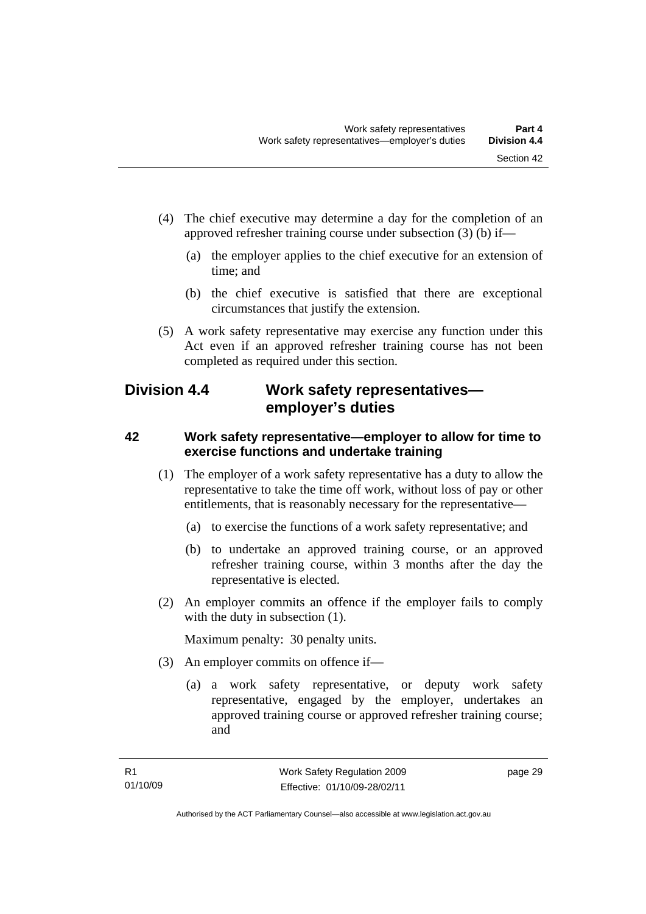(4) The chief executive may determine a day for the completion of an approved refresher training course under subsection (3) (b) if—

(a) the employer applies to the chief executive for an extension of time; and

(b) the chief executive is satisfied that there are exceptional circumstances that justify the extension.

(5) A work safety representative may exercise any function under this Act even if an approved refresher training course has not been completed as required under this section.

## Division 4.4 Work safety representatives—employer's duties

### 42 Work safety representative—employer to allow for time to exercise functions and undertake training

(1) The employer of a work safety representative has a duty to allow the representative to take the time off work, without loss of pay or other entitlements, that is reasonably necessary for the representative—

(a) to exercise the functions of a work safety representative; and

(b) to undertake an approved training course, or an approved refresher training course, within 3 months after the day the representative is elected.

(2) An employer commits an offence if the employer fails to comply with the duty in subsection (1).

Maximum penalty: 30 penalty units.

(3) An employer commits on offence if—

(a) a work safety representative, or deputy work safety representative, engaged by the employer, undertakes an approved training course or approved refresher training course; and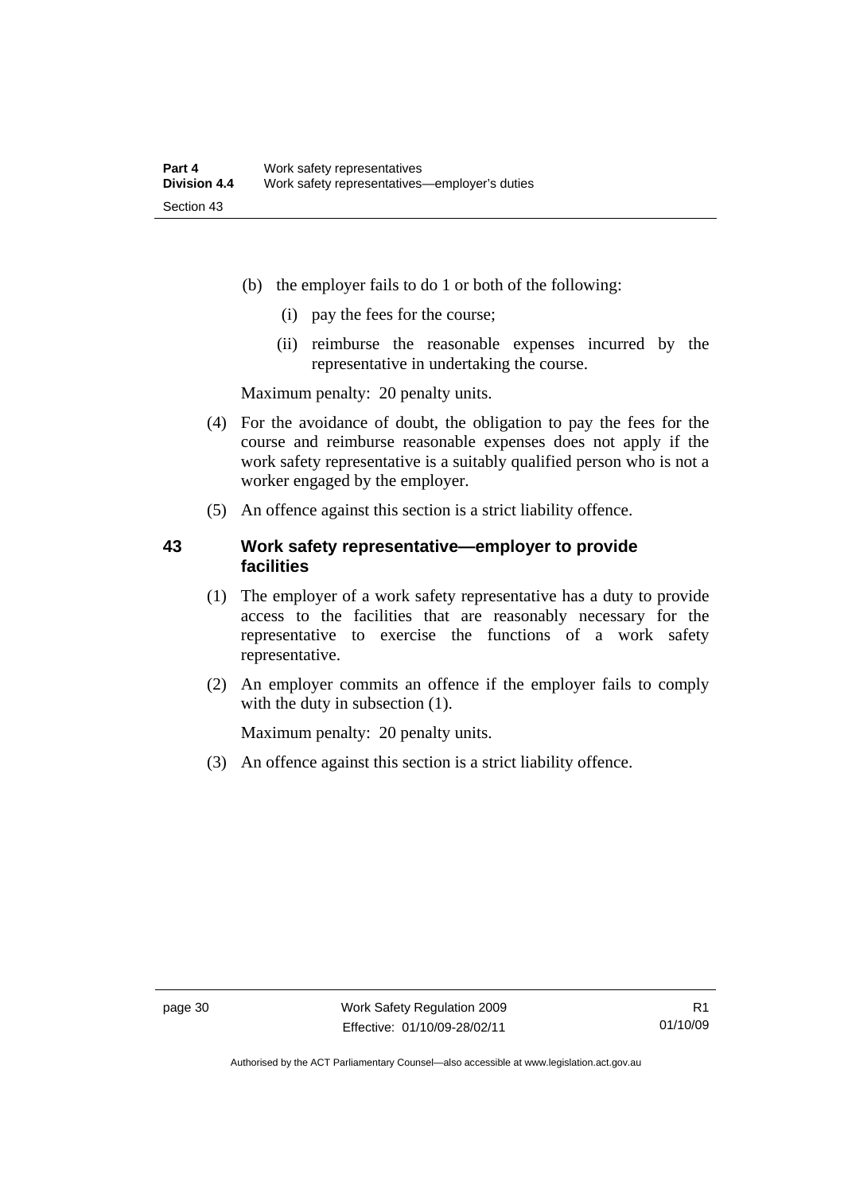(b) the employer fails to do 1 or both of the following:

(i) pay the fees for the course;

(ii) reimburse the reasonable expenses incurred by the representative in undertaking the course.

Maximum penalty: 20 penalty units.

(4) For the avoidance of doubt, the obligation to pay the fees for the course and reimburse reasonable expenses does not apply if the work safety representative is a suitably qualified person who is not a worker engaged by the employer.

(5) An offence against this section is a strict liability offence.

## 43 Work safety representative—employer to provide facilities

(1) The employer of a work safety representative has a duty to provide access to the facilities that are reasonably necessary for the representative to exercise the functions of a work safety representative.

(2) An employer commits an offence if the employer fails to comply with the duty in subsection (1).

Maximum penalty: 20 penalty units.

(3) An offence against this section is a strict liability offence.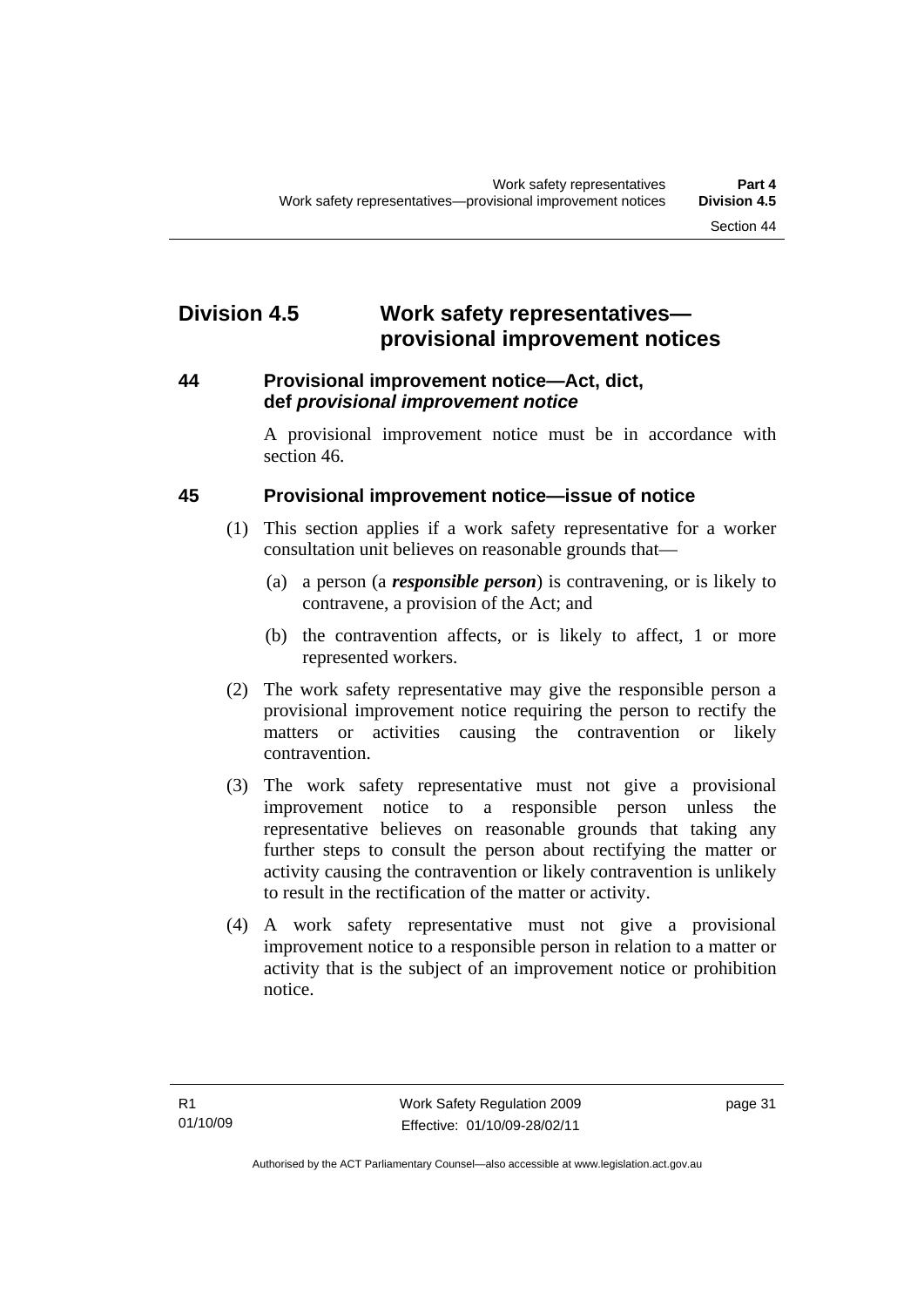## Division 4.5 Work safety representatives—provisional improvement notices

### 44 Provisional improvement notice—Act, dict, def *provisional improvement notice*

A provisional improvement notice must be in accordance with section 46.

### 45 Provisional improvement notice—issue of notice

(1) This section applies if a work safety representative for a worker consultation unit believes on reasonable grounds that—

(a) a person (a ***responsible person***) is contravening, or is likely to contravene, a provision of the Act; and

(b) the contravention affects, or is likely to affect, 1 or more represented workers.

(2) The work safety representative may give the responsible person a provisional improvement notice requiring the person to rectify the matters or activities causing the contravention or likely contravention.

(3) The work safety representative must not give a provisional improvement notice to a responsible person unless the representative believes on reasonable grounds that taking any further steps to consult the person about rectifying the matter or activity causing the contravention or likely contravention is unlikely to result in the rectification of the matter or activity.

(4) A work safety representative must not give a provisional improvement notice to a responsible person in relation to a matter or activity that is the subject of an improvement notice or prohibition notice.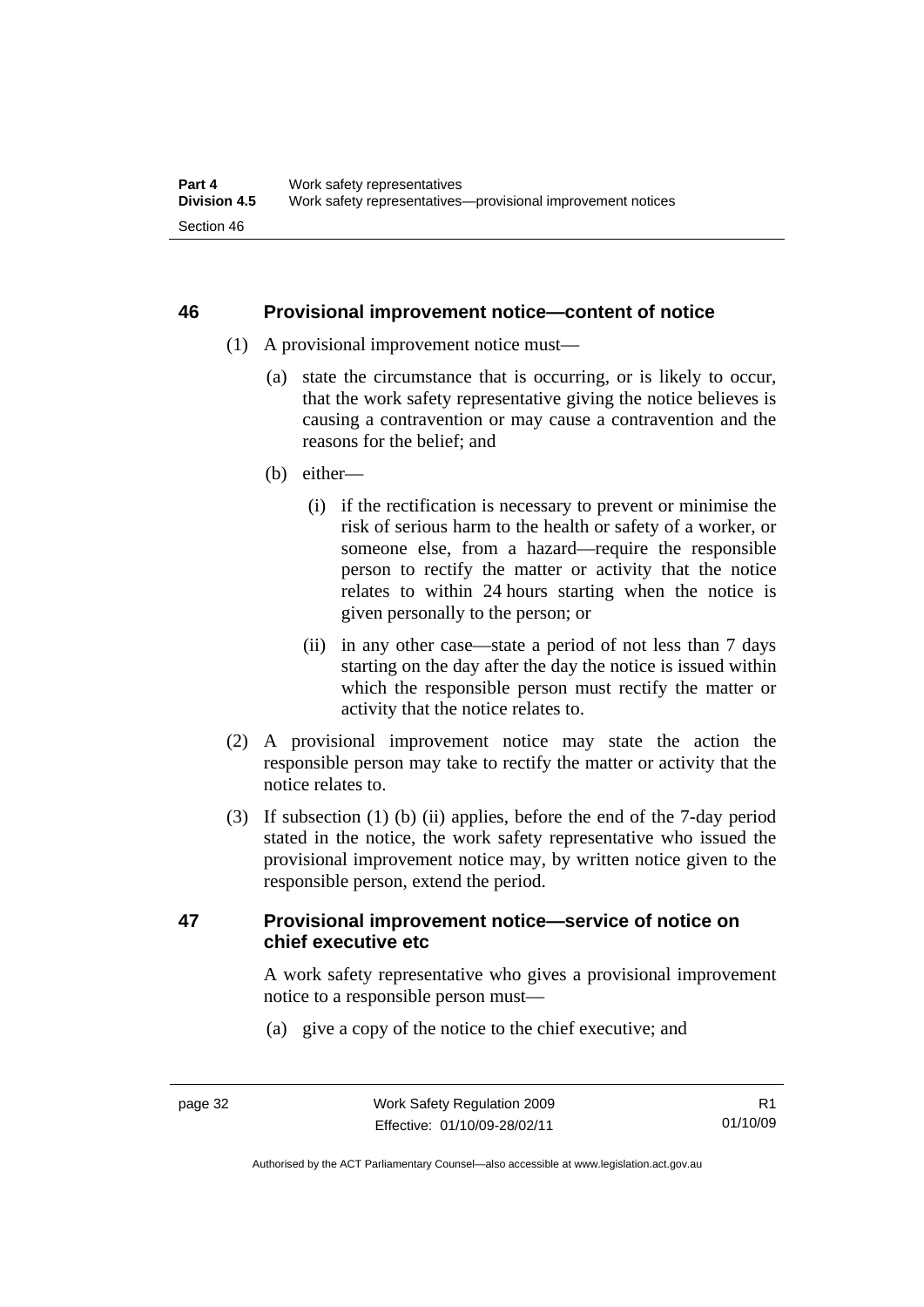## 46 Provisional improvement notice—content of notice

(1) A provisional improvement notice must—

(a) state the circumstance that is occurring, or is likely to occur, that the work safety representative giving the notice believes is causing a contravention or may cause a contravention and the reasons for the belief; and

(b) either—

(i) if the rectification is necessary to prevent or minimise the risk of serious harm to the health or safety of a worker, or someone else, from a hazard—require the responsible person to rectify the matter or activity that the notice relates to within 24 hours starting when the notice is given personally to the person; or

(ii) in any other case—state a period of not less than 7 days starting on the day after the day the notice is issued within which the responsible person must rectify the matter or activity that the notice relates to.

(2) A provisional improvement notice may state the action the responsible person may take to rectify the matter or activity that the notice relates to.

(3) If subsection (1) (b) (ii) applies, before the end of the 7-day period stated in the notice, the work safety representative who issued the provisional improvement notice may, by written notice given to the responsible person, extend the period.

## 47 Provisional improvement notice—service of notice on chief executive etc

A work safety representative who gives a provisional improvement notice to a responsible person must—

(a) give a copy of the notice to the chief executive; and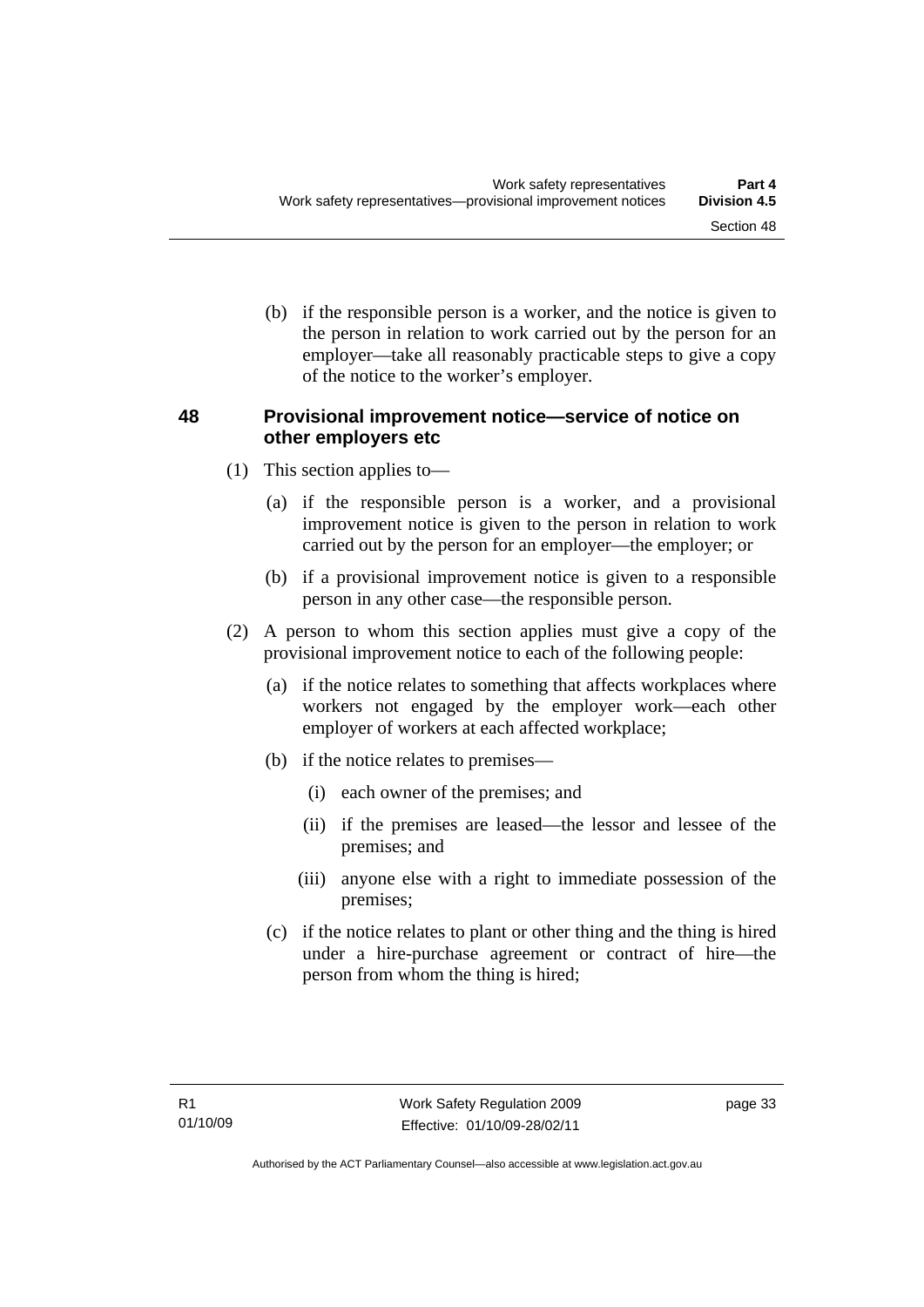(b) if the responsible person is a worker, and the notice is given to the person in relation to work carried out by the person for an employer—take all reasonably practicable steps to give a copy of the notice to the worker's employer.

### 48 Provisional improvement notice—service of notice on other employers etc

(1) This section applies to—

(a) if the responsible person is a worker, and a provisional improvement notice is given to the person in relation to work carried out by the person for an employer—the employer; or

(b) if a provisional improvement notice is given to a responsible person in any other case—the responsible person.

(2) A person to whom this section applies must give a copy of the provisional improvement notice to each of the following people:

(a) if the notice relates to something that affects workplaces where workers not engaged by the employer work—each other employer of workers at each affected workplace;

(b) if the notice relates to premises—

(i) each owner of the premises; and

(ii) if the premises are leased—the lessor and lessee of the premises; and

(iii) anyone else with a right to immediate possession of the premises;

(c) if the notice relates to plant or other thing and the thing is hired under a hire-purchase agreement or contract of hire—the person from whom the thing is hired;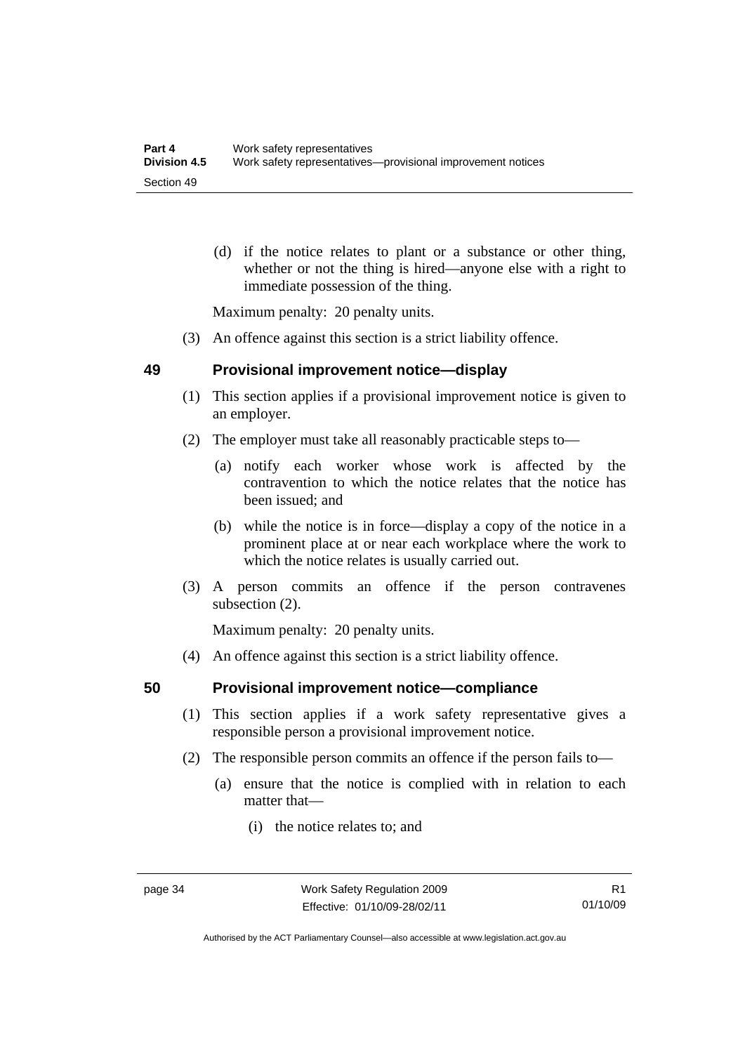(d) if the notice relates to plant or a substance or other thing, whether or not the thing is hired—anyone else with a right to immediate possession of the thing.

Maximum penalty: 20 penalty units.

(3) An offence against this section is a strict liability offence.

## 49 Provisional improvement notice—display

(1) This section applies if a provisional improvement notice is given to an employer.

(2) The employer must take all reasonably practicable steps to—

(a) notify each worker whose work is affected by the contravention to which the notice relates that the notice has been issued; and

(b) while the notice is in force—display a copy of the notice in a prominent place at or near each workplace where the work to which the notice relates is usually carried out.

(3) A person commits an offence if the person contravenes subsection (2).

Maximum penalty: 20 penalty units.

(4) An offence against this section is a strict liability offence.

## 50 Provisional improvement notice—compliance

(1) This section applies if a work safety representative gives a responsible person a provisional improvement notice.

(2) The responsible person commits an offence if the person fails to—

(a) ensure that the notice is complied with in relation to each matter that—

(i) the notice relates to; and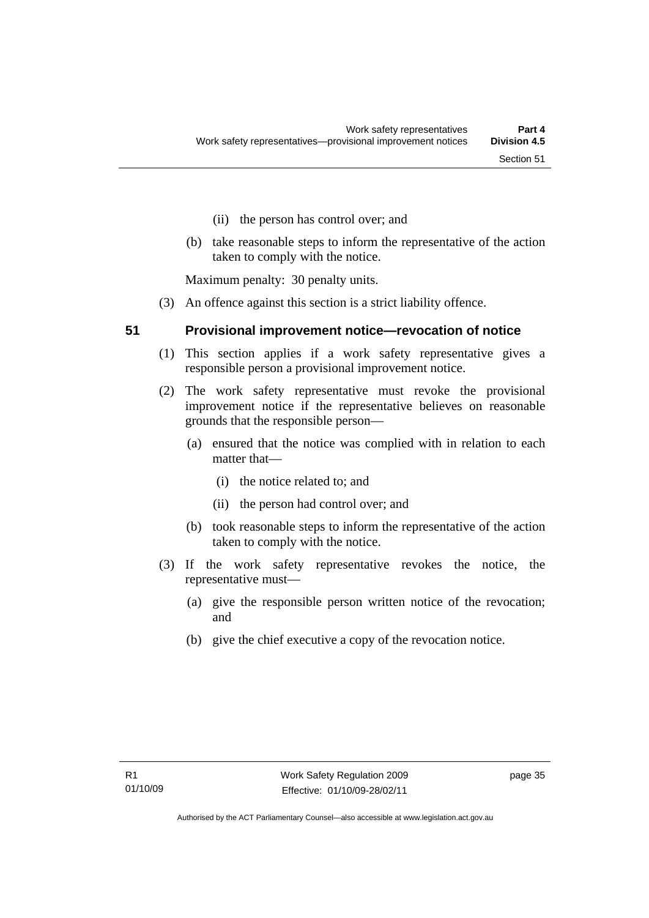(ii) the person has control over; and

(b) take reasonable steps to inform the representative of the action taken to comply with the notice.

Maximum penalty: 30 penalty units.

(3) An offence against this section is a strict liability offence.

## 51 Provisional improvement notice—revocation of notice

(1) This section applies if a work safety representative gives a responsible person a provisional improvement notice.

(2) The work safety representative must revoke the provisional improvement notice if the representative believes on reasonable grounds that the responsible person—

(a) ensured that the notice was complied with in relation to each matter that—

(i) the notice related to; and

(ii) the person had control over; and

(b) took reasonable steps to inform the representative of the action taken to comply with the notice.

(3) If the work safety representative revokes the notice, the representative must—

(a) give the responsible person written notice of the revocation; and

(b) give the chief executive a copy of the revocation notice.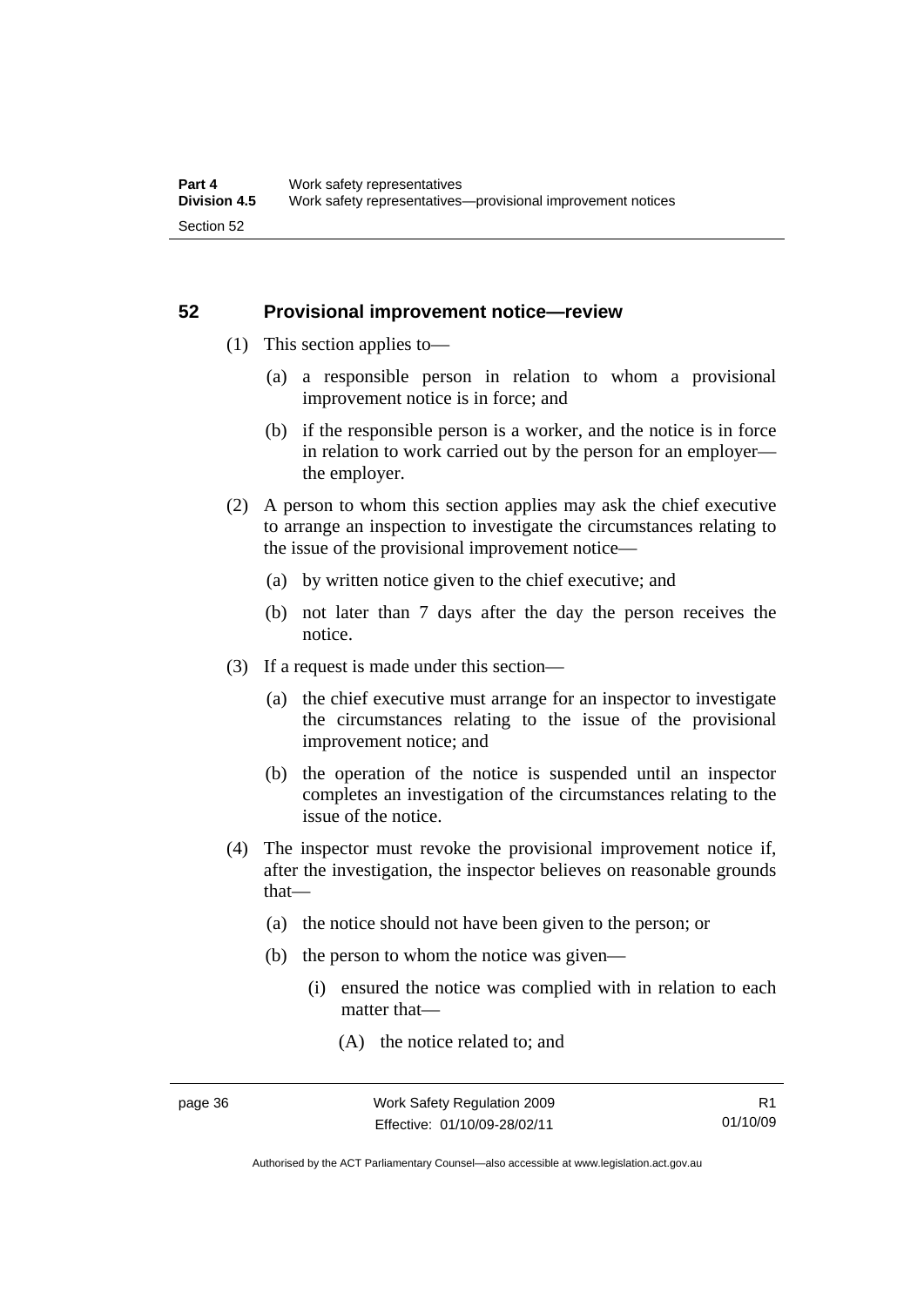## 52 Provisional improvement notice—review

(1) This section applies to—

(a) a responsible person in relation to whom a provisional improvement notice is in force; and

(b) if the responsible person is a worker, and the notice is in force in relation to work carried out by the person for an employer—the employer.

(2) A person to whom this section applies may ask the chief executive to arrange an inspection to investigate the circumstances relating to the issue of the provisional improvement notice—

(a) by written notice given to the chief executive; and

(b) not later than 7 days after the day the person receives the notice.

(3) If a request is made under this section—

(a) the chief executive must arrange for an inspector to investigate the circumstances relating to the issue of the provisional improvement notice; and

(b) the operation of the notice is suspended until an inspector completes an investigation of the circumstances relating to the issue of the notice.

(4) The inspector must revoke the provisional improvement notice if, after the investigation, the inspector believes on reasonable grounds that—

(a) the notice should not have been given to the person; or

(b) the person to whom the notice was given—

(i) ensured the notice was complied with in relation to each matter that—

(A) the notice related to; and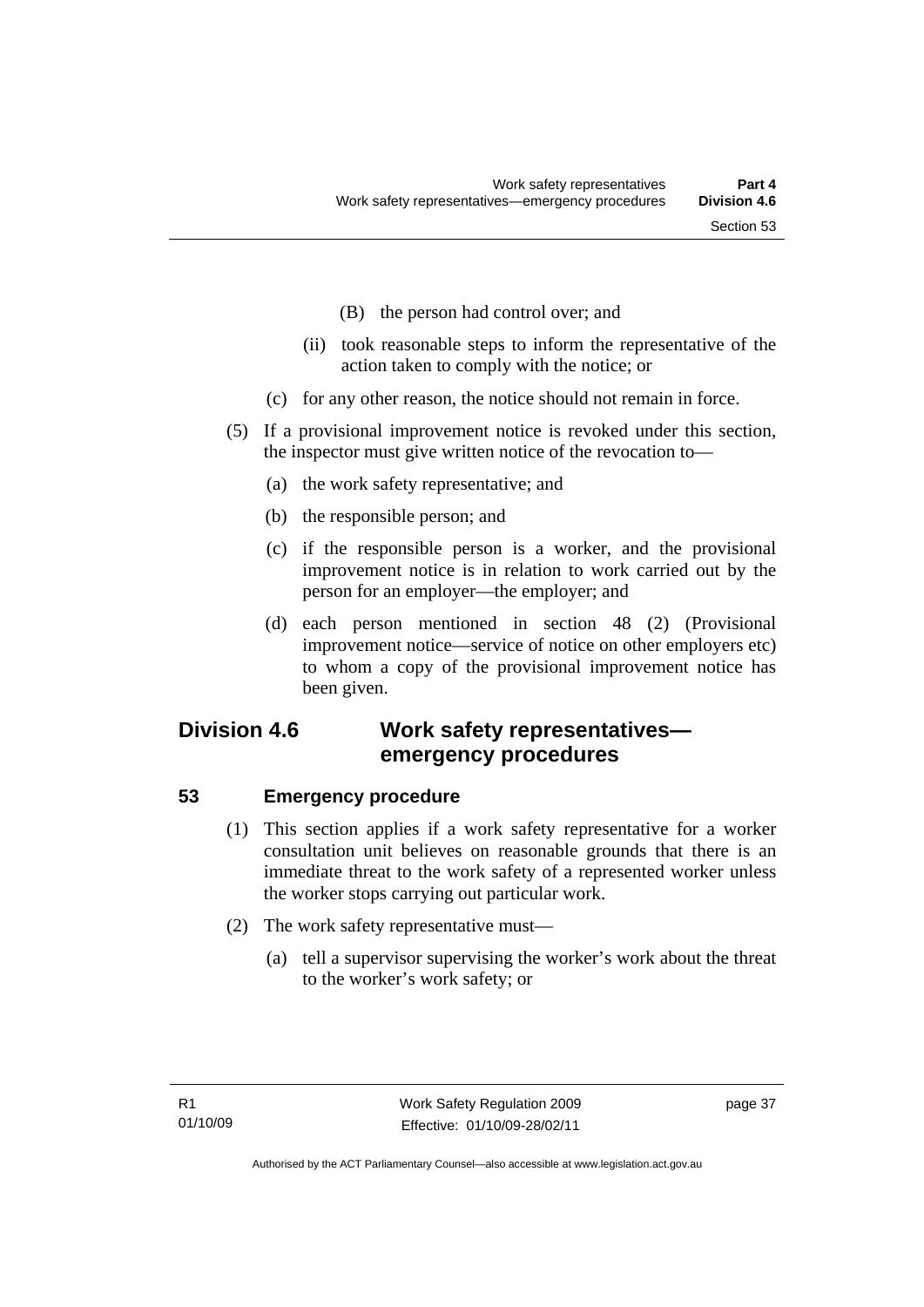(B) the person had control over; and

(ii) took reasonable steps to inform the representative of the action taken to comply with the notice; or

(c) for any other reason, the notice should not remain in force.

(5) If a provisional improvement notice is revoked under this section, the inspector must give written notice of the revocation to—

(a) the work safety representative; and

(b) the responsible person; and

(c) if the responsible person is a worker, and the provisional improvement notice is in relation to work carried out by the person for an employer—the employer; and

(d) each person mentioned in section 48 (2) (Provisional improvement notice—service of notice on other employers etc) to whom a copy of the provisional improvement notice has been given.

## Division 4.6 Work safety representatives—emergency procedures

### 53 Emergency procedure

(1) This section applies if a work safety representative for a worker consultation unit believes on reasonable grounds that there is an immediate threat to the work safety of a represented worker unless the worker stops carrying out particular work.

(2) The work safety representative must—

(a) tell a supervisor supervising the worker's work about the threat to the worker's work safety; or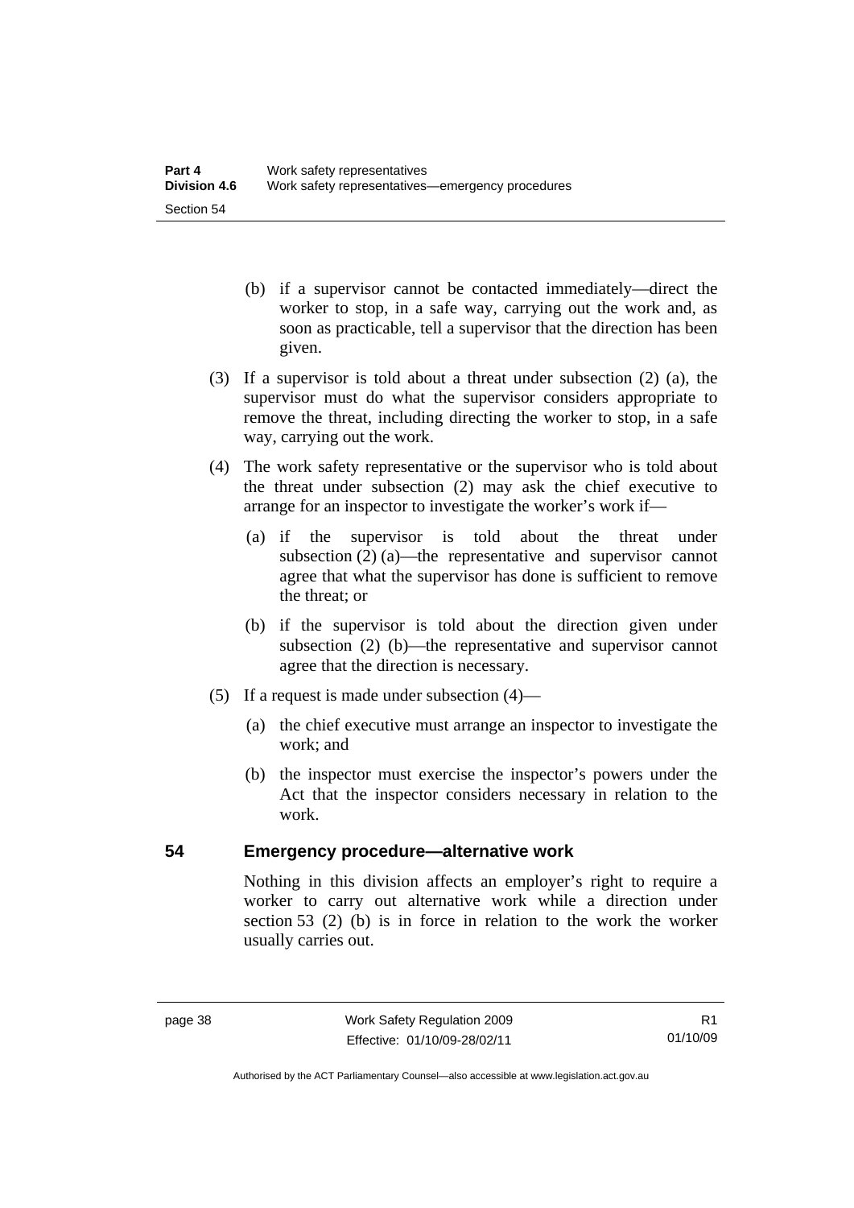(b) if a supervisor cannot be contacted immediately—direct the worker to stop, in a safe way, carrying out the work and, as soon as practicable, tell a supervisor that the direction has been given.

(3) If a supervisor is told about a threat under subsection (2) (a), the supervisor must do what the supervisor considers appropriate to remove the threat, including directing the worker to stop, in a safe way, carrying out the work.

(4) The work safety representative or the supervisor who is told about the threat under subsection (2) may ask the chief executive to arrange for an inspector to investigate the worker's work if—

(a) if the supervisor is told about the threat under subsection (2) (a)—the representative and supervisor cannot agree that what the supervisor has done is sufficient to remove the threat; or

(b) if the supervisor is told about the direction given under subsection (2) (b)—the representative and supervisor cannot agree that the direction is necessary.

(5) If a request is made under subsection (4)—

(a) the chief executive must arrange an inspector to investigate the work; and

(b) the inspector must exercise the inspector's powers under the Act that the inspector considers necessary in relation to the work.

## 54 Emergency procedure—alternative work

Nothing in this division affects an employer's right to require a worker to carry out alternative work while a direction under section 53 (2) (b) is in force in relation to the work the worker usually carries out.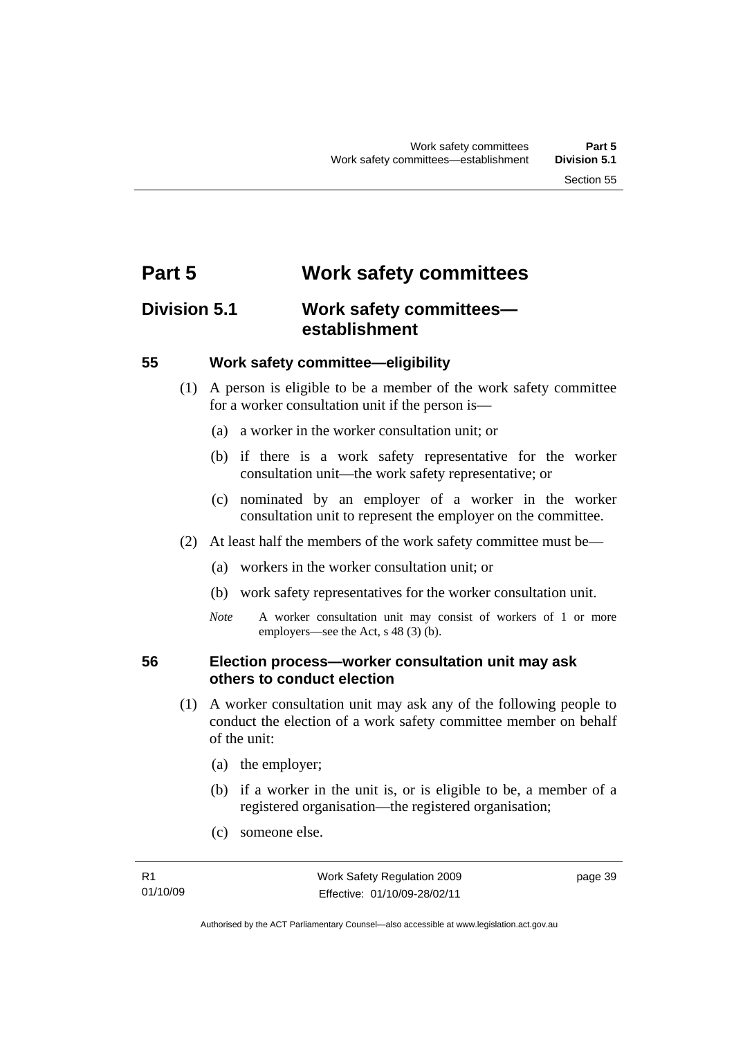# Part 5 Work safety committees

## Division 5.1 Work safety committees—establishment

### 55 Work safety committee—eligibility

(1) A person is eligible to be a member of the work safety committee for a worker consultation unit if the person is—

(a) a worker in the worker consultation unit; or

(b) if there is a work safety representative for the worker consultation unit—the work safety representative; or

(c) nominated by an employer of a worker in the worker consultation unit to represent the employer on the committee.

(2) At least half the members of the work safety committee must be—

(a) workers in the worker consultation unit; or

(b) work safety representatives for the worker consultation unit.

*Note* A worker consultation unit may consist of workers of 1 or more employers—see the Act, s 48 (3) (b).

### 56 Election process—worker consultation unit may ask others to conduct election

(1) A worker consultation unit may ask any of the following people to conduct the election of a work safety committee member on behalf of the unit:

(a) the employer;

(b) if a worker in the unit is, or is eligible to be, a member of a registered organisation—the registered organisation;

(c) someone else.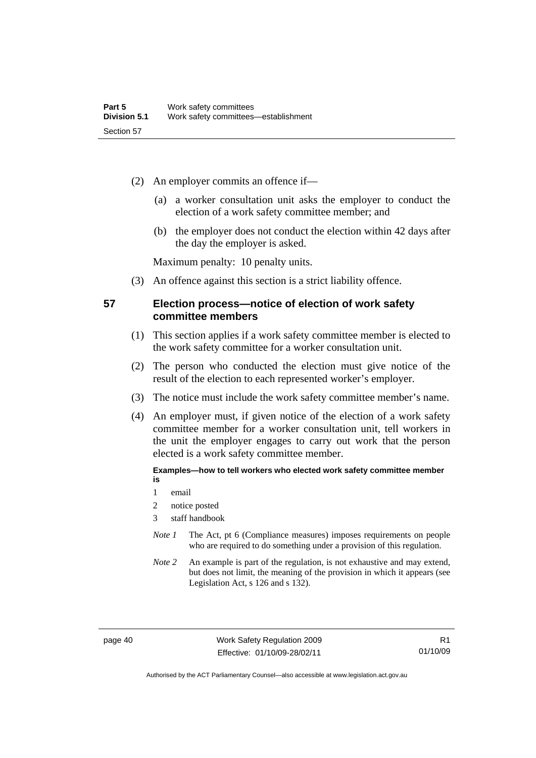(2) An employer commits an offence if—

(a) a worker consultation unit asks the employer to conduct the election of a work safety committee member; and

(b) the employer does not conduct the election within 42 days after the day the employer is asked.

Maximum penalty: 10 penalty units.

(3) An offence against this section is a strict liability offence.

## 57 Election process—notice of election of work safety committee members

(1) This section applies if a work safety committee member is elected to the work safety committee for a worker consultation unit.

(2) The person who conducted the election must give notice of the result of the election to each represented worker's employer.

(3) The notice must include the work safety committee member's name.

(4) An employer must, if given notice of the election of a work safety committee member for a worker consultation unit, tell workers in the unit the employer engages to carry out work that the person elected is a work safety committee member.

**Examples—how to tell workers who elected work safety committee member is**

1 email

2 notice posted

3 staff handbook

*Note 1* The Act, pt 6 (Compliance measures) imposes requirements on people who are required to do something under a provision of this regulation.

*Note 2* An example is part of the regulation, is not exhaustive and may extend, but does not limit, the meaning of the provision in which it appears (see Legislation Act, s 126 and s 132).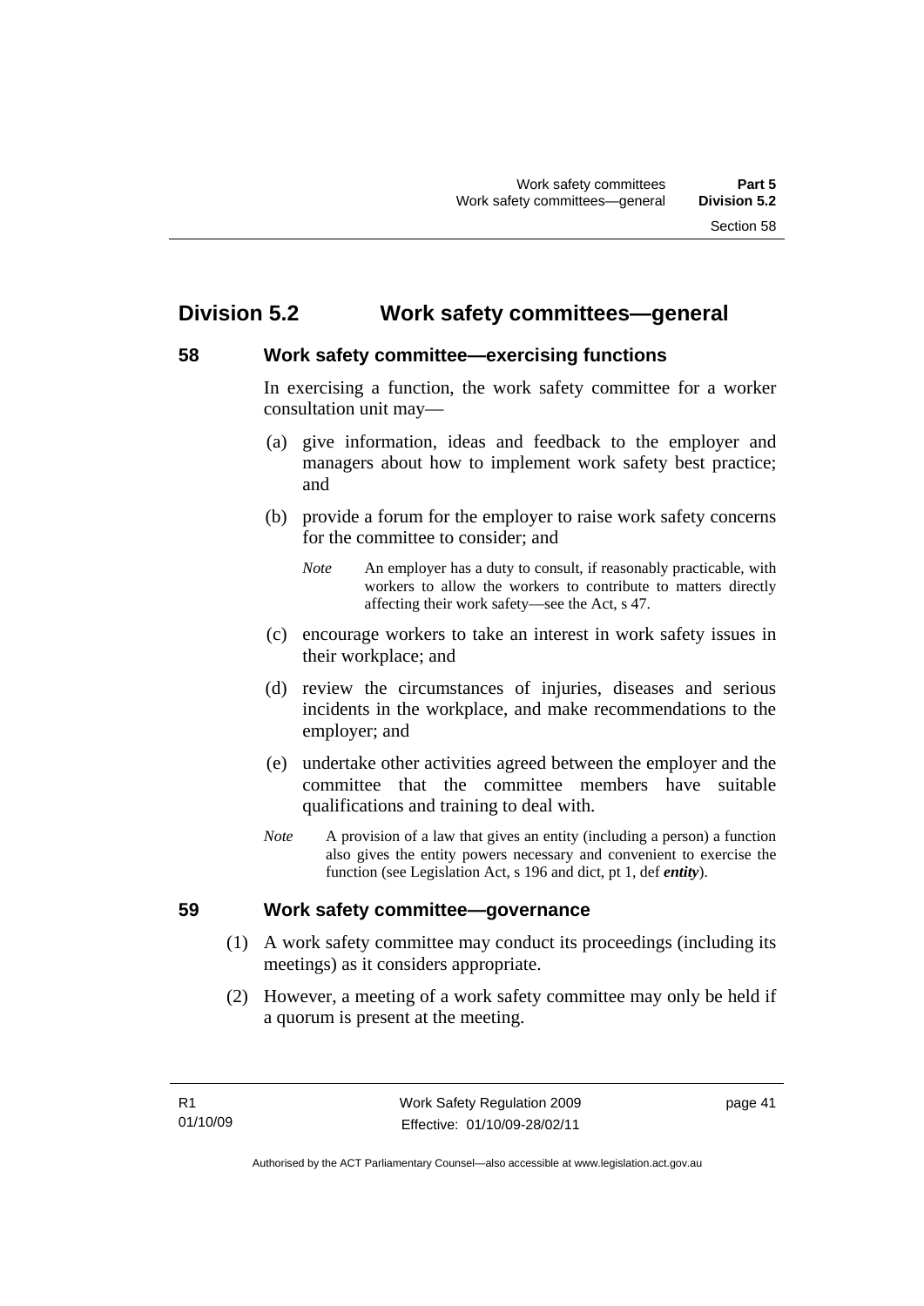## Division 5.2 Work safety committees—general

### 58 Work safety committee—exercising functions

In exercising a function, the work safety committee for a worker consultation unit may—

(a) give information, ideas and feedback to the employer and managers about how to implement work safety best practice; and

(b) provide a forum for the employer to raise work safety concerns for the committee to consider; and

*Note* An employer has a duty to consult, if reasonably practicable, with workers to allow the workers to contribute to matters directly affecting their work safety—see the Act, s 47.

(c) encourage workers to take an interest in work safety issues in their workplace; and

(d) review the circumstances of injuries, diseases and serious incidents in the workplace, and make recommendations to the employer; and

(e) undertake other activities agreed between the employer and the committee that the committee members have suitable qualifications and training to deal with.

*Note* A provision of a law that gives an entity (including a person) a function also gives the entity powers necessary and convenient to exercise the function (see Legislation Act, s 196 and dict, pt 1, def ***entity***).

### 59 Work safety committee—governance

(1) A work safety committee may conduct its proceedings (including its meetings) as it considers appropriate.

(2) However, a meeting of a work safety committee may only be held if a quorum is present at the meeting.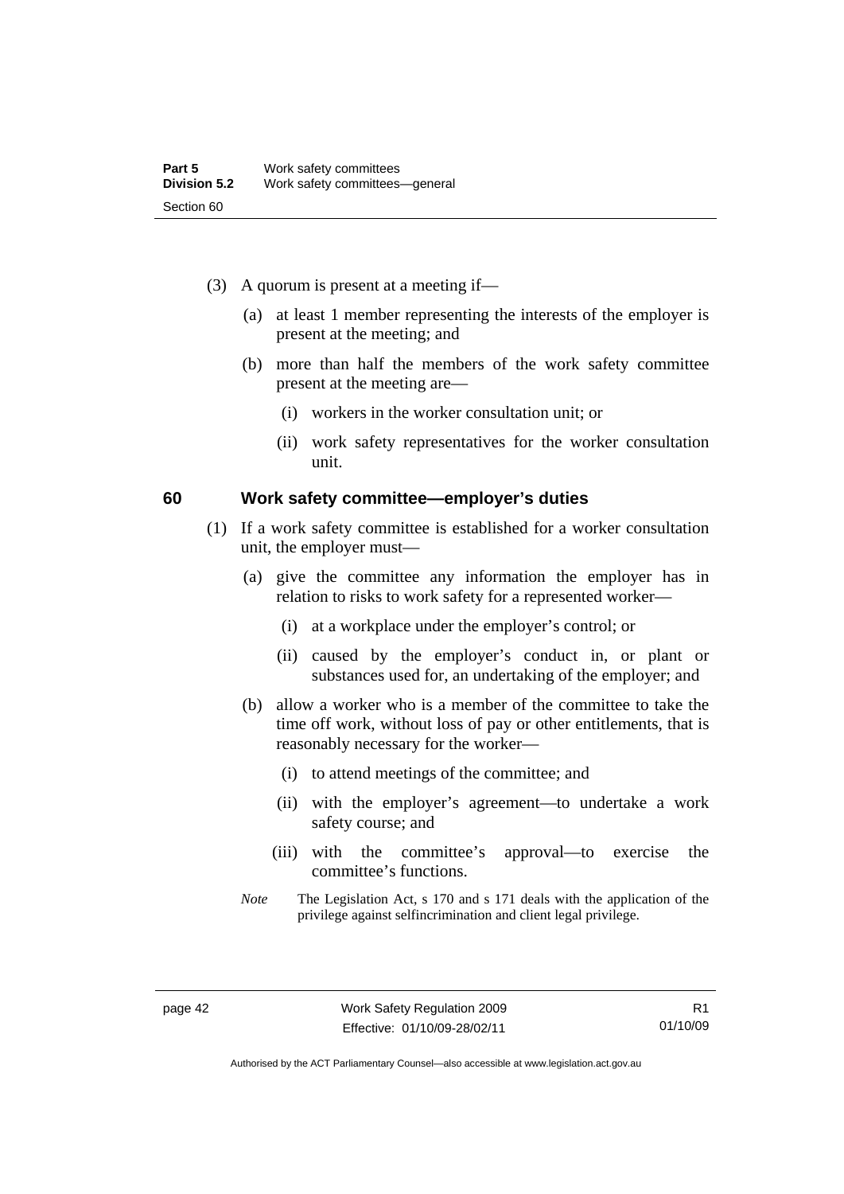(3) A quorum is present at a meeting if—

(a) at least 1 member representing the interests of the employer is present at the meeting; and

(b) more than half the members of the work safety committee present at the meeting are—

(i) workers in the worker consultation unit; or

(ii) work safety representatives for the worker consultation unit.

## 60 Work safety committee—employer's duties

(1) If a work safety committee is established for a worker consultation unit, the employer must—

(a) give the committee any information the employer has in relation to risks to work safety for a represented worker—

(i) at a workplace under the employer's control; or

(ii) caused by the employer's conduct in, or plant or substances used for, an undertaking of the employer; and

(b) allow a worker who is a member of the committee to take the time off work, without loss of pay or other entitlements, that is reasonably necessary for the worker—

(i) to attend meetings of the committee; and

(ii) with the employer's agreement—to undertake a work safety course; and

(iii) with the committee's approval—to exercise the committee's functions.

*Note* The Legislation Act, s 170 and s 171 deals with the application of the privilege against selfincrimination and client legal privilege.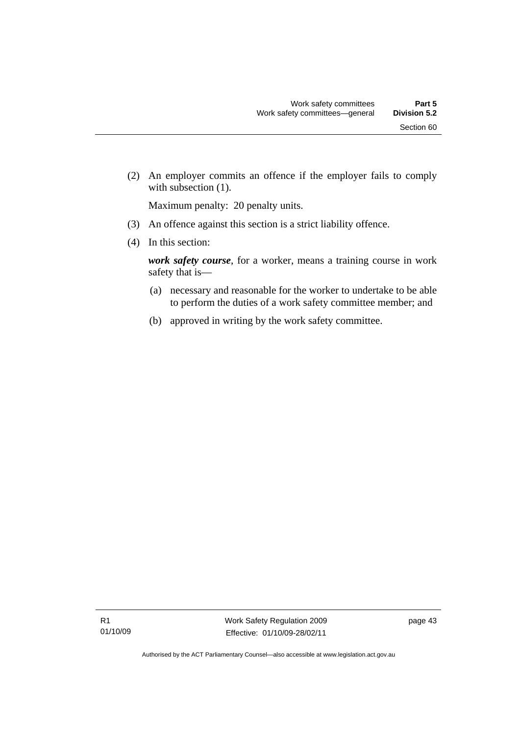(2) An employer commits an offence if the employer fails to comply with subsection (1).

Maximum penalty: 20 penalty units.

(3) An offence against this section is a strict liability offence.

(4) In this section:

***work safety course***, for a worker, means a training course in work safety that is—

(a) necessary and reasonable for the worker to undertake to be able to perform the duties of a work safety committee member; and

(b) approved in writing by the work safety committee.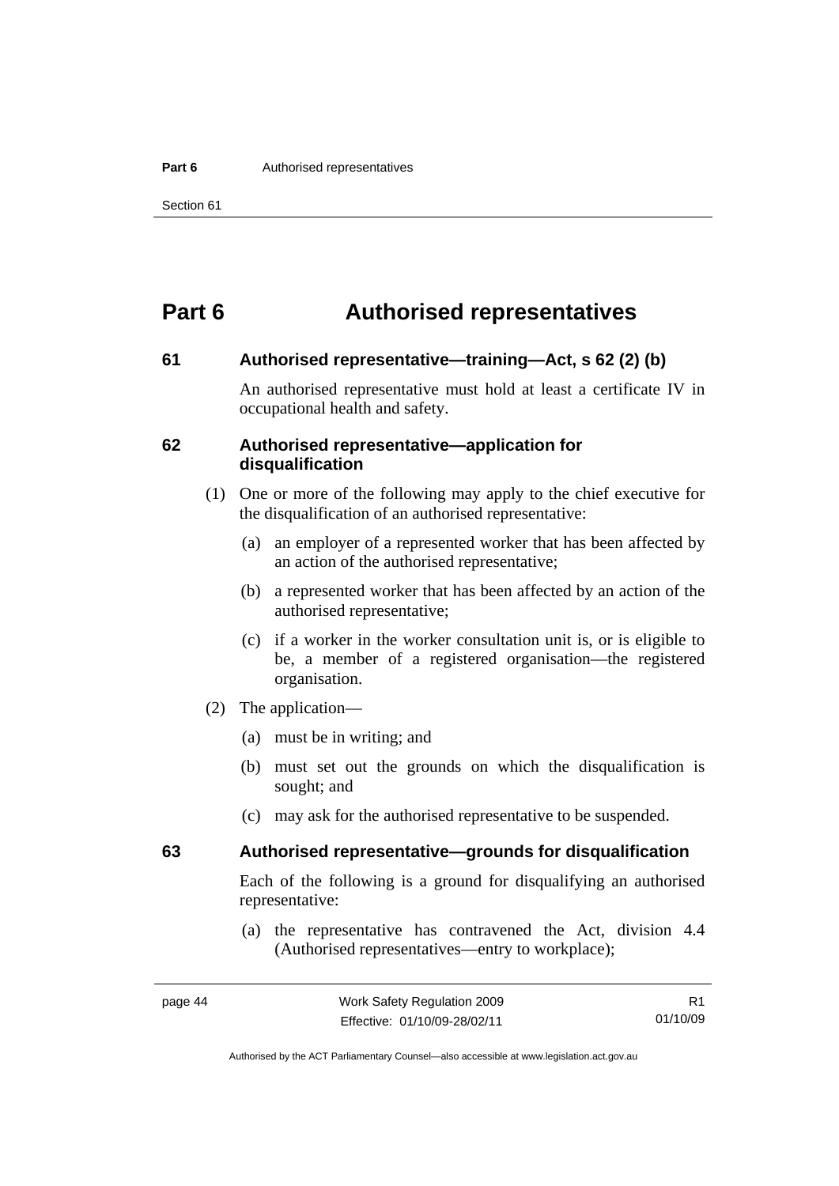# Part 6 Authorised representatives

## 61 Authorised representative—training—Act, s 62 (2) (b)

An authorised representative must hold at least a certificate IV in occupational health and safety.

## 62 Authorised representative—application for disqualification

(1) One or more of the following may apply to the chief executive for the disqualification of an authorised representative:

(a) an employer of a represented worker that has been affected by an action of the authorised representative;

(b) a represented worker that has been affected by an action of the authorised representative;

(c) if a worker in the worker consultation unit is, or is eligible to be, a member of a registered organisation—the registered organisation.

(2) The application—

(a) must be in writing; and

(b) must set out the grounds on which the disqualification is sought; and

(c) may ask for the authorised representative to be suspended.

## 63 Authorised representative—grounds for disqualification

Each of the following is a ground for disqualifying an authorised representative:

(a) the representative has contravened the Act, division 4.4 (Authorised representatives—entry to workplace);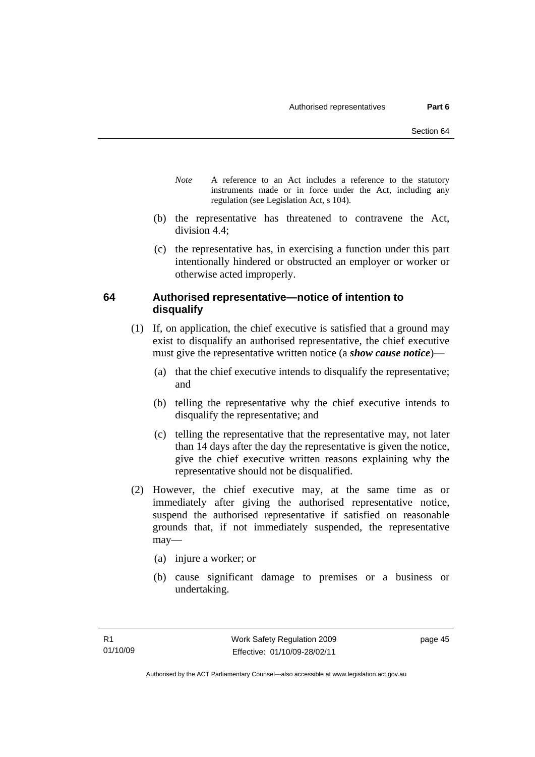*Note* A reference to an Act includes a reference to the statutory instruments made or in force under the Act, including any regulation (see Legislation Act, s 104).

(b) the representative has threatened to contravene the Act, division 4.4;

(c) the representative has, in exercising a function under this part intentionally hindered or obstructed an employer or worker or otherwise acted improperly.

### 64 Authorised representative—notice of intention to disqualify

(1) If, on application, the chief executive is satisfied that a ground may exist to disqualify an authorised representative, the chief executive must give the representative written notice (a ***show cause notice***)—

(a) that the chief executive intends to disqualify the representative; and

(b) telling the representative why the chief executive intends to disqualify the representative; and

(c) telling the representative that the representative may, not later than 14 days after the day the representative is given the notice, give the chief executive written reasons explaining why the representative should not be disqualified.

(2) However, the chief executive may, at the same time as or immediately after giving the authorised representative notice, suspend the authorised representative if satisfied on reasonable grounds that, if not immediately suspended, the representative may—

(a) injure a worker; or

(b) cause significant damage to premises or a business or undertaking.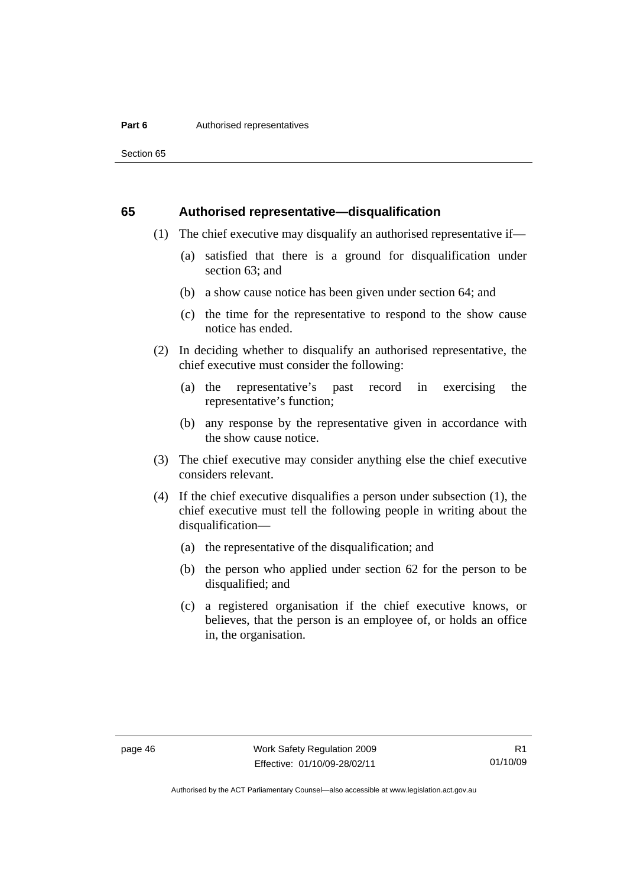## 65 Authorised representative—disqualification

(1) The chief executive may disqualify an authorised representative if—

(a) satisfied that there is a ground for disqualification under section 63; and

(b) a show cause notice has been given under section 64; and

(c) the time for the representative to respond to the show cause notice has ended.

(2) In deciding whether to disqualify an authorised representative, the chief executive must consider the following:

(a) the representative's past record in exercising the representative's function;

(b) any response by the representative given in accordance with the show cause notice.

(3) The chief executive may consider anything else the chief executive considers relevant.

(4) If the chief executive disqualifies a person under subsection (1), the chief executive must tell the following people in writing about the disqualification—

(a) the representative of the disqualification; and

(b) the person who applied under section 62 for the person to be disqualified; and

(c) a registered organisation if the chief executive knows, or believes, that the person is an employee of, or holds an office in, the organisation.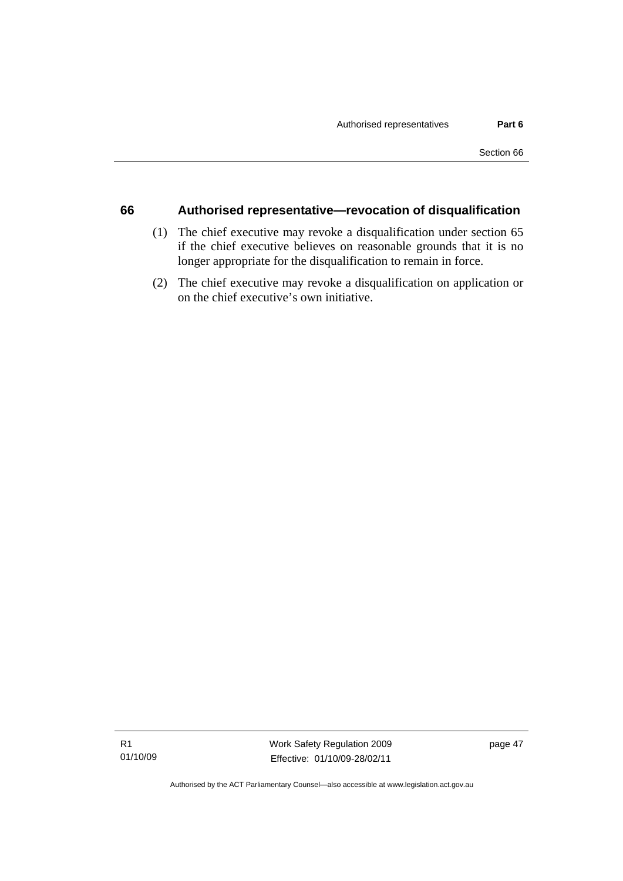## 66 Authorised representative—revocation of disqualification

(1) The chief executive may revoke a disqualification under section 65 if the chief executive believes on reasonable grounds that it is no longer appropriate for the disqualification to remain in force.

(2) The chief executive may revoke a disqualification on application or on the chief executive's own initiative.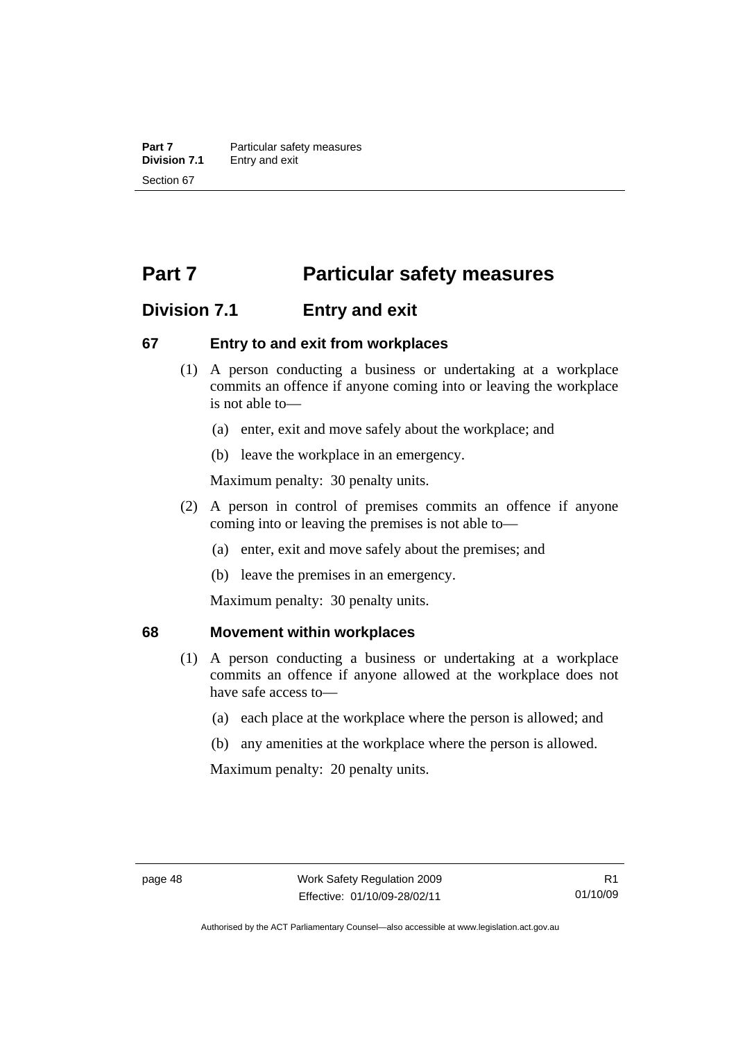# Part 7 Particular safety measures

## Division 7.1 Entry and exit

### 67 Entry to and exit from workplaces

(1) A person conducting a business or undertaking at a workplace commits an offence if anyone coming into or leaving the workplace is not able to—

(a) enter, exit and move safely about the workplace; and

(b) leave the workplace in an emergency.

Maximum penalty: 30 penalty units.

(2) A person in control of premises commits an offence if anyone coming into or leaving the premises is not able to—

(a) enter, exit and move safely about the premises; and

(b) leave the premises in an emergency.

Maximum penalty: 30 penalty units.

### 68 Movement within workplaces

(1) A person conducting a business or undertaking at a workplace commits an offence if anyone allowed at the workplace does not have safe access to—

(a) each place at the workplace where the person is allowed; and

(b) any amenities at the workplace where the person is allowed.

Maximum penalty: 20 penalty units.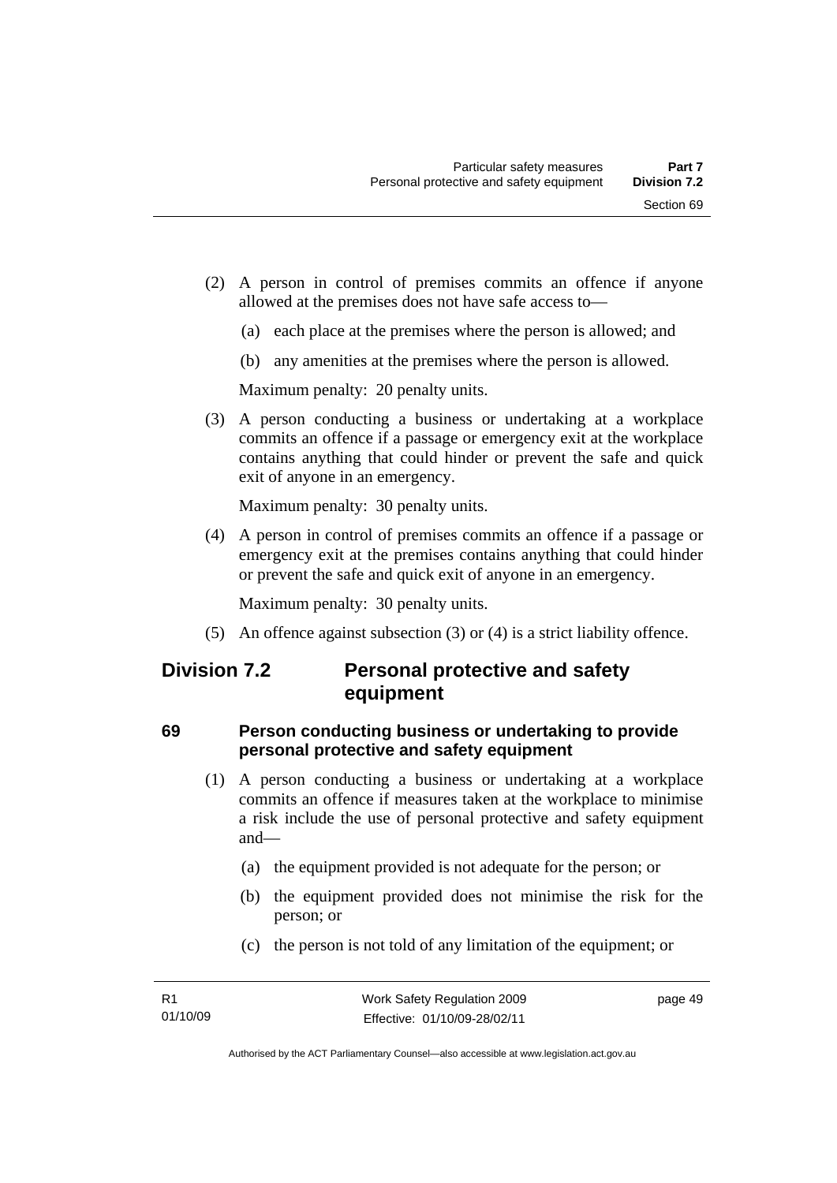(2) A person in control of premises commits an offence if anyone allowed at the premises does not have safe access to—

(a) each place at the premises where the person is allowed; and

(b) any amenities at the premises where the person is allowed.

Maximum penalty: 20 penalty units.

(3) A person conducting a business or undertaking at a workplace commits an offence if a passage or emergency exit at the workplace contains anything that could hinder or prevent the safe and quick exit of anyone in an emergency.

Maximum penalty: 30 penalty units.

(4) A person in control of premises commits an offence if a passage or emergency exit at the premises contains anything that could hinder or prevent the safe and quick exit of anyone in an emergency.

Maximum penalty: 30 penalty units.

(5) An offence against subsection (3) or (4) is a strict liability offence.

## Division 7.2 Personal protective and safety equipment

### 69 Person conducting business or undertaking to provide personal protective and safety equipment

(1) A person conducting a business or undertaking at a workplace commits an offence if measures taken at the workplace to minimise a risk include the use of personal protective and safety equipment and—

(a) the equipment provided is not adequate for the person; or

(b) the equipment provided does not minimise the risk for the person; or

(c) the person is not told of any limitation of the equipment; or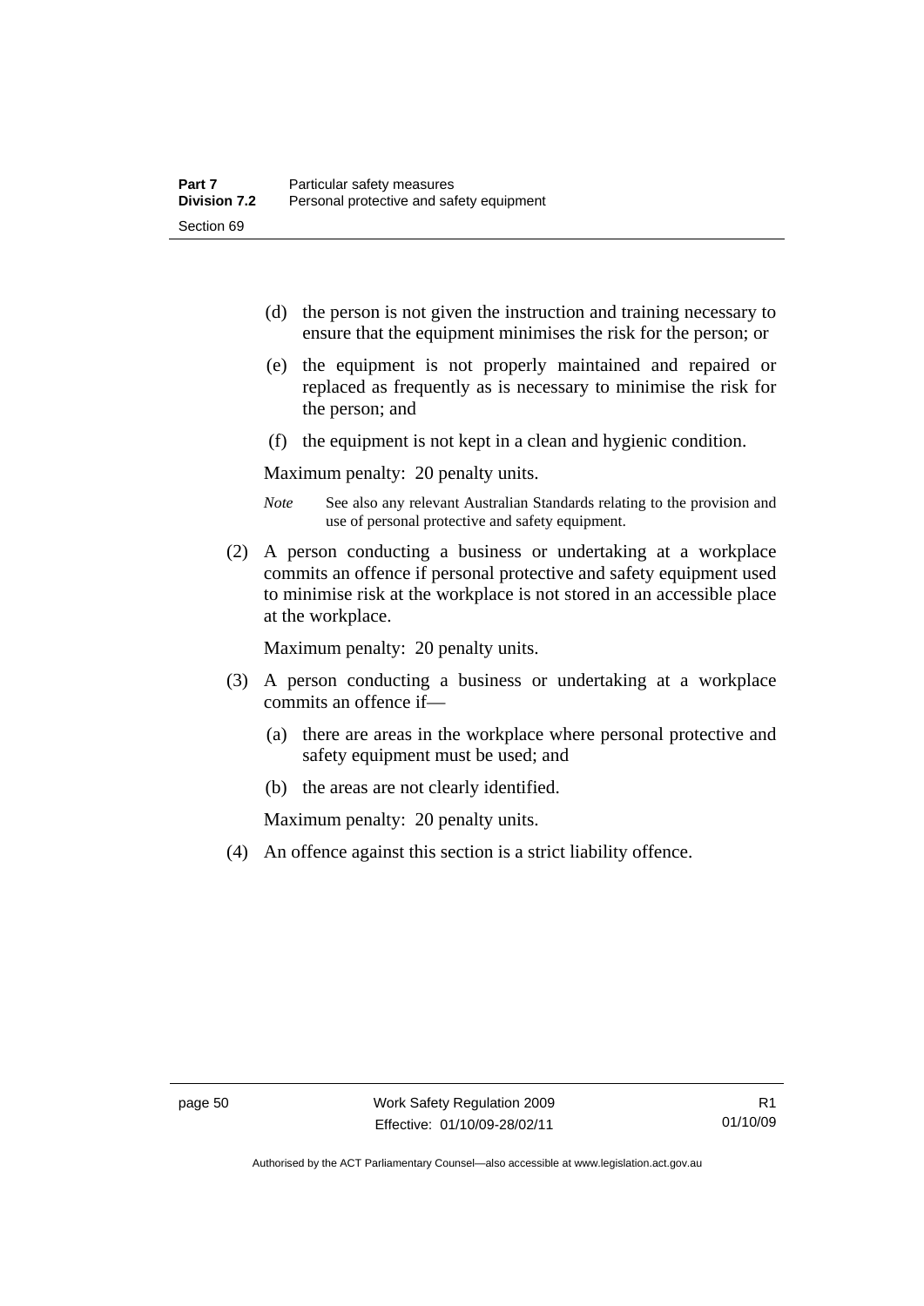(d) the person is not given the instruction and training necessary to ensure that the equipment minimises the risk for the person; or

(e) the equipment is not properly maintained and repaired or replaced as frequently as is necessary to minimise the risk for the person; and

(f) the equipment is not kept in a clean and hygienic condition.

Maximum penalty: 20 penalty units.

*Note* See also any relevant Australian Standards relating to the provision and use of personal protective and safety equipment.

(2) A person conducting a business or undertaking at a workplace commits an offence if personal protective and safety equipment used to minimise risk at the workplace is not stored in an accessible place at the workplace.

Maximum penalty: 20 penalty units.

(3) A person conducting a business or undertaking at a workplace commits an offence if—

(a) there are areas in the workplace where personal protective and safety equipment must be used; and

(b) the areas are not clearly identified.

Maximum penalty: 20 penalty units.

(4) An offence against this section is a strict liability offence.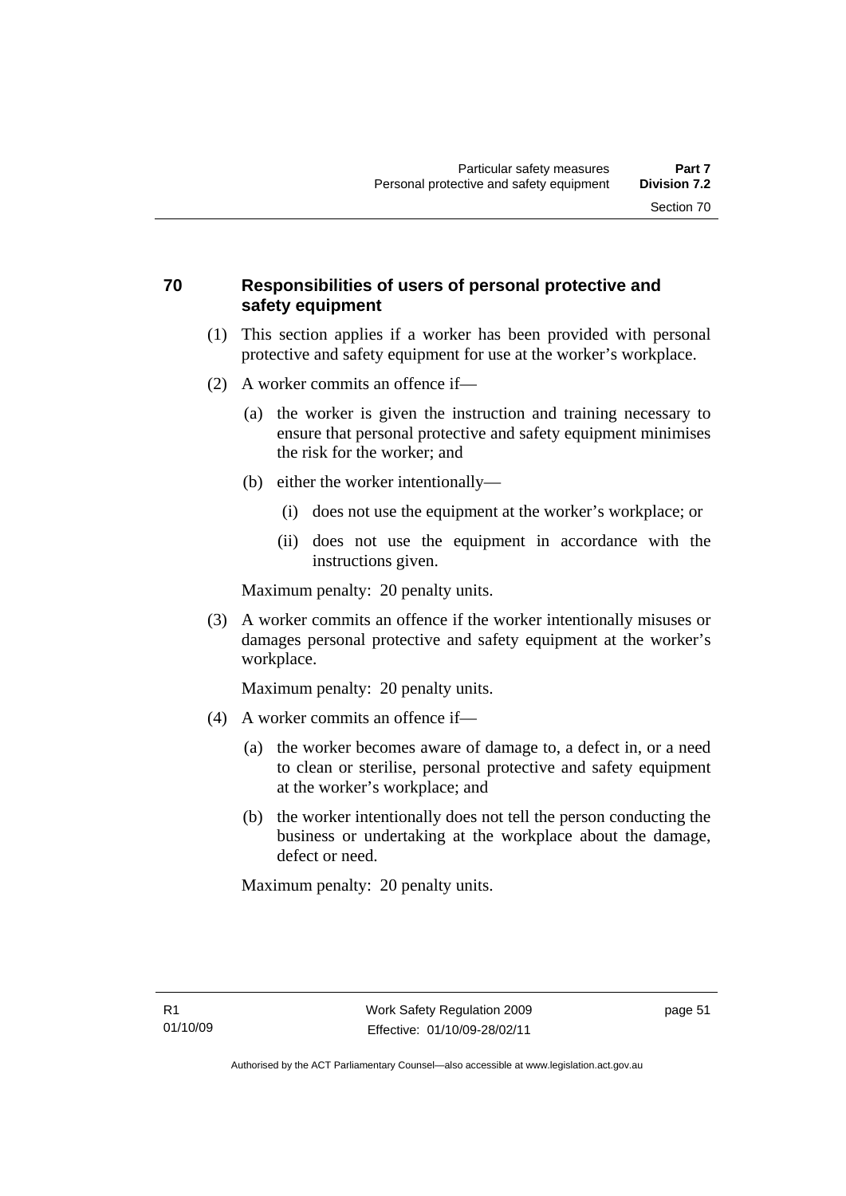## 70 Responsibilities of users of personal protective and safety equipment

(1) This section applies if a worker has been provided with personal protective and safety equipment for use at the worker's workplace.

(2) A worker commits an offence if—

(a) the worker is given the instruction and training necessary to ensure that personal protective and safety equipment minimises the risk for the worker; and

(b) either the worker intentionally—

(i) does not use the equipment at the worker's workplace; or

(ii) does not use the equipment in accordance with the instructions given.

Maximum penalty: 20 penalty units.

(3) A worker commits an offence if the worker intentionally misuses or damages personal protective and safety equipment at the worker's workplace.

Maximum penalty: 20 penalty units.

(4) A worker commits an offence if—

(a) the worker becomes aware of damage to, a defect in, or a need to clean or sterilise, personal protective and safety equipment at the worker's workplace; and

(b) the worker intentionally does not tell the person conducting the business or undertaking at the workplace about the damage, defect or need.

Maximum penalty: 20 penalty units.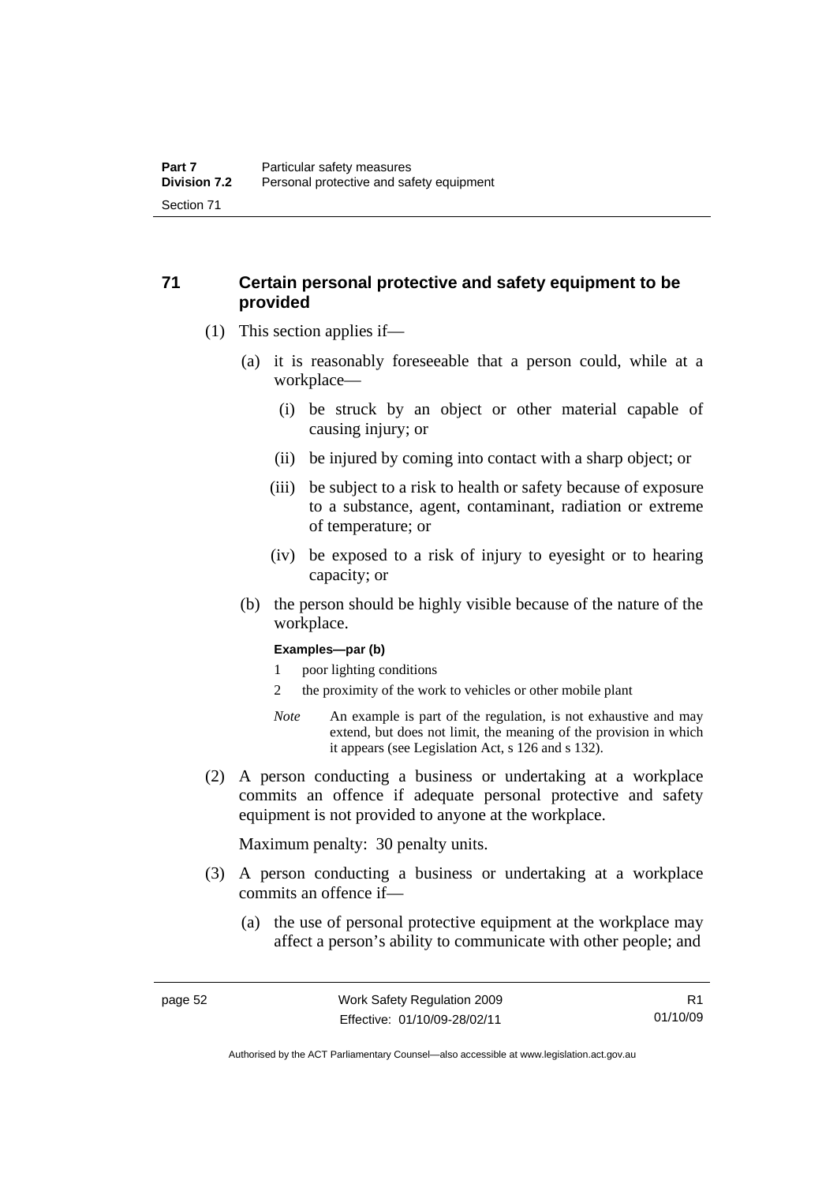## 71 Certain personal protective and safety equipment to be provided

(1) This section applies if—

(a) it is reasonably foreseeable that a person could, while at a workplace—

(i) be struck by an object or other material capable of causing injury; or

(ii) be injured by coming into contact with a sharp object; or

(iii) be subject to a risk to health or safety because of exposure to a substance, agent, contaminant, radiation or extreme of temperature; or

(iv) be exposed to a risk of injury to eyesight or to hearing capacity; or

(b) the person should be highly visible because of the nature of the workplace.

**Examples—par (b)**

1 poor lighting conditions

2 the proximity of the work to vehicles or other mobile plant

*Note* An example is part of the regulation, is not exhaustive and may extend, but does not limit, the meaning of the provision in which it appears (see Legislation Act, s 126 and s 132).

(2) A person conducting a business or undertaking at a workplace commits an offence if adequate personal protective and safety equipment is not provided to anyone at the workplace.

Maximum penalty: 30 penalty units.

(3) A person conducting a business or undertaking at a workplace commits an offence if—

(a) the use of personal protective equipment at the workplace may affect a person's ability to communicate with other people; and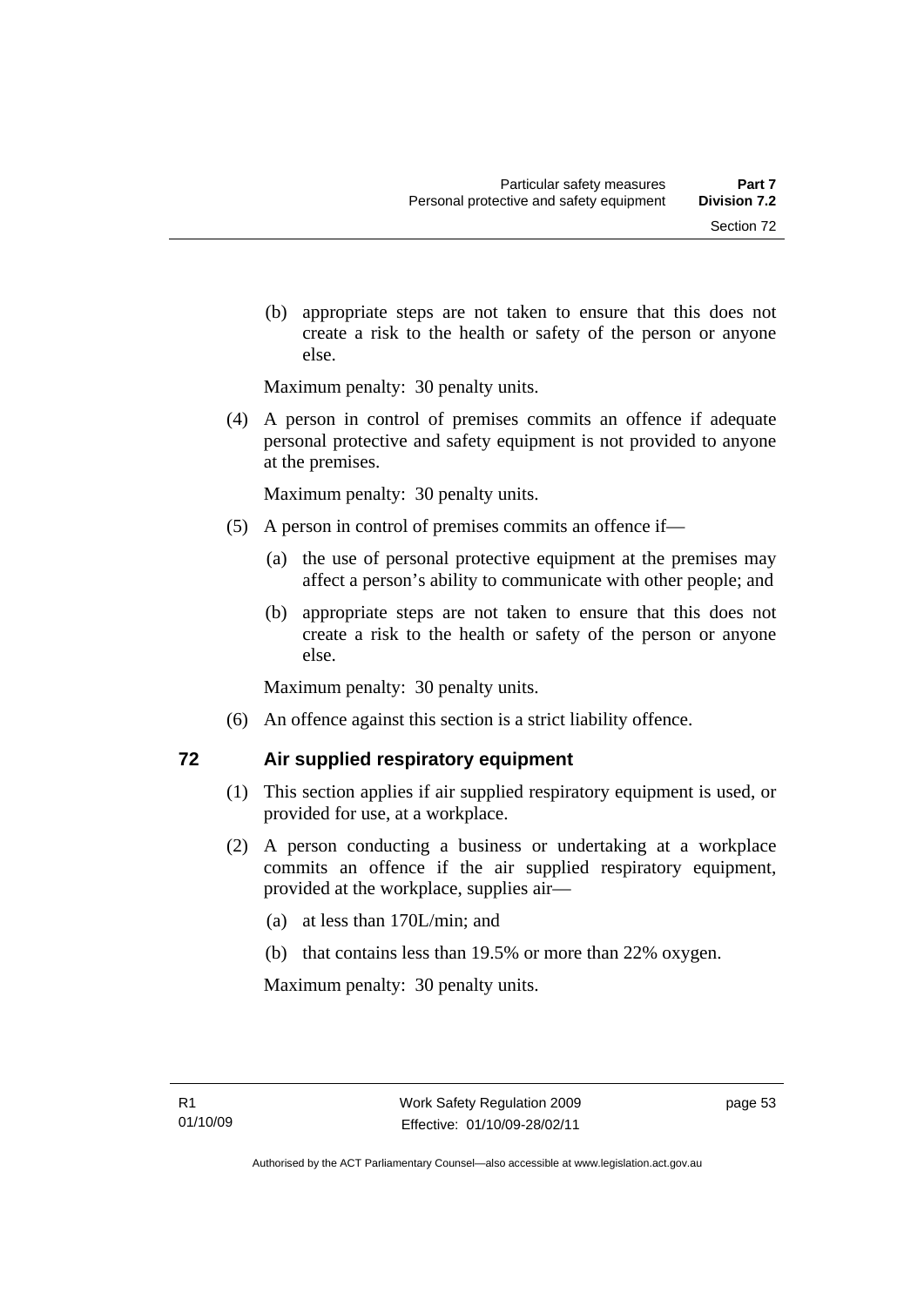(b) appropriate steps are not taken to ensure that this does not create a risk to the health or safety of the person or anyone else.

Maximum penalty: 30 penalty units.

(4) A person in control of premises commits an offence if adequate personal protective and safety equipment is not provided to anyone at the premises.

Maximum penalty: 30 penalty units.

(5) A person in control of premises commits an offence if—

(a) the use of personal protective equipment at the premises may affect a person's ability to communicate with other people; and

(b) appropriate steps are not taken to ensure that this does not create a risk to the health or safety of the person or anyone else.

Maximum penalty: 30 penalty units.

(6) An offence against this section is a strict liability offence.

## 72 Air supplied respiratory equipment

(1) This section applies if air supplied respiratory equipment is used, or provided for use, at a workplace.

(2) A person conducting a business or undertaking at a workplace commits an offence if the air supplied respiratory equipment, provided at the workplace, supplies air—

(a) at less than 170L/min; and

(b) that contains less than 19.5% or more than 22% oxygen.

Maximum penalty: 30 penalty units.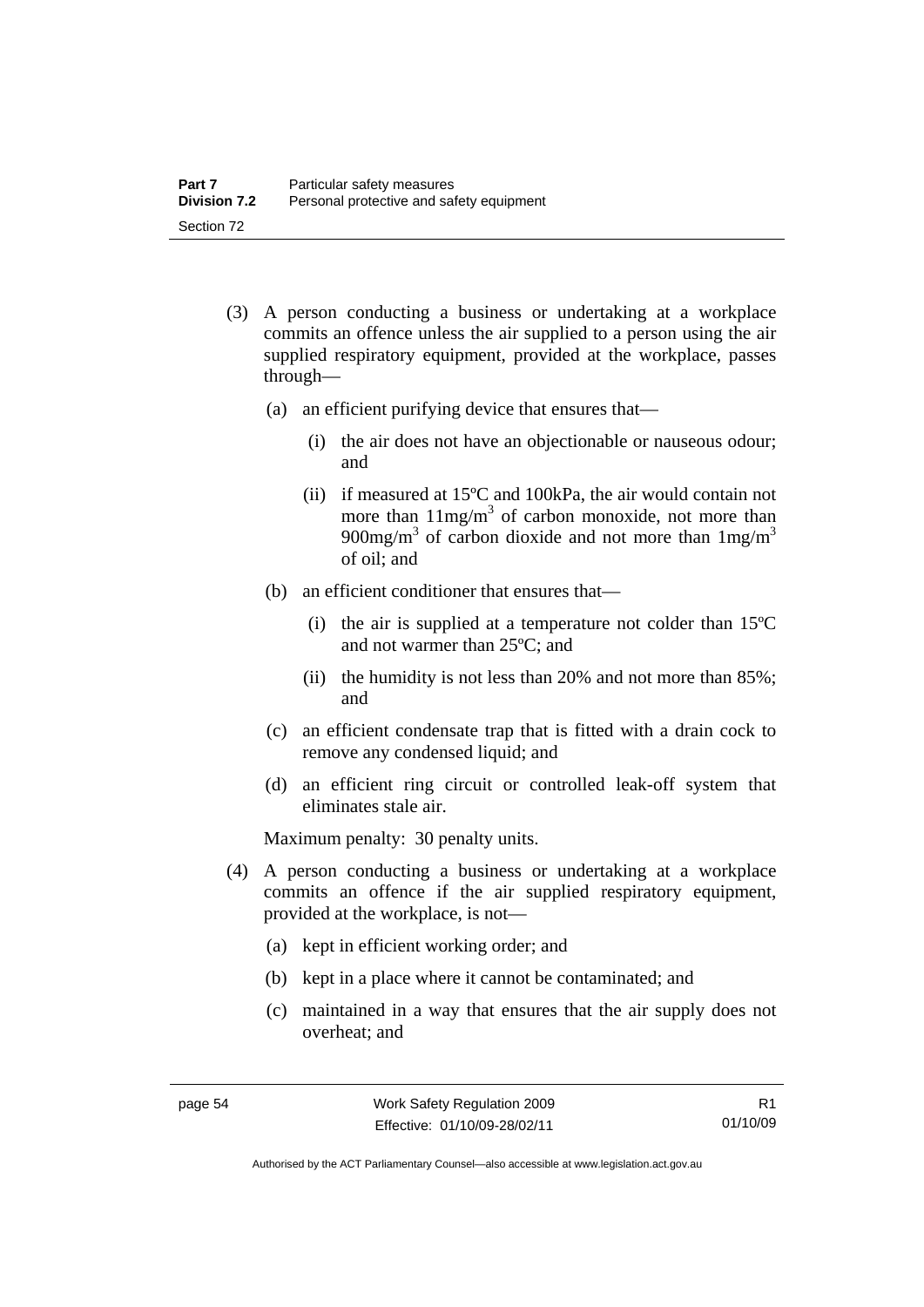(3) A person conducting a business or undertaking at a workplace commits an offence unless the air supplied to a person using the air supplied respiratory equipment, provided at the workplace, passes through—

(a) an efficient purifying device that ensures that—

(i) the air does not have an objectionable or nauseous odour; and

(ii) if measured at 15ºC and 100kPa, the air would contain not more than $11mg/m^3$ of carbon monoxide, not more than $900mg/m^3$ of carbon dioxide and not more than $1mg/m^3$ of oil; and

(b) an efficient conditioner that ensures that—

(i) the air is supplied at a temperature not colder than 15ºC and not warmer than 25ºC; and

(ii) the humidity is not less than 20% and not more than 85%; and

(c) an efficient condensate trap that is fitted with a drain cock to remove any condensed liquid; and

(d) an efficient ring circuit or controlled leak-off system that eliminates stale air.

Maximum penalty: 30 penalty units.

(4) A person conducting a business or undertaking at a workplace commits an offence if the air supplied respiratory equipment, provided at the workplace, is not—

(a) kept in efficient working order; and

(b) kept in a place where it cannot be contaminated; and

(c) maintained in a way that ensures that the air supply does not overheat; and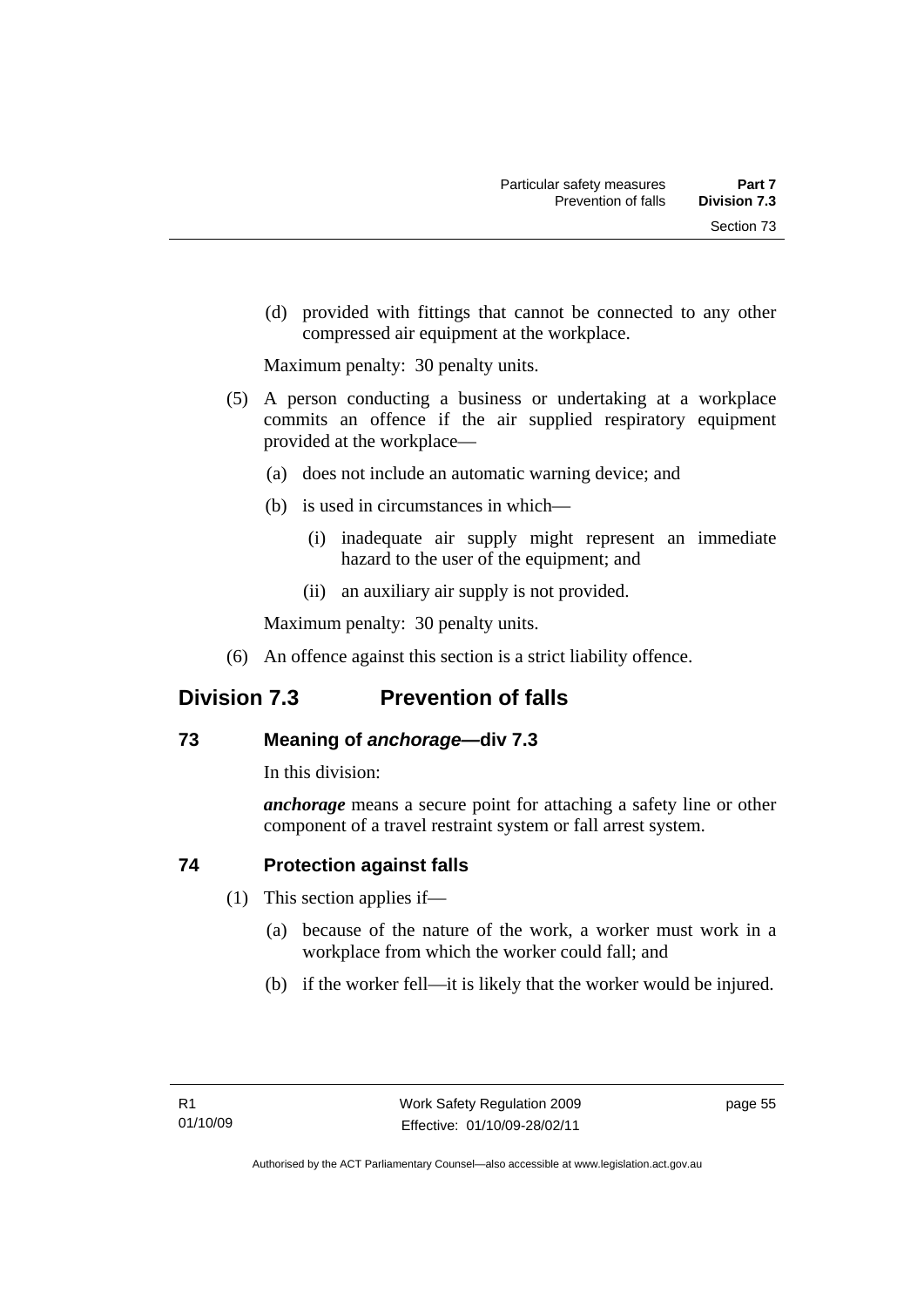(d) provided with fittings that cannot be connected to any other compressed air equipment at the workplace.

Maximum penalty: 30 penalty units.

(5) A person conducting a business or undertaking at a workplace commits an offence if the air supplied respiratory equipment provided at the workplace—

(a) does not include an automatic warning device; and

(b) is used in circumstances in which—

(i) inadequate air supply might represent an immediate hazard to the user of the equipment; and

(ii) an auxiliary air supply is not provided.

Maximum penalty: 30 penalty units.

(6) An offence against this section is a strict liability offence.

## Division 7.3 Prevention of falls

### 73 Meaning of *anchorage*—div 7.3

In this division:

***anchorage*** means a secure point for attaching a safety line or other component of a travel restraint system or fall arrest system.

### 74 Protection against falls

(1) This section applies if—

(a) because of the nature of the work, a worker must work in a workplace from which the worker could fall; and

(b) if the worker fell—it is likely that the worker would be injured.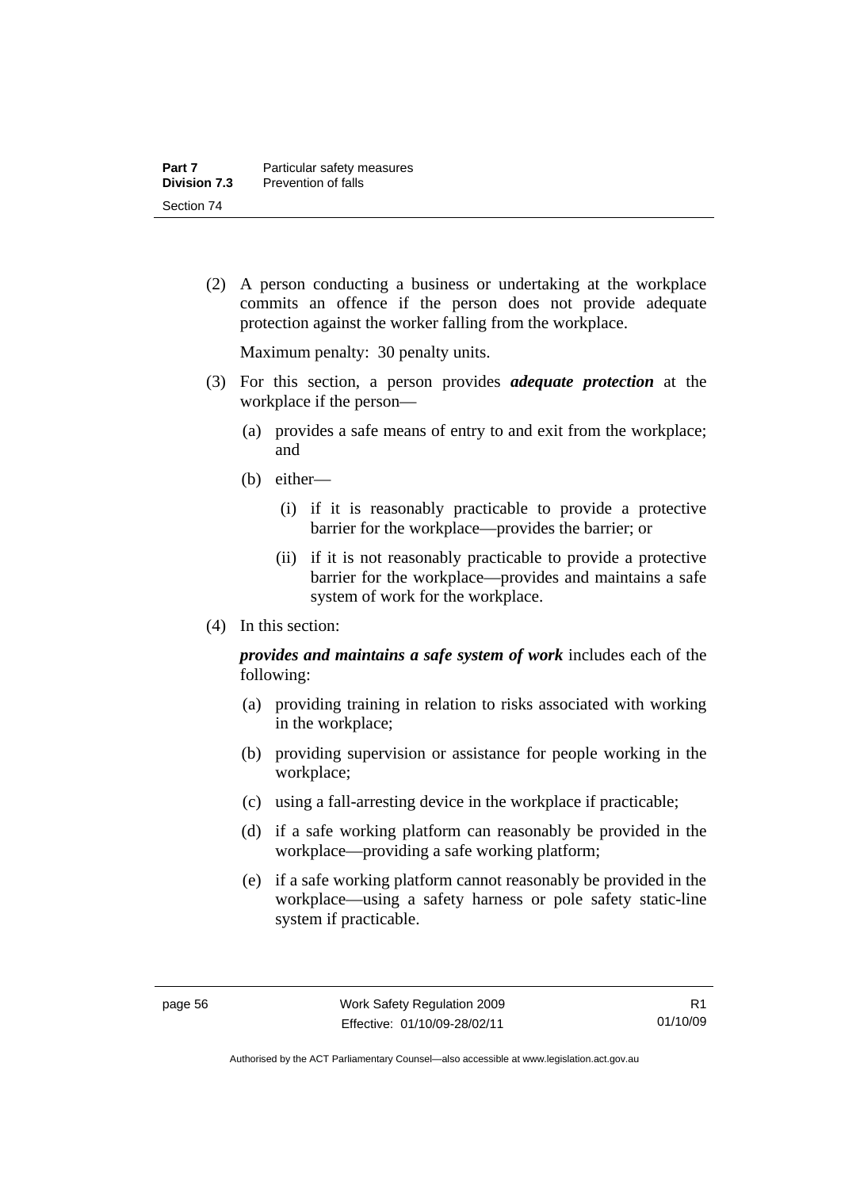(2) A person conducting a business or undertaking at the workplace commits an offence if the person does not provide adequate protection against the worker falling from the workplace.

Maximum penalty: 30 penalty units.

(3) For this section, a person provides ***adequate protection*** at the workplace if the person—

(a) provides a safe means of entry to and exit from the workplace; and

(b) either—

(i) if it is reasonably practicable to provide a protective barrier for the workplace—provides the barrier; or

(ii) if it is not reasonably practicable to provide a protective barrier for the workplace—provides and maintains a safe system of work for the workplace.

(4) In this section:

***provides and maintains a safe system of work*** includes each of the following:

(a) providing training in relation to risks associated with working in the workplace;

(b) providing supervision or assistance for people working in the workplace;

(c) using a fall-arresting device in the workplace if practicable;

(d) if a safe working platform can reasonably be provided in the workplace—providing a safe working platform;

(e) if a safe working platform cannot reasonably be provided in the workplace—using a safety harness or pole safety static-line system if practicable.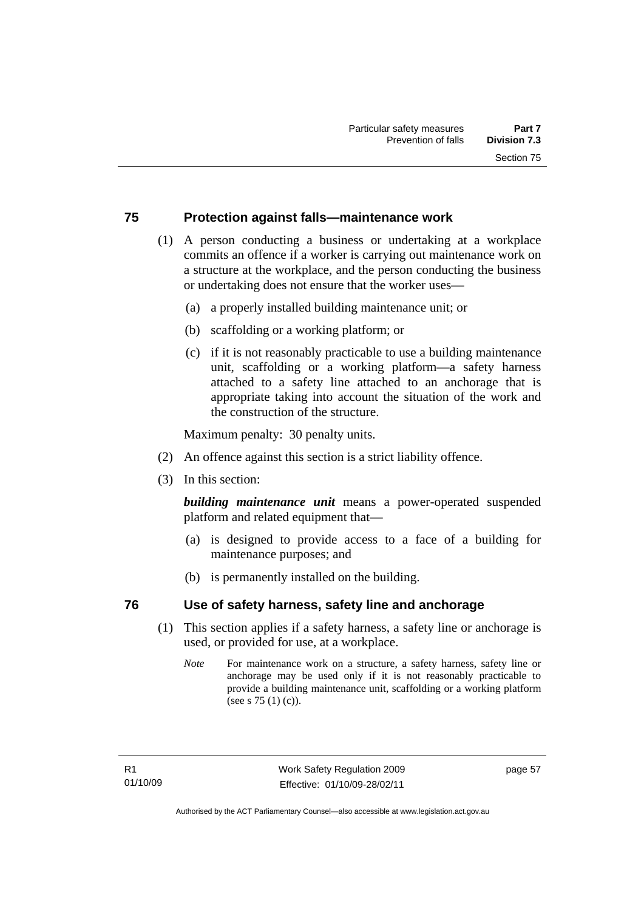## 75 Protection against falls—maintenance work

(1) A person conducting a business or undertaking at a workplace commits an offence if a worker is carrying out maintenance work on a structure at the workplace, and the person conducting the business or undertaking does not ensure that the worker uses—

(a) a properly installed building maintenance unit; or

(b) scaffolding or a working platform; or

(c) if it is not reasonably practicable to use a building maintenance unit, scaffolding or a working platform—a safety harness attached to a safety line attached to an anchorage that is appropriate taking into account the situation of the work and the construction of the structure.

Maximum penalty: 30 penalty units.

(2) An offence against this section is a strict liability offence.

(3) In this section:

***building maintenance unit*** means a power-operated suspended platform and related equipment that—

(a) is designed to provide access to a face of a building for maintenance purposes; and

(b) is permanently installed on the building.

## 76 Use of safety harness, safety line and anchorage

(1) This section applies if a safety harness, a safety line or anchorage is used, or provided for use, at a workplace.

*Note* For maintenance work on a structure, a safety harness, safety line or anchorage may be used only if it is not reasonably practicable to provide a building maintenance unit, scaffolding or a working platform (see s 75 (1) (c)).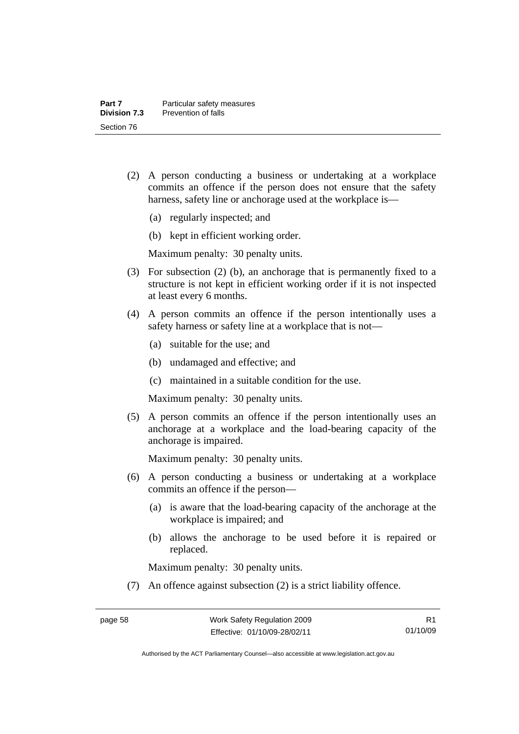(2) A person conducting a business or undertaking at a workplace commits an offence if the person does not ensure that the safety harness, safety line or anchorage used at the workplace is—

  (a) regularly inspected; and

  (b) kept in efficient working order.

Maximum penalty: 30 penalty units.

(3) For subsection (2) (b), an anchorage that is permanently fixed to a structure is not kept in efficient working order if it is not inspected at least every 6 months.

(4) A person commits an offence if the person intentionally uses a safety harness or safety line at a workplace that is not—

  (a) suitable for the use; and

  (b) undamaged and effective; and

  (c) maintained in a suitable condition for the use.

Maximum penalty: 30 penalty units.

(5) A person commits an offence if the person intentionally uses an anchorage at a workplace and the load-bearing capacity of the anchorage is impaired.

Maximum penalty: 30 penalty units.

(6) A person conducting a business or undertaking at a workplace commits an offence if the person—

  (a) is aware that the load-bearing capacity of the anchorage at the workplace is impaired; and

  (b) allows the anchorage to be used before it is repaired or replaced.

Maximum penalty: 30 penalty units.

(7) An offence against subsection (2) is a strict liability offence.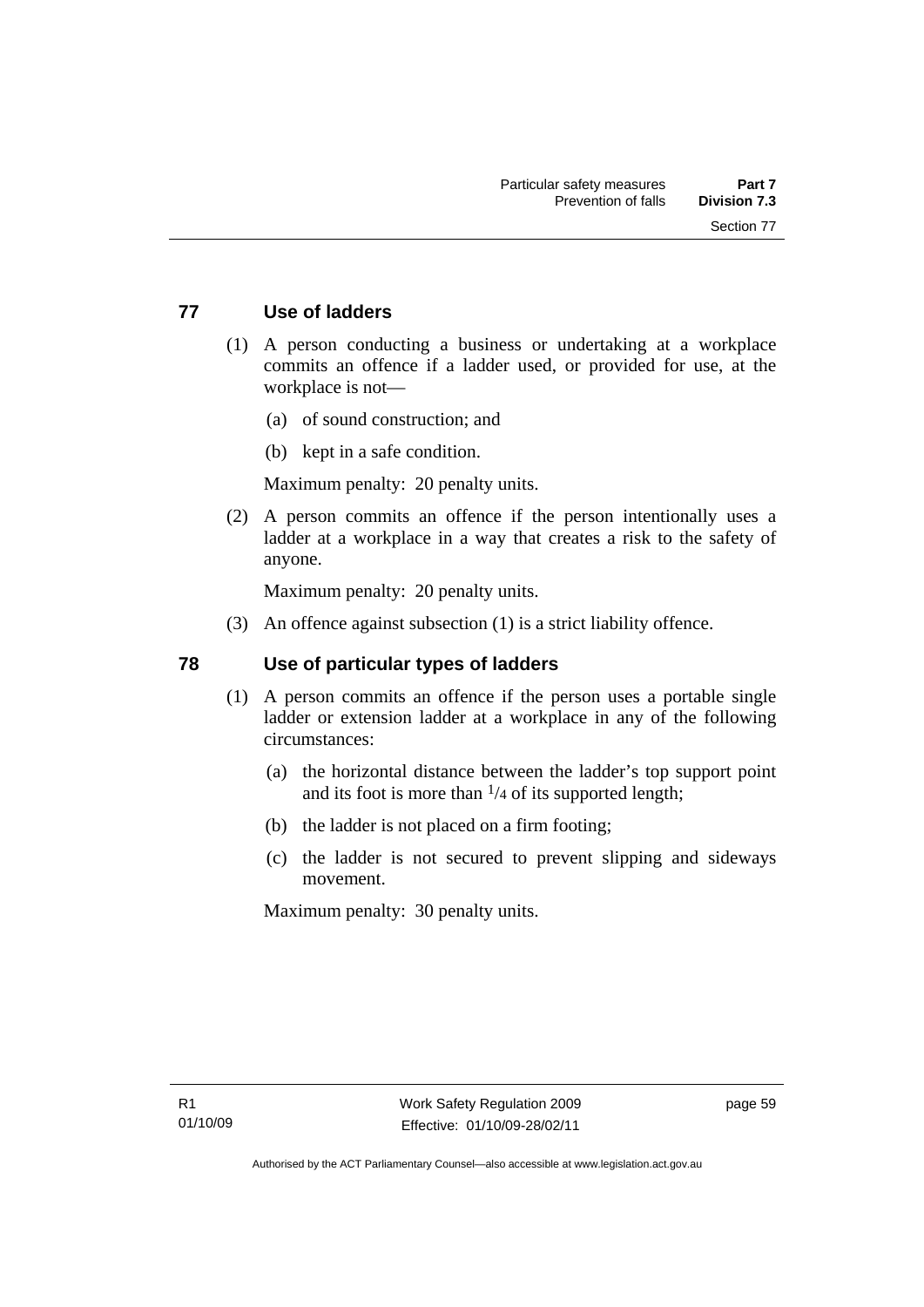## 77 Use of ladders

(1) A person conducting a business or undertaking at a workplace commits an offence if a ladder used, or provided for use, at the workplace is not—

(a) of sound construction; and

(b) kept in a safe condition.

Maximum penalty: 20 penalty units.

(2) A person commits an offence if the person intentionally uses a ladder at a workplace in a way that creates a risk to the safety of anyone.

Maximum penalty: 20 penalty units.

(3) An offence against subsection (1) is a strict liability offence.

## 78 Use of particular types of ladders

(1) A person commits an offence if the person uses a portable single ladder or extension ladder at a workplace in any of the following circumstances:

(a) the horizontal distance between the ladder's top support point and its foot is more than $^1/_4$ of its supported length;

(b) the ladder is not placed on a firm footing;

(c) the ladder is not secured to prevent slipping and sideways movement.

Maximum penalty: 30 penalty units.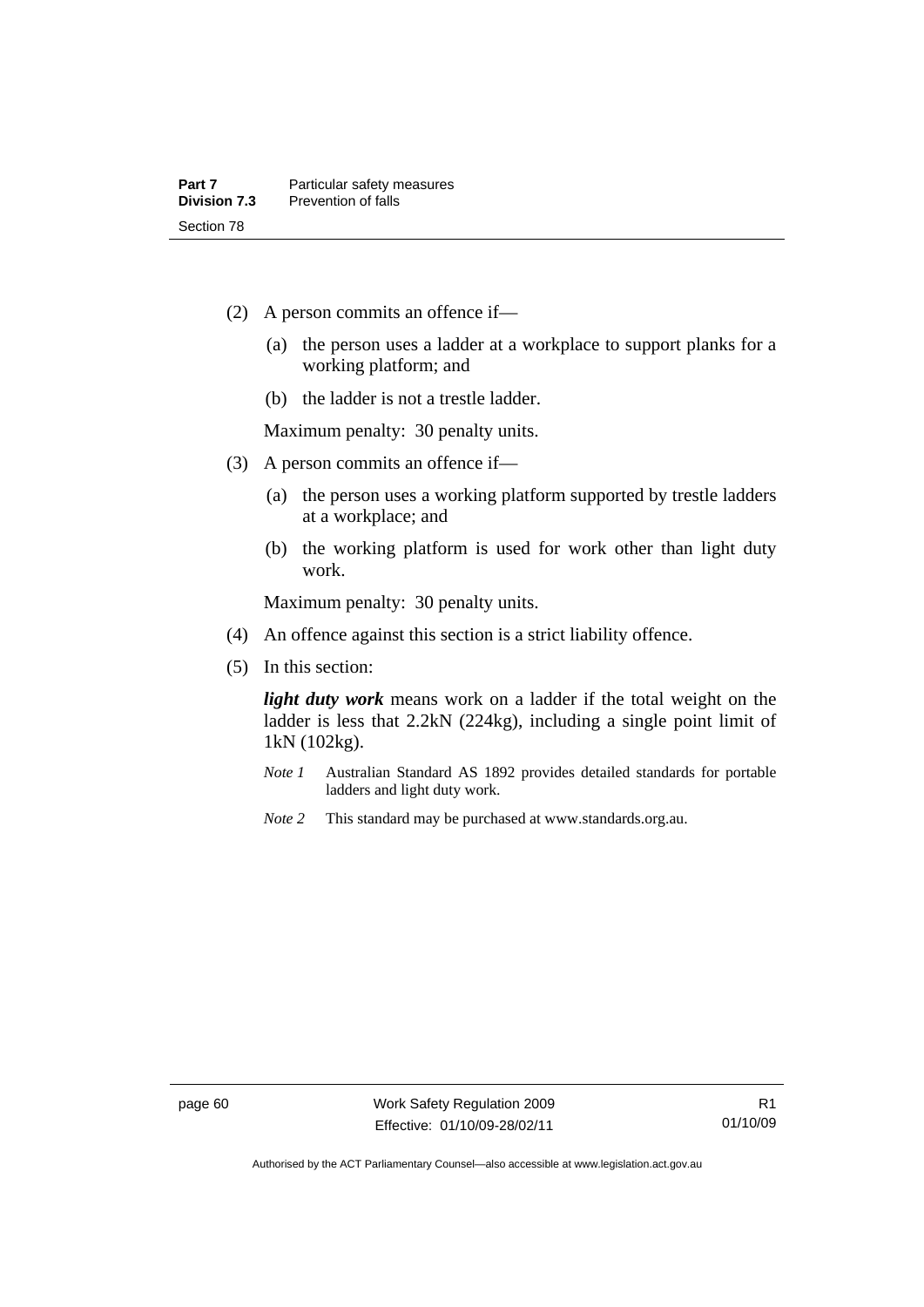(2) A person commits an offence if—

(a) the person uses a ladder at a workplace to support planks for a working platform; and

(b) the ladder is not a trestle ladder.

Maximum penalty: 30 penalty units.

(3) A person commits an offence if—

(a) the person uses a working platform supported by trestle ladders at a workplace; and

(b) the working platform is used for work other than light duty work.

Maximum penalty: 30 penalty units.

(4) An offence against this section is a strict liability offence.

(5) In this section:

***light duty work*** means work on a ladder if the total weight on the ladder is less that 2.2kN (224kg), including a single point limit of 1kN (102kg).

*Note 1* Australian Standard AS 1892 provides detailed standards for portable ladders and light duty work.

*Note 2* This standard may be purchased at www.standards.org.au.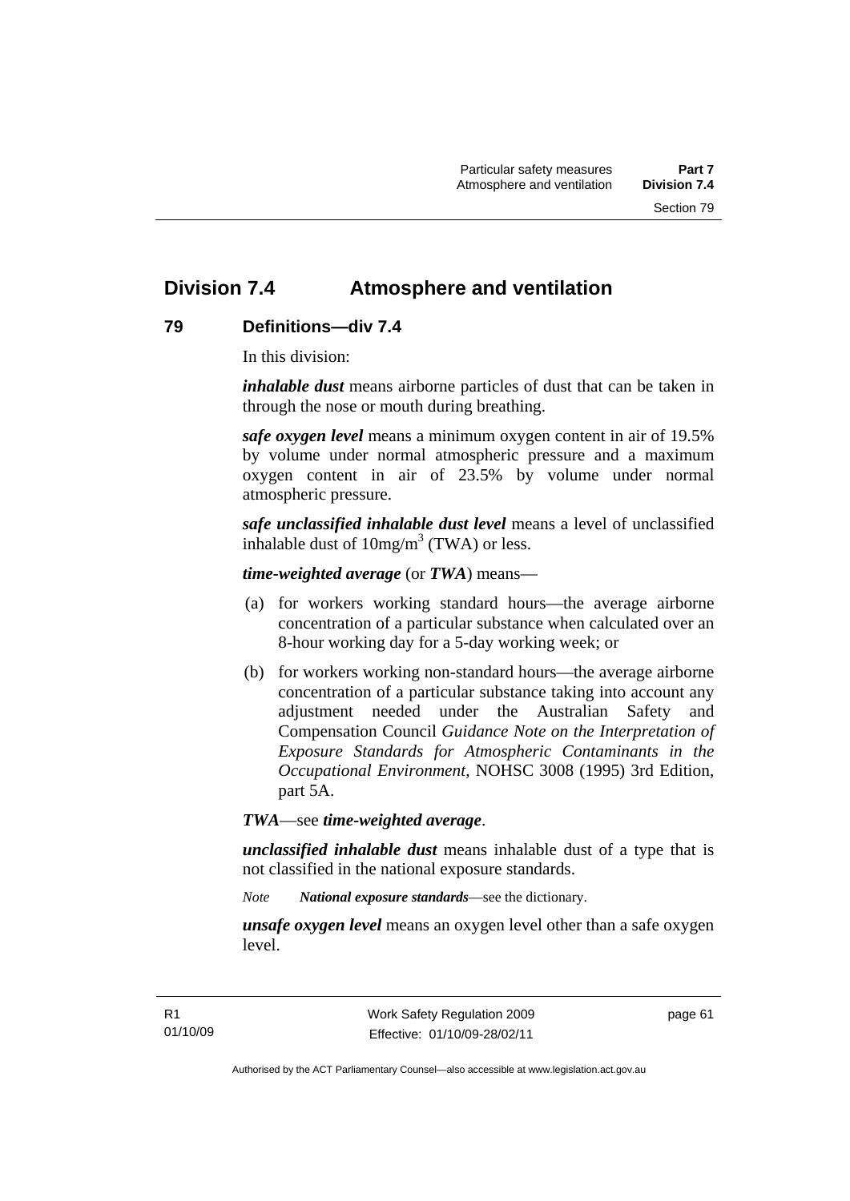# Division 7.4 Atmosphere and ventilation

## 79 Definitions—div 7.4

In this division:

***inhalable dust*** means airborne particles of dust that can be taken in through the nose or mouth during breathing.

***safe oxygen level*** means a minimum oxygen content in air of 19.5% by volume under normal atmospheric pressure and a maximum oxygen content in air of 23.5% by volume under normal atmospheric pressure.

***safe unclassified inhalable dust level*** means a level of unclassified inhalable dust of $10mg/m^3$ (TWA) or less.

***time-weighted average*** (or ***TWA***) means—

(a) for workers working standard hours—the average airborne concentration of a particular substance when calculated over an 8-hour working day for a 5-day working week; or

(b) for workers working non-standard hours—the average airborne concentration of a particular substance taking into account any adjustment needed under the Australian Safety and Compensation Council *Guidance Note on the Interpretation of Exposure Standards for Atmospheric Contaminants in the Occupational Environment*, NOHSC 3008 (1995) 3rd Edition, part 5A.

***TWA***—see ***time-weighted average***.

***unclassified inhalable dust*** means inhalable dust of a type that is not classified in the national exposure standards.

*Note* ***National exposure standards***—see the dictionary.

***unsafe oxygen level*** means an oxygen level other than a safe oxygen level.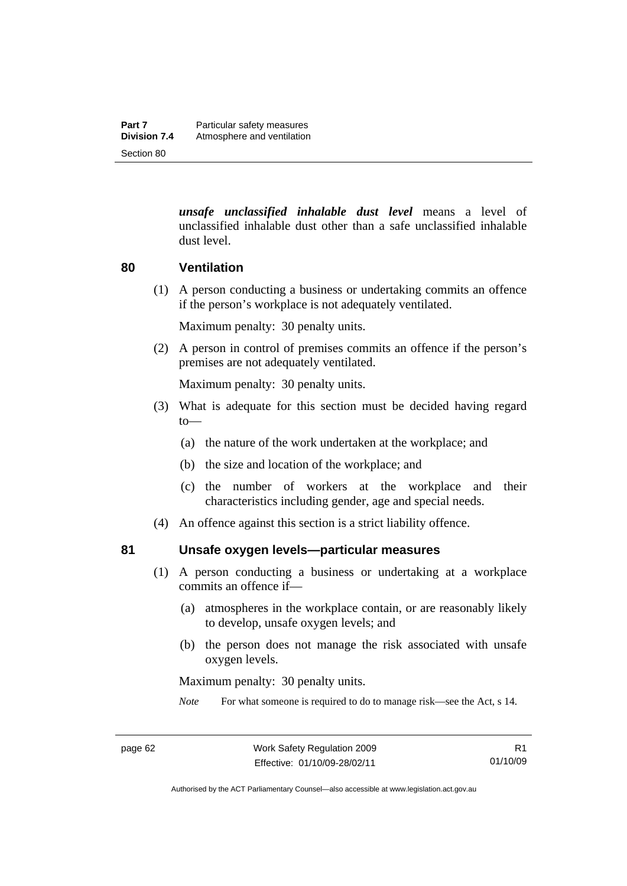***unsafe unclassified inhalable dust level*** means a level of unclassified inhalable dust other than a safe unclassified inhalable dust level.

## 80 Ventilation

(1) A person conducting a business or undertaking commits an offence if the person's workplace is not adequately ventilated.

Maximum penalty: 30 penalty units.

(2) A person in control of premises commits an offence if the person's premises are not adequately ventilated.

Maximum penalty: 30 penalty units.

(3) What is adequate for this section must be decided having regard to—

(a) the nature of the work undertaken at the workplace; and

(b) the size and location of the workplace; and

(c) the number of workers at the workplace and their characteristics including gender, age and special needs.

(4) An offence against this section is a strict liability offence.

## 81 Unsafe oxygen levels—particular measures

(1) A person conducting a business or undertaking at a workplace commits an offence if—

(a) atmospheres in the workplace contain, or are reasonably likely to develop, unsafe oxygen levels; and

(b) the person does not manage the risk associated with unsafe oxygen levels.

Maximum penalty: 30 penalty units.

*Note* For what someone is required to do to manage risk—see the Act, s 14.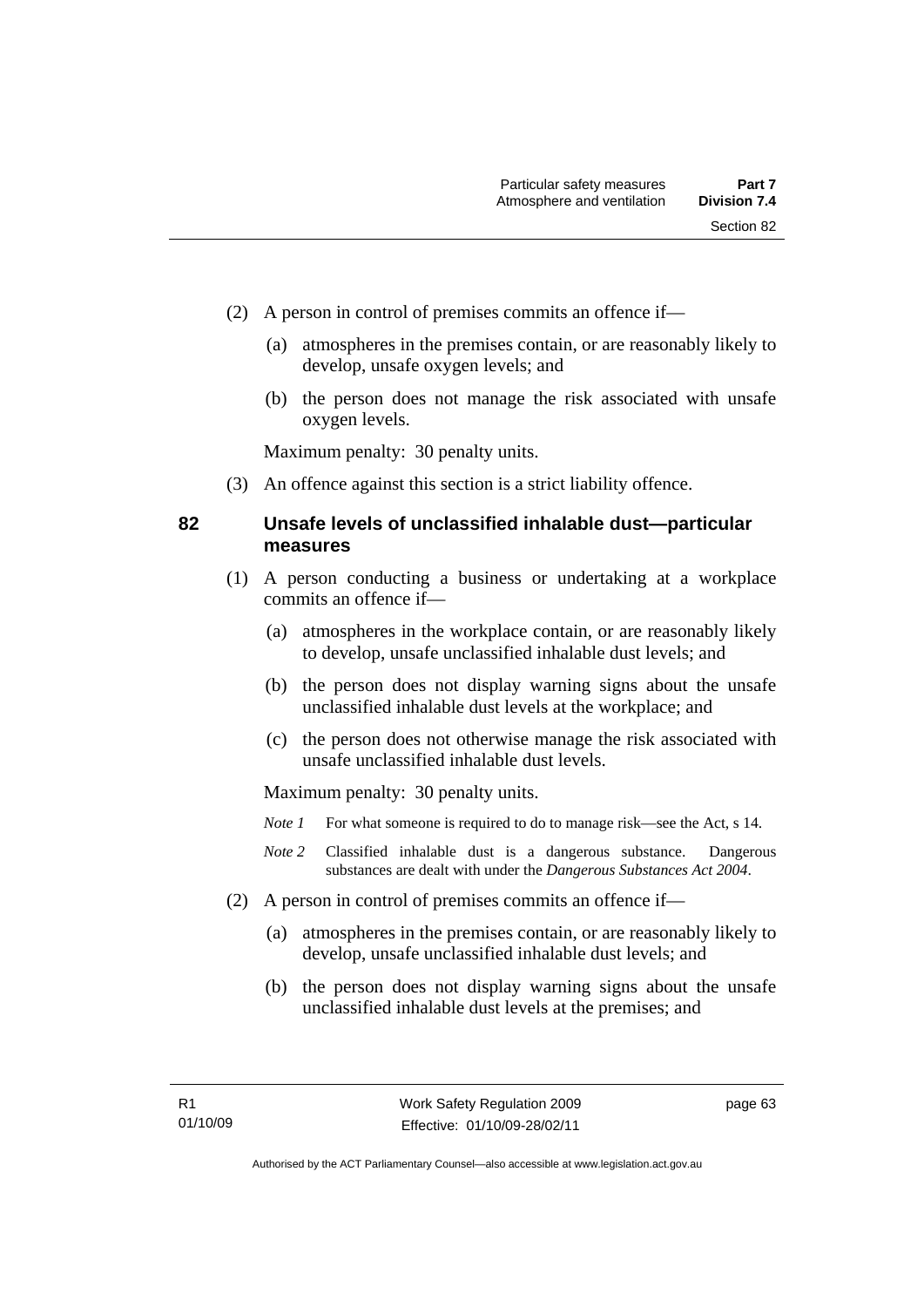(2) A person in control of premises commits an offence if—

(a) atmospheres in the premises contain, or are reasonably likely to develop, unsafe oxygen levels; and

(b) the person does not manage the risk associated with unsafe oxygen levels.

Maximum penalty: 30 penalty units.

(3) An offence against this section is a strict liability offence.

### 82 Unsafe levels of unclassified inhalable dust—particular measures

(1) A person conducting a business or undertaking at a workplace commits an offence if—

(a) atmospheres in the workplace contain, or are reasonably likely to develop, unsafe unclassified inhalable dust levels; and

(b) the person does not display warning signs about the unsafe unclassified inhalable dust levels at the workplace; and

(c) the person does not otherwise manage the risk associated with unsafe unclassified inhalable dust levels.

Maximum penalty: 30 penalty units.

*Note 1* For what someone is required to do to manage risk—see the Act, s 14.

*Note 2* Classified inhalable dust is a dangerous substance. Dangerous substances are dealt with under the *Dangerous Substances Act 2004*.

(2) A person in control of premises commits an offence if—

(a) atmospheres in the premises contain, or are reasonably likely to develop, unsafe unclassified inhalable dust levels; and

(b) the person does not display warning signs about the unsafe unclassified inhalable dust levels at the premises; and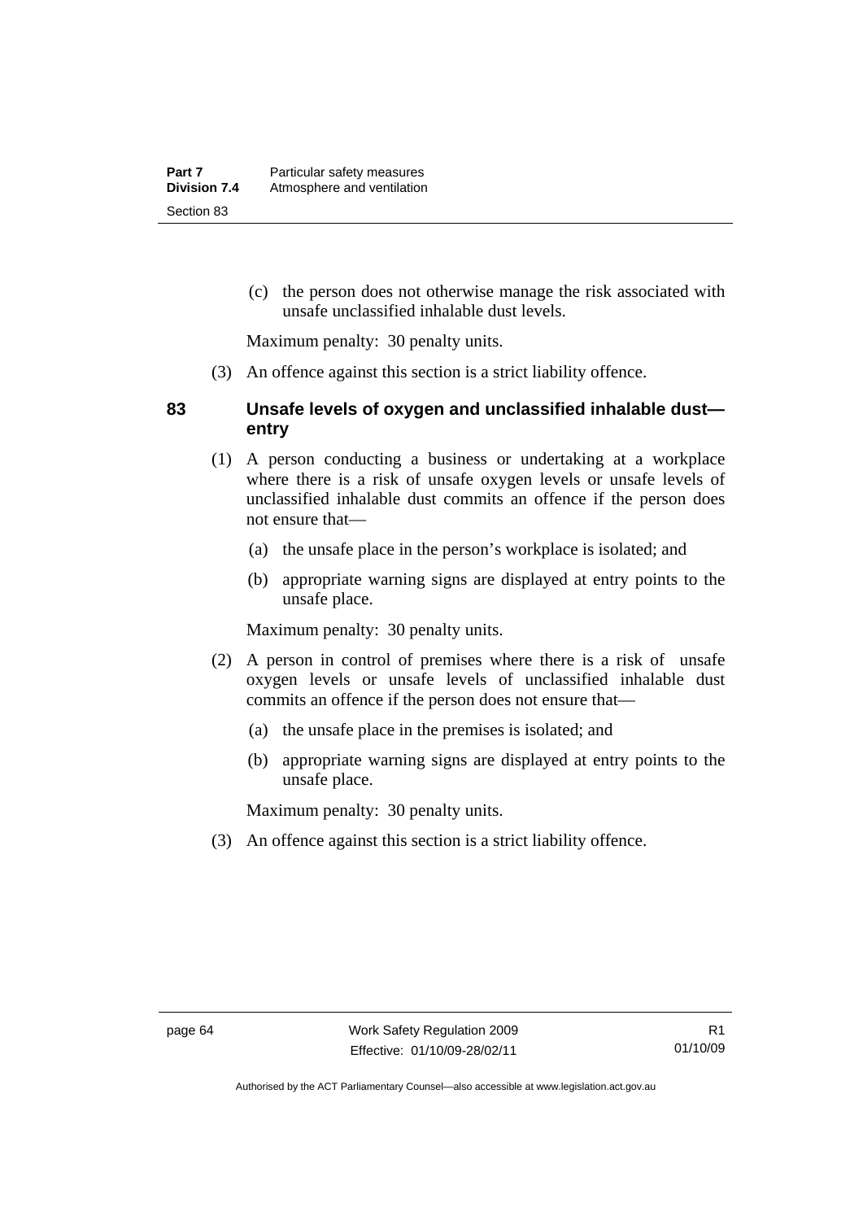(c) the person does not otherwise manage the risk associated with unsafe unclassified inhalable dust levels.

Maximum penalty: 30 penalty units.

(3) An offence against this section is a strict liability offence.

### 83 Unsafe levels of oxygen and unclassified inhalable dust—entry

(1) A person conducting a business or undertaking at a workplace where there is a risk of unsafe oxygen levels or unsafe levels of unclassified inhalable dust commits an offence if the person does not ensure that—

(a) the unsafe place in the person's workplace is isolated; and

(b) appropriate warning signs are displayed at entry points to the unsafe place.

Maximum penalty: 30 penalty units.

(2) A person in control of premises where there is a risk of unsafe oxygen levels or unsafe levels of unclassified inhalable dust commits an offence if the person does not ensure that—

(a) the unsafe place in the premises is isolated; and

(b) appropriate warning signs are displayed at entry points to the unsafe place.

Maximum penalty: 30 penalty units.

(3) An offence against this section is a strict liability offence.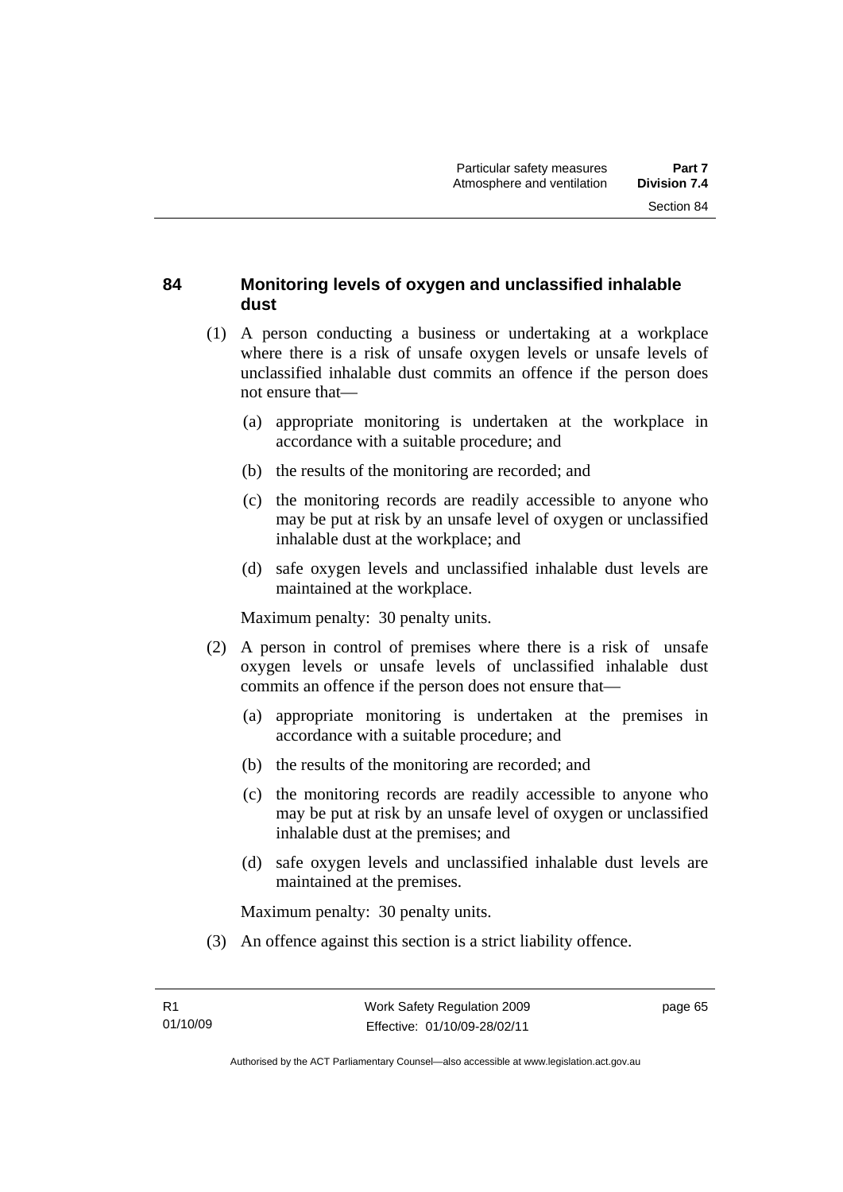## 84 Monitoring levels of oxygen and unclassified inhalable dust

(1) A person conducting a business or undertaking at a workplace where there is a risk of unsafe oxygen levels or unsafe levels of unclassified inhalable dust commits an offence if the person does not ensure that—

(a) appropriate monitoring is undertaken at the workplace in accordance with a suitable procedure; and

(b) the results of the monitoring are recorded; and

(c) the monitoring records are readily accessible to anyone who may be put at risk by an unsafe level of oxygen or unclassified inhalable dust at the workplace; and

(d) safe oxygen levels and unclassified inhalable dust levels are maintained at the workplace.

Maximum penalty: 30 penalty units.

(2) A person in control of premises where there is a risk of unsafe oxygen levels or unsafe levels of unclassified inhalable dust commits an offence if the person does not ensure that—

(a) appropriate monitoring is undertaken at the premises in accordance with a suitable procedure; and

(b) the results of the monitoring are recorded; and

(c) the monitoring records are readily accessible to anyone who may be put at risk by an unsafe level of oxygen or unclassified inhalable dust at the premises; and

(d) safe oxygen levels and unclassified inhalable dust levels are maintained at the premises.

Maximum penalty: 30 penalty units.

(3) An offence against this section is a strict liability offence.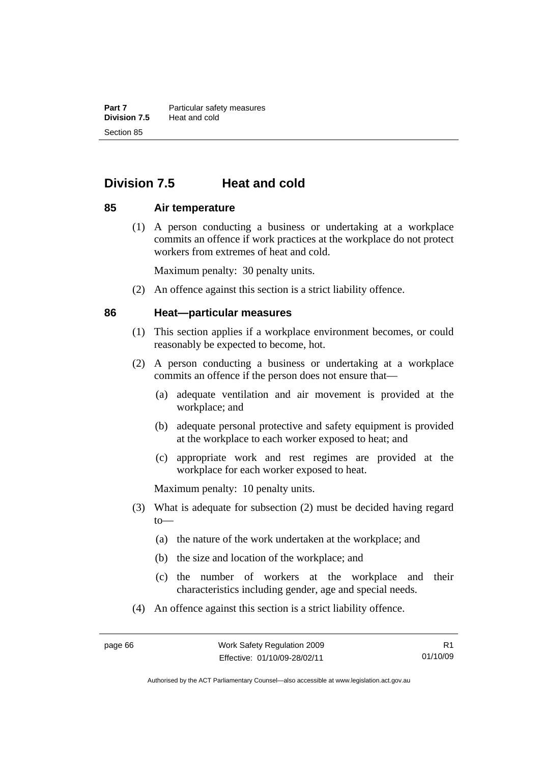## Division 7.5 Heat and cold

### 85 Air temperature

(1) A person conducting a business or undertaking at a workplace commits an offence if work practices at the workplace do not protect workers from extremes of heat and cold.

Maximum penalty: 30 penalty units.

(2) An offence against this section is a strict liability offence.

### 86 Heat—particular measures

(1) This section applies if a workplace environment becomes, or could reasonably be expected to become, hot.

(2) A person conducting a business or undertaking at a workplace commits an offence if the person does not ensure that—

(a) adequate ventilation and air movement is provided at the workplace; and

(b) adequate personal protective and safety equipment is provided at the workplace to each worker exposed to heat; and

(c) appropriate work and rest regimes are provided at the workplace for each worker exposed to heat.

Maximum penalty: 10 penalty units.

(3) What is adequate for subsection (2) must be decided having regard to—

(a) the nature of the work undertaken at the workplace; and

(b) the size and location of the workplace; and

(c) the number of workers at the workplace and their characteristics including gender, age and special needs.

(4) An offence against this section is a strict liability offence.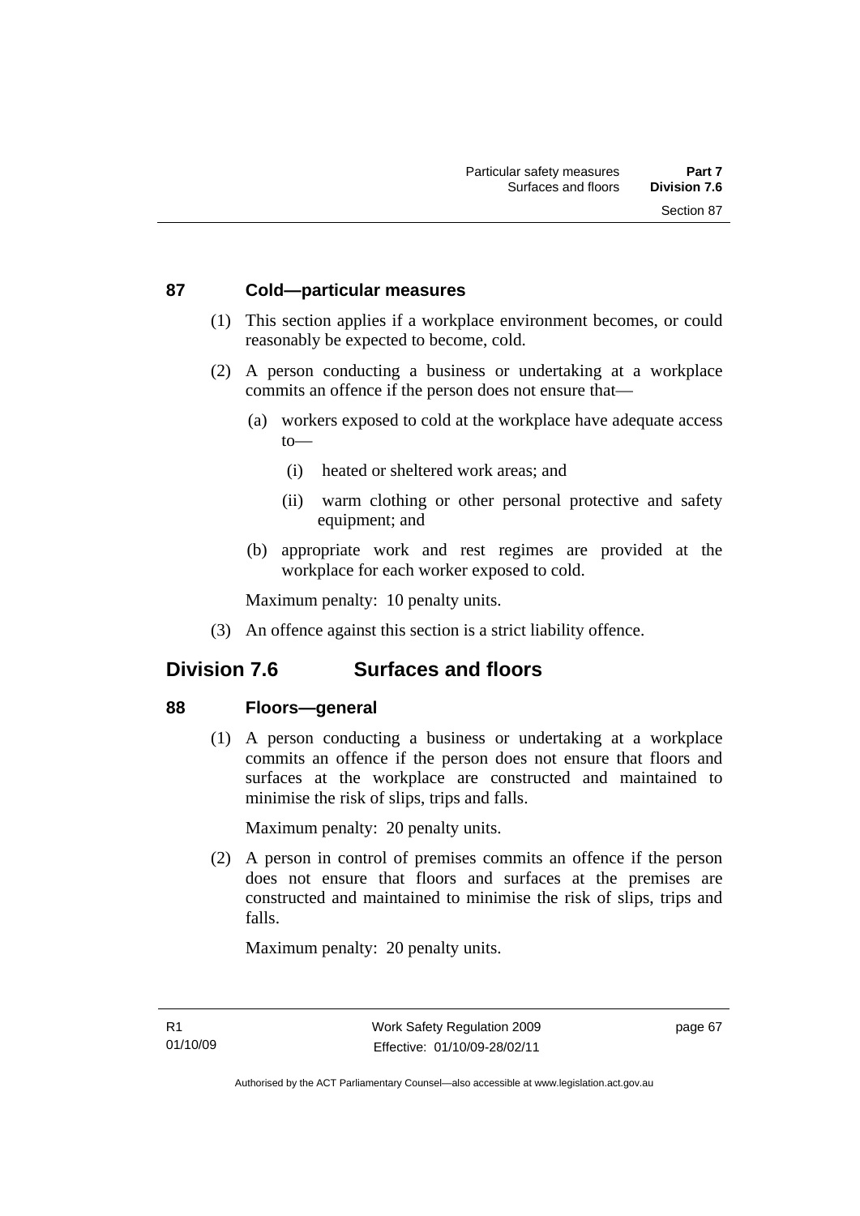### 87 Cold—particular measures

(1) This section applies if a workplace environment becomes, or could reasonably be expected to become, cold.

(2) A person conducting a business or undertaking at a workplace commits an offence if the person does not ensure that—

(a) workers exposed to cold at the workplace have adequate access to—

(i) heated or sheltered work areas; and

(ii) warm clothing or other personal protective and safety equipment; and

(b) appropriate work and rest regimes are provided at the workplace for each worker exposed to cold.

Maximum penalty: 10 penalty units.

(3) An offence against this section is a strict liability offence.

## Division 7.6 Surfaces and floors

### 88 Floors—general

(1) A person conducting a business or undertaking at a workplace commits an offence if the person does not ensure that floors and surfaces at the workplace are constructed and maintained to minimise the risk of slips, trips and falls.

Maximum penalty: 20 penalty units.

(2) A person in control of premises commits an offence if the person does not ensure that floors and surfaces at the premises are constructed and maintained to minimise the risk of slips, trips and falls.

Maximum penalty: 20 penalty units.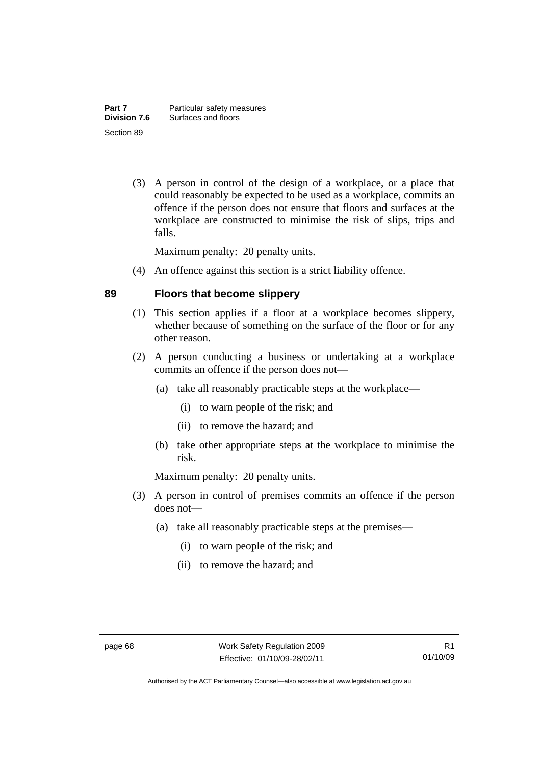(3) A person in control of the design of a workplace, or a place that could reasonably be expected to be used as a workplace, commits an offence if the person does not ensure that floors and surfaces at the workplace are constructed to minimise the risk of slips, trips and falls.

Maximum penalty: 20 penalty units.

(4) An offence against this section is a strict liability offence.

## 89 Floors that become slippery

(1) This section applies if a floor at a workplace becomes slippery, whether because of something on the surface of the floor or for any other reason.

(2) A person conducting a business or undertaking at a workplace commits an offence if the person does not—

(a) take all reasonably practicable steps at the workplace—

(i) to warn people of the risk; and

(ii) to remove the hazard; and

(b) take other appropriate steps at the workplace to minimise the risk.

Maximum penalty: 20 penalty units.

(3) A person in control of premises commits an offence if the person does not—

(a) take all reasonably practicable steps at the premises—

(i) to warn people of the risk; and

(ii) to remove the hazard; and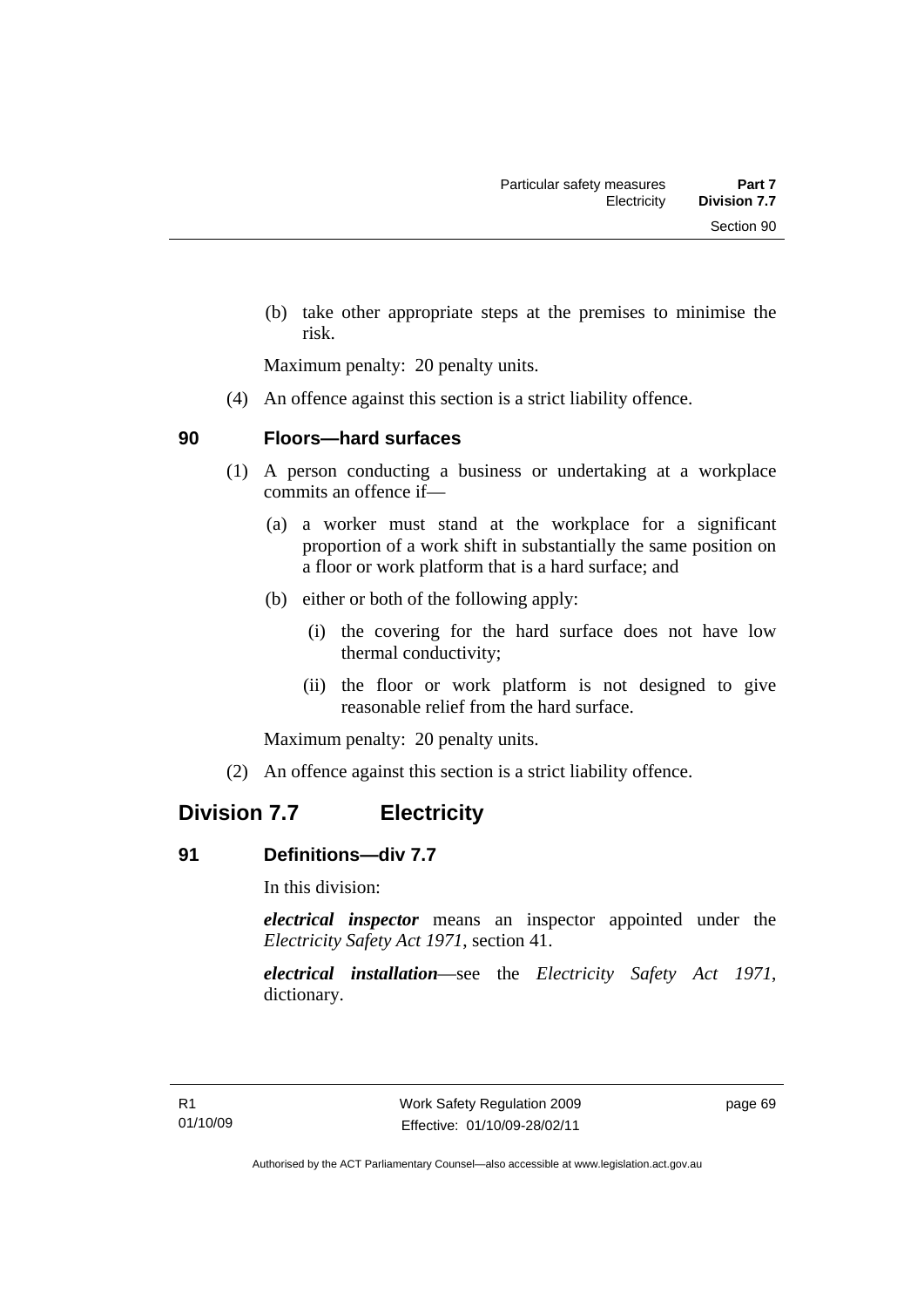(b) take other appropriate steps at the premises to minimise the risk.

Maximum penalty: 20 penalty units.

(4) An offence against this section is a strict liability offence.

### 90 Floors—hard surfaces

(1) A person conducting a business or undertaking at a workplace commits an offence if—

(a) a worker must stand at the workplace for a significant proportion of a work shift in substantially the same position on a floor or work platform that is a hard surface; and

(b) either or both of the following apply:

(i) the covering for the hard surface does not have low thermal conductivity;

(ii) the floor or work platform is not designed to give reasonable relief from the hard surface.

Maximum penalty: 20 penalty units.

(2) An offence against this section is a strict liability offence.

## Division 7.7 Electricity

### 91 Definitions—div 7.7

In this division:

***electrical inspector*** means an inspector appointed under the *Electricity Safety Act 1971*, section 41.

***electrical installation***—see the *Electricity Safety Act 1971*, dictionary.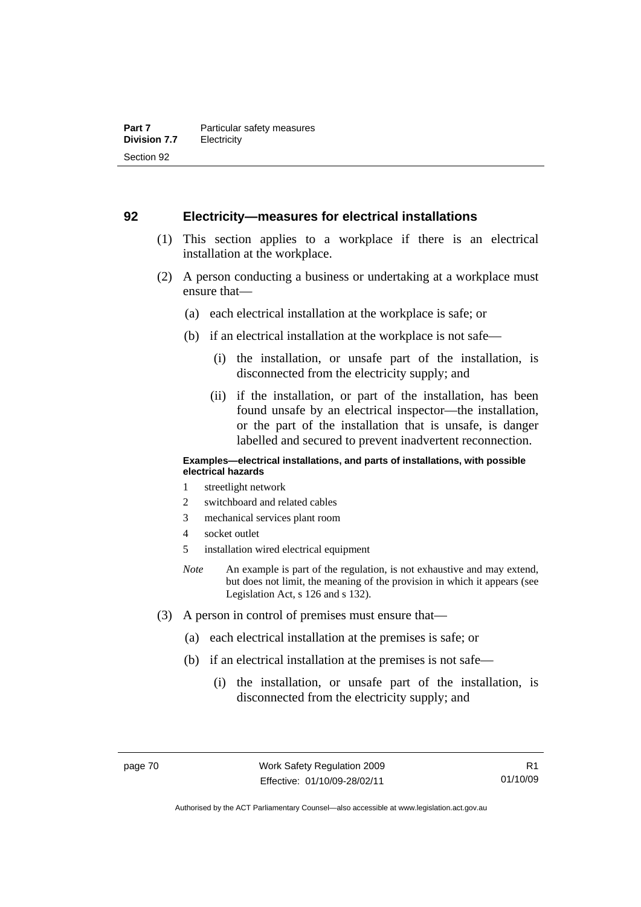## 92 Electricity—measures for electrical installations

(1) This section applies to a workplace if there is an electrical installation at the workplace.

(2) A person conducting a business or undertaking at a workplace must ensure that—

(a) each electrical installation at the workplace is safe; or

(b) if an electrical installation at the workplace is not safe—

(i) the installation, or unsafe part of the installation, is disconnected from the electricity supply; and

(ii) if the installation, or part of the installation, has been found unsafe by an electrical inspector—the installation, or the part of the installation that is unsafe, is danger labelled and secured to prevent inadvertent reconnection.

**Examples—electrical installations, and parts of installations, with possible electrical hazards**

1 streetlight network
2 switchboard and related cables
3 mechanical services plant room
4 socket outlet
5 installation wired electrical equipment

*Note* An example is part of the regulation, is not exhaustive and may extend, but does not limit, the meaning of the provision in which it appears (see Legislation Act, s 126 and s 132).

(3) A person in control of premises must ensure that—

(a) each electrical installation at the premises is safe; or

(b) if an electrical installation at the premises is not safe—

(i) the installation, or unsafe part of the installation, is disconnected from the electricity supply; and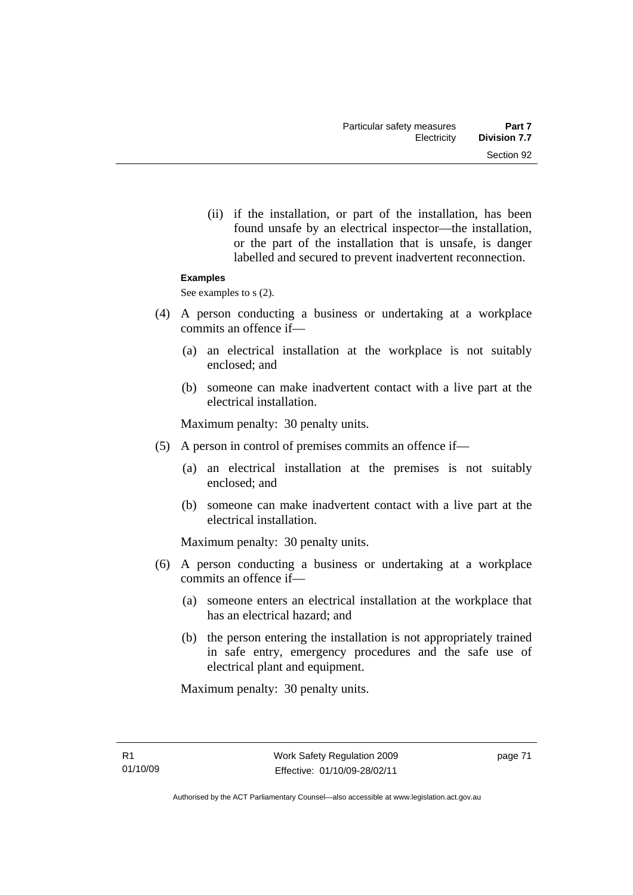(ii) if the installation, or part of the installation, has been found unsafe by an electrical inspector—the installation, or the part of the installation that is unsafe, is danger labelled and secured to prevent inadvertent reconnection.

**Examples**

See examples to s (2).

(4) A person conducting a business or undertaking at a workplace commits an offence if—

(a) an electrical installation at the workplace is not suitably enclosed; and

(b) someone can make inadvertent contact with a live part at the electrical installation.

Maximum penalty: 30 penalty units.

(5) A person in control of premises commits an offence if—

(a) an electrical installation at the premises is not suitably enclosed; and

(b) someone can make inadvertent contact with a live part at the electrical installation.

Maximum penalty: 30 penalty units.

(6) A person conducting a business or undertaking at a workplace commits an offence if—

(a) someone enters an electrical installation at the workplace that has an electrical hazard; and

(b) the person entering the installation is not appropriately trained in safe entry, emergency procedures and the safe use of electrical plant and equipment.

Maximum penalty: 30 penalty units.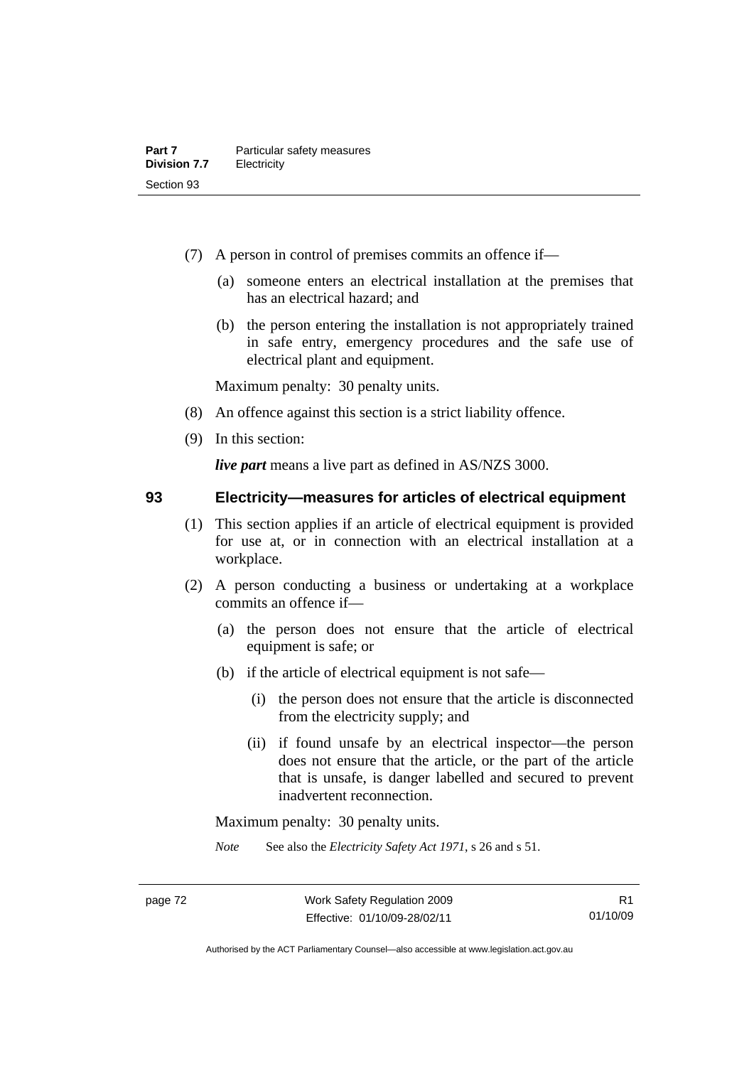(7) A person in control of premises commits an offence if—

(a) someone enters an electrical installation at the premises that has an electrical hazard; and

(b) the person entering the installation is not appropriately trained in safe entry, emergency procedures and the safe use of electrical plant and equipment.

Maximum penalty: 30 penalty units.

(8) An offence against this section is a strict liability offence.

(9) In this section:

***live part*** means a live part as defined in AS/NZS 3000.

## 93 Electricity—measures for articles of electrical equipment

(1) This section applies if an article of electrical equipment is provided for use at, or in connection with an electrical installation at a workplace.

(2) A person conducting a business or undertaking at a workplace commits an offence if—

(a) the person does not ensure that the article of electrical equipment is safe; or

(b) if the article of electrical equipment is not safe—

(i) the person does not ensure that the article is disconnected from the electricity supply; and

(ii) if found unsafe by an electrical inspector—the person does not ensure that the article, or the part of the article that is unsafe, is danger labelled and secured to prevent inadvertent reconnection.

Maximum penalty: 30 penalty units.

*Note* See also the *Electricity Safety Act 1971*, s 26 and s 51.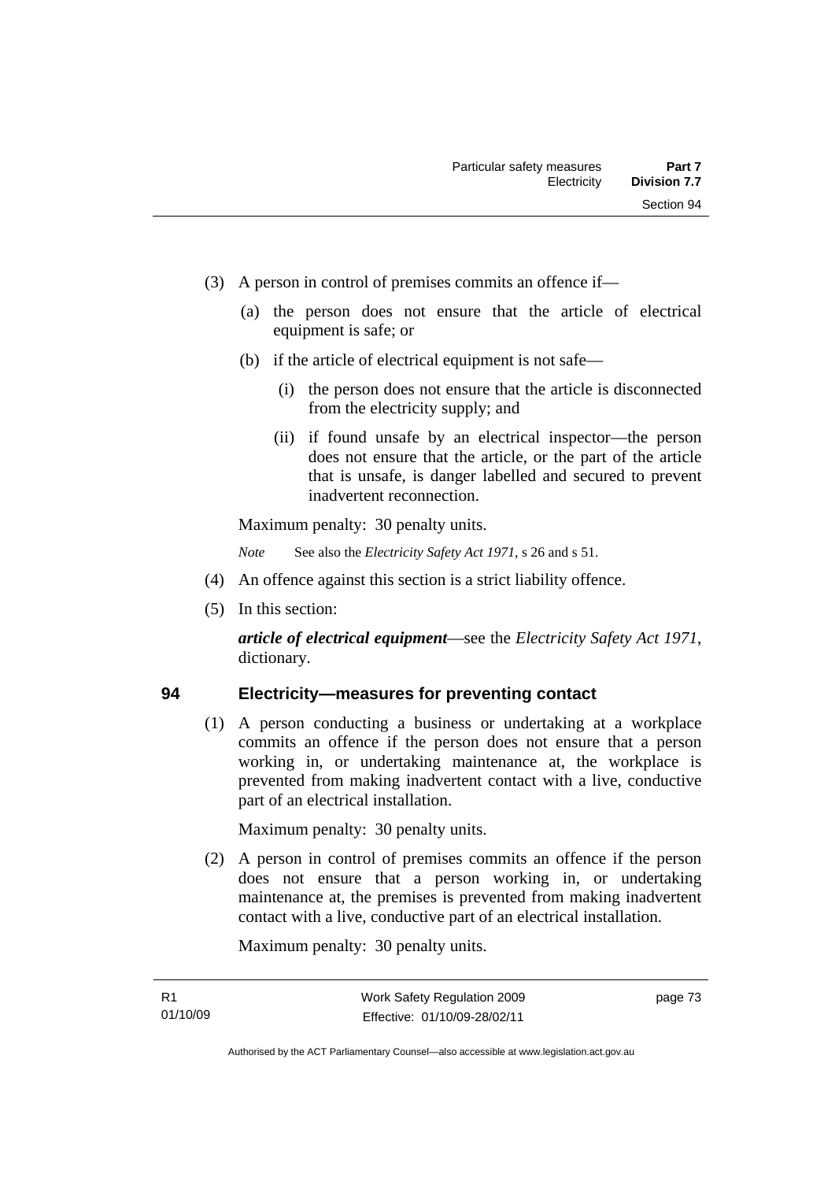(3) A person in control of premises commits an offence if—

(a) the person does not ensure that the article of electrical equipment is safe; or

(b) if the article of electrical equipment is not safe—

(i) the person does not ensure that the article is disconnected from the electricity supply; and

(ii) if found unsafe by an electrical inspector—the person does not ensure that the article, or the part of the article that is unsafe, is danger labelled and secured to prevent inadvertent reconnection.

Maximum penalty: 30 penalty units.

*Note* See also the *Electricity Safety Act 1971*, s 26 and s 51.

(4) An offence against this section is a strict liability offence.

(5) In this section:

***article of electrical equipment***—see the *Electricity Safety Act 1971*, dictionary.

## 94 Electricity—measures for preventing contact

(1) A person conducting a business or undertaking at a workplace commits an offence if the person does not ensure that a person working in, or undertaking maintenance at, the workplace is prevented from making inadvertent contact with a live, conductive part of an electrical installation.

Maximum penalty: 30 penalty units.

(2) A person in control of premises commits an offence if the person does not ensure that a person working in, or undertaking maintenance at, the premises is prevented from making inadvertent contact with a live, conductive part of an electrical installation.

Maximum penalty: 30 penalty units.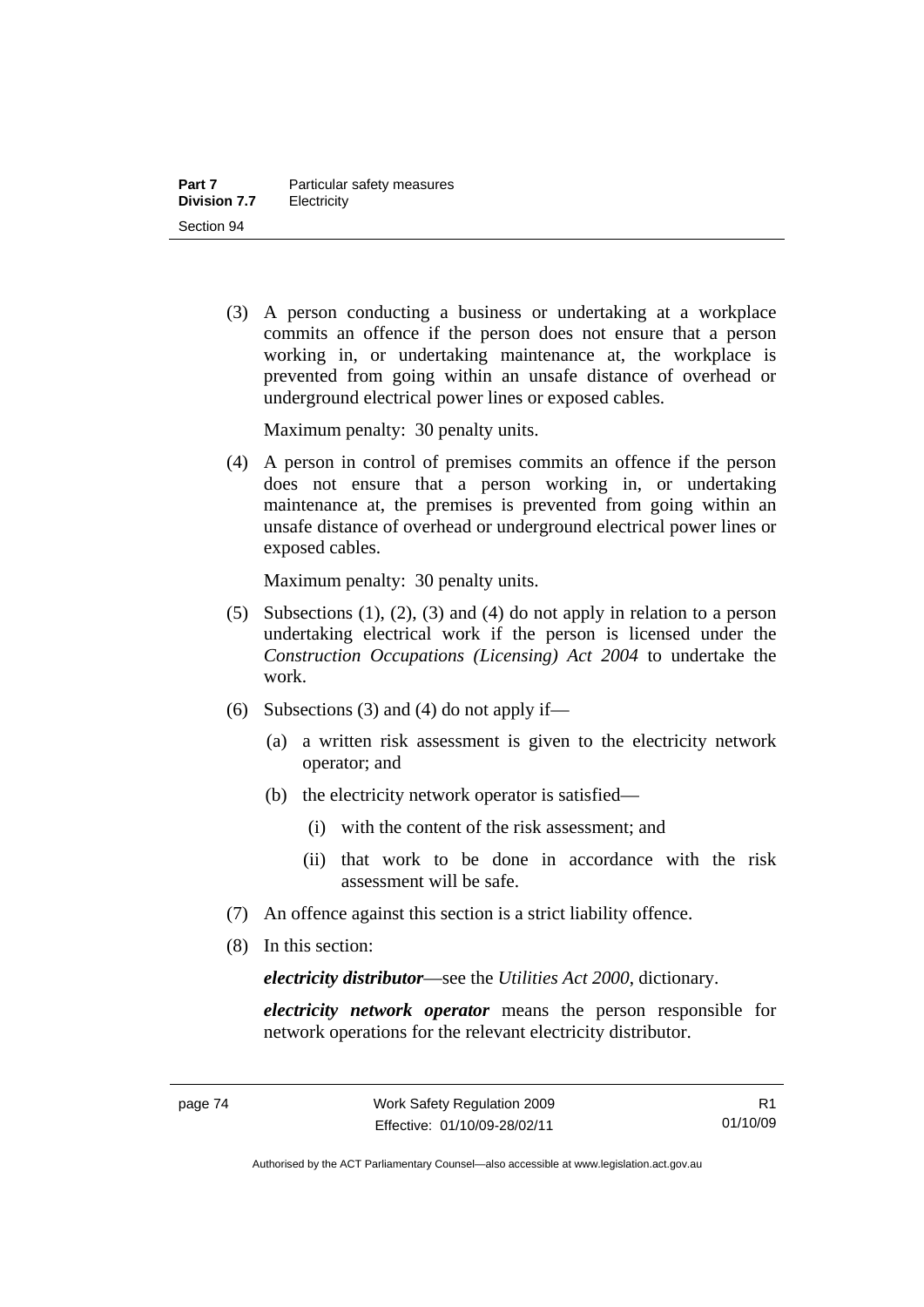(3) A person conducting a business or undertaking at a workplace commits an offence if the person does not ensure that a person working in, or undertaking maintenance at, the workplace is prevented from going within an unsafe distance of overhead or underground electrical power lines or exposed cables.

Maximum penalty: 30 penalty units.

(4) A person in control of premises commits an offence if the person does not ensure that a person working in, or undertaking maintenance at, the premises is prevented from going within an unsafe distance of overhead or underground electrical power lines or exposed cables.

Maximum penalty: 30 penalty units.

(5) Subsections (1), (2), (3) and (4) do not apply in relation to a person undertaking electrical work if the person is licensed under the *Construction Occupations (Licensing) Act 2004* to undertake the work.

(6) Subsections (3) and (4) do not apply if—

(a) a written risk assessment is given to the electricity network operator; and

(b) the electricity network operator is satisfied—

(i) with the content of the risk assessment; and

(ii) that work to be done in accordance with the risk assessment will be safe.

(7) An offence against this section is a strict liability offence.

(8) In this section:

***electricity distributor***—see the *Utilities Act 2000*, dictionary.

***electricity network operator*** means the person responsible for network operations for the relevant electricity distributor.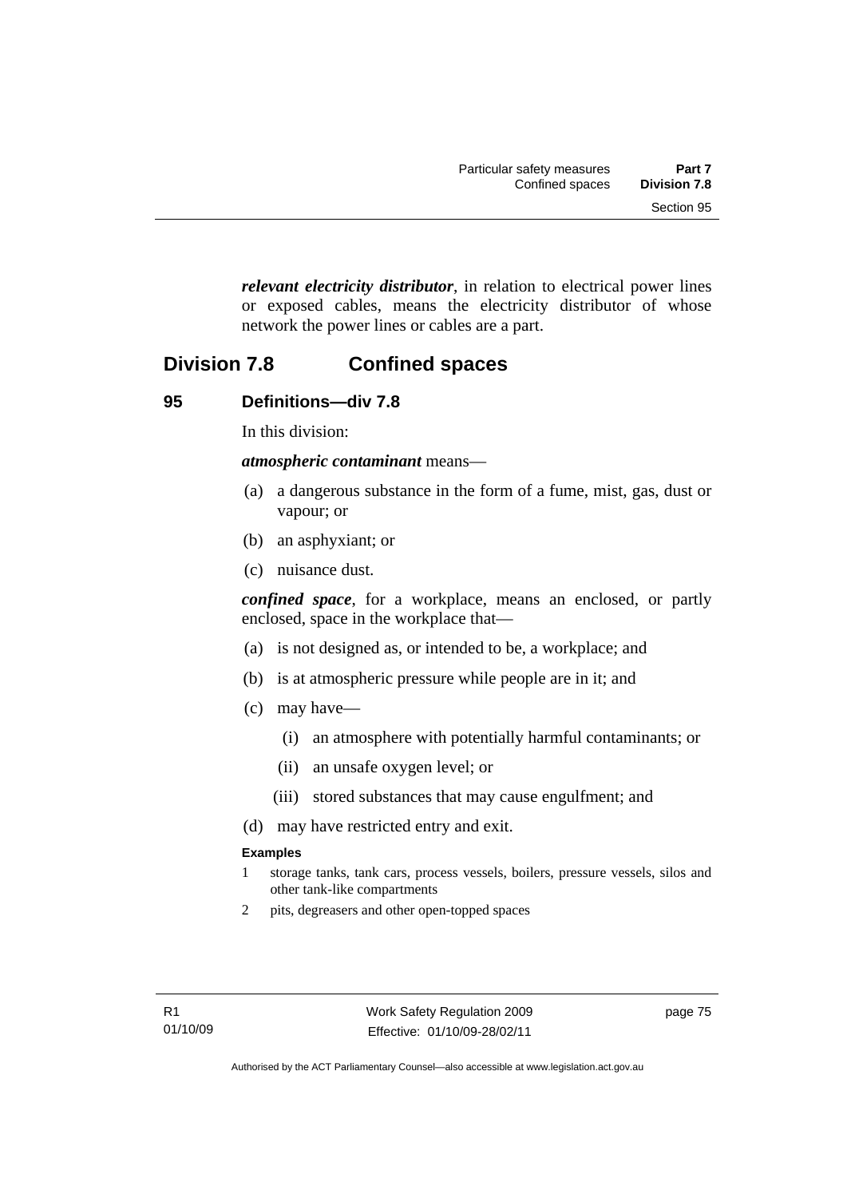***relevant electricity distributor***, in relation to electrical power lines or exposed cables, means the electricity distributor of whose network the power lines or cables are a part.

## Division 7.8 Confined spaces

### 95 Definitions—div 7.8

In this division:

***atmospheric contaminant*** means—

(a) a dangerous substance in the form of a fume, mist, gas, dust or vapour; or

(b) an asphyxiant; or

(c) nuisance dust.

***confined space***, for a workplace, means an enclosed, or partly enclosed, space in the workplace that—

(a) is not designed as, or intended to be, a workplace; and

(b) is at atmospheric pressure while people are in it; and

(c) may have—

   (i) an atmosphere with potentially harmful contaminants; or

   (ii) an unsafe oxygen level; or

   (iii) stored substances that may cause engulfment; and

(d) may have restricted entry and exit.

**Examples**

1 storage tanks, tank cars, process vessels, boilers, pressure vessels, silos and other tank-like compartments

2 pits, degreasers and other open-topped spaces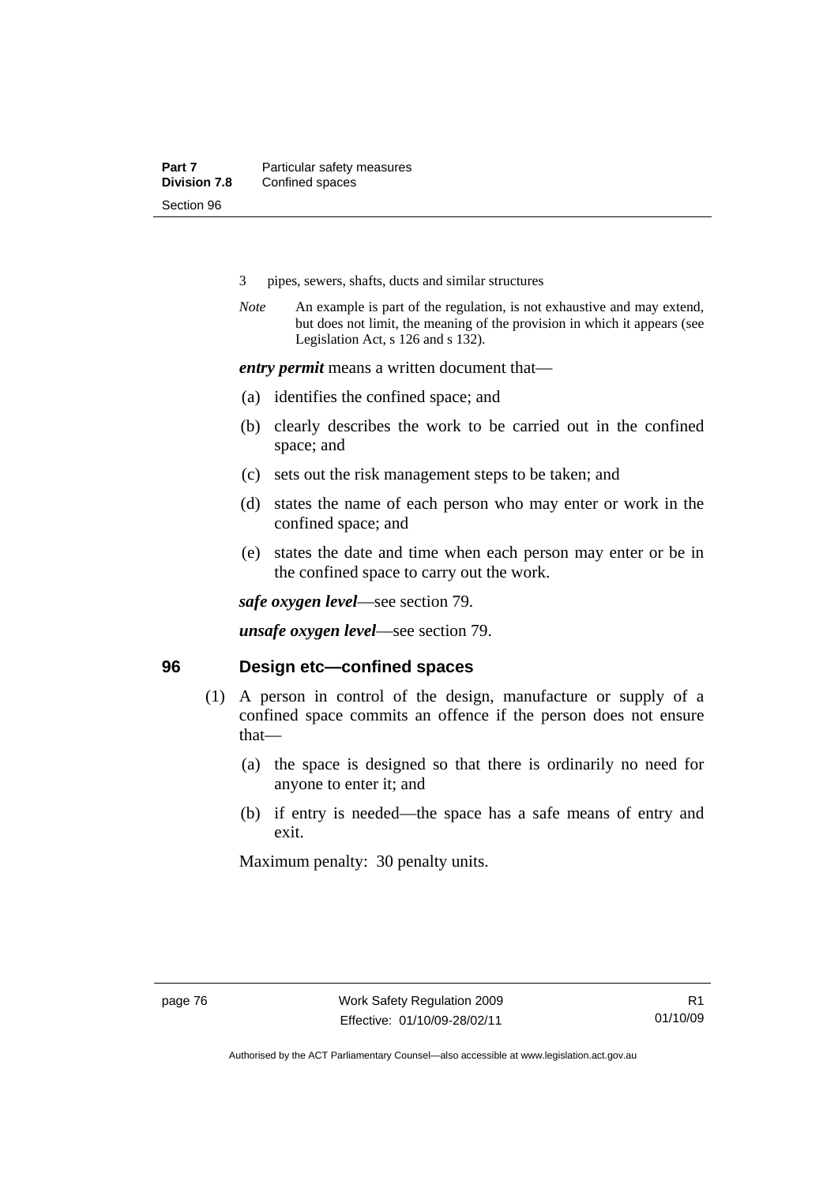3 pipes, sewers, shafts, ducts and similar structures

*Note* An example is part of the regulation, is not exhaustive and may extend, but does not limit, the meaning of the provision in which it appears (see Legislation Act, s 126 and s 132).

***entry permit*** means a written document that—

(a) identifies the confined space; and

(b) clearly describes the work to be carried out in the confined space; and

(c) sets out the risk management steps to be taken; and

(d) states the name of each person who may enter or work in the confined space; and

(e) states the date and time when each person may enter or be in the confined space to carry out the work.

***safe oxygen level***—see section 79.

***unsafe oxygen level***—see section 79.

## 96 Design etc—confined spaces

(1) A person in control of the design, manufacture or supply of a confined space commits an offence if the person does not ensure that—

(a) the space is designed so that there is ordinarily no need for anyone to enter it; and

(b) if entry is needed—the space has a safe means of entry and exit.

Maximum penalty: 30 penalty units.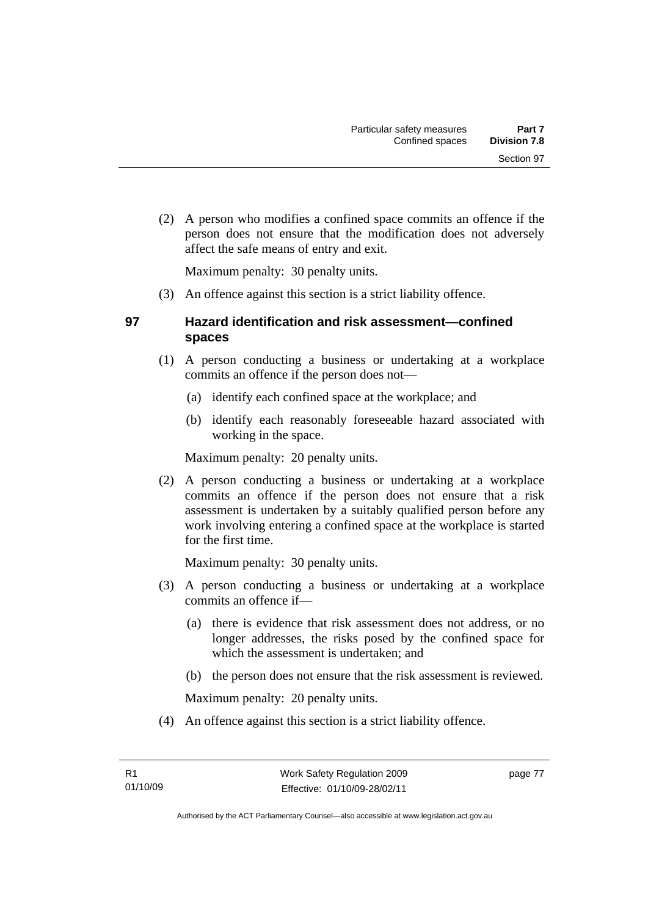(2) A person who modifies a confined space commits an offence if the person does not ensure that the modification does not adversely affect the safe means of entry and exit.

Maximum penalty: 30 penalty units.

(3) An offence against this section is a strict liability offence.

## 97 Hazard identification and risk assessment—confined spaces

(1) A person conducting a business or undertaking at a workplace commits an offence if the person does not—

(a) identify each confined space at the workplace; and

(b) identify each reasonably foreseeable hazard associated with working in the space.

Maximum penalty: 20 penalty units.

(2) A person conducting a business or undertaking at a workplace commits an offence if the person does not ensure that a risk assessment is undertaken by a suitably qualified person before any work involving entering a confined space at the workplace is started for the first time.

Maximum penalty: 30 penalty units.

(3) A person conducting a business or undertaking at a workplace commits an offence if—

(a) there is evidence that risk assessment does not address, or no longer addresses, the risks posed by the confined space for which the assessment is undertaken; and

(b) the person does not ensure that the risk assessment is reviewed.

Maximum penalty: 20 penalty units.

(4) An offence against this section is a strict liability offence.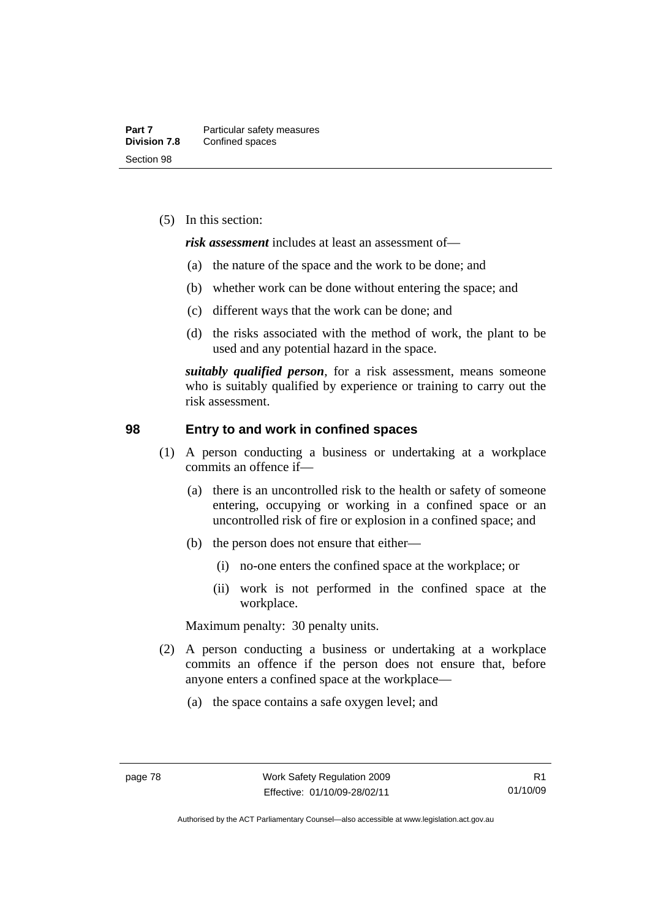(5) In this section:

***risk assessment*** includes at least an assessment of—

(a) the nature of the space and the work to be done; and

(b) whether work can be done without entering the space; and

(c) different ways that the work can be done; and

(d) the risks associated with the method of work, the plant to be used and any potential hazard in the space.

***suitably qualified person***, for a risk assessment, means someone who is suitably qualified by experience or training to carry out the risk assessment.

## 98 Entry to and work in confined spaces

(1) A person conducting a business or undertaking at a workplace commits an offence if—

(a) there is an uncontrolled risk to the health or safety of someone entering, occupying or working in a confined space or an uncontrolled risk of fire or explosion in a confined space; and

(b) the person does not ensure that either—

(i) no-one enters the confined space at the workplace; or

(ii) work is not performed in the confined space at the workplace.

Maximum penalty: 30 penalty units.

(2) A person conducting a business or undertaking at a workplace commits an offence if the person does not ensure that, before anyone enters a confined space at the workplace—

(a) the space contains a safe oxygen level; and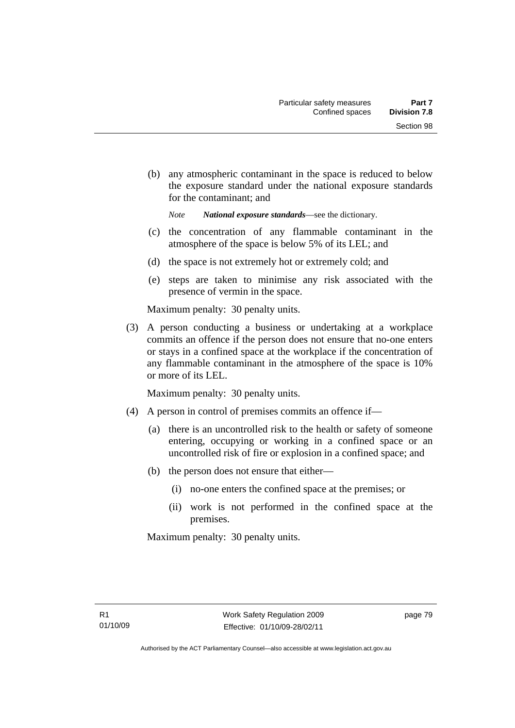(b) any atmospheric contaminant in the space is reduced to below the exposure standard under the national exposure standards for the contaminant; and

*Note* ***National exposure standards***—see the dictionary.

(c) the concentration of any flammable contaminant in the atmosphere of the space is below 5% of its LEL; and

(d) the space is not extremely hot or extremely cold; and

(e) steps are taken to minimise any risk associated with the presence of vermin in the space.

Maximum penalty: 30 penalty units.

(3) A person conducting a business or undertaking at a workplace commits an offence if the person does not ensure that no-one enters or stays in a confined space at the workplace if the concentration of any flammable contaminant in the atmosphere of the space is 10% or more of its LEL.

Maximum penalty: 30 penalty units.

(4) A person in control of premises commits an offence if—

(a) there is an uncontrolled risk to the health or safety of someone entering, occupying or working in a confined space or an uncontrolled risk of fire or explosion in a confined space; and

(b) the person does not ensure that either—

(i) no-one enters the confined space at the premises; or

(ii) work is not performed in the confined space at the premises.

Maximum penalty: 30 penalty units.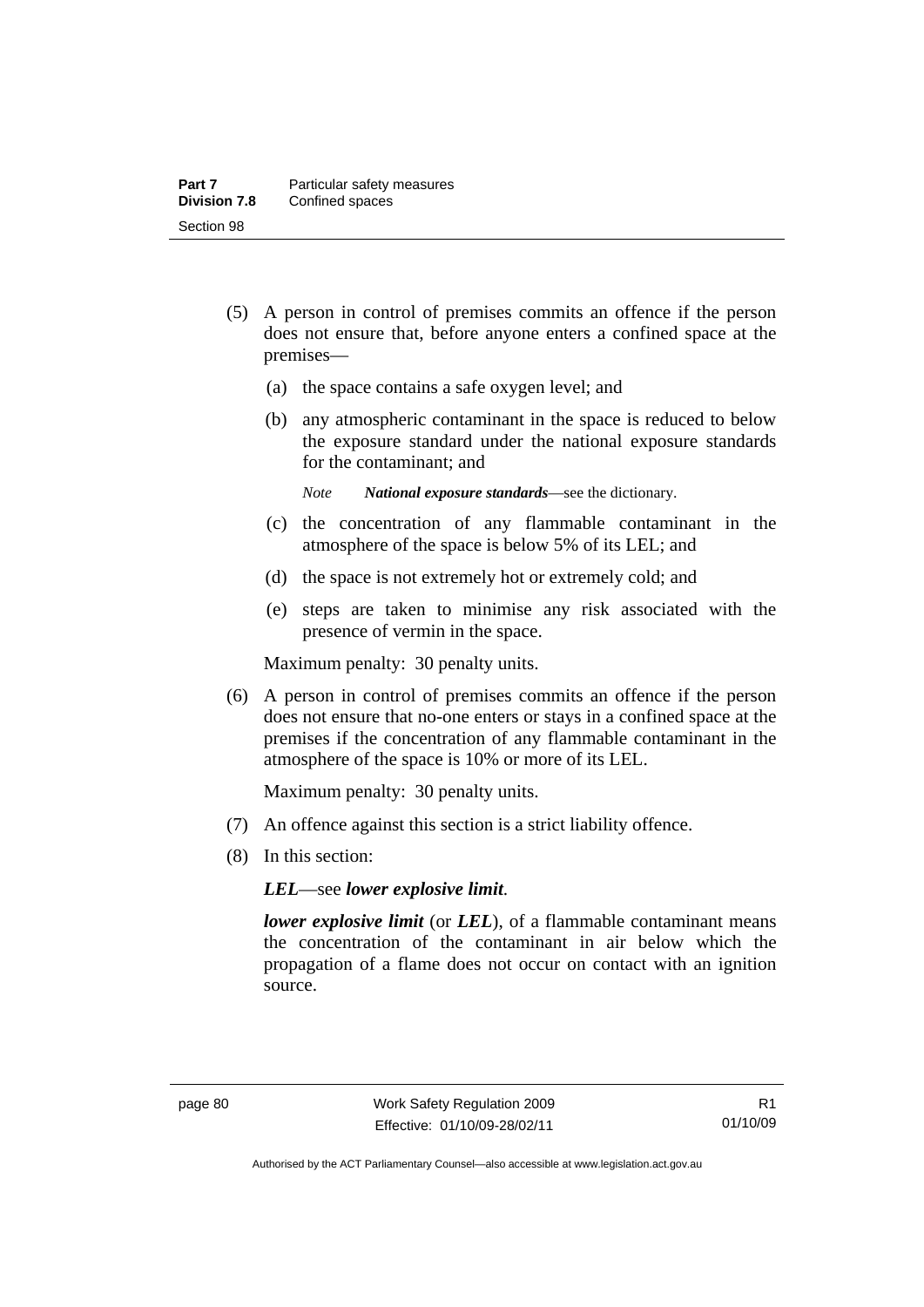(5) A person in control of premises commits an offence if the person does not ensure that, before anyone enters a confined space at the premises—

 (a) the space contains a safe oxygen level; and

 (b) any atmospheric contaminant in the space is reduced to below the exposure standard under the national exposure standards for the contaminant; and

 *Note* ***National exposure standards***—see the dictionary.

 (c) the concentration of any flammable contaminant in the atmosphere of the space is below 5% of its LEL; and

 (d) the space is not extremely hot or extremely cold; and

 (e) steps are taken to minimise any risk associated with the presence of vermin in the space.

Maximum penalty: 30 penalty units.

(6) A person in control of premises commits an offence if the person does not ensure that no-one enters or stays in a confined space at the premises if the concentration of any flammable contaminant in the atmosphere of the space is 10% or more of its LEL.

Maximum penalty: 30 penalty units.

(7) An offence against this section is a strict liability offence.

(8) In this section:

***LEL***—see ***lower explosive limit***.

***lower explosive limit*** (or ***LEL***), of a flammable contaminant means the concentration of the contaminant in air below which the propagation of a flame does not occur on contact with an ignition source.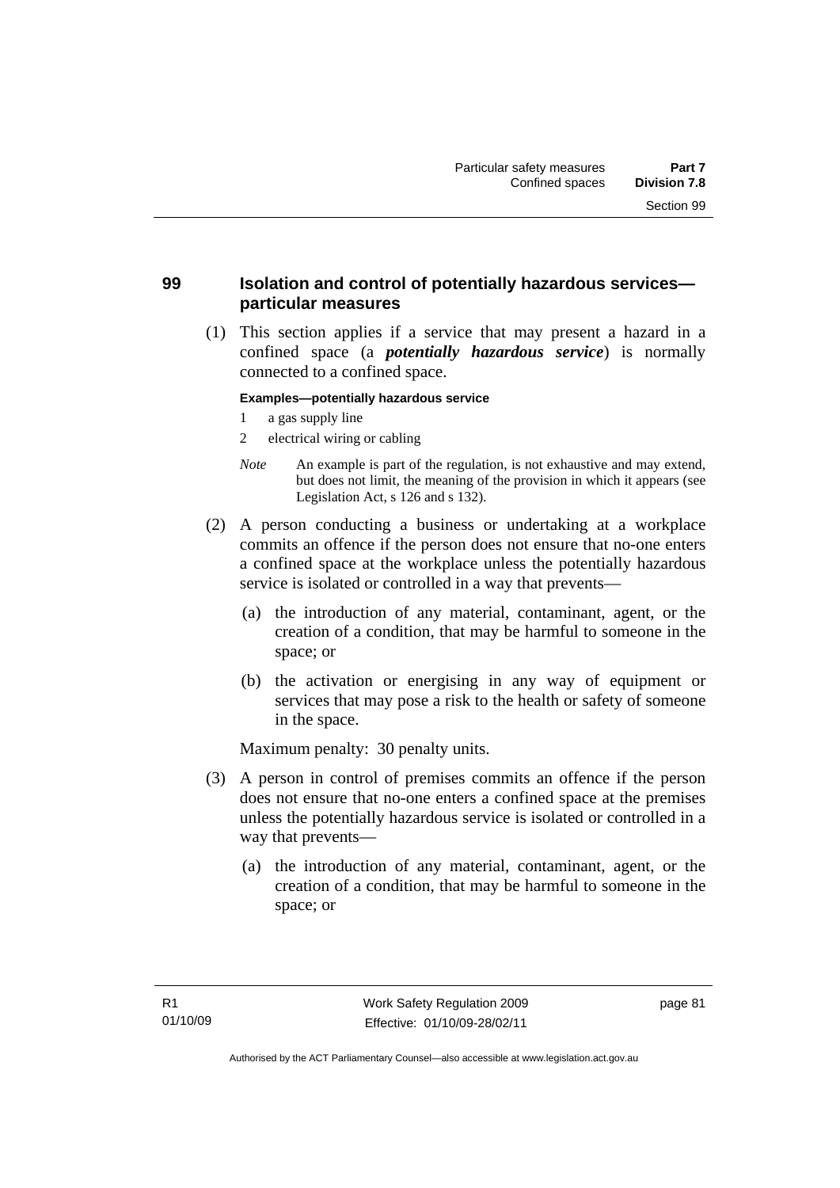## 99 Isolation and control of potentially hazardous services—particular measures

(1) This section applies if a service that may present a hazard in a confined space (a ***potentially hazardous service***) is normally connected to a confined space.

**Examples—potentially hazardous service**

1 a gas supply line

2 electrical wiring or cabling

*Note* An example is part of the regulation, is not exhaustive and may extend, but does not limit, the meaning of the provision in which it appears (see Legislation Act, s 126 and s 132).

(2) A person conducting a business or undertaking at a workplace commits an offence if the person does not ensure that no-one enters a confined space at the workplace unless the potentially hazardous service is isolated or controlled in a way that prevents—

(a) the introduction of any material, contaminant, agent, or the creation of a condition, that may be harmful to someone in the space; or

(b) the activation or energising in any way of equipment or services that may pose a risk to the health or safety of someone in the space.

Maximum penalty: 30 penalty units.

(3) A person in control of premises commits an offence if the person does not ensure that no-one enters a confined space at the premises unless the potentially hazardous service is isolated or controlled in a way that prevents—

(a) the introduction of any material, contaminant, agent, or the creation of a condition, that may be harmful to someone in the space; or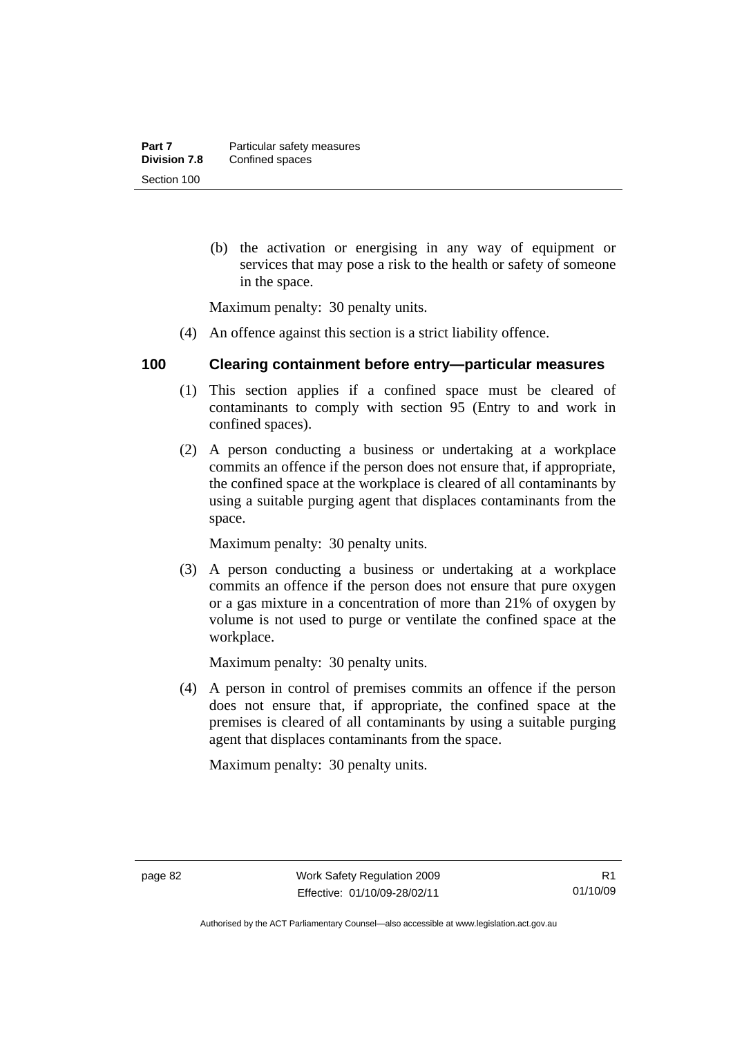(b) the activation or energising in any way of equipment or services that may pose a risk to the health or safety of someone in the space.

Maximum penalty: 30 penalty units.

(4) An offence against this section is a strict liability offence.

### 100 Clearing containment before entry—particular measures

(1) This section applies if a confined space must be cleared of contaminants to comply with section 95 (Entry to and work in confined spaces).

(2) A person conducting a business or undertaking at a workplace commits an offence if the person does not ensure that, if appropriate, the confined space at the workplace is cleared of all contaminants by using a suitable purging agent that displaces contaminants from the space.

Maximum penalty: 30 penalty units.

(3) A person conducting a business or undertaking at a workplace commits an offence if the person does not ensure that pure oxygen or a gas mixture in a concentration of more than 21% of oxygen by volume is not used to purge or ventilate the confined space at the workplace.

Maximum penalty: 30 penalty units.

(4) A person in control of premises commits an offence if the person does not ensure that, if appropriate, the confined space at the premises is cleared of all contaminants by using a suitable purging agent that displaces contaminants from the space.

Maximum penalty: 30 penalty units.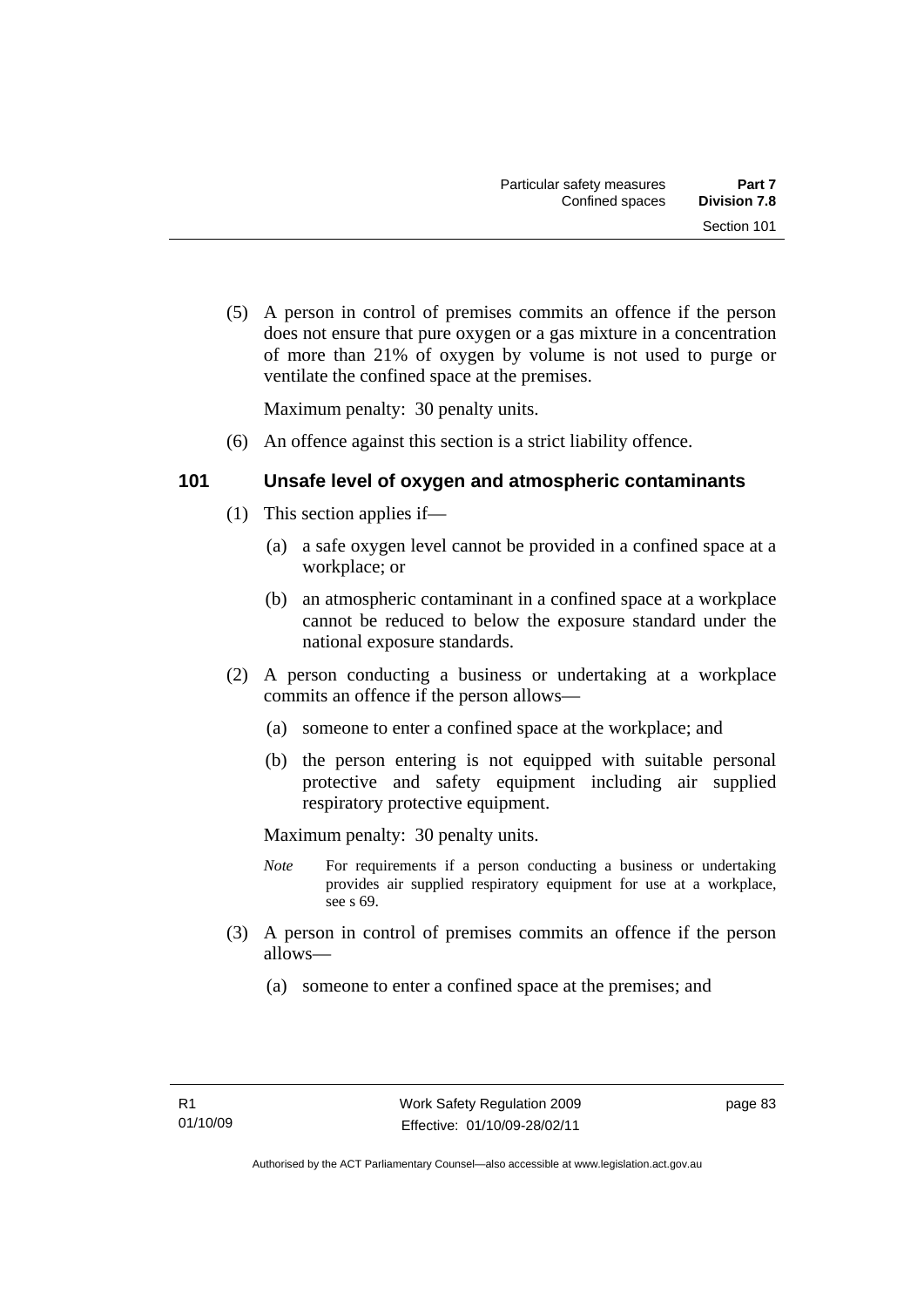(5) A person in control of premises commits an offence if the person does not ensure that pure oxygen or a gas mixture in a concentration of more than 21% of oxygen by volume is not used to purge or ventilate the confined space at the premises.

Maximum penalty: 30 penalty units.

(6) An offence against this section is a strict liability offence.

### 101 Unsafe level of oxygen and atmospheric contaminants

(1) This section applies if—

(a) a safe oxygen level cannot be provided in a confined space at a workplace; or

(b) an atmospheric contaminant in a confined space at a workplace cannot be reduced to below the exposure standard under the national exposure standards.

(2) A person conducting a business or undertaking at a workplace commits an offence if the person allows—

(a) someone to enter a confined space at the workplace; and

(b) the person entering is not equipped with suitable personal protective and safety equipment including air supplied respiratory protective equipment.

Maximum penalty: 30 penalty units.

*Note* For requirements if a person conducting a business or undertaking provides air supplied respiratory equipment for use at a workplace, see s 69.

(3) A person in control of premises commits an offence if the person allows—

(a) someone to enter a confined space at the premises; and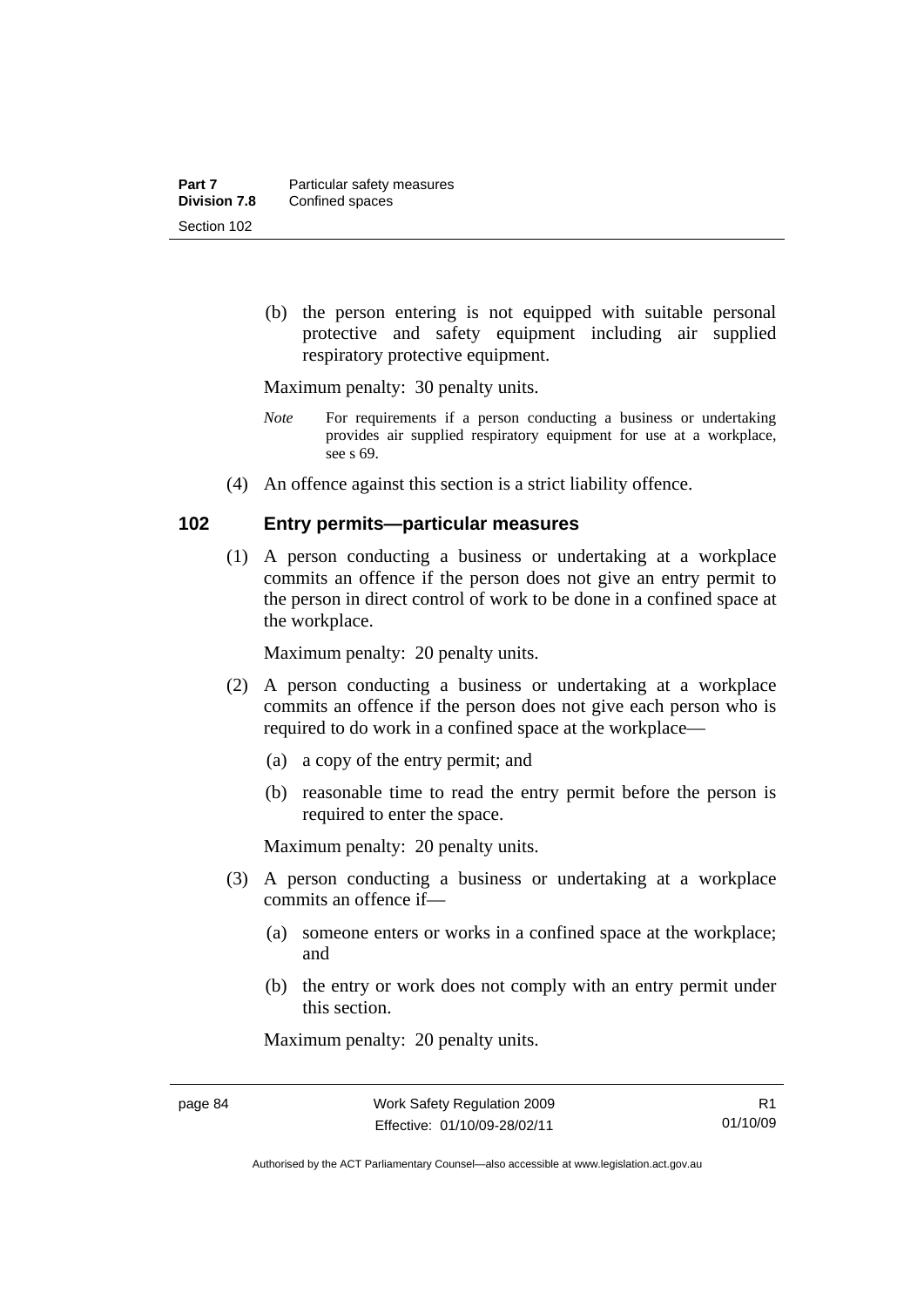(b) the person entering is not equipped with suitable personal protective and safety equipment including air supplied respiratory protective equipment.

Maximum penalty: 30 penalty units.

*Note* For requirements if a person conducting a business or undertaking provides air supplied respiratory equipment for use at a workplace, see s 69.

(4) An offence against this section is a strict liability offence.

## 102 Entry permits—particular measures

(1) A person conducting a business or undertaking at a workplace commits an offence if the person does not give an entry permit to the person in direct control of work to be done in a confined space at the workplace.

Maximum penalty: 20 penalty units.

(2) A person conducting a business or undertaking at a workplace commits an offence if the person does not give each person who is required to do work in a confined space at the workplace—

(a) a copy of the entry permit; and

(b) reasonable time to read the entry permit before the person is required to enter the space.

Maximum penalty: 20 penalty units.

(3) A person conducting a business or undertaking at a workplace commits an offence if—

(a) someone enters or works in a confined space at the workplace; and

(b) the entry or work does not comply with an entry permit under this section.

Maximum penalty: 20 penalty units.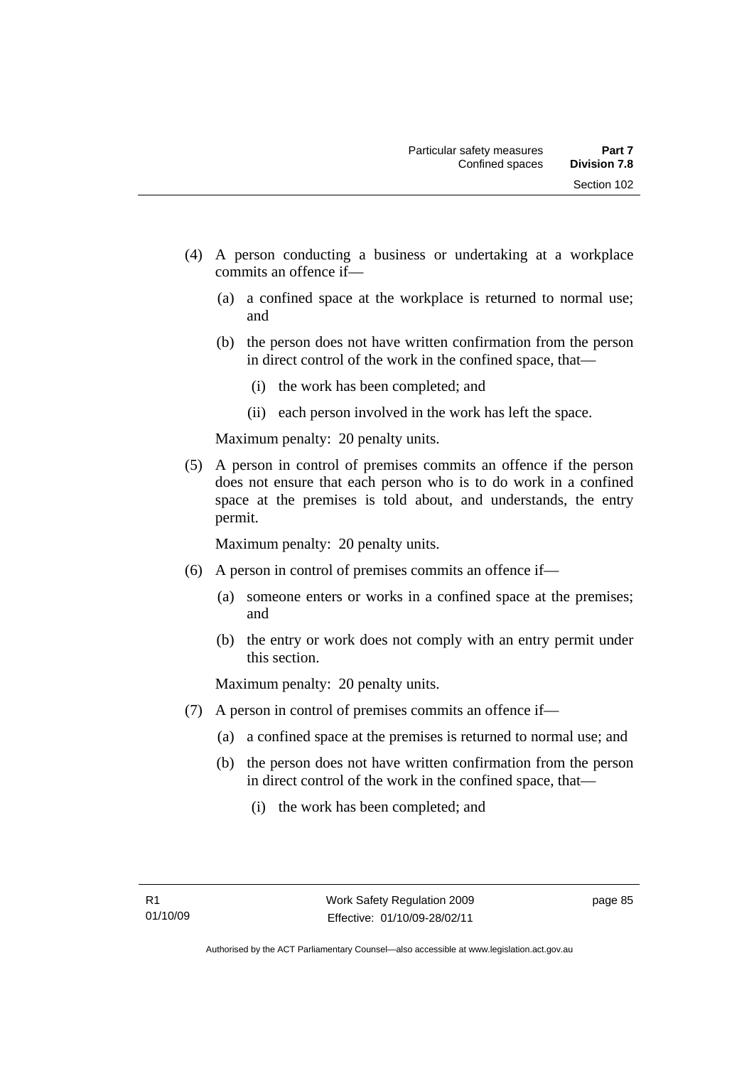(4) A person conducting a business or undertaking at a workplace commits an offence if—

   (a) a confined space at the workplace is returned to normal use; and

   (b) the person does not have written confirmation from the person in direct control of the work in the confined space, that—

      (i) the work has been completed; and

      (ii) each person involved in the work has left the space.

   Maximum penalty: 20 penalty units.

(5) A person in control of premises commits an offence if the person does not ensure that each person who is to do work in a confined space at the premises is told about, and understands, the entry permit.

   Maximum penalty: 20 penalty units.

(6) A person in control of premises commits an offence if—

   (a) someone enters or works in a confined space at the premises; and

   (b) the entry or work does not comply with an entry permit under this section.

   Maximum penalty: 20 penalty units.

(7) A person in control of premises commits an offence if—

   (a) a confined space at the premises is returned to normal use; and

   (b) the person does not have written confirmation from the person in direct control of the work in the confined space, that—

      (i) the work has been completed; and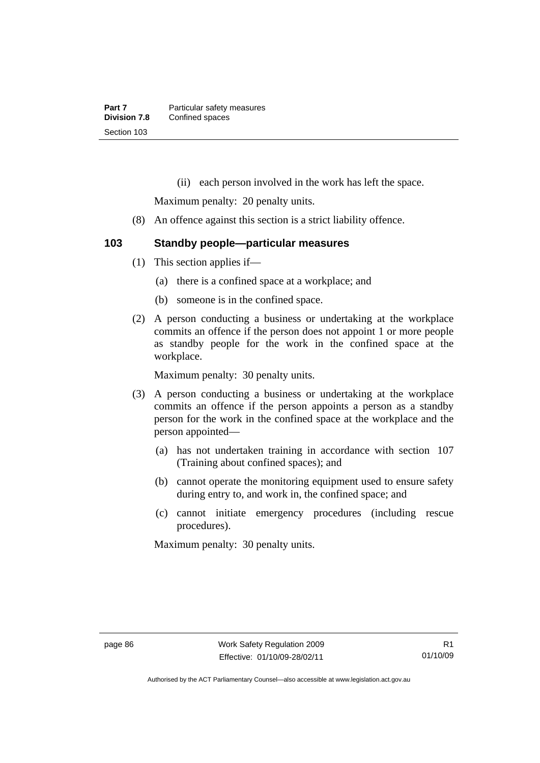(ii) each person involved in the work has left the space.

Maximum penalty: 20 penalty units.

(8) An offence against this section is a strict liability offence.

### 103 Standby people—particular measures

(1) This section applies if—

(a) there is a confined space at a workplace; and

(b) someone is in the confined space.

(2) A person conducting a business or undertaking at the workplace commits an offence if the person does not appoint 1 or more people as standby people for the work in the confined space at the workplace.

Maximum penalty: 30 penalty units.

(3) A person conducting a business or undertaking at the workplace commits an offence if the person appoints a person as a standby person for the work in the confined space at the workplace and the person appointed—

(a) has not undertaken training in accordance with section 107 (Training about confined spaces); and

(b) cannot operate the monitoring equipment used to ensure safety during entry to, and work in, the confined space; and

(c) cannot initiate emergency procedures (including rescue procedures).

Maximum penalty: 30 penalty units.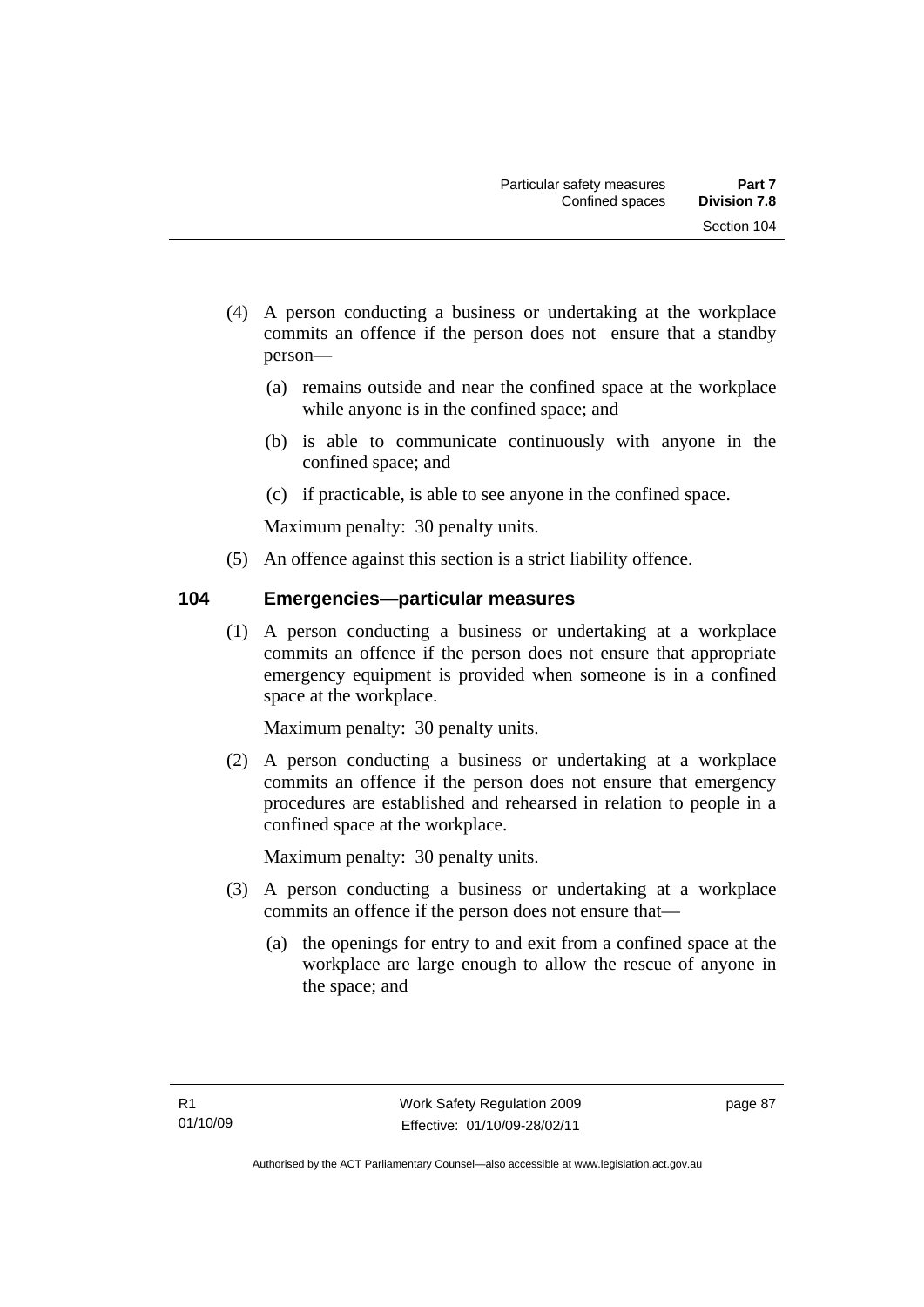(4) A person conducting a business or undertaking at the workplace commits an offence if the person does not ensure that a standby person—

   (a) remains outside and near the confined space at the workplace while anyone is in the confined space; and

   (b) is able to communicate continuously with anyone in the confined space; and

   (c) if practicable, is able to see anyone in the confined space.

   Maximum penalty: 30 penalty units.

(5) An offence against this section is a strict liability offence.

## 104 Emergencies—particular measures

(1) A person conducting a business or undertaking at a workplace commits an offence if the person does not ensure that appropriate emergency equipment is provided when someone is in a confined space at the workplace.

   Maximum penalty: 30 penalty units.

(2) A person conducting a business or undertaking at a workplace commits an offence if the person does not ensure that emergency procedures are established and rehearsed in relation to people in a confined space at the workplace.

   Maximum penalty: 30 penalty units.

(3) A person conducting a business or undertaking at a workplace commits an offence if the person does not ensure that—

   (a) the openings for entry to and exit from a confined space at the workplace are large enough to allow the rescue of anyone in the space; and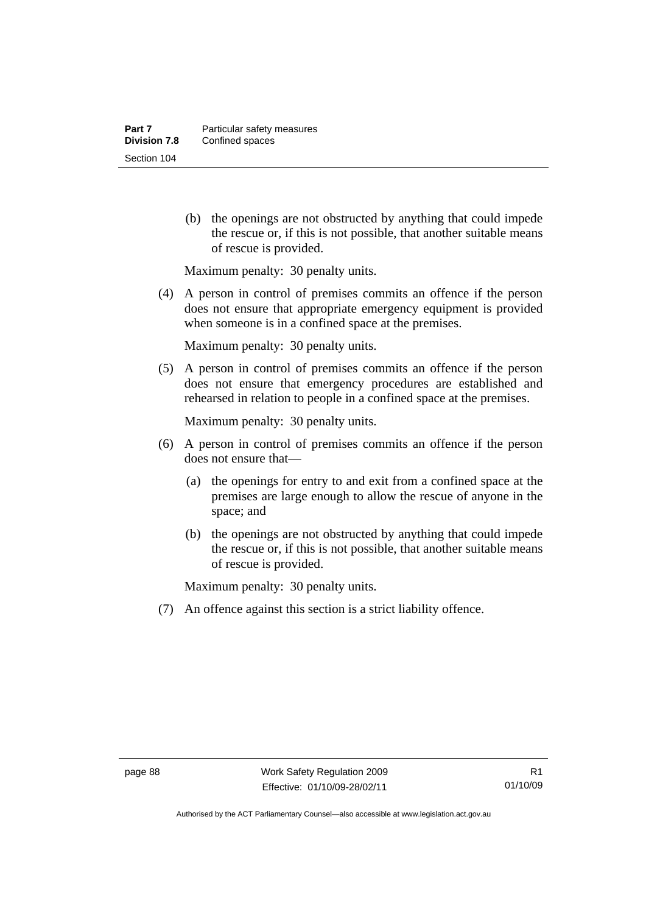(b) the openings are not obstructed by anything that could impede the rescue or, if this is not possible, that another suitable means of rescue is provided.

Maximum penalty: 30 penalty units.

(4) A person in control of premises commits an offence if the person does not ensure that appropriate emergency equipment is provided when someone is in a confined space at the premises.

Maximum penalty: 30 penalty units.

(5) A person in control of premises commits an offence if the person does not ensure that emergency procedures are established and rehearsed in relation to people in a confined space at the premises.

Maximum penalty: 30 penalty units.

(6) A person in control of premises commits an offence if the person does not ensure that—

(a) the openings for entry to and exit from a confined space at the premises are large enough to allow the rescue of anyone in the space; and

(b) the openings are not obstructed by anything that could impede the rescue or, if this is not possible, that another suitable means of rescue is provided.

Maximum penalty: 30 penalty units.

(7) An offence against this section is a strict liability offence.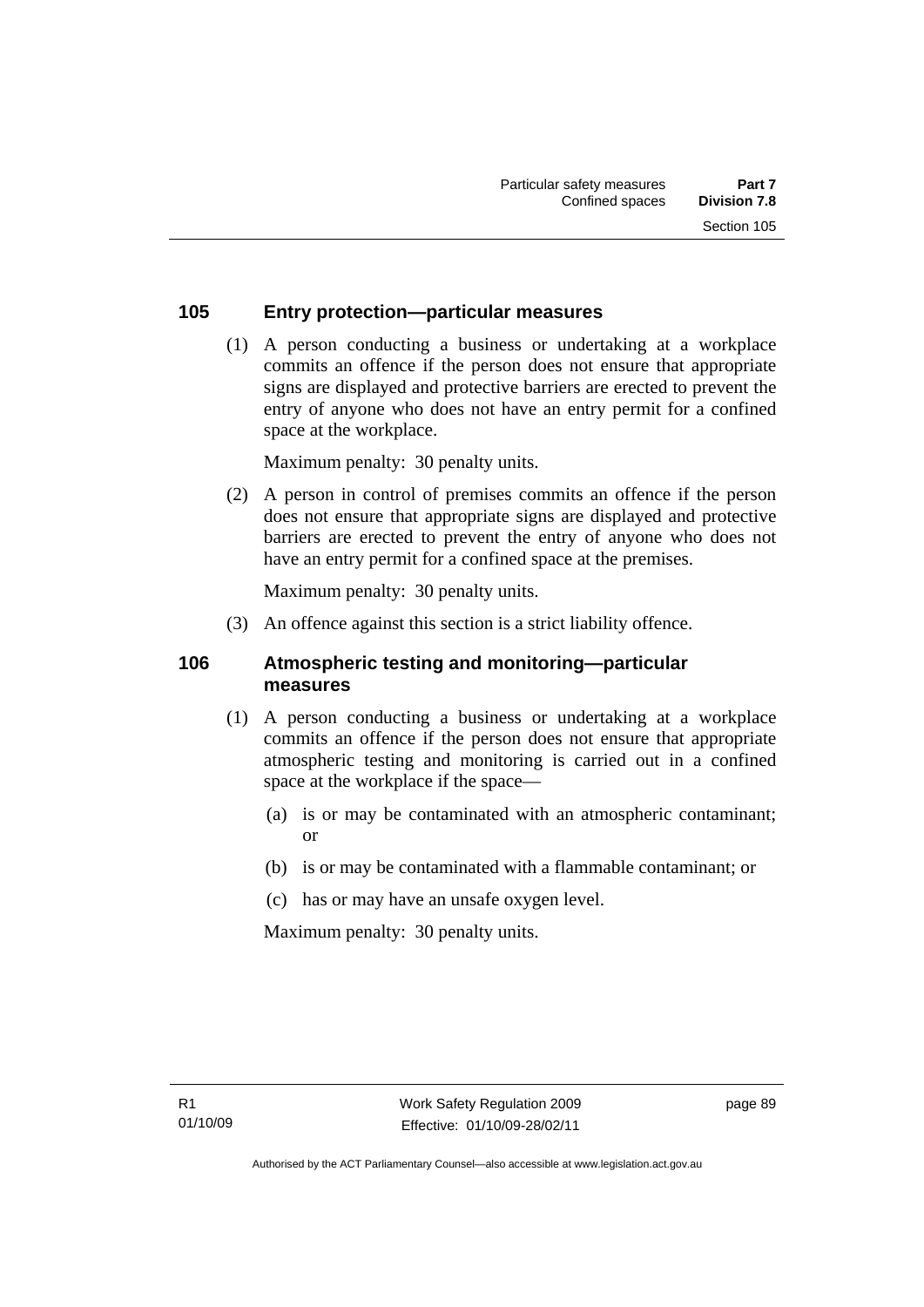## 105 Entry protection—particular measures

(1) A person conducting a business or undertaking at a workplace commits an offence if the person does not ensure that appropriate signs are displayed and protective barriers are erected to prevent the entry of anyone who does not have an entry permit for a confined space at the workplace.

Maximum penalty: 30 penalty units.

(2) A person in control of premises commits an offence if the person does not ensure that appropriate signs are displayed and protective barriers are erected to prevent the entry of anyone who does not have an entry permit for a confined space at the premises.

Maximum penalty: 30 penalty units.

(3) An offence against this section is a strict liability offence.

## 106 Atmospheric testing and monitoring—particular measures

(1) A person conducting a business or undertaking at a workplace commits an offence if the person does not ensure that appropriate atmospheric testing and monitoring is carried out in a confined space at the workplace if the space—

(a) is or may be contaminated with an atmospheric contaminant; or

(b) is or may be contaminated with a flammable contaminant; or

(c) has or may have an unsafe oxygen level.

Maximum penalty: 30 penalty units.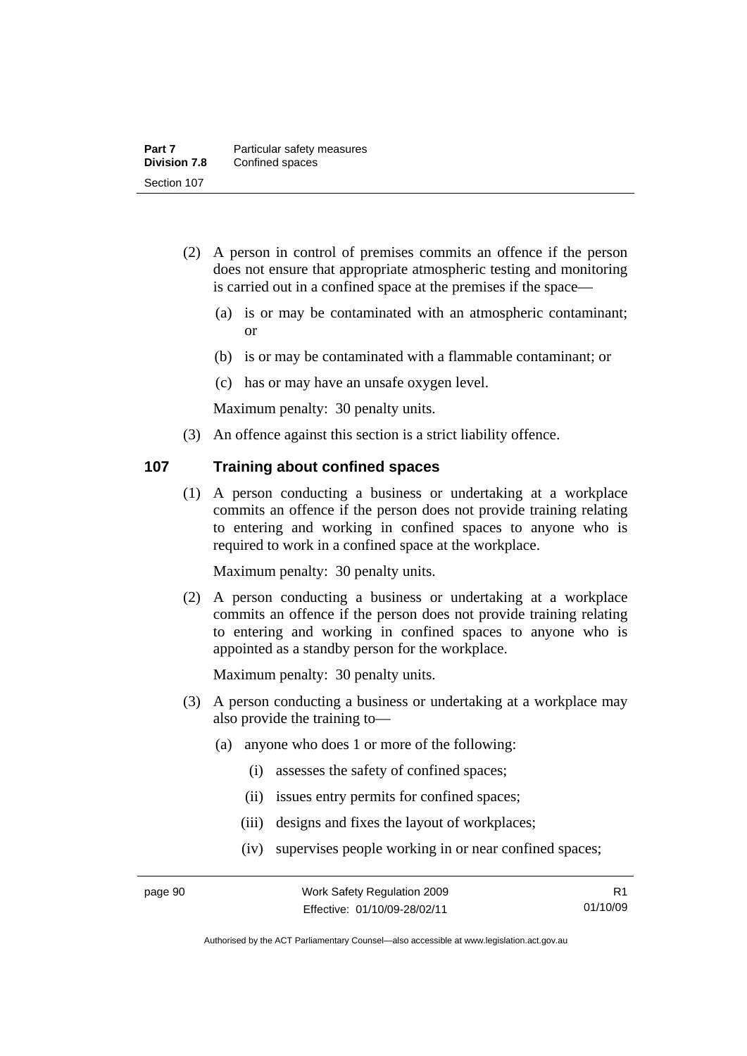(2) A person in control of premises commits an offence if the person does not ensure that appropriate atmospheric testing and monitoring is carried out in a confined space at the premises if the space—

(a) is or may be contaminated with an atmospheric contaminant; or

(b) is or may be contaminated with a flammable contaminant; or

(c) has or may have an unsafe oxygen level.

Maximum penalty: 30 penalty units.

(3) An offence against this section is a strict liability offence.

## 107 Training about confined spaces

(1) A person conducting a business or undertaking at a workplace commits an offence if the person does not provide training relating to entering and working in confined spaces to anyone who is required to work in a confined space at the workplace.

Maximum penalty: 30 penalty units.

(2) A person conducting a business or undertaking at a workplace commits an offence if the person does not provide training relating to entering and working in confined spaces to anyone who is appointed as a standby person for the workplace.

Maximum penalty: 30 penalty units.

(3) A person conducting a business or undertaking at a workplace may also provide the training to—

(a) anyone who does 1 or more of the following:

(i) assesses the safety of confined spaces;

(ii) issues entry permits for confined spaces;

(iii) designs and fixes the layout of workplaces;

(iv) supervises people working in or near confined spaces;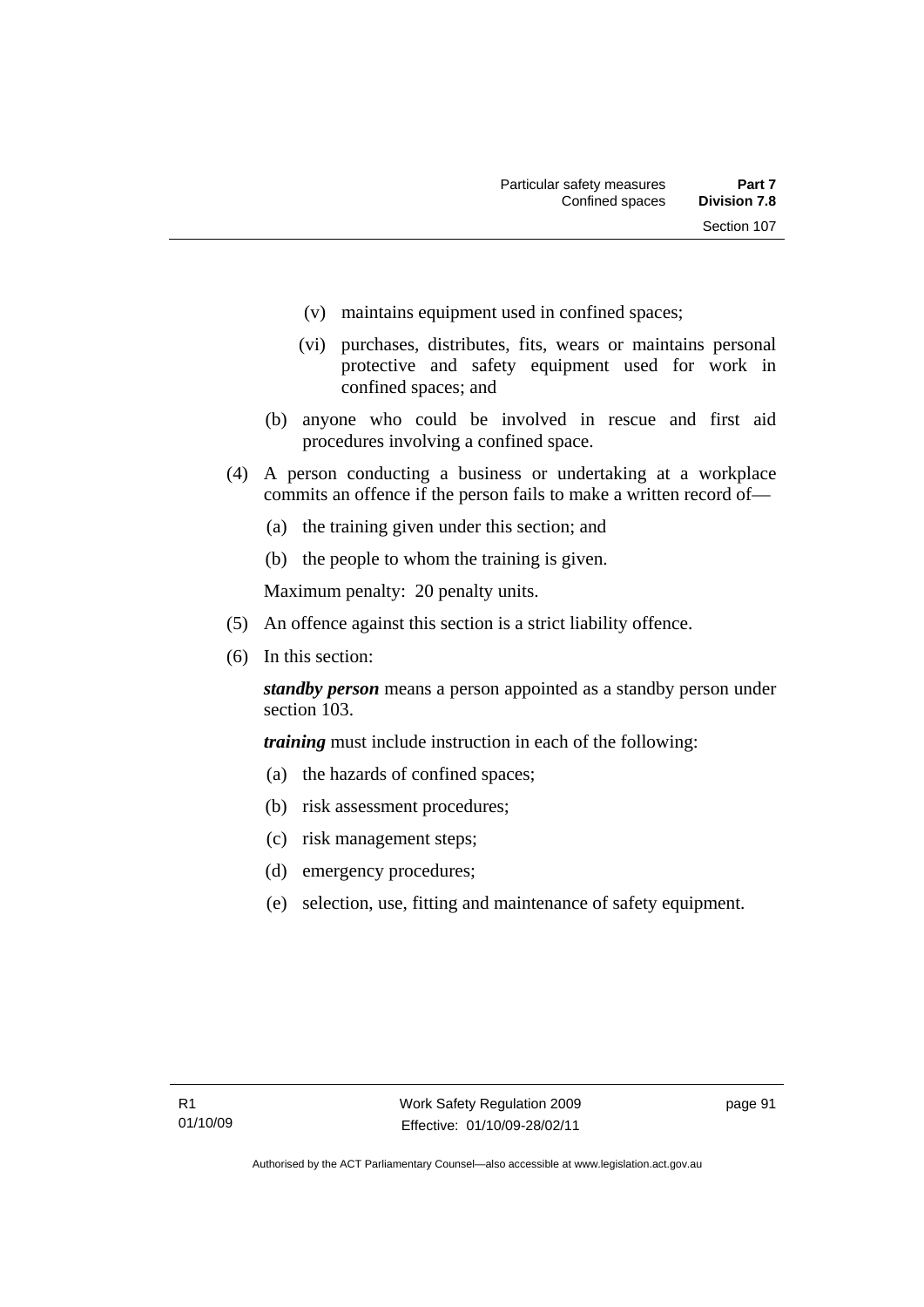(v) maintains equipment used in confined spaces;

(vi) purchases, distributes, fits, wears or maintains personal protective and safety equipment used for work in confined spaces; and

(b) anyone who could be involved in rescue and first aid procedures involving a confined space.

(4) A person conducting a business or undertaking at a workplace commits an offence if the person fails to make a written record of—

(a) the training given under this section; and

(b) the people to whom the training is given.

Maximum penalty: 20 penalty units.

(5) An offence against this section is a strict liability offence.

(6) In this section:

***standby person*** means a person appointed as a standby person under section 103.

***training*** must include instruction in each of the following:

(a) the hazards of confined spaces;

(b) risk assessment procedures;

(c) risk management steps;

(d) emergency procedures;

(e) selection, use, fitting and maintenance of safety equipment.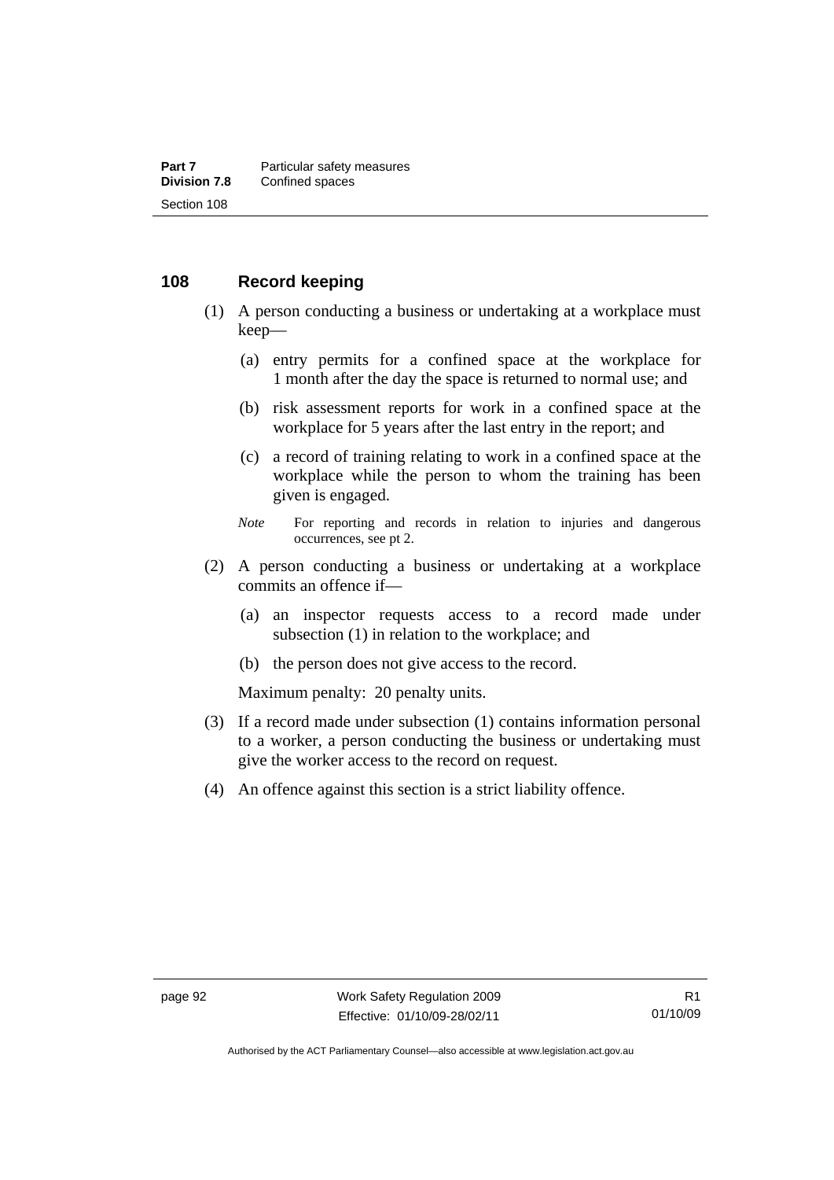## 108 Record keeping

(1) A person conducting a business or undertaking at a workplace must keep—

(a) entry permits for a confined space at the workplace for 1 month after the day the space is returned to normal use; and

(b) risk assessment reports for work in a confined space at the workplace for 5 years after the last entry in the report; and

(c) a record of training relating to work in a confined space at the workplace while the person to whom the training has been given is engaged.

*Note* For reporting and records in relation to injuries and dangerous occurrences, see pt 2.

(2) A person conducting a business or undertaking at a workplace commits an offence if—

(a) an inspector requests access to a record made under subsection (1) in relation to the workplace; and

(b) the person does not give access to the record.

Maximum penalty: 20 penalty units.

(3) If a record made under subsection (1) contains information personal to a worker, a person conducting the business or undertaking must give the worker access to the record on request.

(4) An offence against this section is a strict liability offence.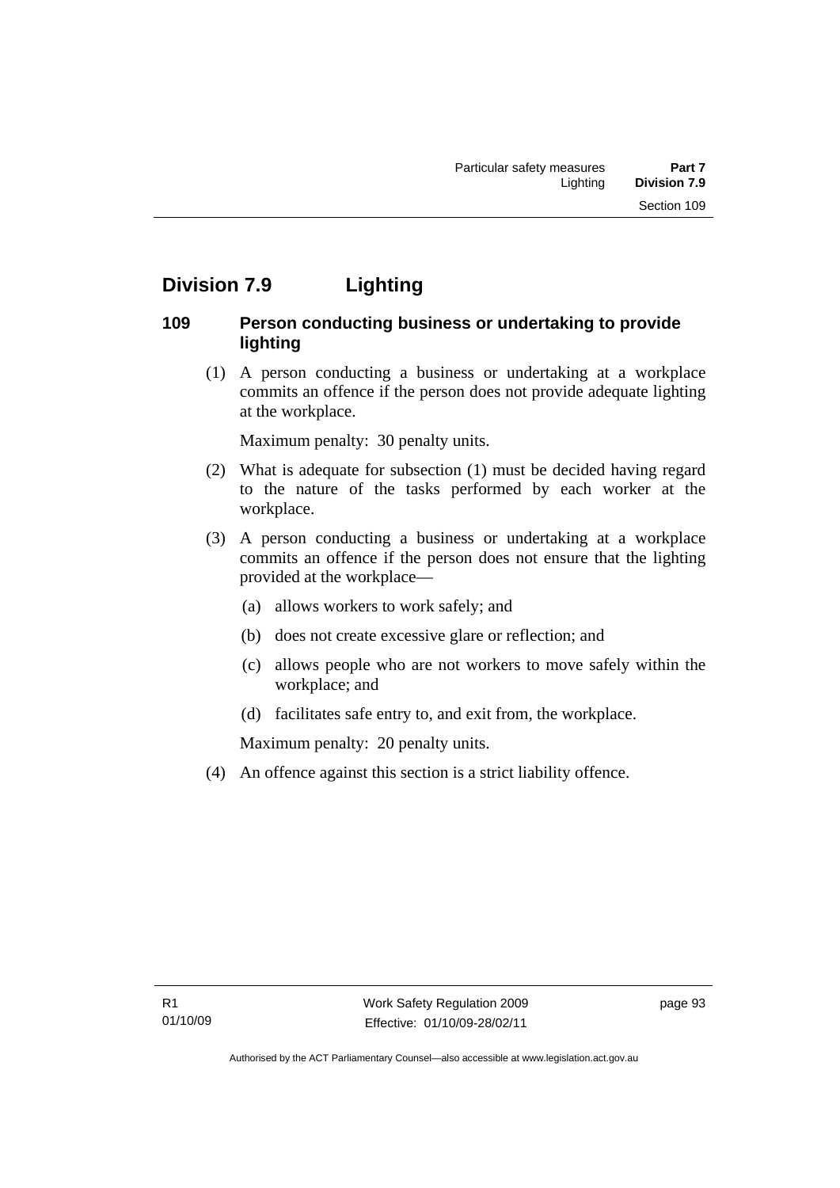## Division 7.9 Lighting

### 109 Person conducting business or undertaking to provide lighting

(1) A person conducting a business or undertaking at a workplace commits an offence if the person does not provide adequate lighting at the workplace.

Maximum penalty: 30 penalty units.

(2) What is adequate for subsection (1) must be decided having regard to the nature of the tasks performed by each worker at the workplace.

(3) A person conducting a business or undertaking at a workplace commits an offence if the person does not ensure that the lighting provided at the workplace—

(a) allows workers to work safely; and

(b) does not create excessive glare or reflection; and

(c) allows people who are not workers to move safely within the workplace; and

(d) facilitates safe entry to, and exit from, the workplace.

Maximum penalty: 20 penalty units.

(4) An offence against this section is a strict liability offence.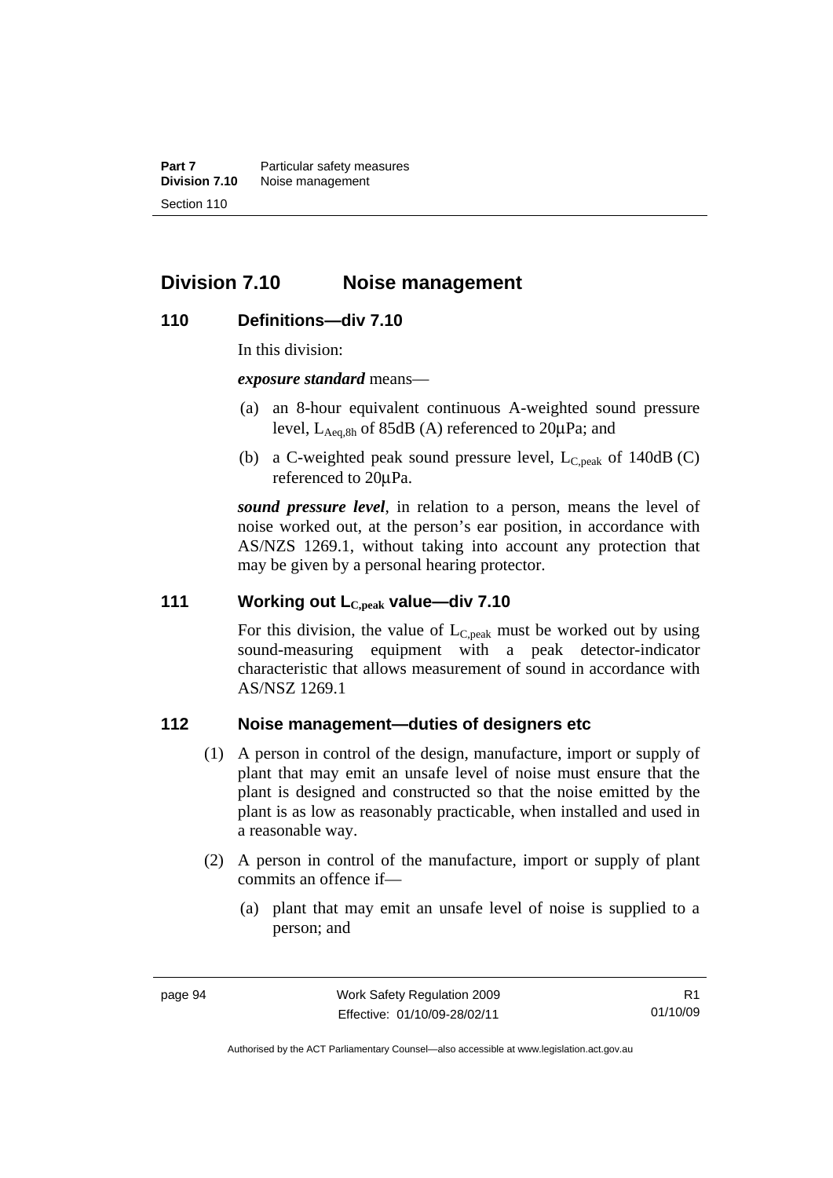## Division 7.10 Noise management

### 110 Definitions—div 7.10

In this division:

***exposure standard*** means—

(a) an 8-hour equivalent continuous A-weighted sound pressure level, $L_{Aeq,8h}$ of 85dB (A) referenced to 20µPa; and

(b) a C-weighted peak sound pressure level, $L_{C,peak}$ of 140dB (C) referenced to 20µPa.

***sound pressure level***, in relation to a person, means the level of noise worked out, at the person's ear position, in accordance with AS/NZS 1269.1, without taking into account any protection that may be given by a personal hearing protector.

### 111 Working out $L_{C,peak}$ value—div 7.10

For this division, the value of $L_{C,peak}$ must be worked out by using sound-measuring equipment with a peak detector-indicator characteristic that allows measurement of sound in accordance with AS/NSZ 1269.1

### 112 Noise management—duties of designers etc

(1) A person in control of the design, manufacture, import or supply of plant that may emit an unsafe level of noise must ensure that the plant is designed and constructed so that the noise emitted by the plant is as low as reasonably practicable, when installed and used in a reasonable way.

(2) A person in control of the manufacture, import or supply of plant commits an offence if—

(a) plant that may emit an unsafe level of noise is supplied to a person; and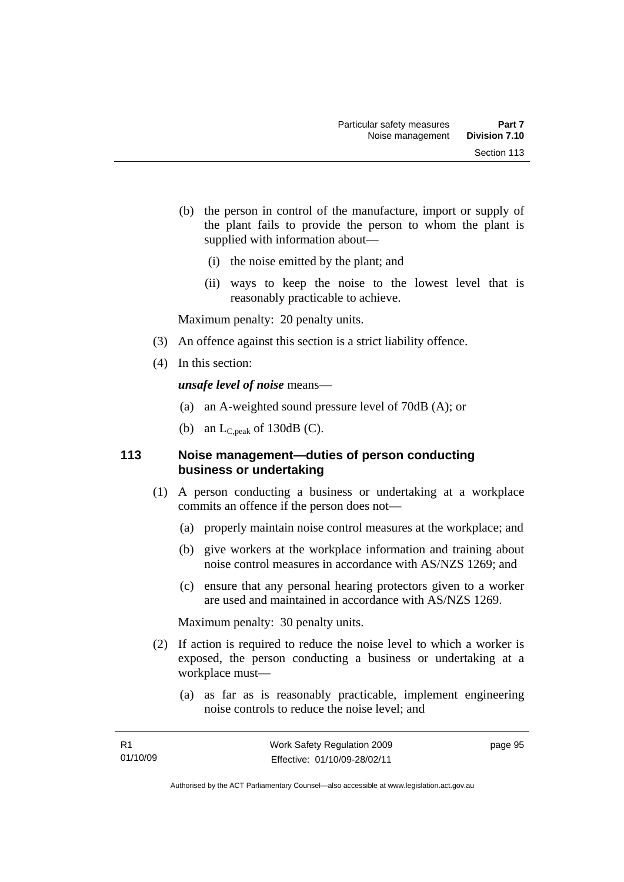(b) the person in control of the manufacture, import or supply of the plant fails to provide the person to whom the plant is supplied with information about—

(i) the noise emitted by the plant; and

(ii) ways to keep the noise to the lowest level that is reasonably practicable to achieve.

Maximum penalty: 20 penalty units.

(3) An offence against this section is a strict liability offence.

(4) In this section:

***unsafe level of noise*** means—

(a) an A-weighted sound pressure level of 70dB (A); or

(b) an $L_{C,peak}$ of 130dB (C).

### 113 Noise management—duties of person conducting business or undertaking

(1) A person conducting a business or undertaking at a workplace commits an offence if the person does not—

(a) properly maintain noise control measures at the workplace; and

(b) give workers at the workplace information and training about noise control measures in accordance with AS/NZS 1269; and

(c) ensure that any personal hearing protectors given to a worker are used and maintained in accordance with AS/NZS 1269.

Maximum penalty: 30 penalty units.

(2) If action is required to reduce the noise level to which a worker is exposed, the person conducting a business or undertaking at a workplace must—

(a) as far as is reasonably practicable, implement engineering noise controls to reduce the noise level; and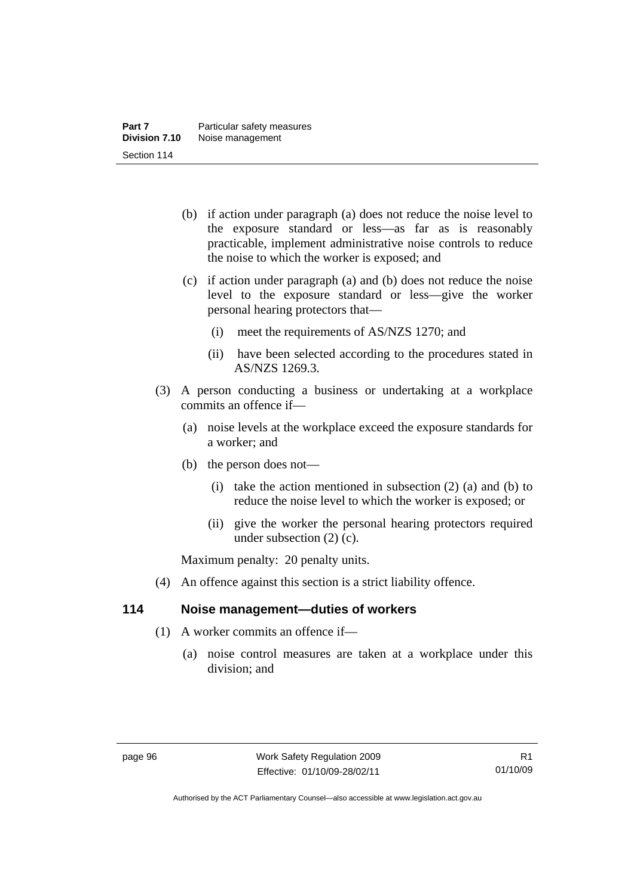(b) if action under paragraph (a) does not reduce the noise level to the exposure standard or less—as far as is reasonably practicable, implement administrative noise controls to reduce the noise to which the worker is exposed; and

(c) if action under paragraph (a) and (b) does not reduce the noise level to the exposure standard or less—give the worker personal hearing protectors that—

(i) meet the requirements of AS/NZS 1270; and

(ii) have been selected according to the procedures stated in AS/NZS 1269.3.

(3) A person conducting a business or undertaking at a workplace commits an offence if—

(a) noise levels at the workplace exceed the exposure standards for a worker; and

(b) the person does not—

(i) take the action mentioned in subsection (2) (a) and (b) to reduce the noise level to which the worker is exposed; or

(ii) give the worker the personal hearing protectors required under subsection (2) (c).

Maximum penalty: 20 penalty units.

(4) An offence against this section is a strict liability offence.

### 114 Noise management—duties of workers

(1) A worker commits an offence if—

(a) noise control measures are taken at a workplace under this division; and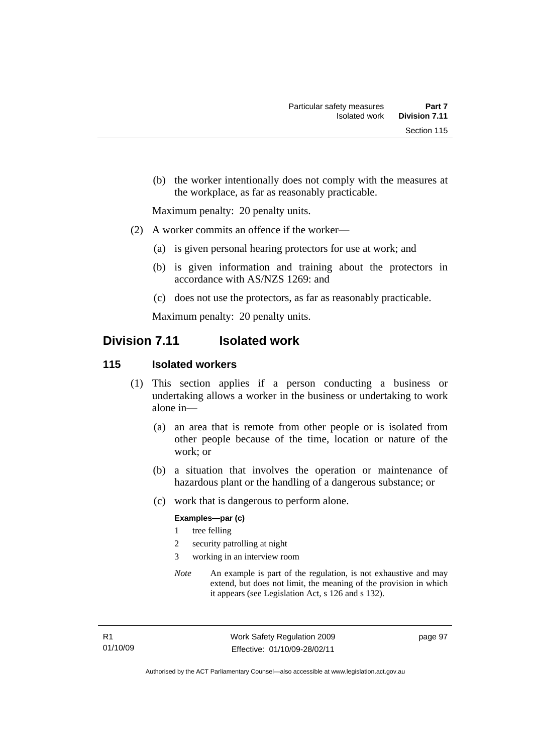(b) the worker intentionally does not comply with the measures at the workplace, as far as reasonably practicable.

Maximum penalty: 20 penalty units.

(2) A worker commits an offence if the worker—

(a) is given personal hearing protectors for use at work; and

(b) is given information and training about the protectors in accordance with AS/NZS 1269: and

(c) does not use the protectors, as far as reasonably practicable.

Maximum penalty: 20 penalty units.

## Division 7.11 Isolated work

### 115 Isolated workers

(1) This section applies if a person conducting a business or undertaking allows a worker in the business or undertaking to work alone in—

(a) an area that is remote from other people or is isolated from other people because of the time, location or nature of the work; or

(b) a situation that involves the operation or maintenance of hazardous plant or the handling of a dangerous substance; or

(c) work that is dangerous to perform alone.

**Examples—par (c)**

1 tree felling
2 security patrolling at night
3 working in an interview room

*Note* An example is part of the regulation, is not exhaustive and may extend, but does not limit, the meaning of the provision in which it appears (see Legislation Act, s 126 and s 132).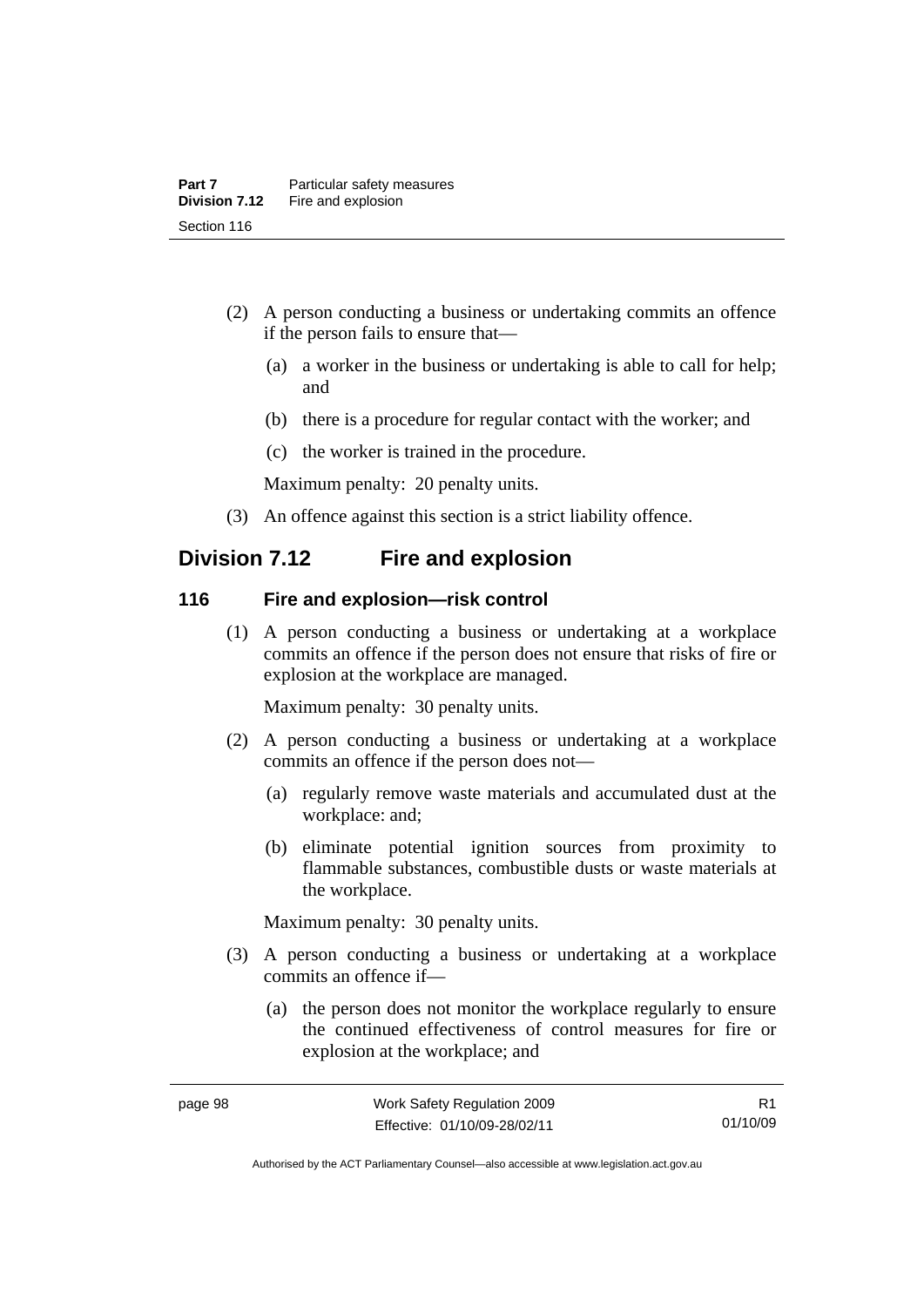(2) A person conducting a business or undertaking commits an offence if the person fails to ensure that—

(a) a worker in the business or undertaking is able to call for help; and

(b) there is a procedure for regular contact with the worker; and

(c) the worker is trained in the procedure.

Maximum penalty: 20 penalty units.

(3) An offence against this section is a strict liability offence.

## Division 7.12 Fire and explosion

### 116 Fire and explosion—risk control

(1) A person conducting a business or undertaking at a workplace commits an offence if the person does not ensure that risks of fire or explosion at the workplace are managed.

Maximum penalty: 30 penalty units.

(2) A person conducting a business or undertaking at a workplace commits an offence if the person does not—

(a) regularly remove waste materials and accumulated dust at the workplace: and;

(b) eliminate potential ignition sources from proximity to flammable substances, combustible dusts or waste materials at the workplace.

Maximum penalty: 30 penalty units.

(3) A person conducting a business or undertaking at a workplace commits an offence if—

(a) the person does not monitor the workplace regularly to ensure the continued effectiveness of control measures for fire or explosion at the workplace; and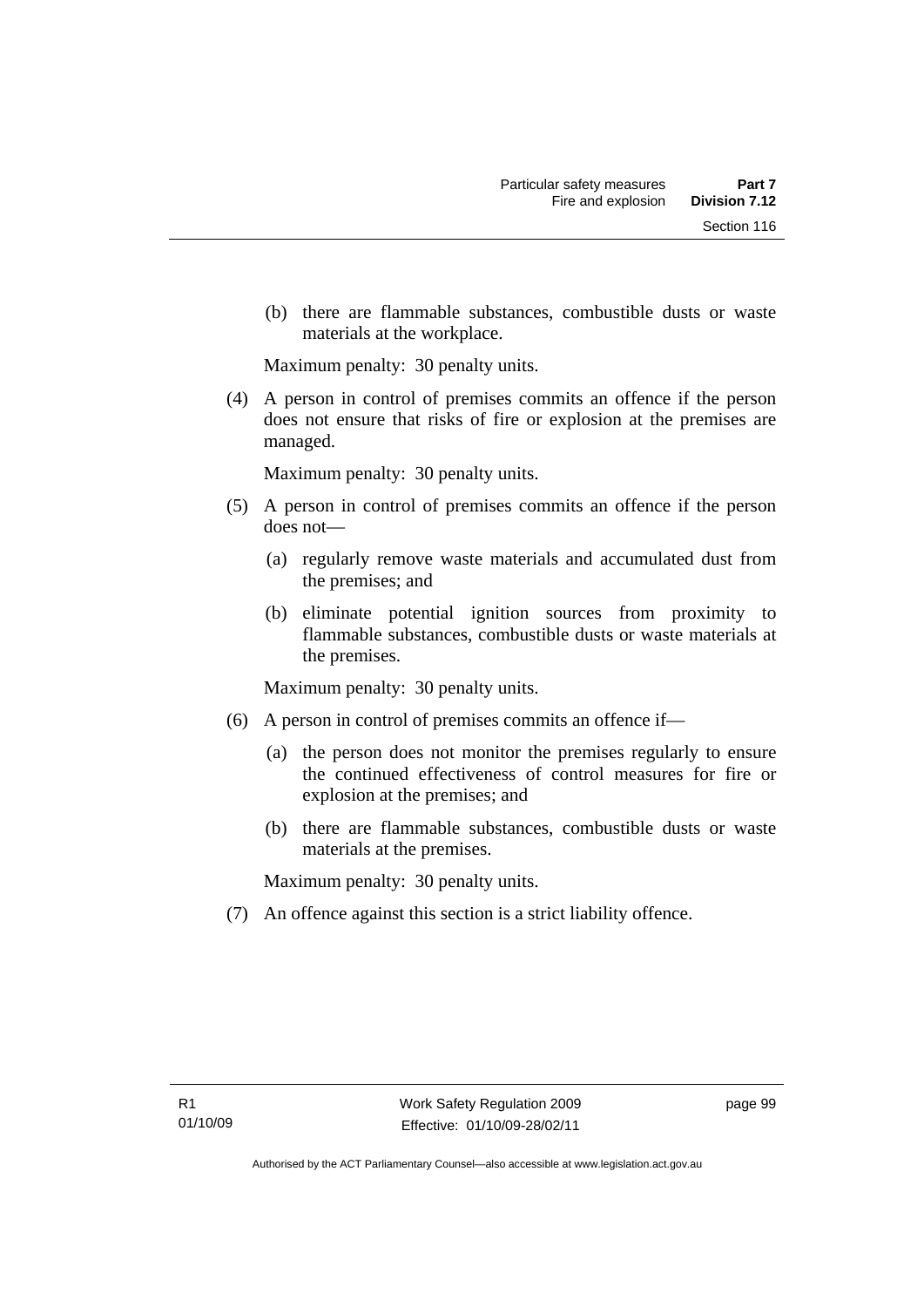(b) there are flammable substances, combustible dusts or waste materials at the workplace.

Maximum penalty: 30 penalty units.

(4) A person in control of premises commits an offence if the person does not ensure that risks of fire or explosion at the premises are managed.

Maximum penalty: 30 penalty units.

(5) A person in control of premises commits an offence if the person does not—

(a) regularly remove waste materials and accumulated dust from the premises; and

(b) eliminate potential ignition sources from proximity to flammable substances, combustible dusts or waste materials at the premises.

Maximum penalty: 30 penalty units.

(6) A person in control of premises commits an offence if—

(a) the person does not monitor the premises regularly to ensure the continued effectiveness of control measures for fire or explosion at the premises; and

(b) there are flammable substances, combustible dusts or waste materials at the premises.

Maximum penalty: 30 penalty units.

(7) An offence against this section is a strict liability offence.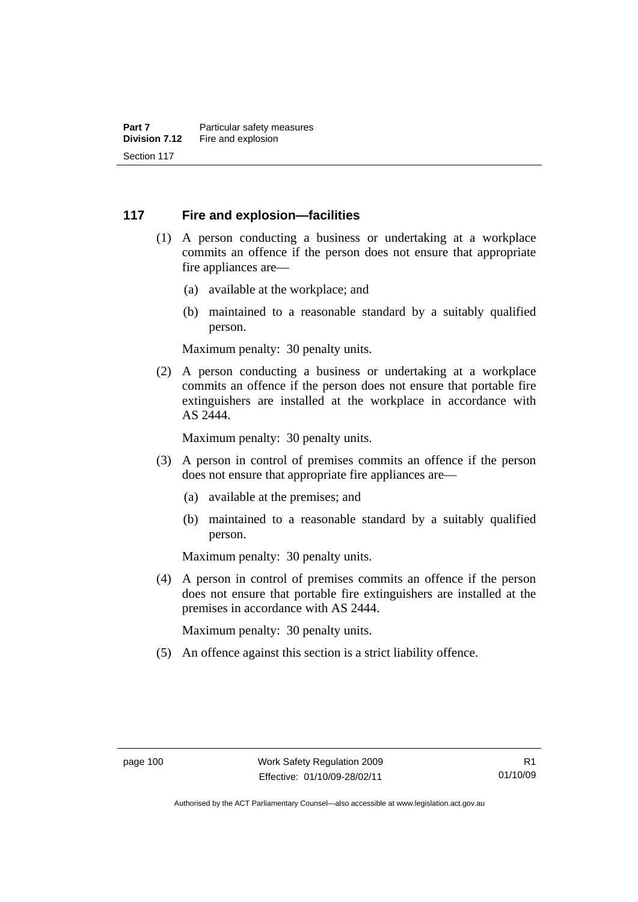## 117 Fire and explosion—facilities

(1) A person conducting a business or undertaking at a workplace commits an offence if the person does not ensure that appropriate fire appliances are—

- (a) available at the workplace; and
- (b) maintained to a reasonable standard by a suitably qualified person.

Maximum penalty: 30 penalty units.

(2) A person conducting a business or undertaking at a workplace commits an offence if the person does not ensure that portable fire extinguishers are installed at the workplace in accordance with AS 2444.

Maximum penalty: 30 penalty units.

(3) A person in control of premises commits an offence if the person does not ensure that appropriate fire appliances are—

- (a) available at the premises; and
- (b) maintained to a reasonable standard by a suitably qualified person.

Maximum penalty: 30 penalty units.

(4) A person in control of premises commits an offence if the person does not ensure that portable fire extinguishers are installed at the premises in accordance with AS 2444.

Maximum penalty: 30 penalty units.

(5) An offence against this section is a strict liability offence.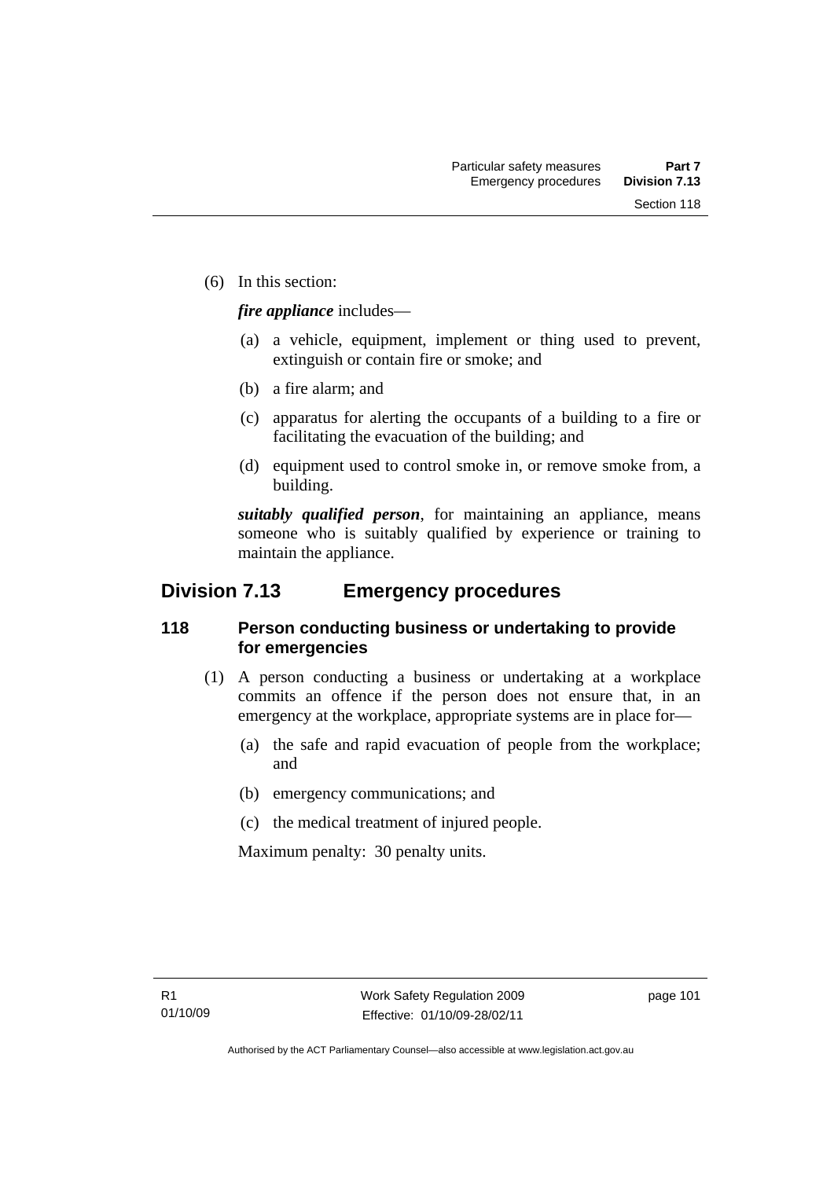(6) In this section:

***fire appliance*** includes—

(a) a vehicle, equipment, implement or thing used to prevent, extinguish or contain fire or smoke; and

(b) a fire alarm; and

(c) apparatus for alerting the occupants of a building to a fire or facilitating the evacuation of the building; and

(d) equipment used to control smoke in, or remove smoke from, a building.

***suitably qualified person***, for maintaining an appliance, means someone who is suitably qualified by experience or training to maintain the appliance.

## Division 7.13 Emergency procedures

### 118 Person conducting business or undertaking to provide for emergencies

(1) A person conducting a business or undertaking at a workplace commits an offence if the person does not ensure that, in an emergency at the workplace, appropriate systems are in place for—

(a) the safe and rapid evacuation of people from the workplace; and

(b) emergency communications; and

(c) the medical treatment of injured people.

Maximum penalty: 30 penalty units.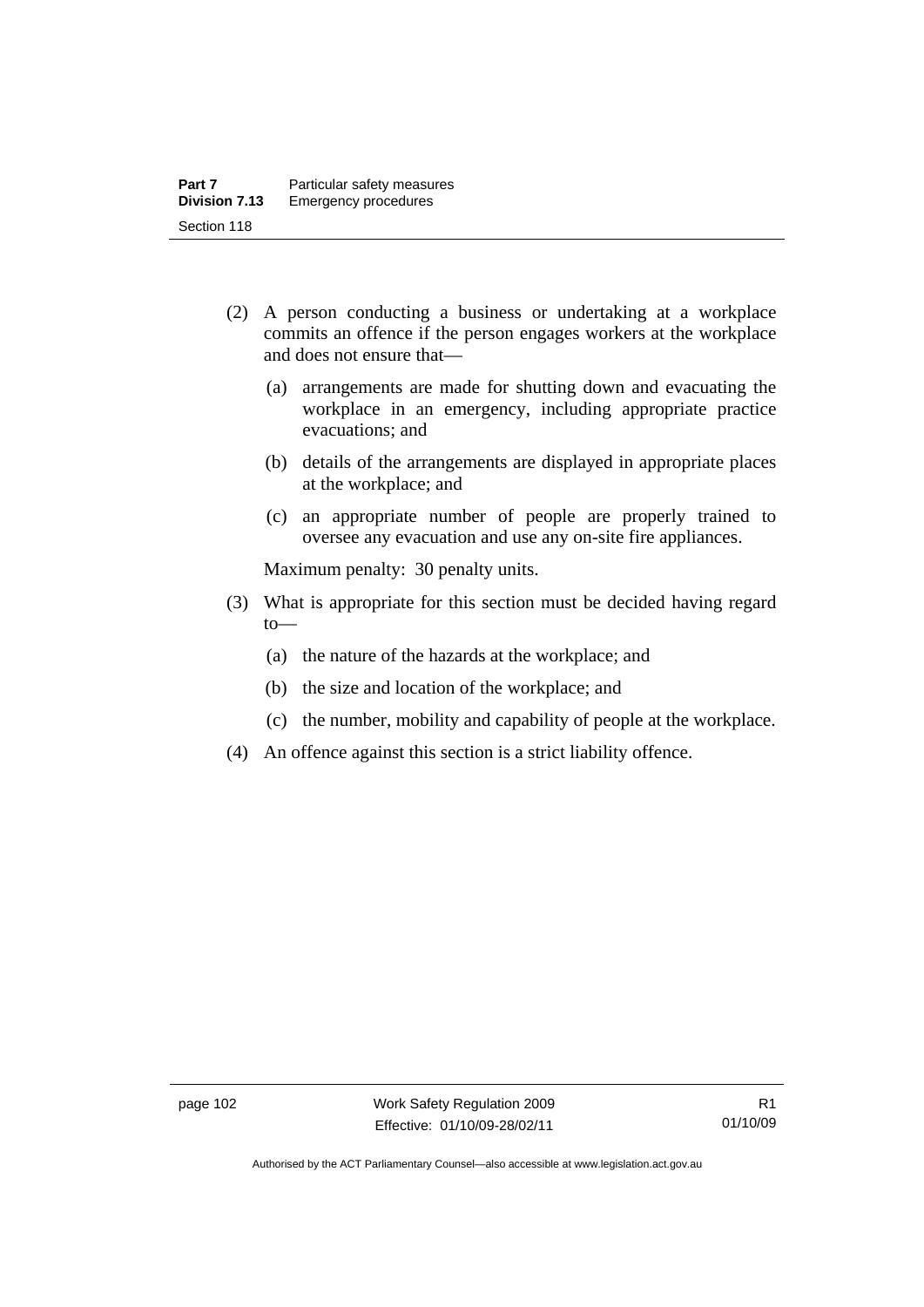(2) A person conducting a business or undertaking at a workplace commits an offence if the person engages workers at the workplace and does not ensure that—

  (a) arrangements are made for shutting down and evacuating the workplace in an emergency, including appropriate practice evacuations; and

  (b) details of the arrangements are displayed in appropriate places at the workplace; and

  (c) an appropriate number of people are properly trained to oversee any evacuation and use any on-site fire appliances.

Maximum penalty: 30 penalty units.

(3) What is appropriate for this section must be decided having regard to—

  (a) the nature of the hazards at the workplace; and

  (b) the size and location of the workplace; and

  (c) the number, mobility and capability of people at the workplace.

(4) An offence against this section is a strict liability offence.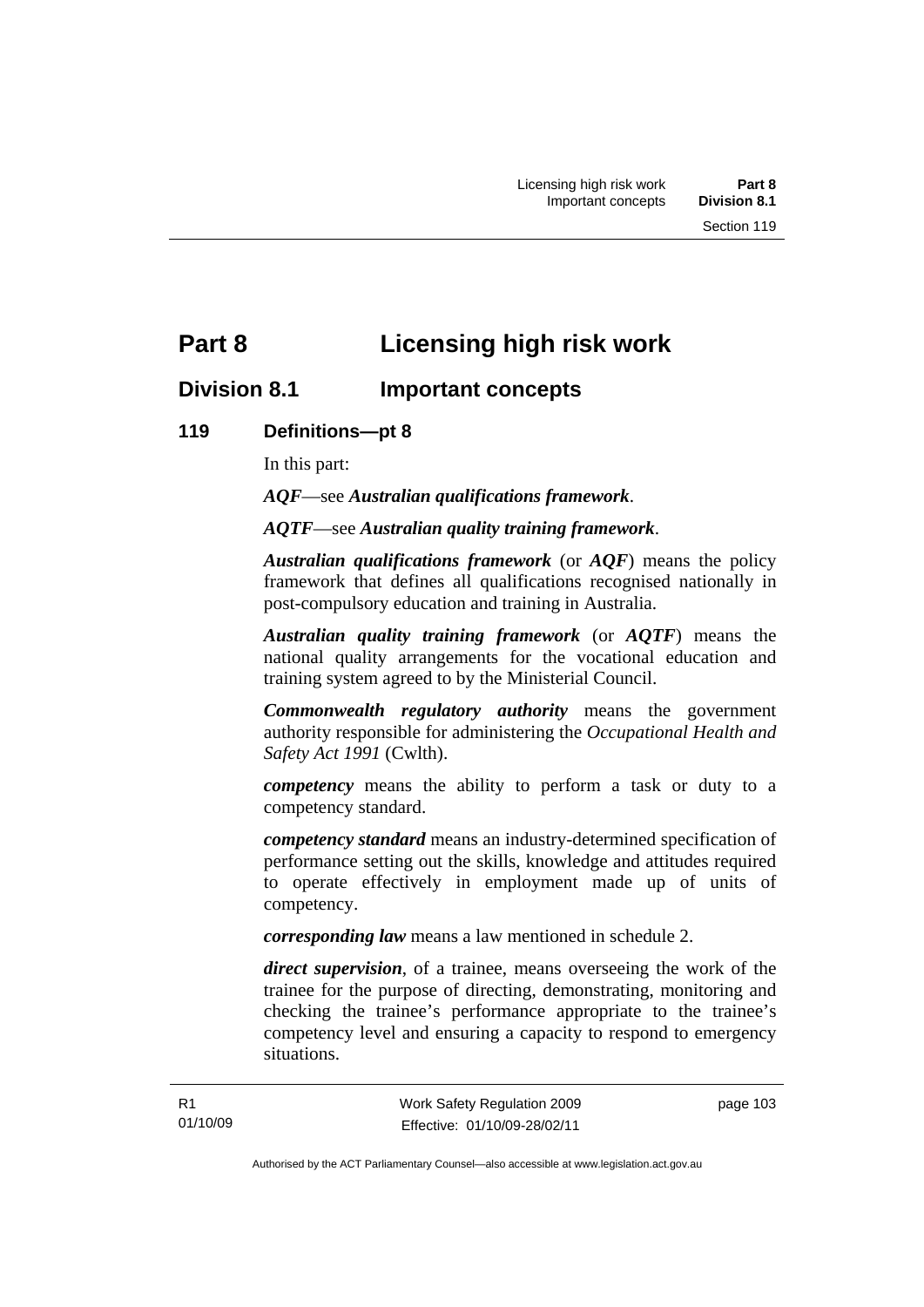# Part 8 Licensing high risk work

## Division 8.1 Important concepts

### 119 Definitions—pt 8

In this part:

***AQF***—see ***Australian qualifications framework***.

***AQTF***—see ***Australian quality training framework***.

***Australian qualifications framework*** (or ***AQF***) means the policy framework that defines all qualifications recognised nationally in post-compulsory education and training in Australia.

***Australian quality training framework*** (or ***AQTF***) means the national quality arrangements for the vocational education and training system agreed to by the Ministerial Council.

***Commonwealth regulatory authority*** means the government authority responsible for administering the *Occupational Health and Safety Act 1991* (Cwlth).

***competency*** means the ability to perform a task or duty to a competency standard.

***competency standard*** means an industry-determined specification of performance setting out the skills, knowledge and attitudes required to operate effectively in employment made up of units of competency.

***corresponding law*** means a law mentioned in schedule 2.

***direct supervision***, of a trainee, means overseeing the work of the trainee for the purpose of directing, demonstrating, monitoring and checking the trainee's performance appropriate to the trainee's competency level and ensuring a capacity to respond to emergency situations.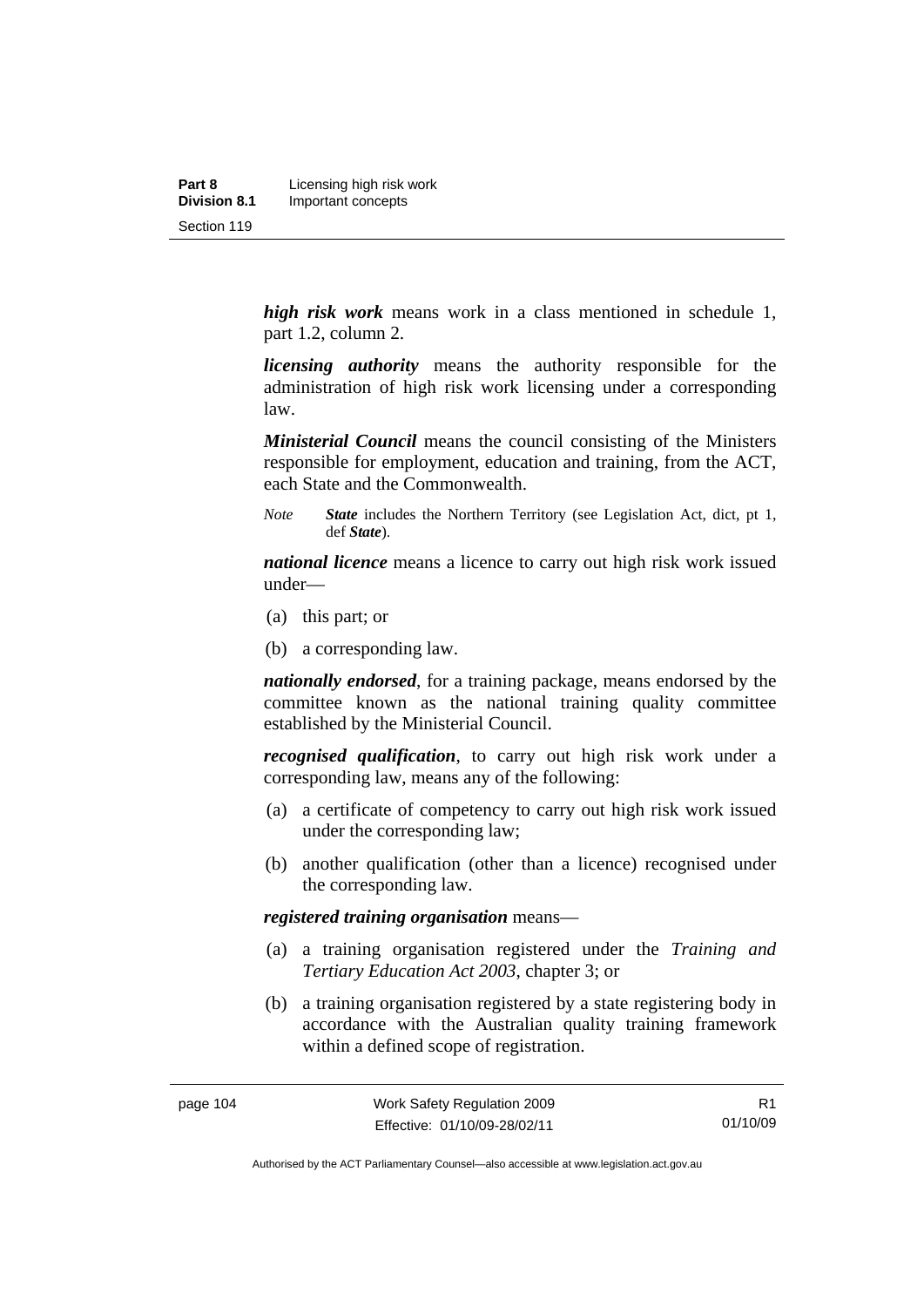***high risk work*** means work in a class mentioned in schedule 1, part 1.2, column 2.

***licensing authority*** means the authority responsible for the administration of high risk work licensing under a corresponding law.

***Ministerial Council*** means the council consisting of the Ministers responsible for employment, education and training, from the ACT, each State and the Commonwealth.

*Note* ***State*** includes the Northern Territory (see Legislation Act, dict, pt 1, def ***State***).

***national licence*** means a licence to carry out high risk work issued under—

(a) this part; or

(b) a corresponding law.

***nationally endorsed***, for a training package, means endorsed by the committee known as the national training quality committee established by the Ministerial Council.

***recognised qualification***, to carry out high risk work under a corresponding law, means any of the following:

(a) a certificate of competency to carry out high risk work issued under the corresponding law;

(b) another qualification (other than a licence) recognised under the corresponding law.

***registered training organisation*** means—

(a) a training organisation registered under the *Training and Tertiary Education Act 2003*, chapter 3; or

(b) a training organisation registered by a state registering body in accordance with the Australian quality training framework within a defined scope of registration.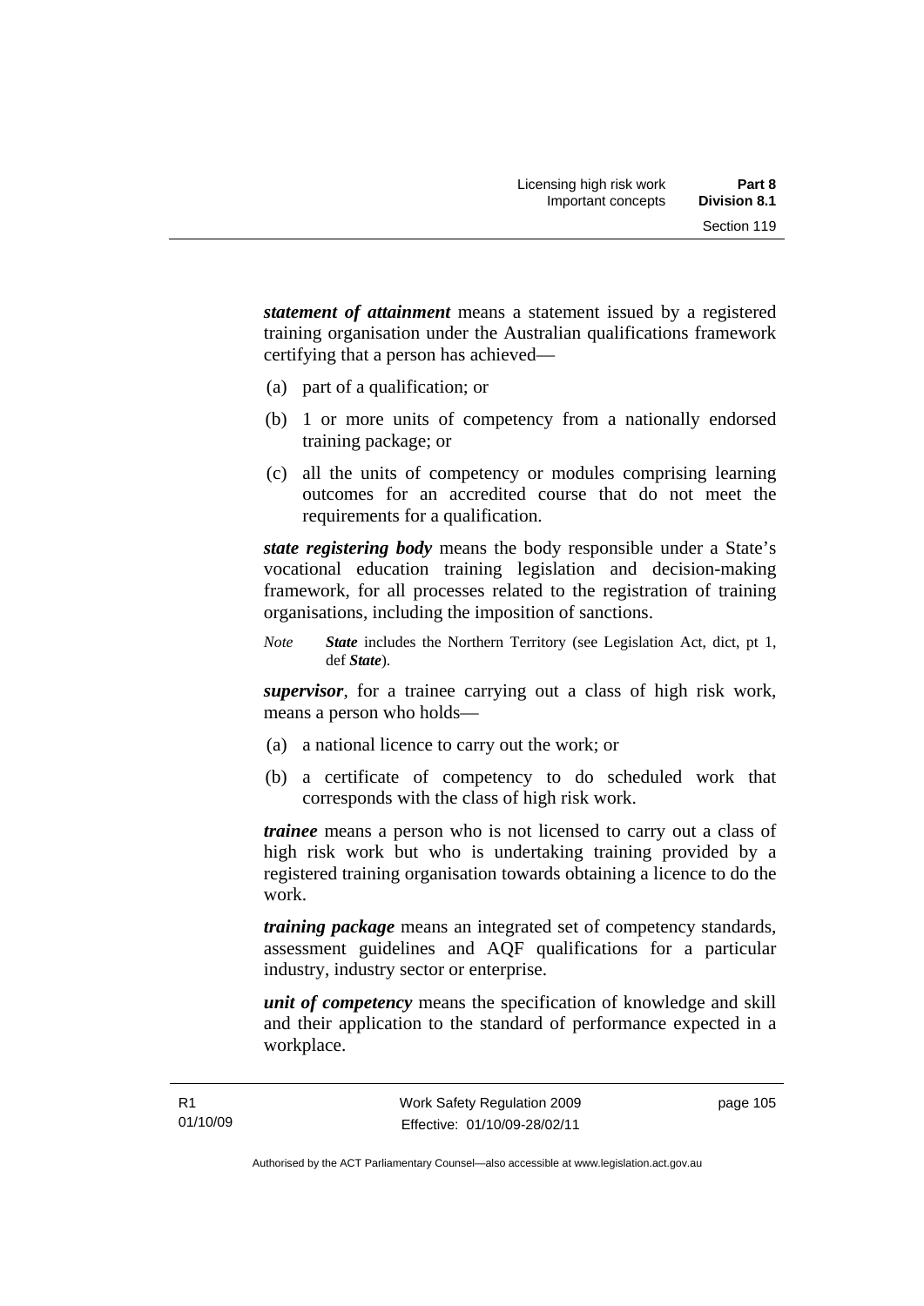***statement of attainment*** means a statement issued by a registered training organisation under the Australian qualifications framework certifying that a person has achieved—

(a) part of a qualification; or

(b) 1 or more units of competency from a nationally endorsed training package; or

(c) all the units of competency or modules comprising learning outcomes for an accredited course that do not meet the requirements for a qualification.

***state registering body*** means the body responsible under a State's vocational education training legislation and decision-making framework, for all processes related to the registration of training organisations, including the imposition of sanctions.

*Note* ***State*** includes the Northern Territory (see Legislation Act, dict, pt 1, def ***State***).

***supervisor***, for a trainee carrying out a class of high risk work, means a person who holds—

(a) a national licence to carry out the work; or

(b) a certificate of competency to do scheduled work that corresponds with the class of high risk work.

***trainee*** means a person who is not licensed to carry out a class of high risk work but who is undertaking training provided by a registered training organisation towards obtaining a licence to do the work.

***training package*** means an integrated set of competency standards, assessment guidelines and AQF qualifications for a particular industry, industry sector or enterprise.

***unit of competency*** means the specification of knowledge and skill and their application to the standard of performance expected in a workplace.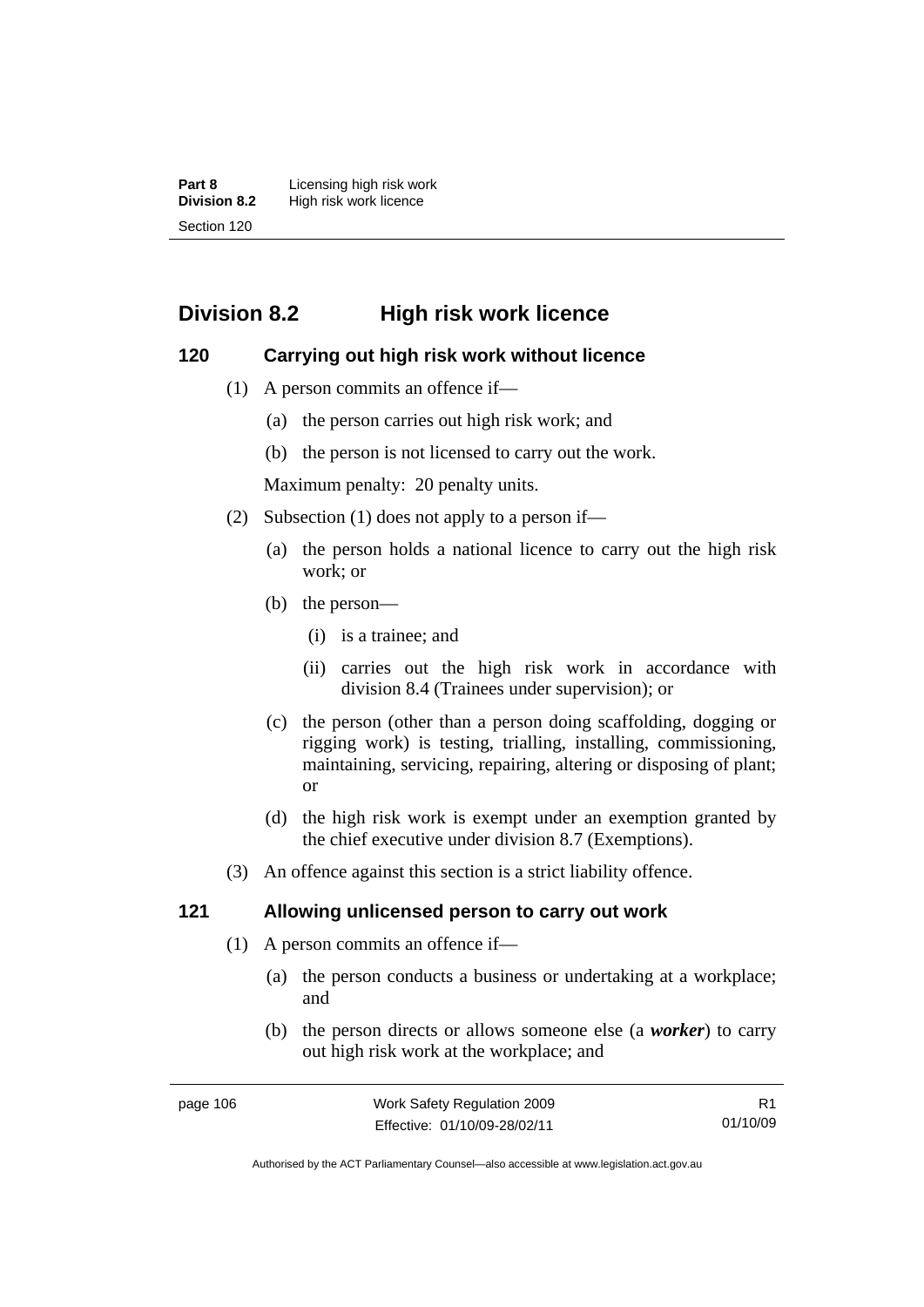## Division 8.2 High risk work licence

### 120 Carrying out high risk work without licence

(1) A person commits an offence if—

(a) the person carries out high risk work; and

(b) the person is not licensed to carry out the work.

Maximum penalty: 20 penalty units.

(2) Subsection (1) does not apply to a person if—

(a) the person holds a national licence to carry out the high risk work; or

(b) the person—

(i) is a trainee; and

(ii) carries out the high risk work in accordance with division 8.4 (Trainees under supervision); or

(c) the person (other than a person doing scaffolding, dogging or rigging work) is testing, trialling, installing, commissioning, maintaining, servicing, repairing, altering or disposing of plant; or

(d) the high risk work is exempt under an exemption granted by the chief executive under division 8.7 (Exemptions).

(3) An offence against this section is a strict liability offence.

### 121 Allowing unlicensed person to carry out work

(1) A person commits an offence if—

(a) the person conducts a business or undertaking at a workplace; and

(b) the person directs or allows someone else (a ***worker***) to carry out high risk work at the workplace; and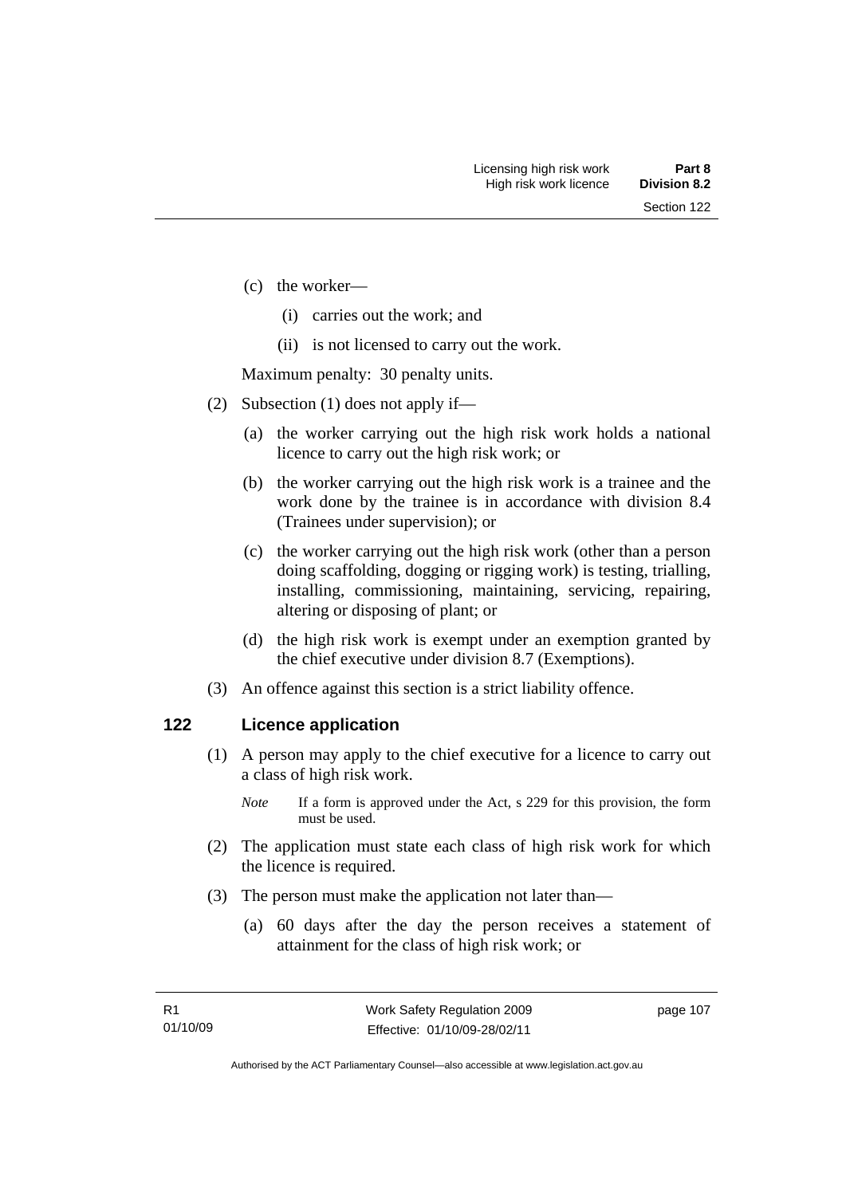(c) the worker—

(i) carries out the work; and

(ii) is not licensed to carry out the work.

Maximum penalty: 30 penalty units.

(2) Subsection (1) does not apply if—

(a) the worker carrying out the high risk work holds a national licence to carry out the high risk work; or

(b) the worker carrying out the high risk work is a trainee and the work done by the trainee is in accordance with division 8.4 (Trainees under supervision); or

(c) the worker carrying out the high risk work (other than a person doing scaffolding, dogging or rigging work) is testing, trialling, installing, commissioning, maintaining, servicing, repairing, altering or disposing of plant; or

(d) the high risk work is exempt under an exemption granted by the chief executive under division 8.7 (Exemptions).

(3) An offence against this section is a strict liability offence.

## 122 Licence application

(1) A person may apply to the chief executive for a licence to carry out a class of high risk work.

*Note* If a form is approved under the Act, s 229 for this provision, the form must be used.

(2) The application must state each class of high risk work for which the licence is required.

(3) The person must make the application not later than—

(a) 60 days after the day the person receives a statement of attainment for the class of high risk work; or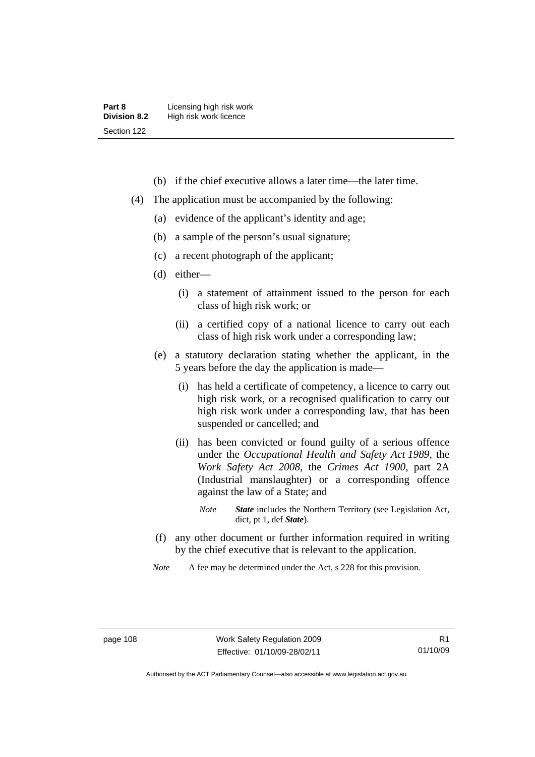(b) if the chief executive allows a later time—the later time.

(4) The application must be accompanied by the following:

(a) evidence of the applicant's identity and age;

(b) a sample of the person's usual signature;

(c) a recent photograph of the applicant;

(d) either—

(i) a statement of attainment issued to the person for each class of high risk work; or

(ii) a certified copy of a national licence to carry out each class of high risk work under a corresponding law;

(e) a statutory declaration stating whether the applicant, in the 5 years before the day the application is made—

(i) has held a certificate of competency, a licence to carry out high risk work, or a recognised qualification to carry out high risk work under a corresponding law, that has been suspended or cancelled; and

(ii) has been convicted or found guilty of a serious offence under the *Occupational Health and Safety Act 1989*, the *Work Safety Act 2008*, the *Crimes Act 1900*, part 2A (Industrial manslaughter) or a corresponding offence against the law of a State; and

*Note* ***State*** includes the Northern Territory (see Legislation Act, dict, pt 1, def ***State***).

(f) any other document or further information required in writing by the chief executive that is relevant to the application.

*Note* A fee may be determined under the Act, s 228 for this provision.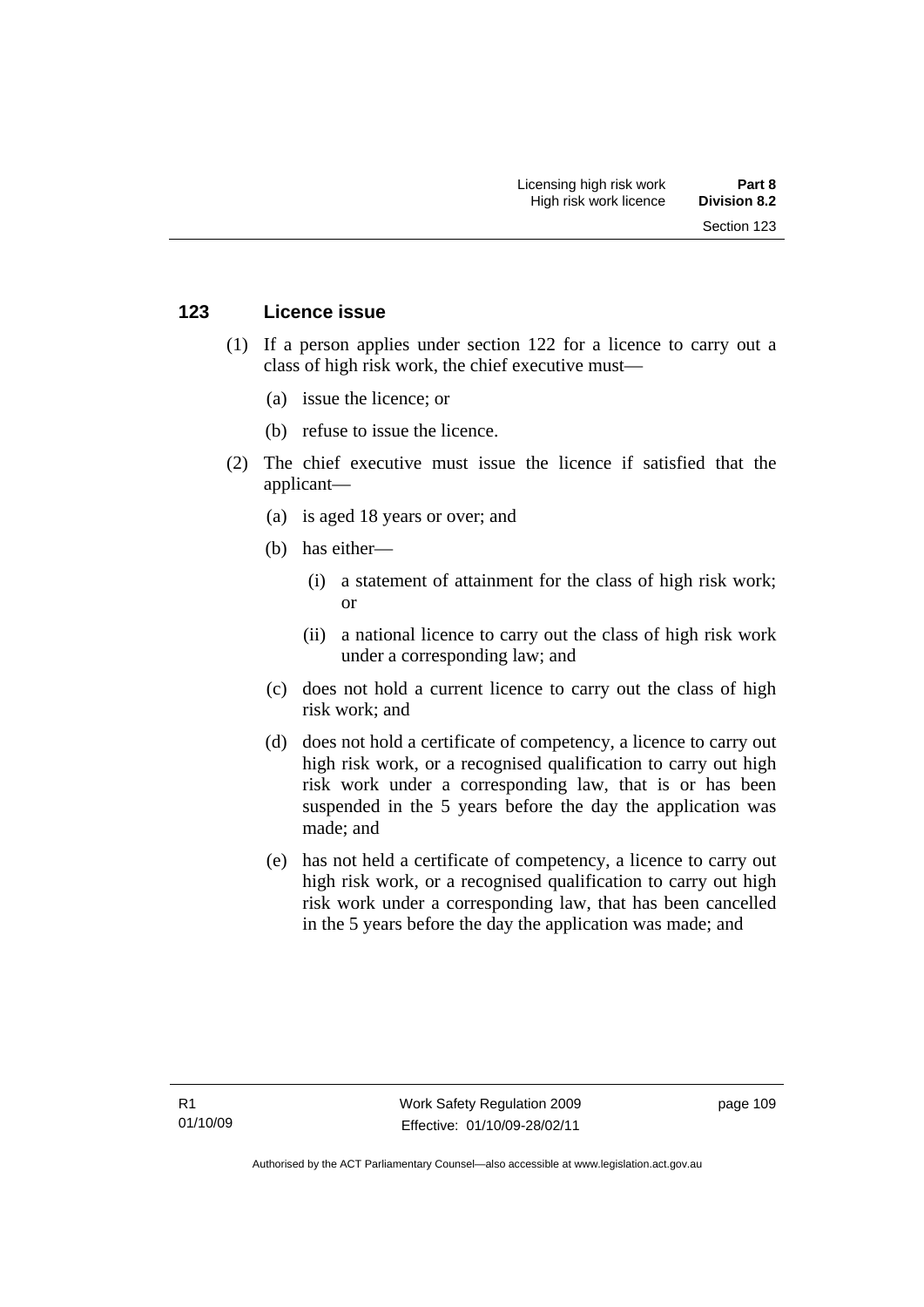## 123 Licence issue

(1) If a person applies under section 122 for a licence to carry out a class of high risk work, the chief executive must—

(a) issue the licence; or

(b) refuse to issue the licence.

(2) The chief executive must issue the licence if satisfied that the applicant—

(a) is aged 18 years or over; and

(b) has either—

(i) a statement of attainment for the class of high risk work; or

(ii) a national licence to carry out the class of high risk work under a corresponding law; and

(c) does not hold a current licence to carry out the class of high risk work; and

(d) does not hold a certificate of competency, a licence to carry out high risk work, or a recognised qualification to carry out high risk work under a corresponding law, that is or has been suspended in the 5 years before the day the application was made; and

(e) has not held a certificate of competency, a licence to carry out high risk work, or a recognised qualification to carry out high risk work under a corresponding law, that has been cancelled in the 5 years before the day the application was made; and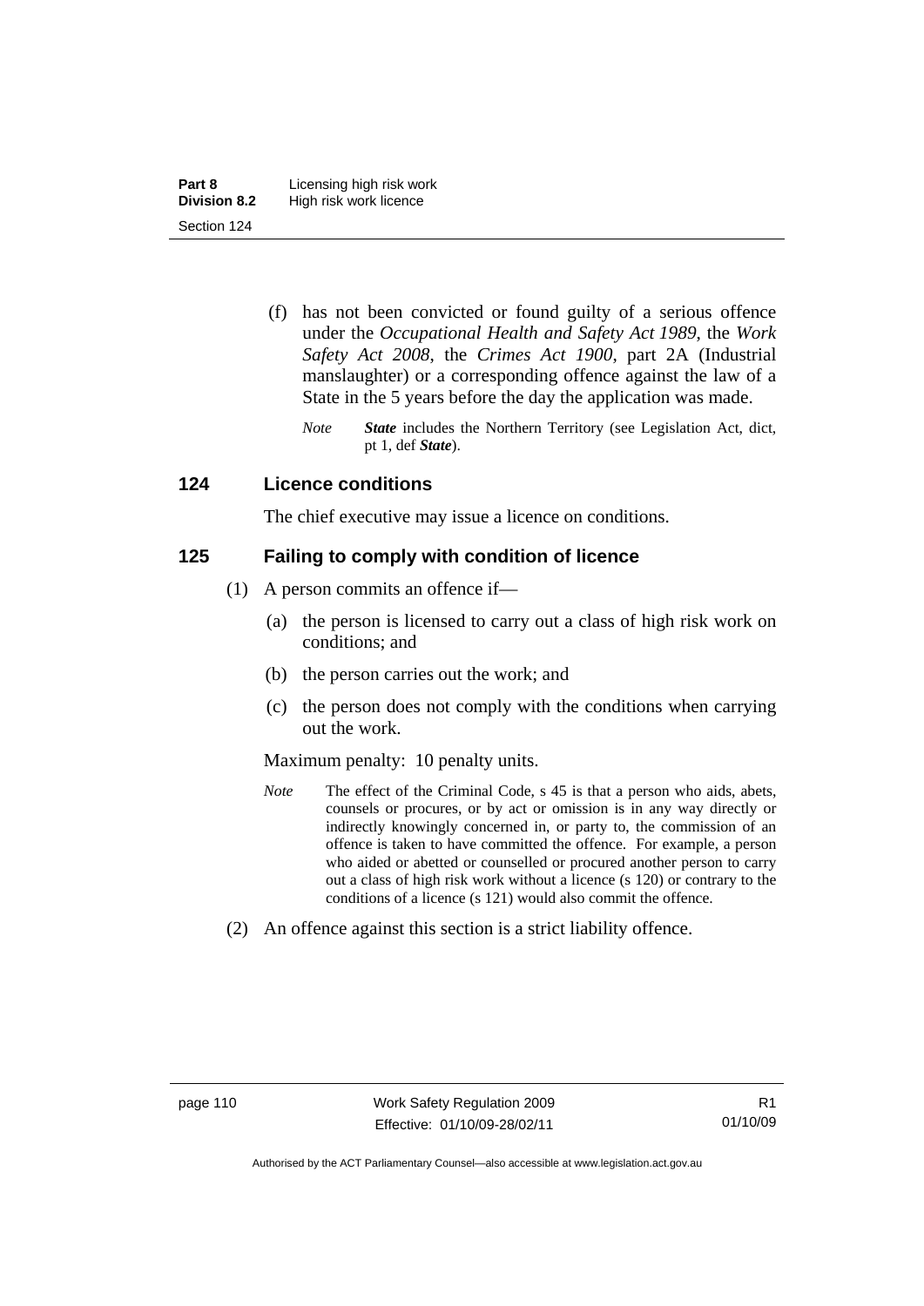(f) has not been convicted or found guilty of a serious offence under the *Occupational Health and Safety Act 1989*, the *Work Safety Act 2008*, the *Crimes Act 1900*, part 2A (Industrial manslaughter) or a corresponding offence against the law of a State in the 5 years before the day the application was made.

*Note* ***State*** includes the Northern Territory (see Legislation Act, dict, pt 1, def ***State***).

### 124 Licence conditions

The chief executive may issue a licence on conditions.

### 125 Failing to comply with condition of licence

(1) A person commits an offence if—

(a) the person is licensed to carry out a class of high risk work on conditions; and

(b) the person carries out the work; and

(c) the person does not comply with the conditions when carrying out the work.

Maximum penalty: 10 penalty units.

*Note* The effect of the Criminal Code, s 45 is that a person who aids, abets, counsels or procures, or by act or omission is in any way directly or indirectly knowingly concerned in, or party to, the commission of an offence is taken to have committed the offence. For example, a person who aided or abetted or counselled or procured another person to carry out a class of high risk work without a licence (s 120) or contrary to the conditions of a licence (s 121) would also commit the offence.

(2) An offence against this section is a strict liability offence.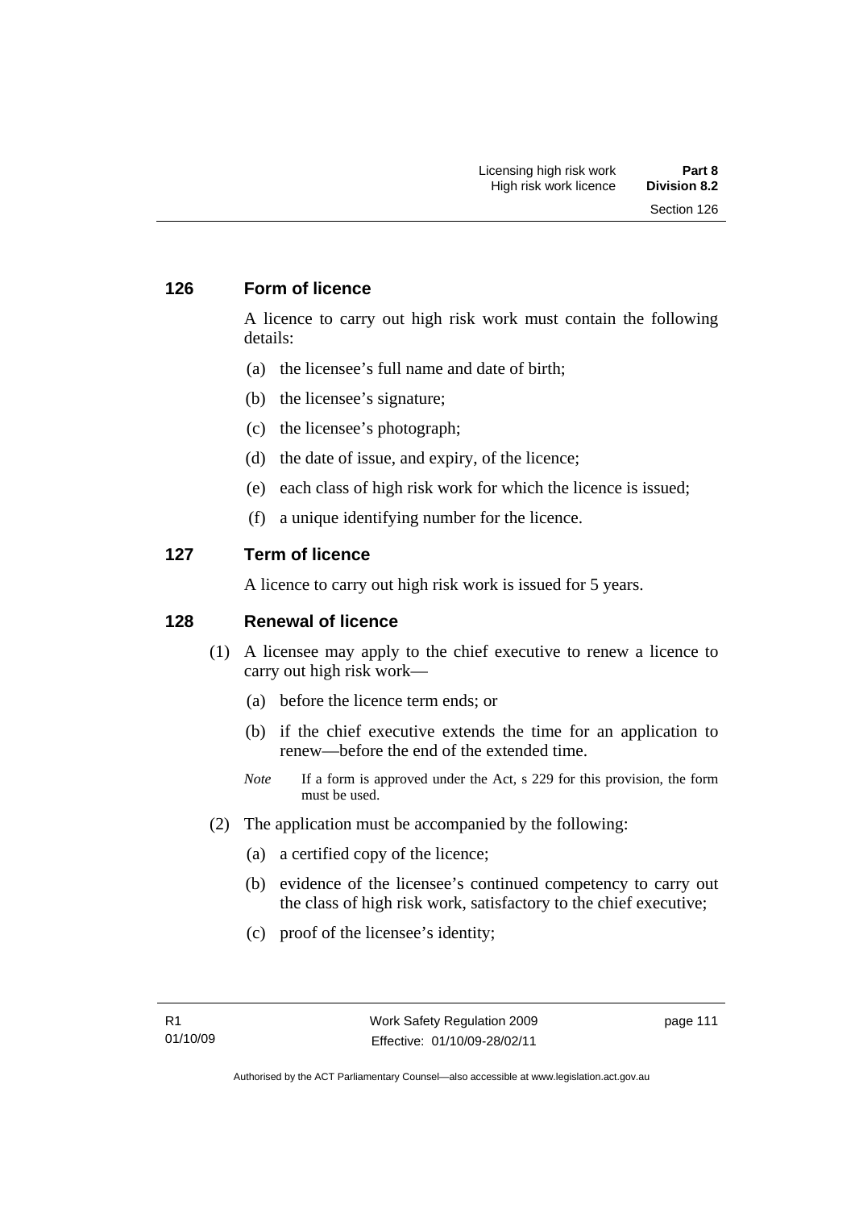## 126 Form of licence

A licence to carry out high risk work must contain the following details:

(a) the licensee's full name and date of birth;

(b) the licensee's signature;

(c) the licensee's photograph;

(d) the date of issue, and expiry, of the licence;

(e) each class of high risk work for which the licence is issued;

(f) a unique identifying number for the licence.

## 127 Term of licence

A licence to carry out high risk work is issued for 5 years.

## 128 Renewal of licence

(1) A licensee may apply to the chief executive to renew a licence to carry out high risk work—

(a) before the licence term ends; or

(b) if the chief executive extends the time for an application to renew—before the end of the extended time.

*Note* If a form is approved under the Act, s 229 for this provision, the form must be used.

(2) The application must be accompanied by the following:

(a) a certified copy of the licence;

(b) evidence of the licensee's continued competency to carry out the class of high risk work, satisfactory to the chief executive;

(c) proof of the licensee's identity;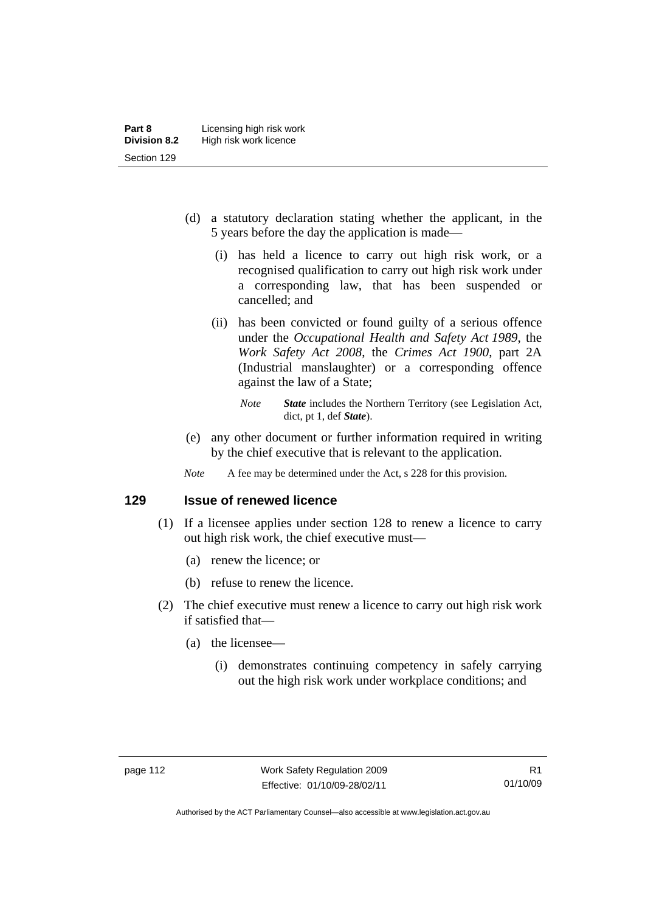(d) a statutory declaration stating whether the applicant, in the 5 years before the day the application is made—

   (i) has held a licence to carry out high risk work, or a recognised qualification to carry out high risk work under a corresponding law, that has been suspended or cancelled; and

   (ii) has been convicted or found guilty of a serious offence under the *Occupational Health and Safety Act 1989*, the *Work Safety Act 2008*, the *Crimes Act 1900*, part 2A (Industrial manslaughter) or a corresponding offence against the law of a State;

   *Note* ***State*** includes the Northern Territory (see Legislation Act, dict, pt 1, def ***State***).

(e) any other document or further information required in writing by the chief executive that is relevant to the application.

*Note* A fee may be determined under the Act, s 228 for this provision.

## 129 Issue of renewed licence

(1) If a licensee applies under section 128 to renew a licence to carry out high risk work, the chief executive must—

   (a) renew the licence; or

   (b) refuse to renew the licence.

(2) The chief executive must renew a licence to carry out high risk work if satisfied that—

   (a) the licensee—

      (i) demonstrates continuing competency in safely carrying out the high risk work under workplace conditions; and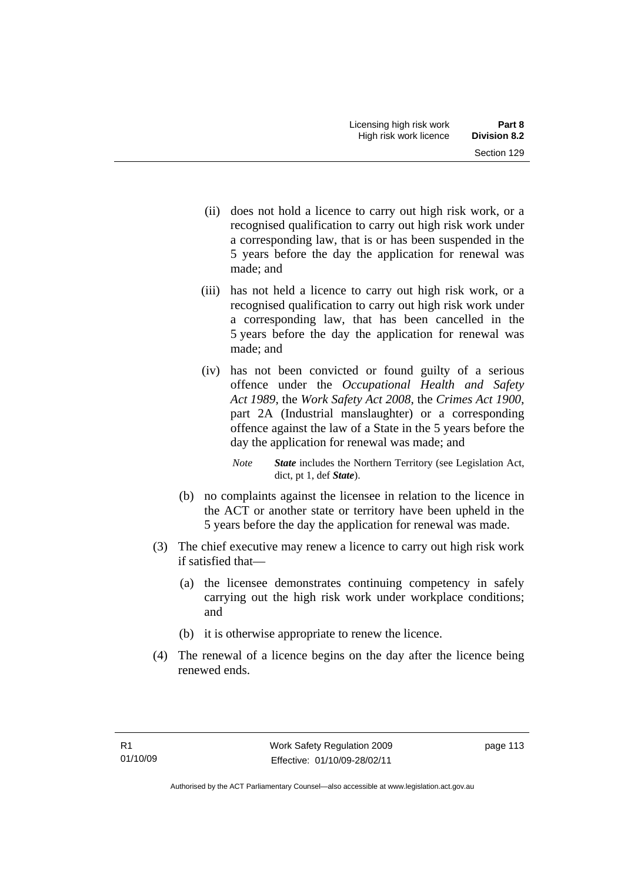(ii) does not hold a licence to carry out high risk work, or a recognised qualification to carry out high risk work under a corresponding law, that is or has been suspended in the 5 years before the day the application for renewal was made; and

(iii) has not held a licence to carry out high risk work, or a recognised qualification to carry out high risk work under a corresponding law, that has been cancelled in the 5 years before the day the application for renewal was made; and

(iv) has not been convicted or found guilty of a serious offence under the *Occupational Health and Safety Act 1989*, the *Work Safety Act 2008*, the *Crimes Act 1900*, part 2A (Industrial manslaughter) or a corresponding offence against the law of a State in the 5 years before the day the application for renewal was made; and

*Note* ***State*** includes the Northern Territory (see Legislation Act, dict, pt 1, def ***State***).

(b) no complaints against the licensee in relation to the licence in the ACT or another state or territory have been upheld in the 5 years before the day the application for renewal was made.

(3) The chief executive may renew a licence to carry out high risk work if satisfied that—

(a) the licensee demonstrates continuing competency in safely carrying out the high risk work under workplace conditions; and

(b) it is otherwise appropriate to renew the licence.

(4) The renewal of a licence begins on the day after the licence being renewed ends.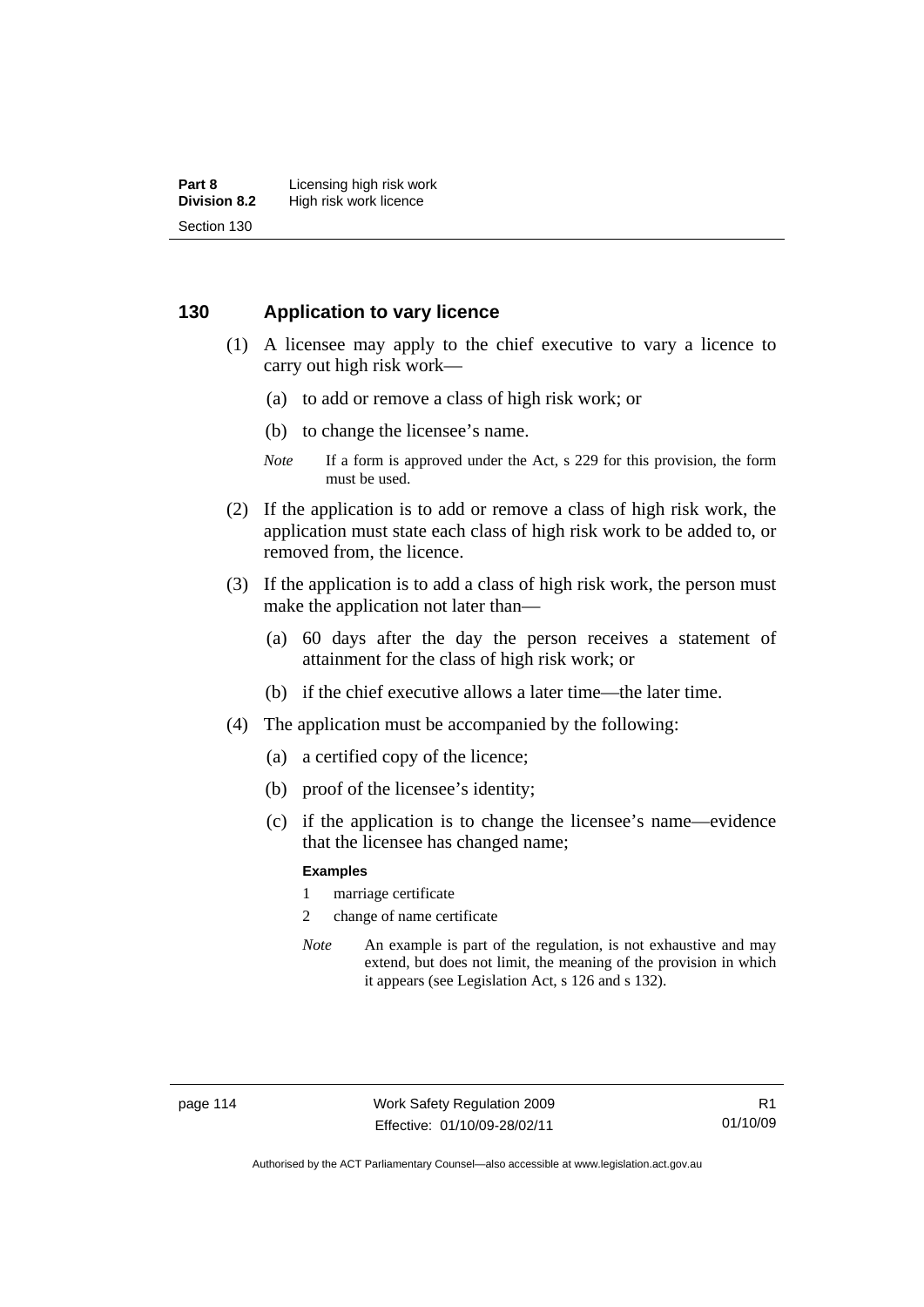## 130 Application to vary licence

(1) A licensee may apply to the chief executive to vary a licence to carry out high risk work—

(a) to add or remove a class of high risk work; or

(b) to change the licensee's name.

*Note* If a form is approved under the Act, s 229 for this provision, the form must be used.

(2) If the application is to add or remove a class of high risk work, the application must state each class of high risk work to be added to, or removed from, the licence.

(3) If the application is to add a class of high risk work, the person must make the application not later than—

(a) 60 days after the day the person receives a statement of attainment for the class of high risk work; or

(b) if the chief executive allows a later time—the later time.

(4) The application must be accompanied by the following:

(a) a certified copy of the licence;

(b) proof of the licensee's identity;

(c) if the application is to change the licensee's name—evidence that the licensee has changed name;

**Examples**

1 marriage certificate

2 change of name certificate

*Note* An example is part of the regulation, is not exhaustive and may extend, but does not limit, the meaning of the provision in which it appears (see Legislation Act, s 126 and s 132).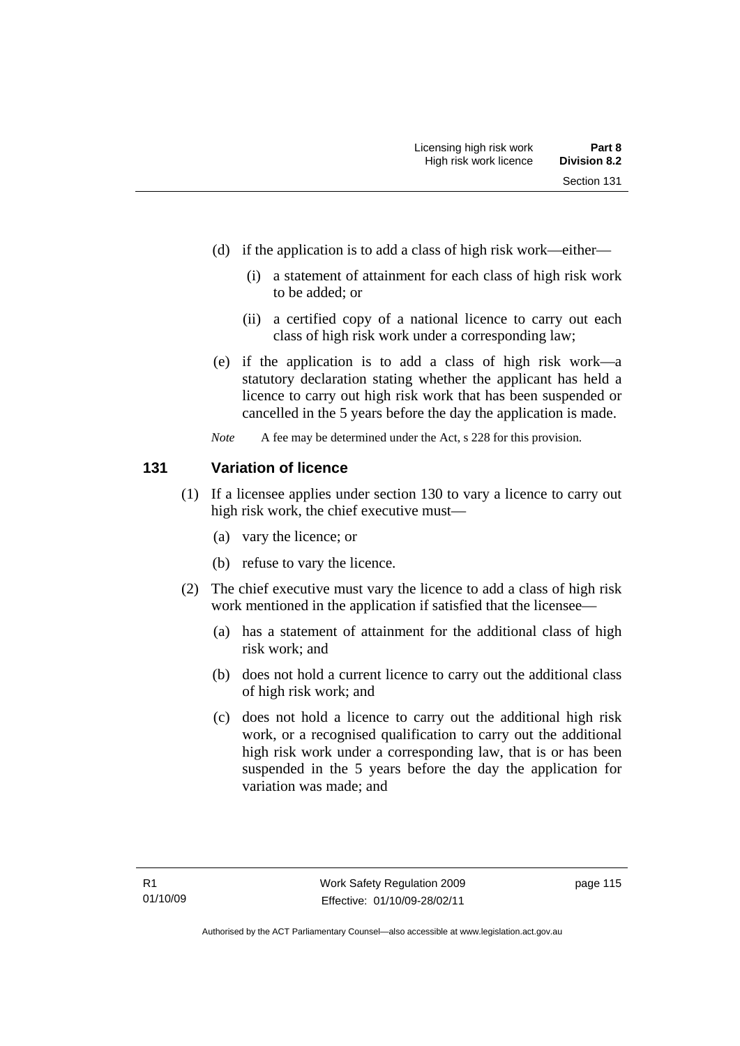(d) if the application is to add a class of high risk work—either—

(i) a statement of attainment for each class of high risk work to be added; or

(ii) a certified copy of a national licence to carry out each class of high risk work under a corresponding law;

(e) if the application is to add a class of high risk work—a statutory declaration stating whether the applicant has held a licence to carry out high risk work that has been suspended or cancelled in the 5 years before the day the application is made.

*Note* A fee may be determined under the Act, s 228 for this provision.

## 131 Variation of licence

(1) If a licensee applies under section 130 to vary a licence to carry out high risk work, the chief executive must—

(a) vary the licence; or

(b) refuse to vary the licence.

(2) The chief executive must vary the licence to add a class of high risk work mentioned in the application if satisfied that the licensee—

(a) has a statement of attainment for the additional class of high risk work; and

(b) does not hold a current licence to carry out the additional class of high risk work; and

(c) does not hold a licence to carry out the additional high risk work, or a recognised qualification to carry out the additional high risk work under a corresponding law, that is or has been suspended in the 5 years before the day the application for variation was made; and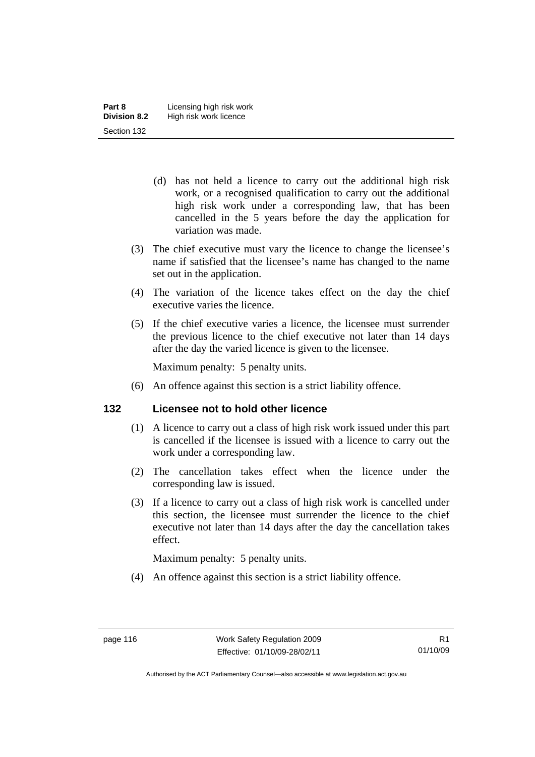(d) has not held a licence to carry out the additional high risk work, or a recognised qualification to carry out the additional high risk work under a corresponding law, that has been cancelled in the 5 years before the day the application for variation was made.

(3) The chief executive must vary the licence to change the licensee's name if satisfied that the licensee's name has changed to the name set out in the application.

(4) The variation of the licence takes effect on the day the chief executive varies the licence.

(5) If the chief executive varies a licence, the licensee must surrender the previous licence to the chief executive not later than 14 days after the day the varied licence is given to the licensee.

Maximum penalty: 5 penalty units.

(6) An offence against this section is a strict liability offence.

## 132 Licensee not to hold other licence

(1) A licence to carry out a class of high risk work issued under this part is cancelled if the licensee is issued with a licence to carry out the work under a corresponding law.

(2) The cancellation takes effect when the licence under the corresponding law is issued.

(3) If a licence to carry out a class of high risk work is cancelled under this section, the licensee must surrender the licence to the chief executive not later than 14 days after the day the cancellation takes effect.

Maximum penalty: 5 penalty units.

(4) An offence against this section is a strict liability offence.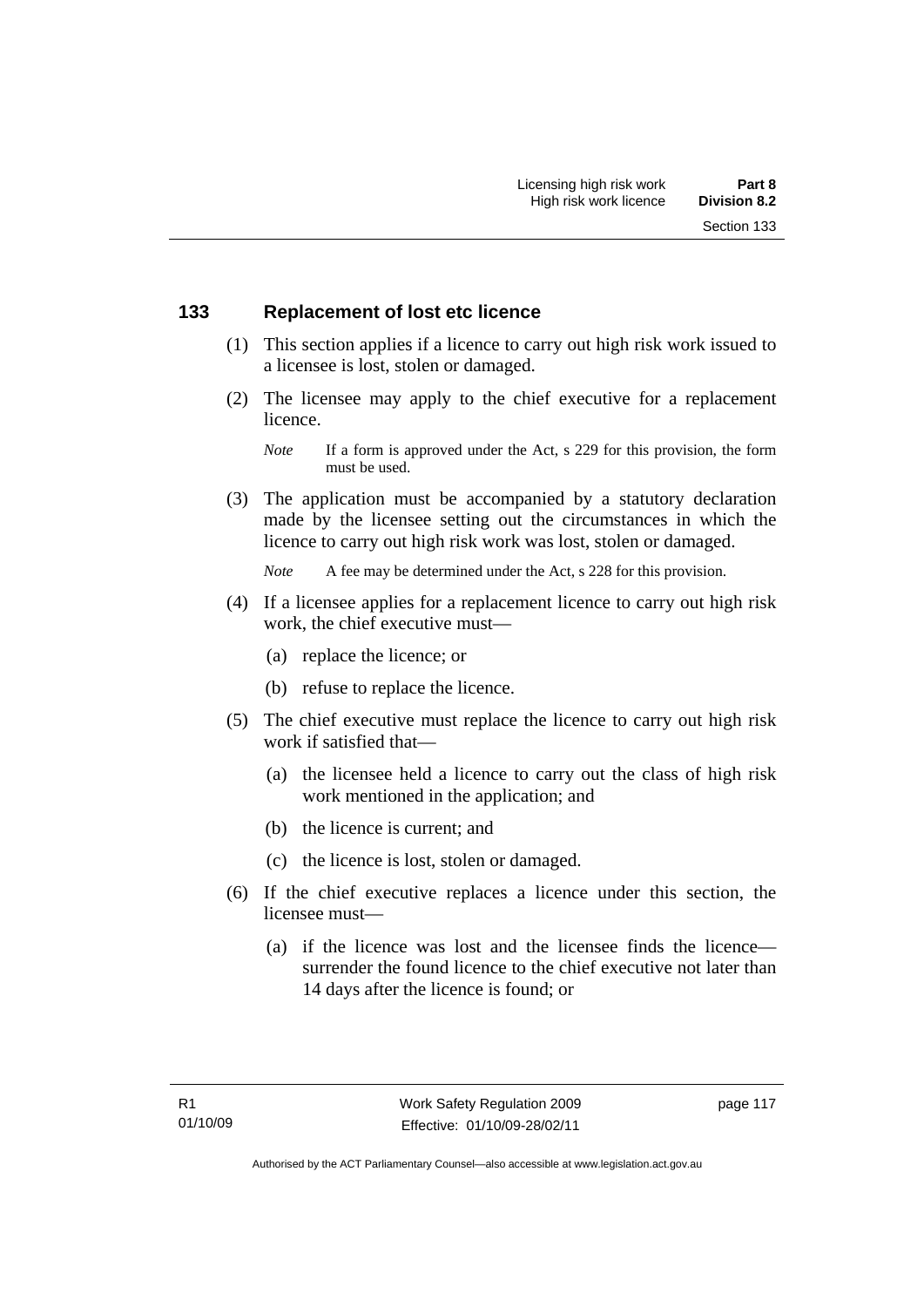## 133 Replacement of lost etc licence

(1) This section applies if a licence to carry out high risk work issued to a licensee is lost, stolen or damaged.

(2) The licensee may apply to the chief executive for a replacement licence.

*Note* If a form is approved under the Act, s 229 for this provision, the form must be used.

(3) The application must be accompanied by a statutory declaration made by the licensee setting out the circumstances in which the licence to carry out high risk work was lost, stolen or damaged.

*Note* A fee may be determined under the Act, s 228 for this provision.

(4) If a licensee applies for a replacement licence to carry out high risk work, the chief executive must—

(a) replace the licence; or

(b) refuse to replace the licence.

(5) The chief executive must replace the licence to carry out high risk work if satisfied that—

(a) the licensee held a licence to carry out the class of high risk work mentioned in the application; and

(b) the licence is current; and

(c) the licence is lost, stolen or damaged.

(6) If the chief executive replaces a licence under this section, the licensee must—

(a) if the licence was lost and the licensee finds the licence—surrender the found licence to the chief executive not later than 14 days after the licence is found; or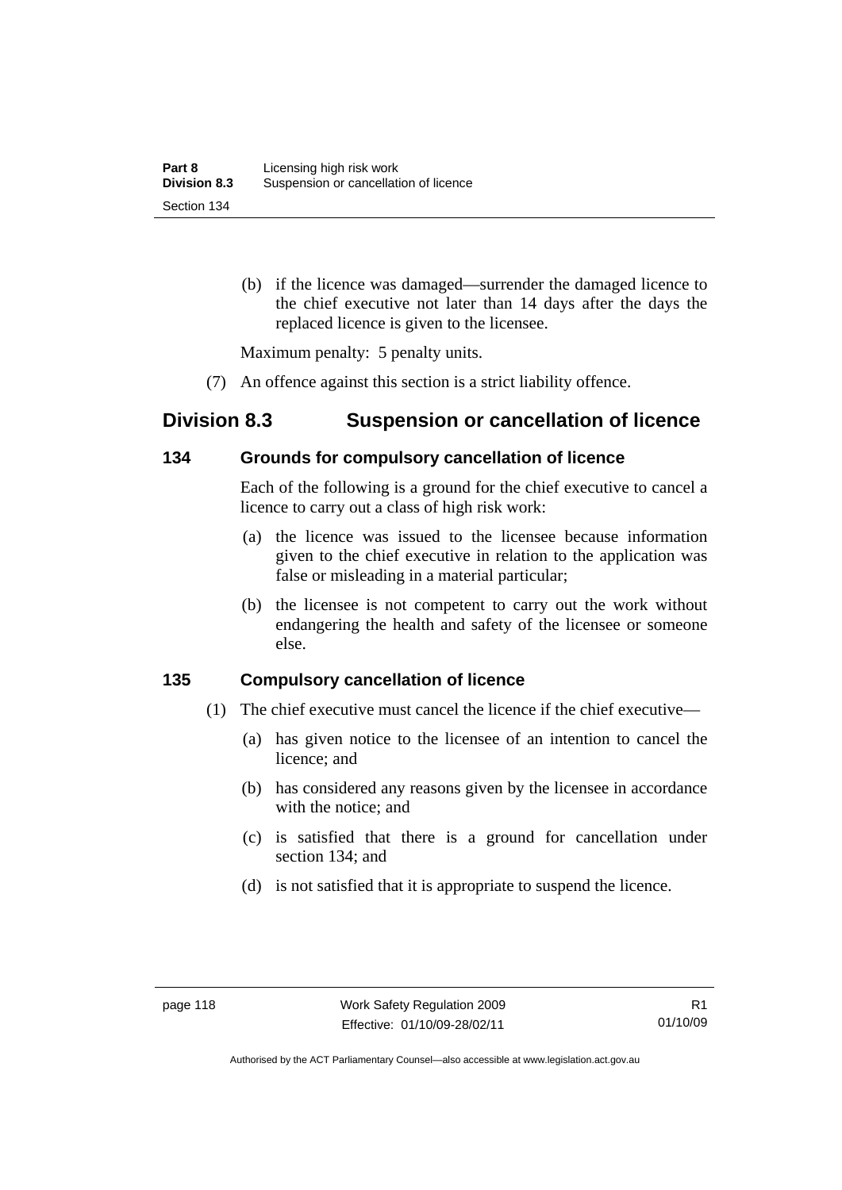(b) if the licence was damaged—surrender the damaged licence to the chief executive not later than 14 days after the days the replaced licence is given to the licensee.

Maximum penalty: 5 penalty units.

(7) An offence against this section is a strict liability offence.

## Division 8.3 Suspension or cancellation of licence

### 134 Grounds for compulsory cancellation of licence

Each of the following is a ground for the chief executive to cancel a licence to carry out a class of high risk work:

(a) the licence was issued to the licensee because information given to the chief executive in relation to the application was false or misleading in a material particular;

(b) the licensee is not competent to carry out the work without endangering the health and safety of the licensee or someone else.

### 135 Compulsory cancellation of licence

(1) The chief executive must cancel the licence if the chief executive—

(a) has given notice to the licensee of an intention to cancel the licence; and

(b) has considered any reasons given by the licensee in accordance with the notice; and

(c) is satisfied that there is a ground for cancellation under section 134; and

(d) is not satisfied that it is appropriate to suspend the licence.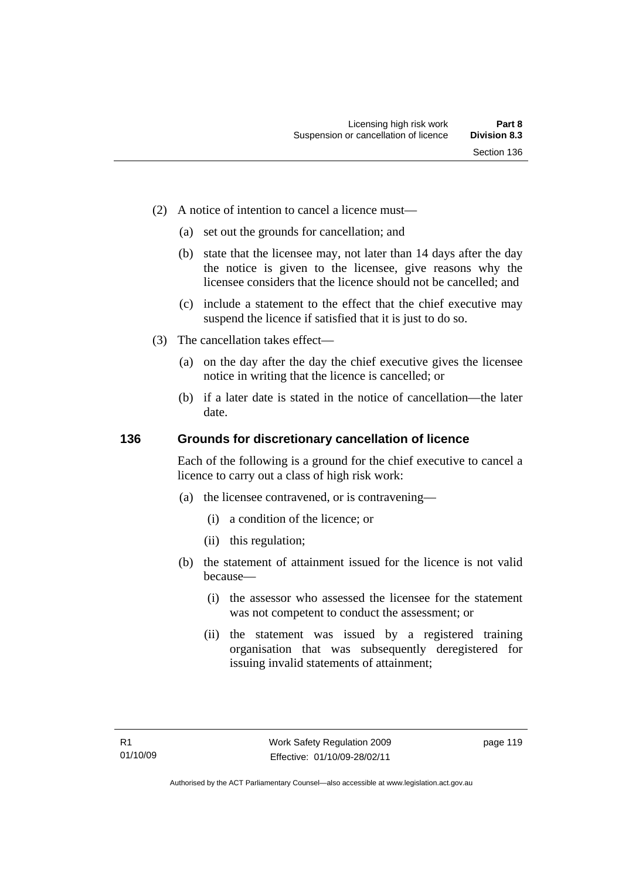(2) A notice of intention to cancel a licence must—

  (a) set out the grounds for cancellation; and

  (b) state that the licensee may, not later than 14 days after the day the notice is given to the licensee, give reasons why the licensee considers that the licence should not be cancelled; and

  (c) include a statement to the effect that the chief executive may suspend the licence if satisfied that it is just to do so.

(3) The cancellation takes effect—

  (a) on the day after the day the chief executive gives the licensee notice in writing that the licence is cancelled; or

  (b) if a later date is stated in the notice of cancellation—the later date.

### 136 Grounds for discretionary cancellation of licence

Each of the following is a ground for the chief executive to cancel a licence to carry out a class of high risk work:

  (a) the licensee contravened, or is contravening—

    (i) a condition of the licence; or

    (ii) this regulation;

  (b) the statement of attainment issued for the licence is not valid because—

    (i) the assessor who assessed the licensee for the statement was not competent to conduct the assessment; or

    (ii) the statement was issued by a registered training organisation that was subsequently deregistered for issuing invalid statements of attainment;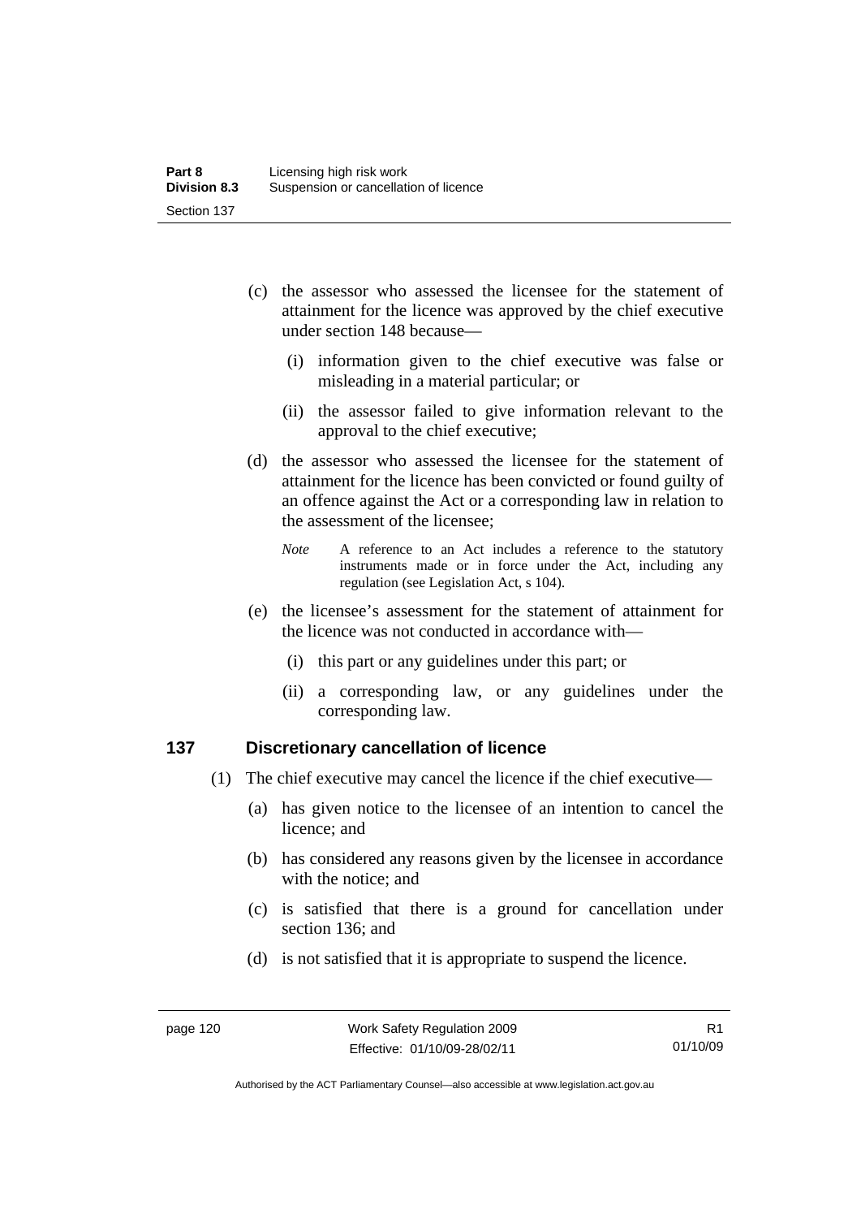(c) the assessor who assessed the licensee for the statement of attainment for the licence was approved by the chief executive under section 148 because—

   (i) information given to the chief executive was false or misleading in a material particular; or

   (ii) the assessor failed to give information relevant to the approval to the chief executive;

(d) the assessor who assessed the licensee for the statement of attainment for the licence has been convicted or found guilty of an offence against the Act or a corresponding law in relation to the assessment of the licensee;

*Note* A reference to an Act includes a reference to the statutory instruments made or in force under the Act, including any regulation (see Legislation Act, s 104).

(e) the licensee's assessment for the statement of attainment for the licence was not conducted in accordance with—

   (i) this part or any guidelines under this part; or

   (ii) a corresponding law, or any guidelines under the corresponding law.

## 137 Discretionary cancellation of licence

(1) The chief executive may cancel the licence if the chief executive—

   (a) has given notice to the licensee of an intention to cancel the licence; and

   (b) has considered any reasons given by the licensee in accordance with the notice; and

   (c) is satisfied that there is a ground for cancellation under section 136; and

   (d) is not satisfied that it is appropriate to suspend the licence.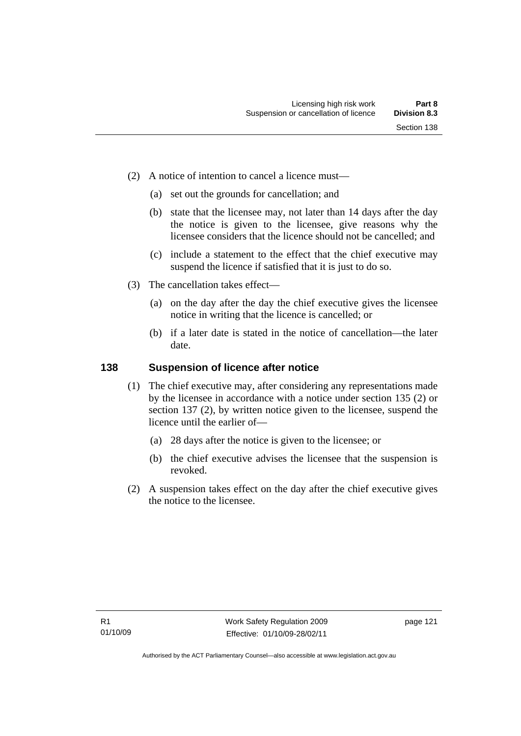(2) A notice of intention to cancel a licence must—

   (a) set out the grounds for cancellation; and

   (b) state that the licensee may, not later than 14 days after the day the notice is given to the licensee, give reasons why the licensee considers that the licence should not be cancelled; and

   (c) include a statement to the effect that the chief executive may suspend the licence if satisfied that it is just to do so.

(3) The cancellation takes effect—

   (a) on the day after the day the chief executive gives the licensee notice in writing that the licence is cancelled; or

   (b) if a later date is stated in the notice of cancellation—the later date.

## 138 Suspension of licence after notice

(1) The chief executive may, after considering any representations made by the licensee in accordance with a notice under section 135 (2) or section 137 (2), by written notice given to the licensee, suspend the licence until the earlier of—

   (a) 28 days after the notice is given to the licensee; or

   (b) the chief executive advises the licensee that the suspension is revoked.

(2) A suspension takes effect on the day after the chief executive gives the notice to the licensee.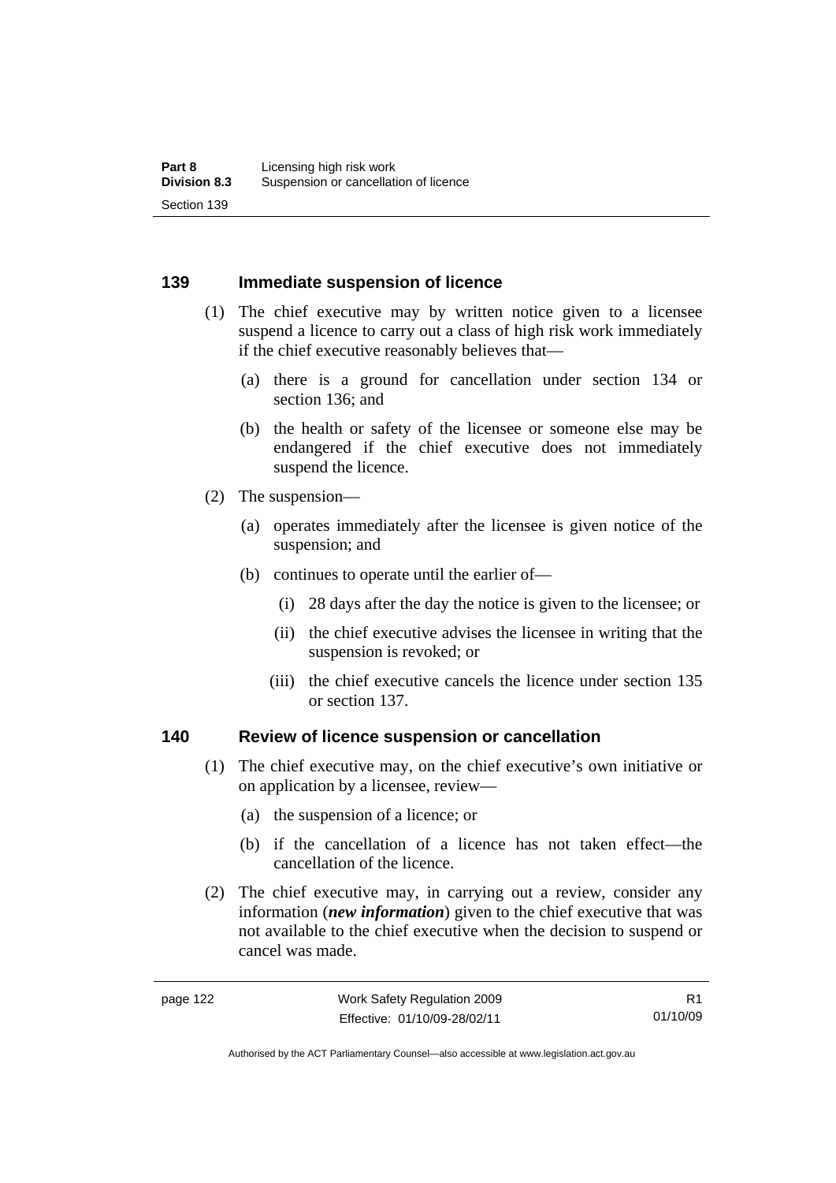## 139 Immediate suspension of licence

(1) The chief executive may by written notice given to a licensee suspend a licence to carry out a class of high risk work immediately if the chief executive reasonably believes that—

(a) there is a ground for cancellation under section 134 or section 136; and

(b) the health or safety of the licensee or someone else may be endangered if the chief executive does not immediately suspend the licence.

(2) The suspension—

(a) operates immediately after the licensee is given notice of the suspension; and

(b) continues to operate until the earlier of—

(i) 28 days after the day the notice is given to the licensee; or

(ii) the chief executive advises the licensee in writing that the suspension is revoked; or

(iii) the chief executive cancels the licence under section 135 or section 137.

## 140 Review of licence suspension or cancellation

(1) The chief executive may, on the chief executive's own initiative or on application by a licensee, review—

(a) the suspension of a licence; or

(b) if the cancellation of a licence has not taken effect—the cancellation of the licence.

(2) The chief executive may, in carrying out a review, consider any information (***new information***) given to the chief executive that was not available to the chief executive when the decision to suspend or cancel was made.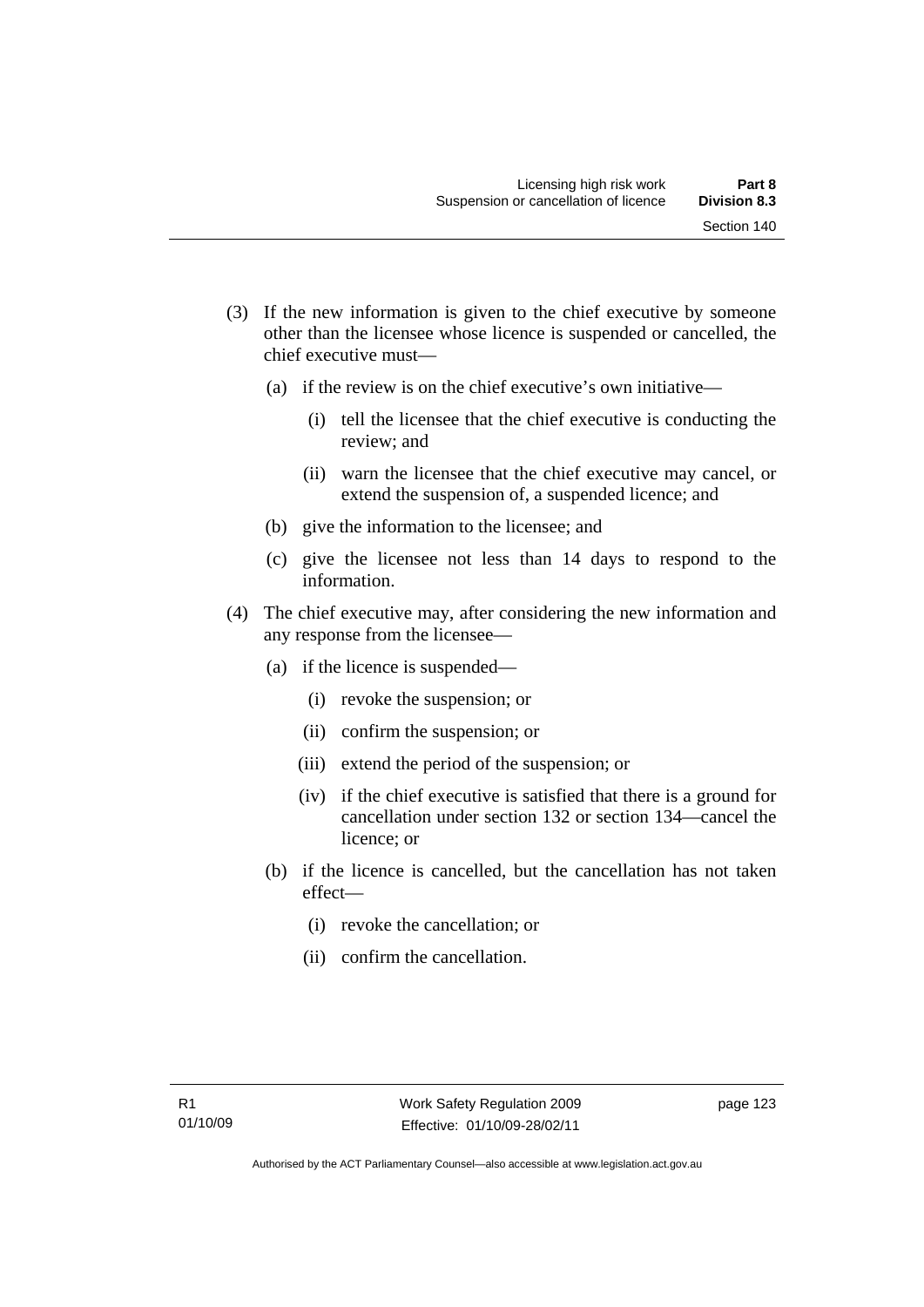(3) If the new information is given to the chief executive by someone other than the licensee whose licence is suspended or cancelled, the chief executive must—

  (a) if the review is on the chief executive's own initiative—

    (i) tell the licensee that the chief executive is conducting the review; and

    (ii) warn the licensee that the chief executive may cancel, or extend the suspension of, a suspended licence; and

  (b) give the information to the licensee; and

  (c) give the licensee not less than 14 days to respond to the information.

(4) The chief executive may, after considering the new information and any response from the licensee—

  (a) if the licence is suspended—

    (i) revoke the suspension; or

    (ii) confirm the suspension; or

    (iii) extend the period of the suspension; or

    (iv) if the chief executive is satisfied that there is a ground for cancellation under section 132 or section 134—cancel the licence; or

  (b) if the licence is cancelled, but the cancellation has not taken effect—

    (i) revoke the cancellation; or

    (ii) confirm the cancellation.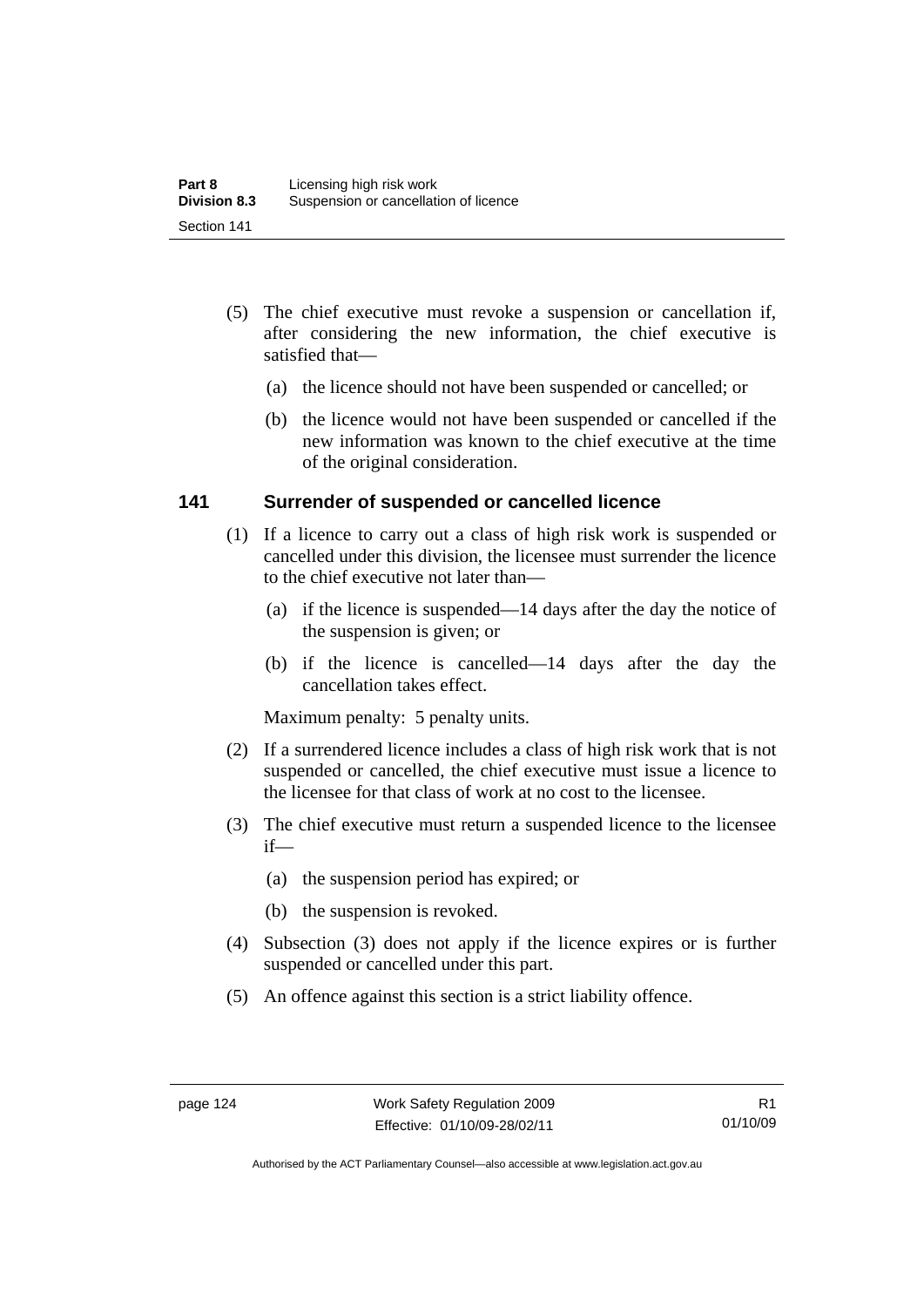(5) The chief executive must revoke a suspension or cancellation if, after considering the new information, the chief executive is satisfied that—

(a) the licence should not have been suspended or cancelled; or

(b) the licence would not have been suspended or cancelled if the new information was known to the chief executive at the time of the original consideration.

### 141 Surrender of suspended or cancelled licence

(1) If a licence to carry out a class of high risk work is suspended or cancelled under this division, the licensee must surrender the licence to the chief executive not later than—

(a) if the licence is suspended—14 days after the day the notice of the suspension is given; or

(b) if the licence is cancelled—14 days after the day the cancellation takes effect.

Maximum penalty: 5 penalty units.

(2) If a surrendered licence includes a class of high risk work that is not suspended or cancelled, the chief executive must issue a licence to the licensee for that class of work at no cost to the licensee.

(3) The chief executive must return a suspended licence to the licensee if—

(a) the suspension period has expired; or

(b) the suspension is revoked.

(4) Subsection (3) does not apply if the licence expires or is further suspended or cancelled under this part.

(5) An offence against this section is a strict liability offence.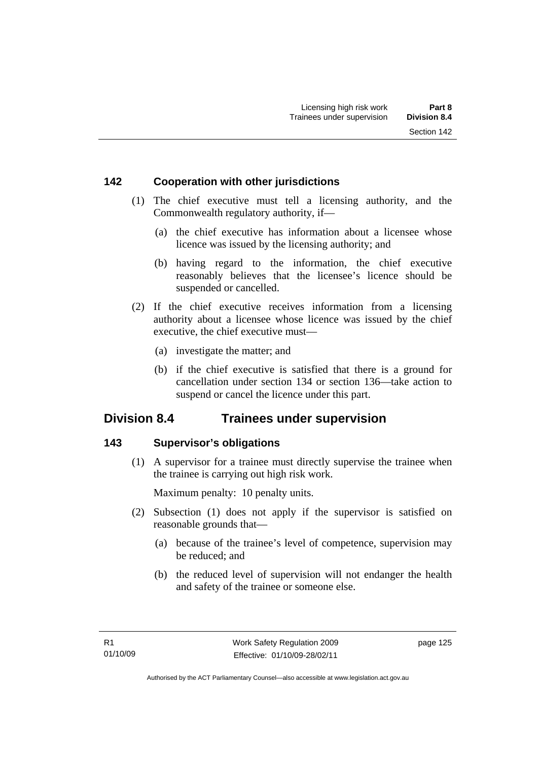### 142 Cooperation with other jurisdictions

(1) The chief executive must tell a licensing authority, and the Commonwealth regulatory authority, if—

(a) the chief executive has information about a licensee whose licence was issued by the licensing authority; and

(b) having regard to the information, the chief executive reasonably believes that the licensee's licence should be suspended or cancelled.

(2) If the chief executive receives information from a licensing authority about a licensee whose licence was issued by the chief executive, the chief executive must—

(a) investigate the matter; and

(b) if the chief executive is satisfied that there is a ground for cancellation under section 134 or section 136—take action to suspend or cancel the licence under this part.

## Division 8.4 Trainees under supervision

### 143 Supervisor's obligations

(1) A supervisor for a trainee must directly supervise the trainee when the trainee is carrying out high risk work.

Maximum penalty: 10 penalty units.

(2) Subsection (1) does not apply if the supervisor is satisfied on reasonable grounds that—

(a) because of the trainee's level of competence, supervision may be reduced; and

(b) the reduced level of supervision will not endanger the health and safety of the trainee or someone else.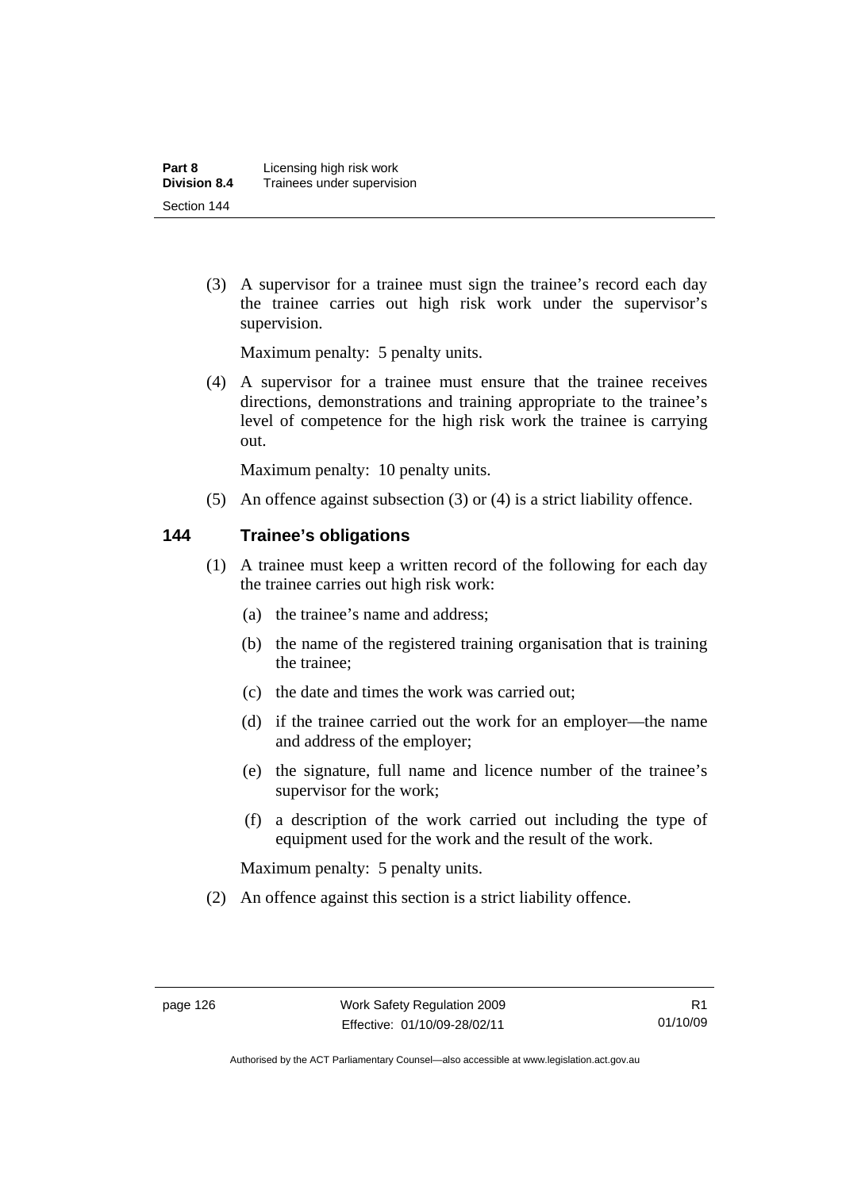(3) A supervisor for a trainee must sign the trainee's record each day the trainee carries out high risk work under the supervisor's supervision.

Maximum penalty: 5 penalty units.

(4) A supervisor for a trainee must ensure that the trainee receives directions, demonstrations and training appropriate to the trainee's level of competence for the high risk work the trainee is carrying out.

Maximum penalty: 10 penalty units.

(5) An offence against subsection (3) or (4) is a strict liability offence.

### 144 Trainee's obligations

(1) A trainee must keep a written record of the following for each day the trainee carries out high risk work:

(a) the trainee's name and address;

(b) the name of the registered training organisation that is training the trainee;

(c) the date and times the work was carried out;

(d) if the trainee carried out the work for an employer—the name and address of the employer;

(e) the signature, full name and licence number of the trainee's supervisor for the work;

(f) a description of the work carried out including the type of equipment used for the work and the result of the work.

Maximum penalty: 5 penalty units.

(2) An offence against this section is a strict liability offence.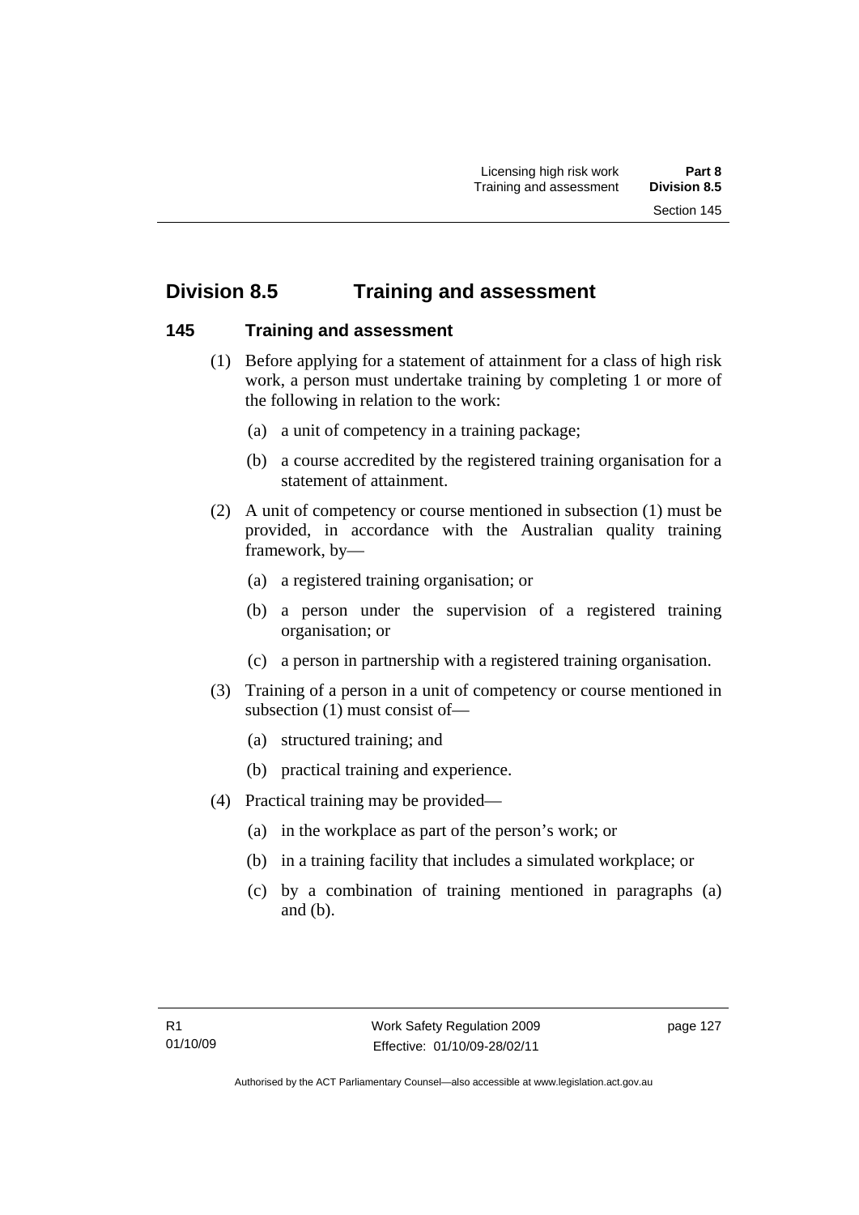## Division 8.5 Training and assessment

### 145 Training and assessment

(1) Before applying for a statement of attainment for a class of high risk work, a person must undertake training by completing 1 or more of the following in relation to the work:

(a) a unit of competency in a training package;

(b) a course accredited by the registered training organisation for a statement of attainment.

(2) A unit of competency or course mentioned in subsection (1) must be provided, in accordance with the Australian quality training framework, by—

(a) a registered training organisation; or

(b) a person under the supervision of a registered training organisation; or

(c) a person in partnership with a registered training organisation.

(3) Training of a person in a unit of competency or course mentioned in subsection (1) must consist of—

(a) structured training; and

(b) practical training and experience.

(4) Practical training may be provided—

(a) in the workplace as part of the person's work; or

(b) in a training facility that includes a simulated workplace; or

(c) by a combination of training mentioned in paragraphs (a) and (b).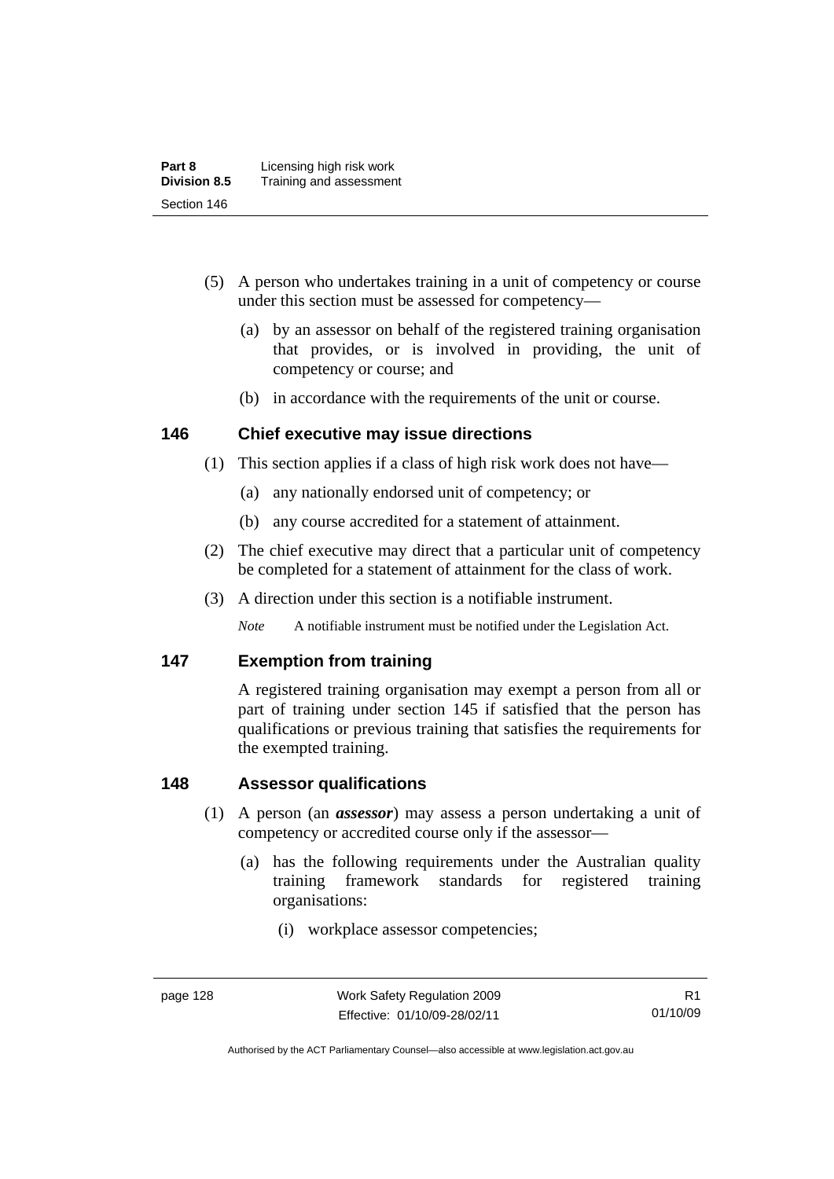(5) A person who undertakes training in a unit of competency or course under this section must be assessed for competency—

(a) by an assessor on behalf of the registered training organisation that provides, or is involved in providing, the unit of competency or course; and

(b) in accordance with the requirements of the unit or course.

### 146 Chief executive may issue directions

(1) This section applies if a class of high risk work does not have—

(a) any nationally endorsed unit of competency; or

(b) any course accredited for a statement of attainment.

(2) The chief executive may direct that a particular unit of competency be completed for a statement of attainment for the class of work.

(3) A direction under this section is a notifiable instrument.

*Note* A notifiable instrument must be notified under the Legislation Act.

### 147 Exemption from training

A registered training organisation may exempt a person from all or part of training under section 145 if satisfied that the person has qualifications or previous training that satisfies the requirements for the exempted training.

### 148 Assessor qualifications

(1) A person (an ***assessor***) may assess a person undertaking a unit of competency or accredited course only if the assessor—

(a) has the following requirements under the Australian quality training framework standards for registered training organisations:

(i) workplace assessor competencies;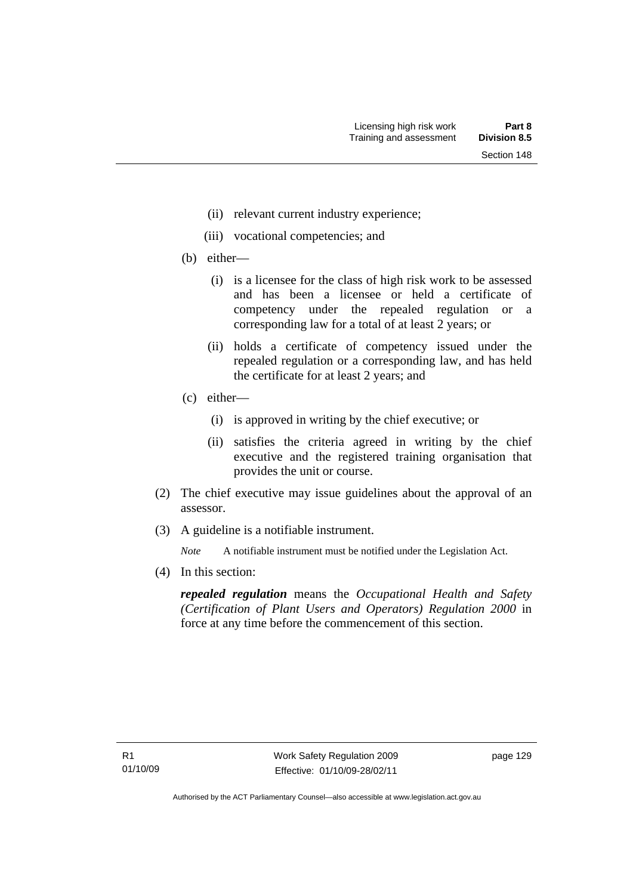(ii) relevant current industry experience;

(iii) vocational competencies; and

(b) either—

(i) is a licensee for the class of high risk work to be assessed and has been a licensee or held a certificate of competency under the repealed regulation or a corresponding law for a total of at least 2 years; or

(ii) holds a certificate of competency issued under the repealed regulation or a corresponding law, and has held the certificate for at least 2 years; and

(c) either—

(i) is approved in writing by the chief executive; or

(ii) satisfies the criteria agreed in writing by the chief executive and the registered training organisation that provides the unit or course.

(2) The chief executive may issue guidelines about the approval of an assessor.

(3) A guideline is a notifiable instrument.

*Note* A notifiable instrument must be notified under the Legislation Act.

(4) In this section:

***repealed regulation*** means the *Occupational Health and Safety (Certification of Plant Users and Operators) Regulation 2000* in force at any time before the commencement of this section.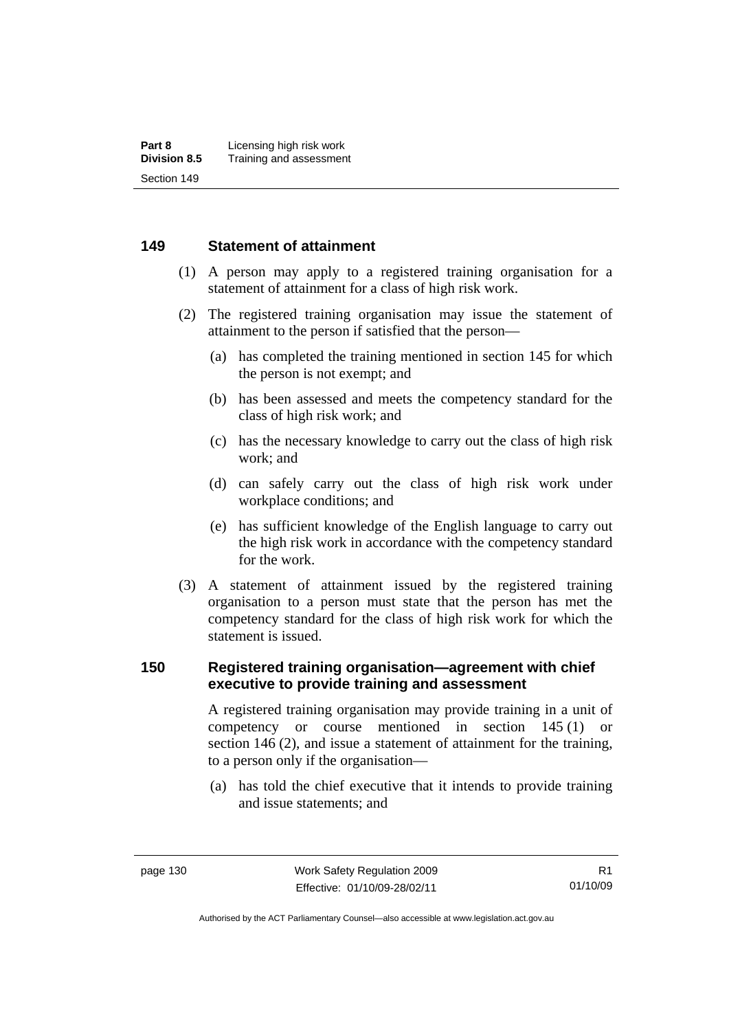## 149 Statement of attainment

(1) A person may apply to a registered training organisation for a statement of attainment for a class of high risk work.

(2) The registered training organisation may issue the statement of attainment to the person if satisfied that the person—

   (a) has completed the training mentioned in section 145 for which the person is not exempt; and

   (b) has been assessed and meets the competency standard for the class of high risk work; and

   (c) has the necessary knowledge to carry out the class of high risk work; and

   (d) can safely carry out the class of high risk work under workplace conditions; and

   (e) has sufficient knowledge of the English language to carry out the high risk work in accordance with the competency standard for the work.

(3) A statement of attainment issued by the registered training organisation to a person must state that the person has met the competency standard for the class of high risk work for which the statement is issued.

## 150 Registered training organisation—agreement with chief executive to provide training and assessment

A registered training organisation may provide training in a unit of competency or course mentioned in section 145 (1) or section 146 (2), and issue a statement of attainment for the training, to a person only if the organisation—

   (a) has told the chief executive that it intends to provide training and issue statements; and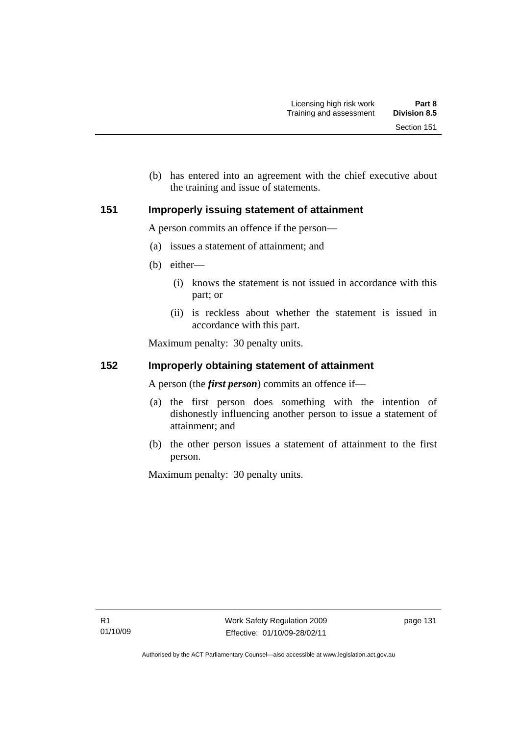(b) has entered into an agreement with the chief executive about the training and issue of statements.

## 151 Improperly issuing statement of attainment

A person commits an offence if the person—

(a) issues a statement of attainment; and

(b) either—

  (i) knows the statement is not issued in accordance with this part; or

  (ii) is reckless about whether the statement is issued in accordance with this part.

Maximum penalty: 30 penalty units.

## 152 Improperly obtaining statement of attainment

A person (the ***first person***) commits an offence if—

(a) the first person does something with the intention of dishonestly influencing another person to issue a statement of attainment; and

(b) the other person issues a statement of attainment to the first person.

Maximum penalty: 30 penalty units.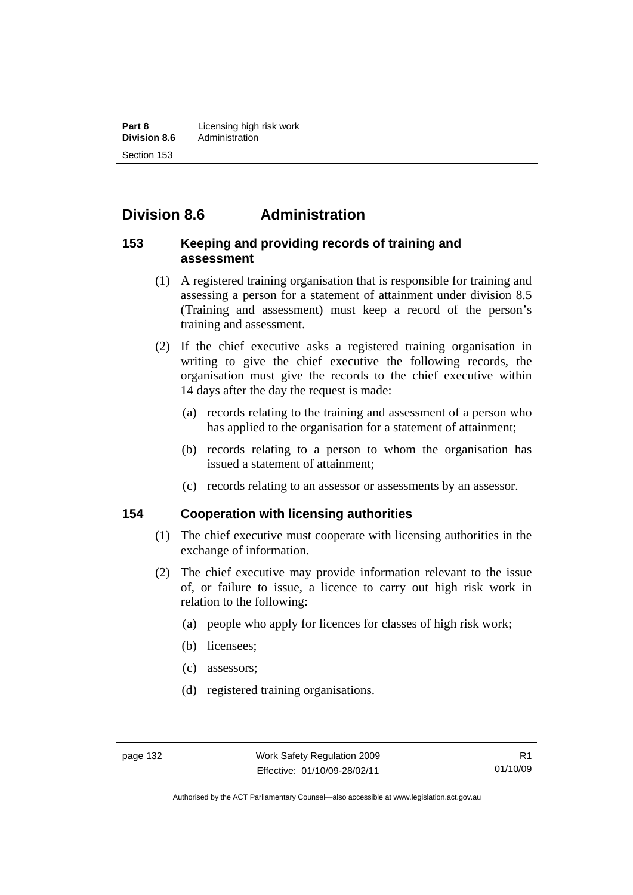## Division 8.6 Administration

### 153 Keeping and providing records of training and assessment

(1) A registered training organisation that is responsible for training and assessing a person for a statement of attainment under division 8.5 (Training and assessment) must keep a record of the person's training and assessment.

(2) If the chief executive asks a registered training organisation in writing to give the chief executive the following records, the organisation must give the records to the chief executive within 14 days after the day the request is made:

(a) records relating to the training and assessment of a person who has applied to the organisation for a statement of attainment;

(b) records relating to a person to whom the organisation has issued a statement of attainment;

(c) records relating to an assessor or assessments by an assessor.

### 154 Cooperation with licensing authorities

(1) The chief executive must cooperate with licensing authorities in the exchange of information.

(2) The chief executive may provide information relevant to the issue of, or failure to issue, a licence to carry out high risk work in relation to the following:

(a) people who apply for licences for classes of high risk work;

(b) licensees;

(c) assessors;

(d) registered training organisations.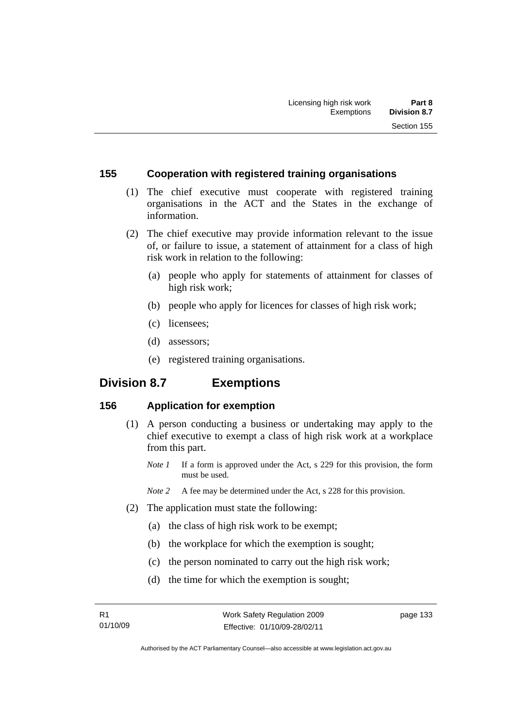### 155 Cooperation with registered training organisations

(1) The chief executive must cooperate with registered training organisations in the ACT and the States in the exchange of information.

(2) The chief executive may provide information relevant to the issue of, or failure to issue, a statement of attainment for a class of high risk work in relation to the following:

(a) people who apply for statements of attainment for classes of high risk work;

(b) people who apply for licences for classes of high risk work;

(c) licensees;

(d) assessors;

(e) registered training organisations.

## Division 8.7 Exemptions

### 156 Application for exemption

(1) A person conducting a business or undertaking may apply to the chief executive to exempt a class of high risk work at a workplace from this part.

*Note 1* If a form is approved under the Act, s 229 for this provision, the form must be used.

*Note 2* A fee may be determined under the Act, s 228 for this provision.

(2) The application must state the following:

(a) the class of high risk work to be exempt;

(b) the workplace for which the exemption is sought;

(c) the person nominated to carry out the high risk work;

(d) the time for which the exemption is sought;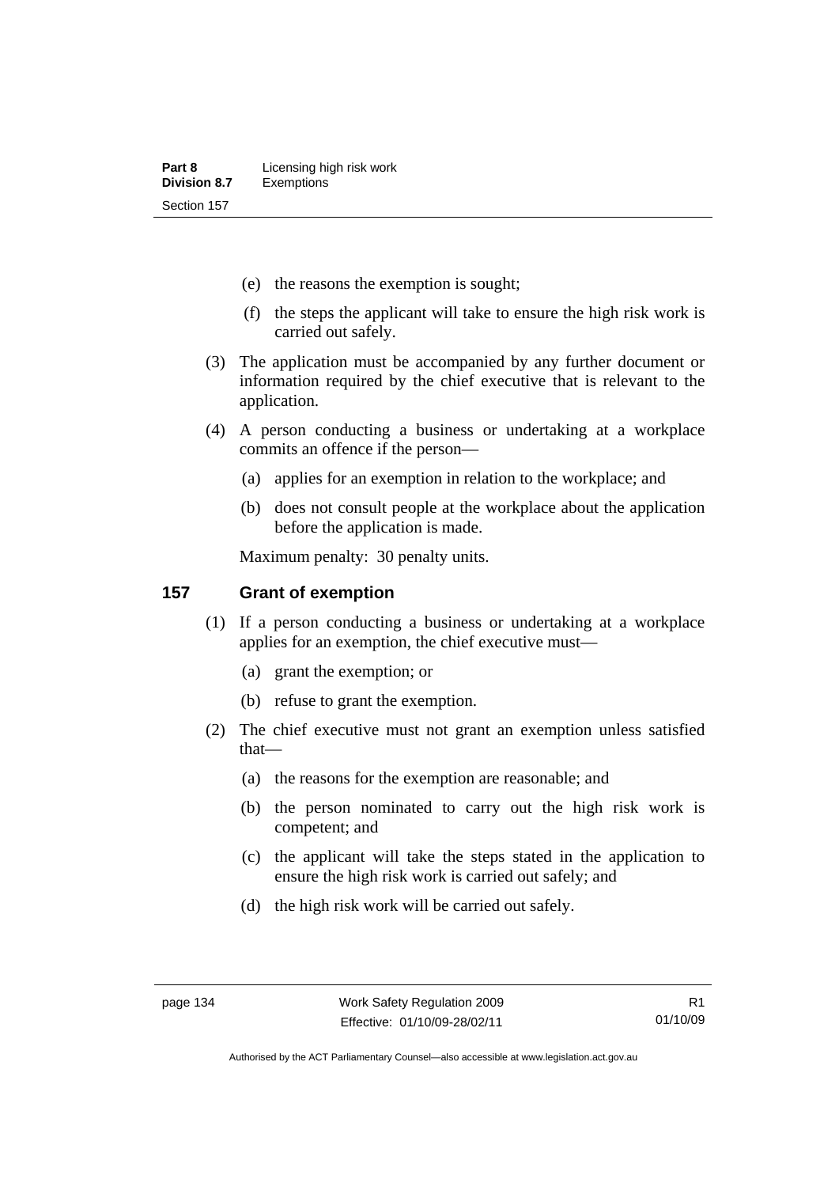(e) the reasons the exemption is sought;

(f) the steps the applicant will take to ensure the high risk work is carried out safely.

(3) The application must be accompanied by any further document or information required by the chief executive that is relevant to the application.

(4) A person conducting a business or undertaking at a workplace commits an offence if the person—

(a) applies for an exemption in relation to the workplace; and

(b) does not consult people at the workplace about the application before the application is made.

Maximum penalty: 30 penalty units.

## 157 Grant of exemption

(1) If a person conducting a business or undertaking at a workplace applies for an exemption, the chief executive must—

(a) grant the exemption; or

(b) refuse to grant the exemption.

(2) The chief executive must not grant an exemption unless satisfied that—

(a) the reasons for the exemption are reasonable; and

(b) the person nominated to carry out the high risk work is competent; and

(c) the applicant will take the steps stated in the application to ensure the high risk work is carried out safely; and

(d) the high risk work will be carried out safely.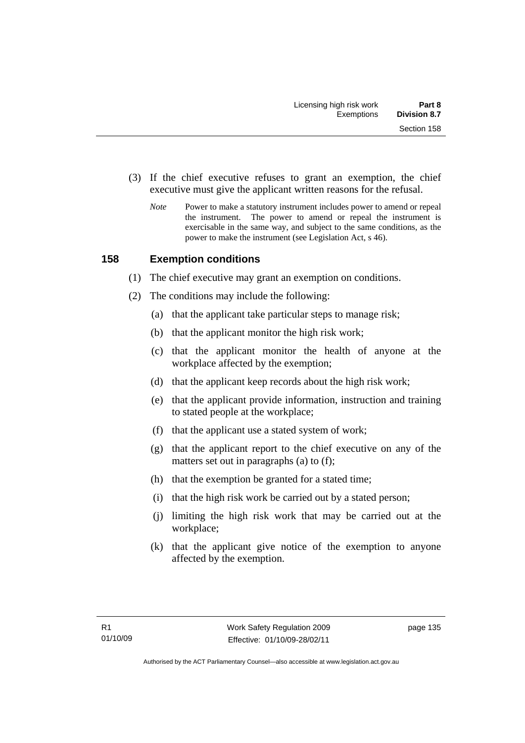(3) If the chief executive refuses to grant an exemption, the chief executive must give the applicant written reasons for the refusal.

*Note* Power to make a statutory instrument includes power to amend or repeal the instrument. The power to amend or repeal the instrument is exercisable in the same way, and subject to the same conditions, as the power to make the instrument (see Legislation Act, s 46).

## 158 Exemption conditions

(1) The chief executive may grant an exemption on conditions.

(2) The conditions may include the following:

(a) that the applicant take particular steps to manage risk;

(b) that the applicant monitor the high risk work;

(c) that the applicant monitor the health of anyone at the workplace affected by the exemption;

(d) that the applicant keep records about the high risk work;

(e) that the applicant provide information, instruction and training to stated people at the workplace;

(f) that the applicant use a stated system of work;

(g) that the applicant report to the chief executive on any of the matters set out in paragraphs (a) to (f);

(h) that the exemption be granted for a stated time;

(i) that the high risk work be carried out by a stated person;

(j) limiting the high risk work that may be carried out at the workplace;

(k) that the applicant give notice of the exemption to anyone affected by the exemption.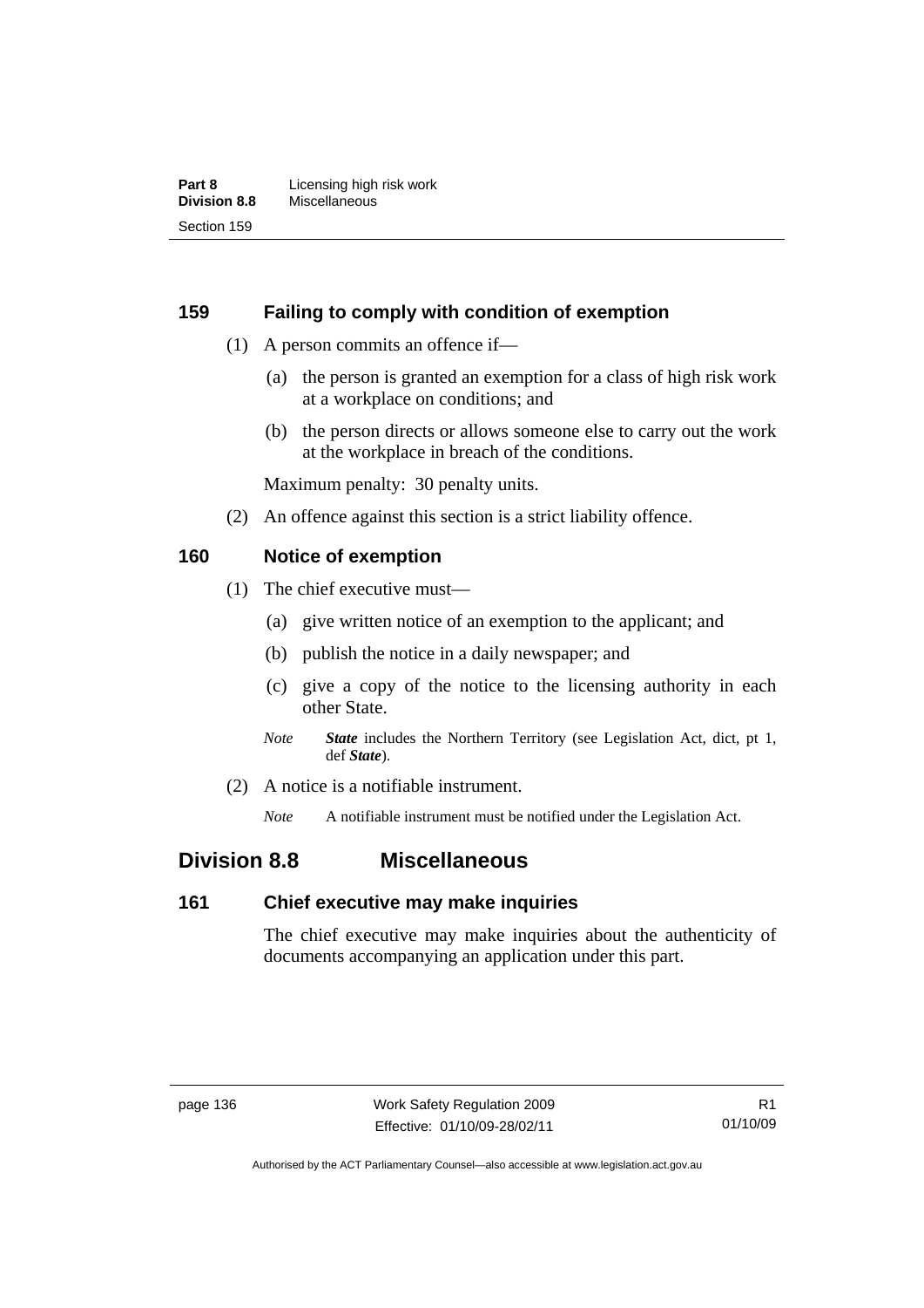### 159 Failing to comply with condition of exemption

(1) A person commits an offence if—

(a) the person is granted an exemption for a class of high risk work at a workplace on conditions; and

(b) the person directs or allows someone else to carry out the work at the workplace in breach of the conditions.

Maximum penalty: 30 penalty units.

(2) An offence against this section is a strict liability offence.

### 160 Notice of exemption

(1) The chief executive must—

(a) give written notice of an exemption to the applicant; and

(b) publish the notice in a daily newspaper; and

(c) give a copy of the notice to the licensing authority in each other State.

*Note* ***State*** includes the Northern Territory (see Legislation Act, dict, pt 1, def ***State***).

(2) A notice is a notifiable instrument.

*Note* A notifiable instrument must be notified under the Legislation Act.

## Division 8.8 Miscellaneous

### 161 Chief executive may make inquiries

The chief executive may make inquiries about the authenticity of documents accompanying an application under this part.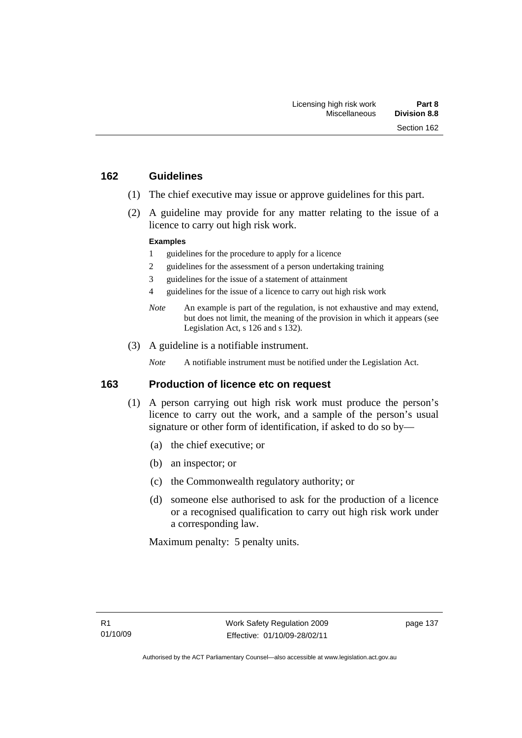## 162 Guidelines

(1) The chief executive may issue or approve guidelines for this part.

(2) A guideline may provide for any matter relating to the issue of a licence to carry out high risk work.

**Examples**

1 guidelines for the procedure to apply for a licence

2 guidelines for the assessment of a person undertaking training

3 guidelines for the issue of a statement of attainment

4 guidelines for the issue of a licence to carry out high risk work

*Note* An example is part of the regulation, is not exhaustive and may extend, but does not limit, the meaning of the provision in which it appears (see Legislation Act, s 126 and s 132).

(3) A guideline is a notifiable instrument.

*Note* A notifiable instrument must be notified under the Legislation Act.

## 163 Production of licence etc on request

(1) A person carrying out high risk work must produce the person's licence to carry out the work, and a sample of the person's usual signature or other form of identification, if asked to do so by—

(a) the chief executive; or

(b) an inspector; or

(c) the Commonwealth regulatory authority; or

(d) someone else authorised to ask for the production of a licence or a recognised qualification to carry out high risk work under a corresponding law.

Maximum penalty: 5 penalty units.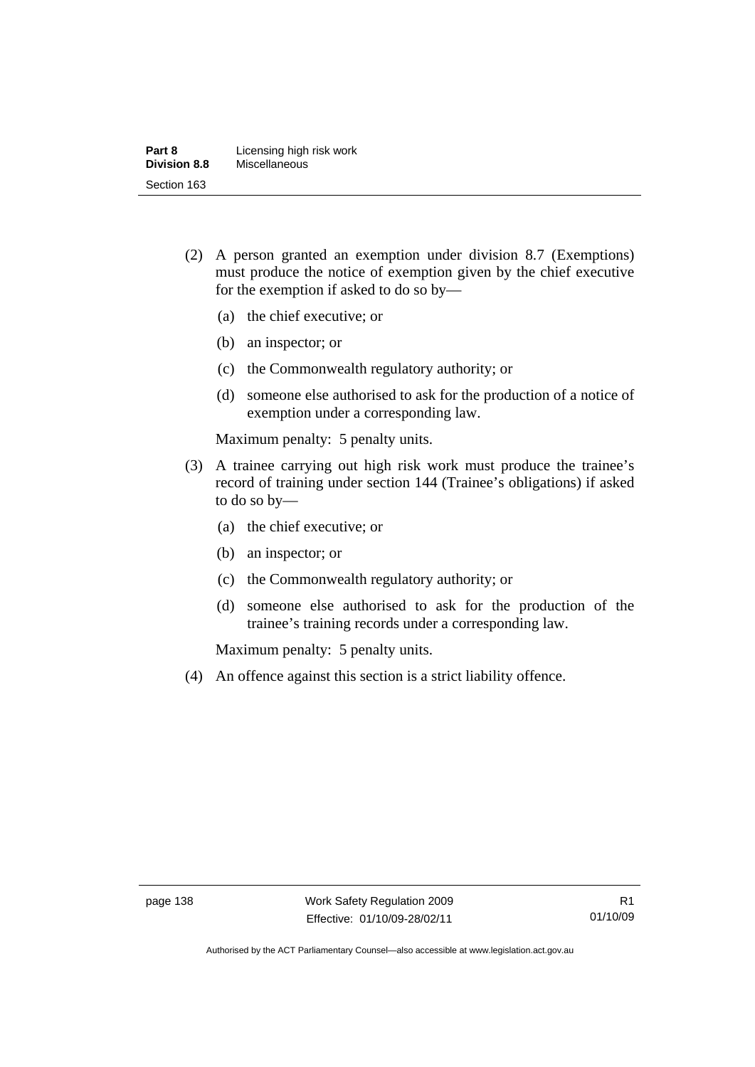(2) A person granted an exemption under division 8.7 (Exemptions) must produce the notice of exemption given by the chief executive for the exemption if asked to do so by—

(a) the chief executive; or

(b) an inspector; or

(c) the Commonwealth regulatory authority; or

(d) someone else authorised to ask for the production of a notice of exemption under a corresponding law.

Maximum penalty: 5 penalty units.

(3) A trainee carrying out high risk work must produce the trainee's record of training under section 144 (Trainee's obligations) if asked to do so by—

(a) the chief executive; or

(b) an inspector; or

(c) the Commonwealth regulatory authority; or

(d) someone else authorised to ask for the production of the trainee's training records under a corresponding law.

Maximum penalty: 5 penalty units.

(4) An offence against this section is a strict liability offence.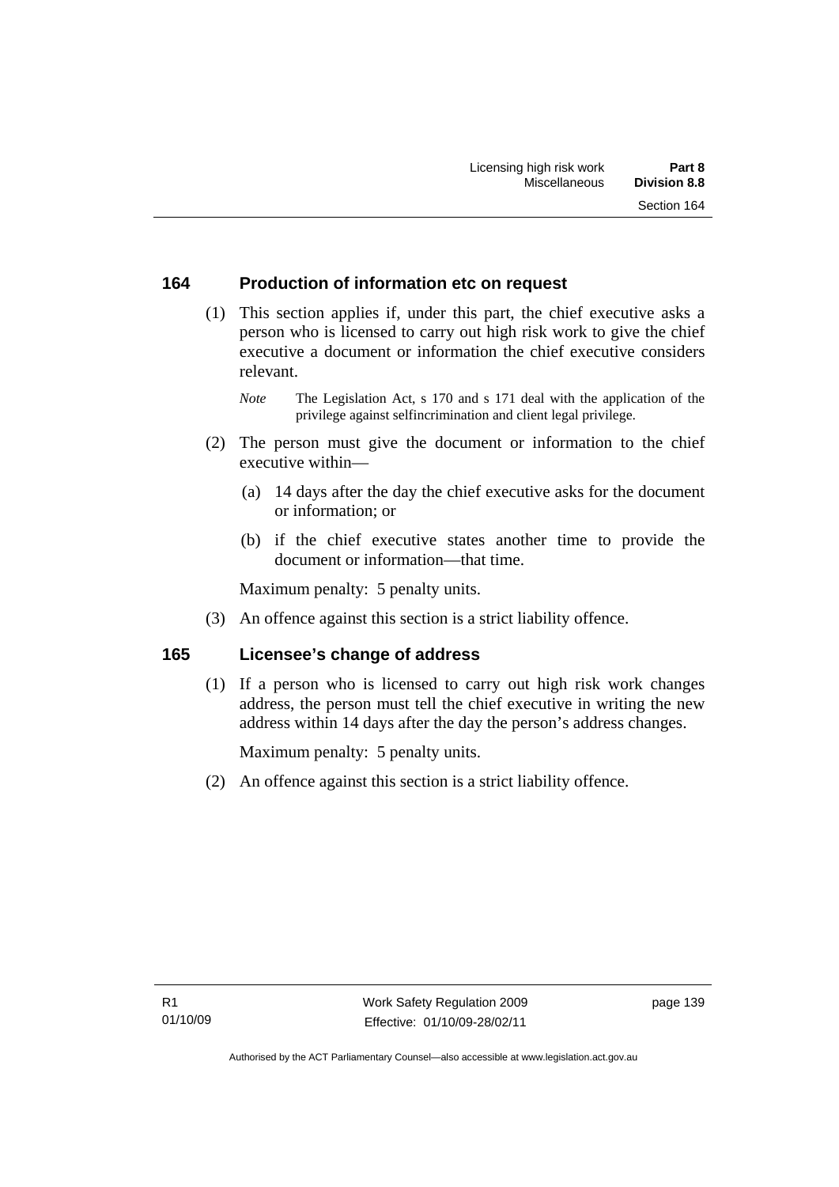## 164 Production of information etc on request

(1) This section applies if, under this part, the chief executive asks a person who is licensed to carry out high risk work to give the chief executive a document or information the chief executive considers relevant.

*Note* The Legislation Act, s 170 and s 171 deal with the application of the privilege against selfincrimination and client legal privilege.

(2) The person must give the document or information to the chief executive within—

(a) 14 days after the day the chief executive asks for the document or information; or

(b) if the chief executive states another time to provide the document or information—that time.

Maximum penalty: 5 penalty units.

(3) An offence against this section is a strict liability offence.

## 165 Licensee's change of address

(1) If a person who is licensed to carry out high risk work changes address, the person must tell the chief executive in writing the new address within 14 days after the day the person's address changes.

Maximum penalty: 5 penalty units.

(2) An offence against this section is a strict liability offence.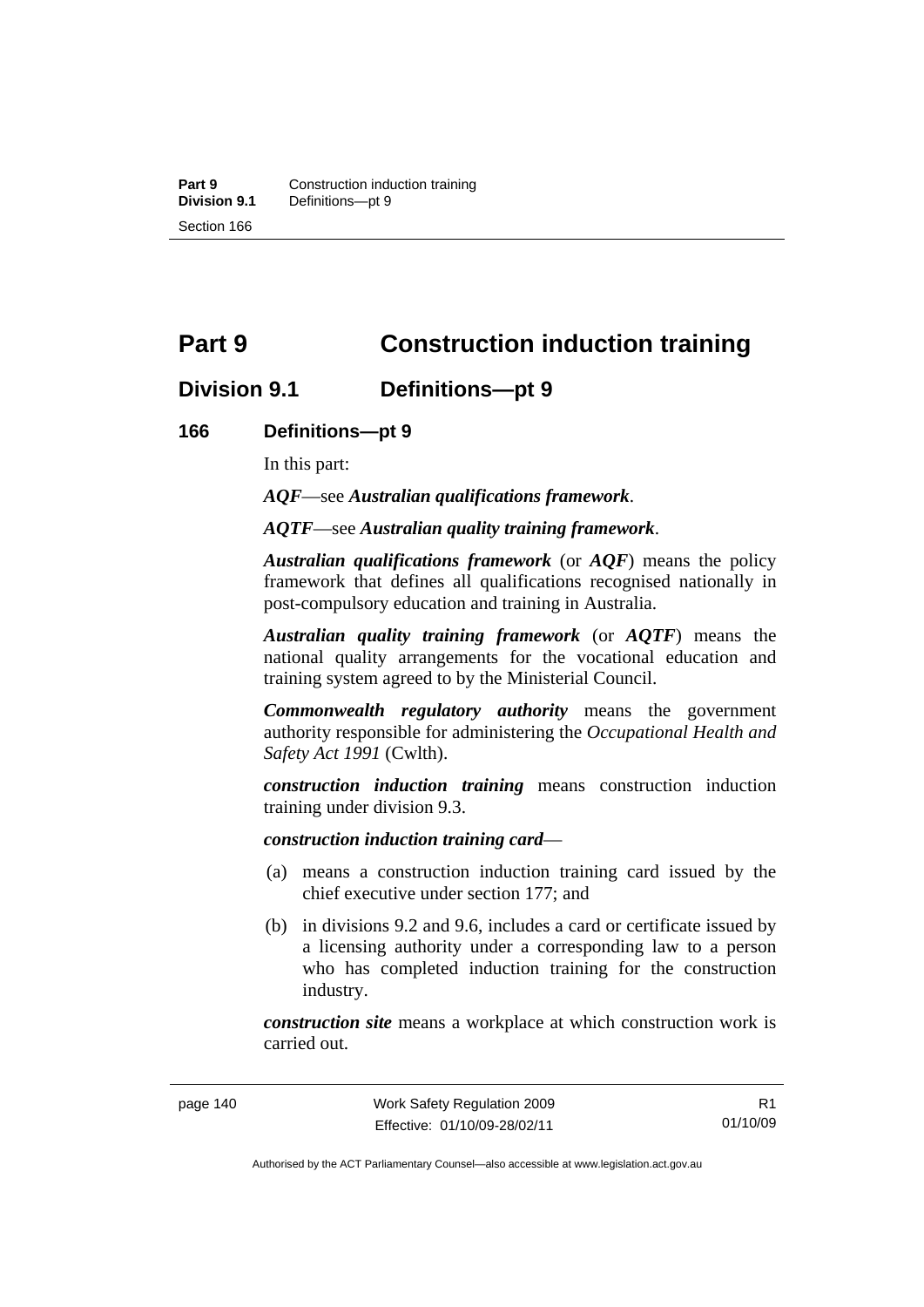# Part 9 Construction induction training

## Division 9.1 Definitions—pt 9

### 166 Definitions—pt 9

In this part:

***AQF***—see ***Australian qualifications framework***.

***AQTF***—see ***Australian quality training framework***.

***Australian qualifications framework*** (or ***AQF***) means the policy framework that defines all qualifications recognised nationally in post-compulsory education and training in Australia.

***Australian quality training framework*** (or ***AQTF***) means the national quality arrangements for the vocational education and training system agreed to by the Ministerial Council.

***Commonwealth regulatory authority*** means the government authority responsible for administering the *Occupational Health and Safety Act 1991* (Cwlth).

***construction induction training*** means construction induction training under division 9.3.

***construction induction training card***—

(a) means a construction induction training card issued by the chief executive under section 177; and

(b) in divisions 9.2 and 9.6, includes a card or certificate issued by a licensing authority under a corresponding law to a person who has completed induction training for the construction industry.

***construction site*** means a workplace at which construction work is carried out.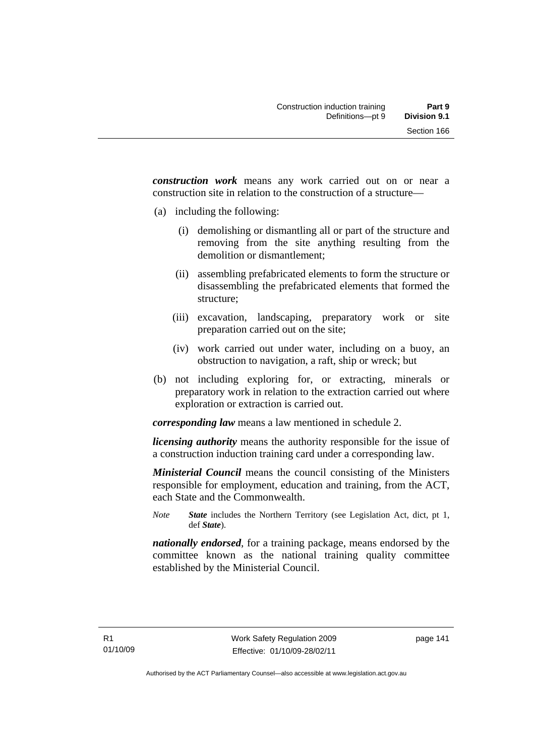***construction work*** means any work carried out on or near a construction site in relation to the construction of a structure—

(a) including the following:

  (i) demolishing or dismantling all or part of the structure and removing from the site anything resulting from the demolition or dismantlement;

  (ii) assembling prefabricated elements to form the structure or disassembling the prefabricated elements that formed the structure;

  (iii) excavation, landscaping, preparatory work or site preparation carried out on the site;

  (iv) work carried out under water, including on a buoy, an obstruction to navigation, a raft, ship or wreck; but

(b) not including exploring for, or extracting, minerals or preparatory work in relation to the extraction carried out where exploration or extraction is carried out.

***corresponding law*** means a law mentioned in schedule 2.

***licensing authority*** means the authority responsible for the issue of a construction induction training card under a corresponding law.

***Ministerial Council*** means the council consisting of the Ministers responsible for employment, education and training, from the ACT, each State and the Commonwealth.

*Note* ***State*** includes the Northern Territory (see Legislation Act, dict, pt 1, def ***State***).

***nationally endorsed***, for a training package, means endorsed by the committee known as the national training quality committee established by the Ministerial Council.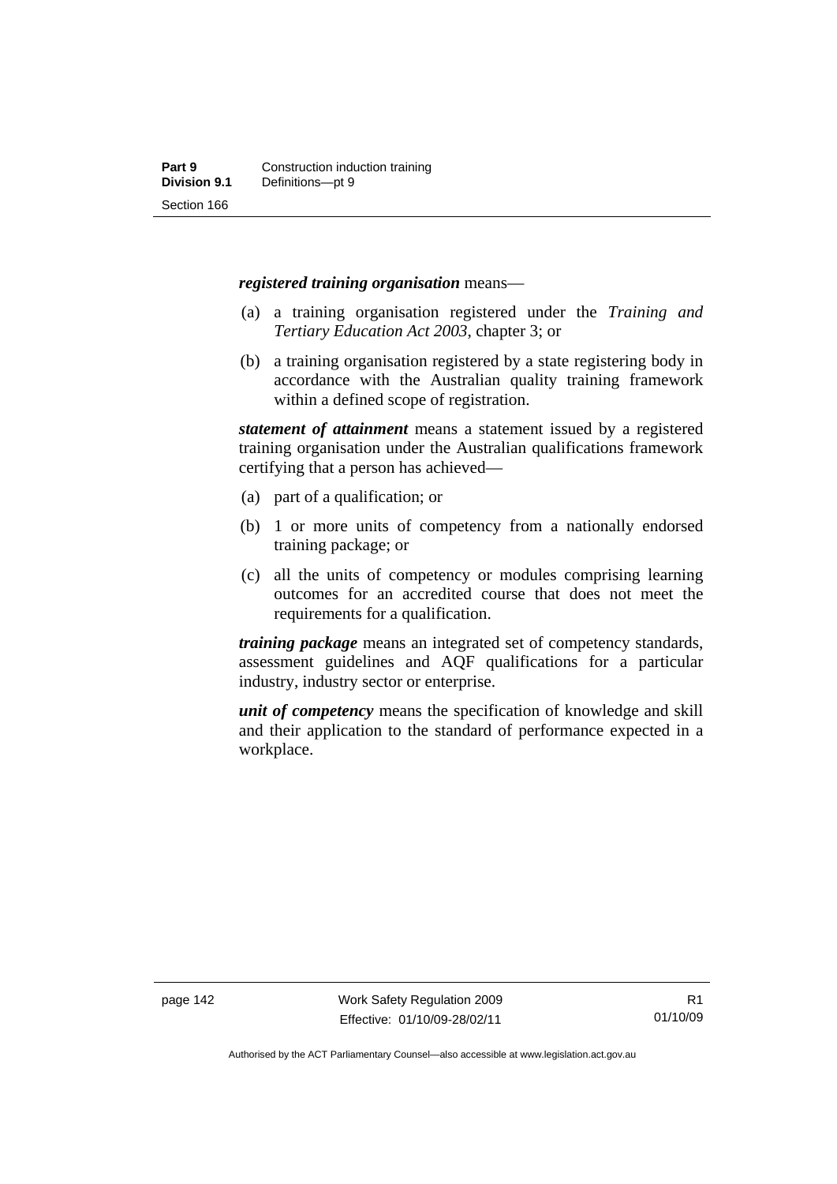***registered training organisation*** means—

(a) a training organisation registered under the *Training and Tertiary Education Act 2003*, chapter 3; or

(b) a training organisation registered by a state registering body in accordance with the Australian quality training framework within a defined scope of registration.

***statement of attainment*** means a statement issued by a registered training organisation under the Australian qualifications framework certifying that a person has achieved—

(a) part of a qualification; or

(b) 1 or more units of competency from a nationally endorsed training package; or

(c) all the units of competency or modules comprising learning outcomes for an accredited course that does not meet the requirements for a qualification.

***training package*** means an integrated set of competency standards, assessment guidelines and AQF qualifications for a particular industry, industry sector or enterprise.

***unit of competency*** means the specification of knowledge and skill and their application to the standard of performance expected in a workplace.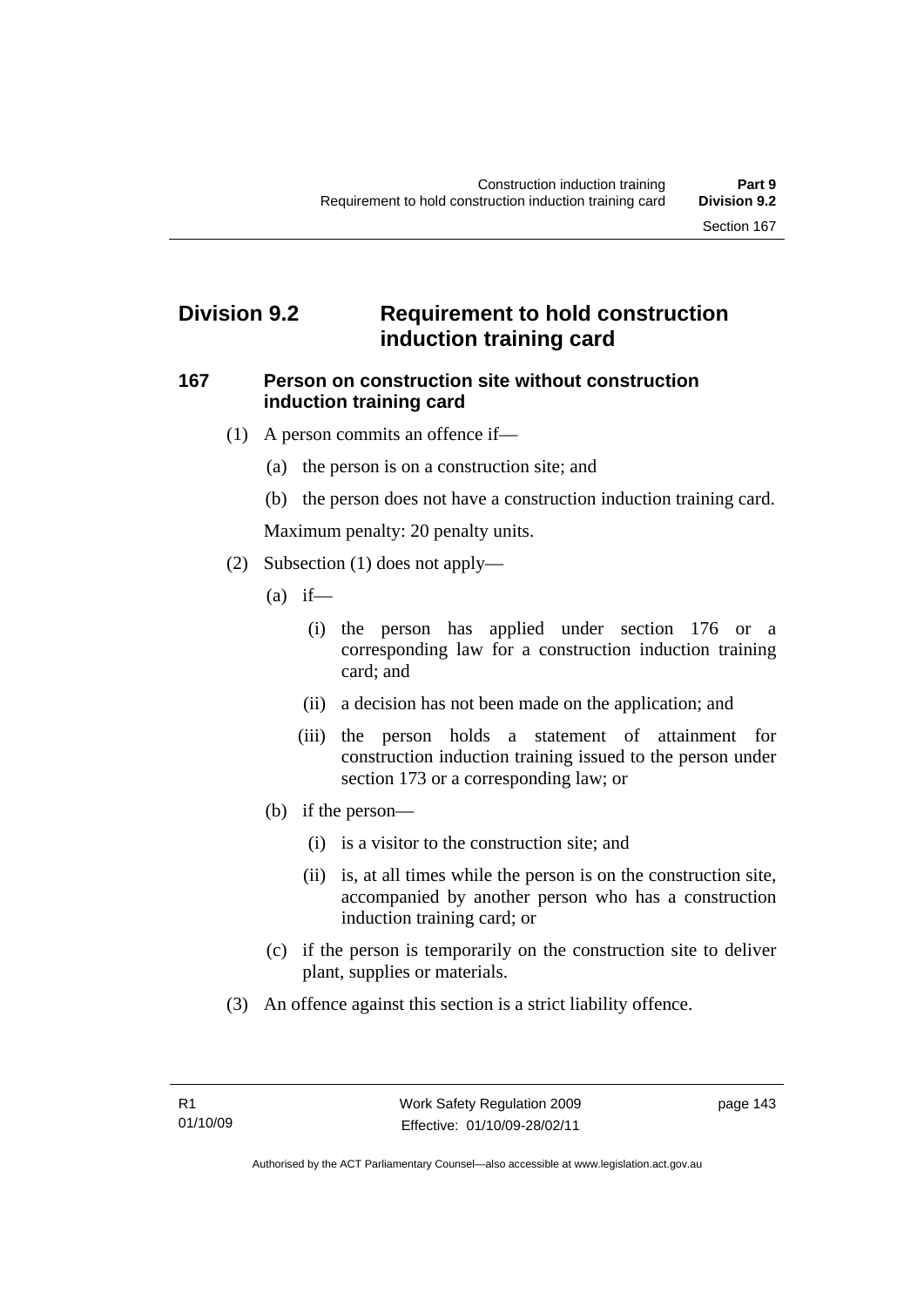## Division 9.2 Requirement to hold construction induction training card

### 167 Person on construction site without construction induction training card

(1) A person commits an offence if—

(a) the person is on a construction site; and

(b) the person does not have a construction induction training card.

Maximum penalty: 20 penalty units.

(2) Subsection (1) does not apply—

(a) if—

(i) the person has applied under section 176 or a corresponding law for a construction induction training card; and

(ii) a decision has not been made on the application; and

(iii) the person holds a statement of attainment for construction induction training issued to the person under section 173 or a corresponding law; or

(b) if the person—

(i) is a visitor to the construction site; and

(ii) is, at all times while the person is on the construction site, accompanied by another person who has a construction induction training card; or

(c) if the person is temporarily on the construction site to deliver plant, supplies or materials.

(3) An offence against this section is a strict liability offence.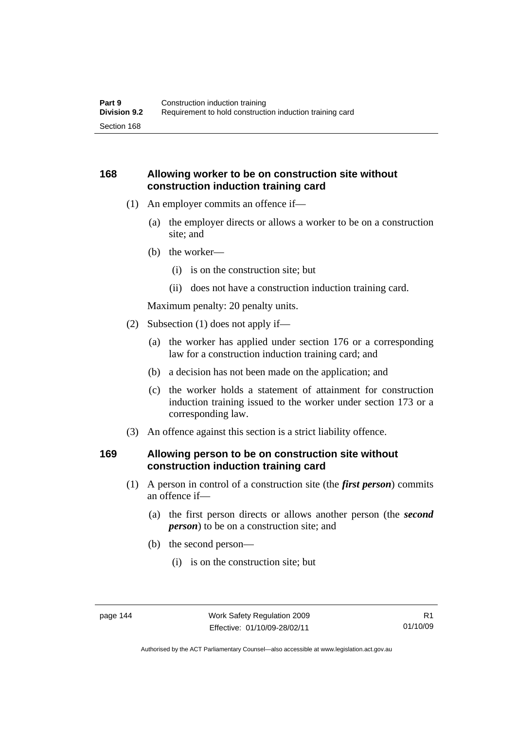## 168 Allowing worker to be on construction site without construction induction training card

(1) An employer commits an offence if—

(a) the employer directs or allows a worker to be on a construction site; and

(b) the worker—

(i) is on the construction site; but

(ii) does not have a construction induction training card.

Maximum penalty: 20 penalty units.

(2) Subsection (1) does not apply if—

(a) the worker has applied under section 176 or a corresponding law for a construction induction training card; and

(b) a decision has not been made on the application; and

(c) the worker holds a statement of attainment for construction induction training issued to the worker under section 173 or a corresponding law.

(3) An offence against this section is a strict liability offence.

## 169 Allowing person to be on construction site without construction induction training card

(1) A person in control of a construction site (the ***first person***) commits an offence if—

(a) the first person directs or allows another person (the ***second person***) to be on a construction site; and

(b) the second person—

(i) is on the construction site; but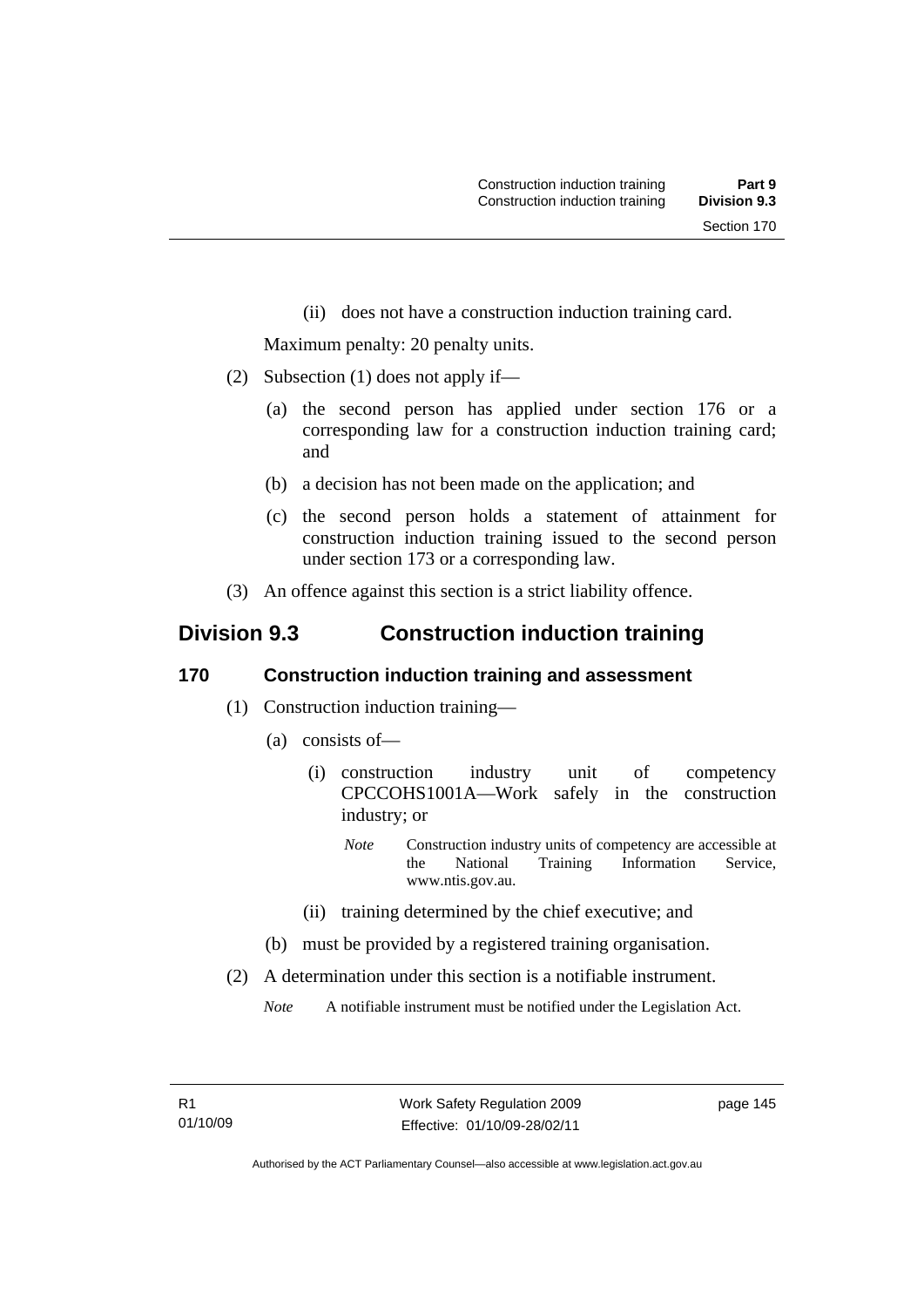(ii) does not have a construction induction training card.

Maximum penalty: 20 penalty units.

(2) Subsection (1) does not apply if—

(a) the second person has applied under section 176 or a corresponding law for a construction induction training card; and

(b) a decision has not been made on the application; and

(c) the second person holds a statement of attainment for construction induction training issued to the second person under section 173 or a corresponding law.

(3) An offence against this section is a strict liability offence.

## Division 9.3 Construction induction training

### 170 Construction induction training and assessment

(1) Construction induction training—

(a) consists of—

(i) construction industry unit of competency CPCCOHS1001A—Work safely in the construction industry; or

*Note* Construction industry units of competency are accessible at the National Training Information Service, www.ntis.gov.au.

(ii) training determined by the chief executive; and

(b) must be provided by a registered training organisation.

(2) A determination under this section is a notifiable instrument.

*Note* A notifiable instrument must be notified under the Legislation Act.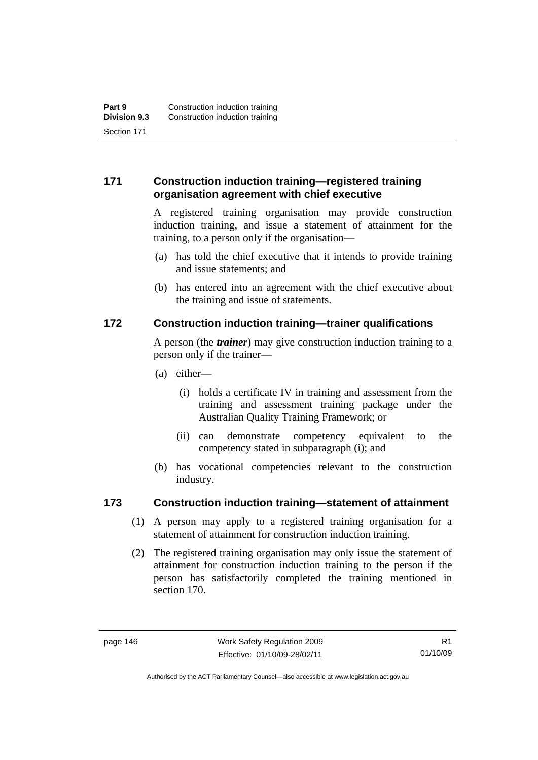### 171 Construction induction training—registered training organisation agreement with chief executive

A registered training organisation may provide construction induction training, and issue a statement of attainment for the training, to a person only if the organisation—

(a) has told the chief executive that it intends to provide training and issue statements; and

(b) has entered into an agreement with the chief executive about the training and issue of statements.

### 172 Construction induction training—trainer qualifications

A person (the ***trainer***) may give construction induction training to a person only if the trainer—

(a) either—

(i) holds a certificate IV in training and assessment from the training and assessment training package under the Australian Quality Training Framework; or

(ii) can demonstrate competency equivalent to the competency stated in subparagraph (i); and

(b) has vocational competencies relevant to the construction industry.

### 173 Construction induction training—statement of attainment

(1) A person may apply to a registered training organisation for a statement of attainment for construction induction training.

(2) The registered training organisation may only issue the statement of attainment for construction induction training to the person if the person has satisfactorily completed the training mentioned in section 170.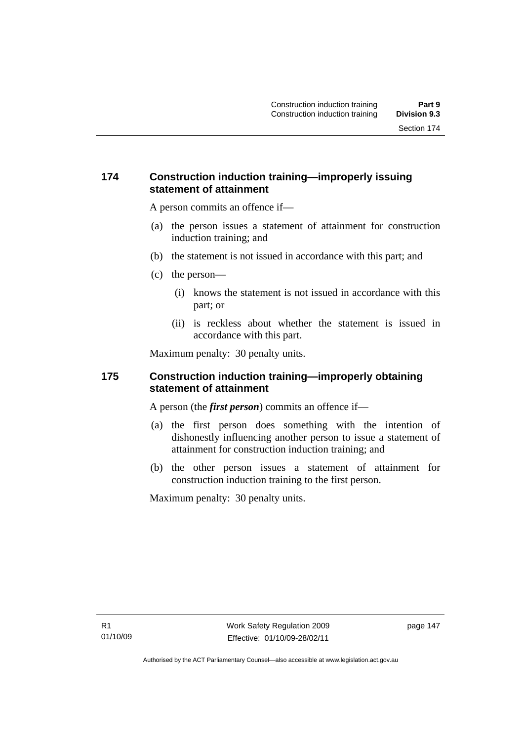## 174 Construction induction training—improperly issuing statement of attainment

A person commits an offence if—

(a) the person issues a statement of attainment for construction induction training; and

(b) the statement is not issued in accordance with this part; and

(c) the person—

   (i) knows the statement is not issued in accordance with this part; or

   (ii) is reckless about whether the statement is issued in accordance with this part.

Maximum penalty: 30 penalty units.

## 175 Construction induction training—improperly obtaining statement of attainment

A person (the ***first person***) commits an offence if—

(a) the first person does something with the intention of dishonestly influencing another person to issue a statement of attainment for construction induction training; and

(b) the other person issues a statement of attainment for construction induction training to the first person.

Maximum penalty: 30 penalty units.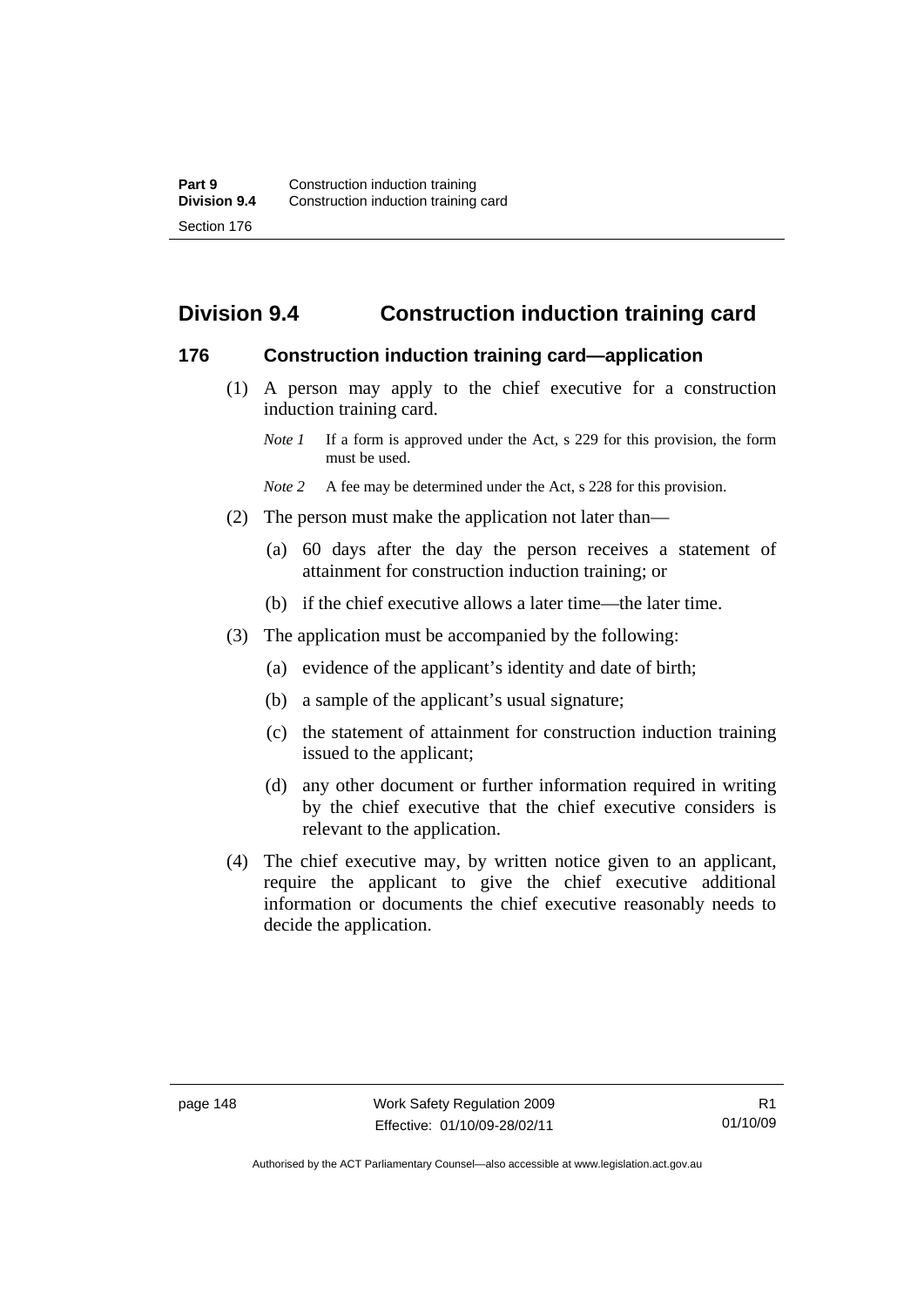## Division 9.4 Construction induction training card

### 176 Construction induction training card—application

(1) A person may apply to the chief executive for a construction induction training card.

*Note 1* If a form is approved under the Act, s 229 for this provision, the form must be used.

*Note 2* A fee may be determined under the Act, s 228 for this provision.

(2) The person must make the application not later than—

(a) 60 days after the day the person receives a statement of attainment for construction induction training; or

(b) if the chief executive allows a later time—the later time.

(3) The application must be accompanied by the following:

(a) evidence of the applicant's identity and date of birth;

(b) a sample of the applicant's usual signature;

(c) the statement of attainment for construction induction training issued to the applicant;

(d) any other document or further information required in writing by the chief executive that the chief executive considers is relevant to the application.

(4) The chief executive may, by written notice given to an applicant, require the applicant to give the chief executive additional information or documents the chief executive reasonably needs to decide the application.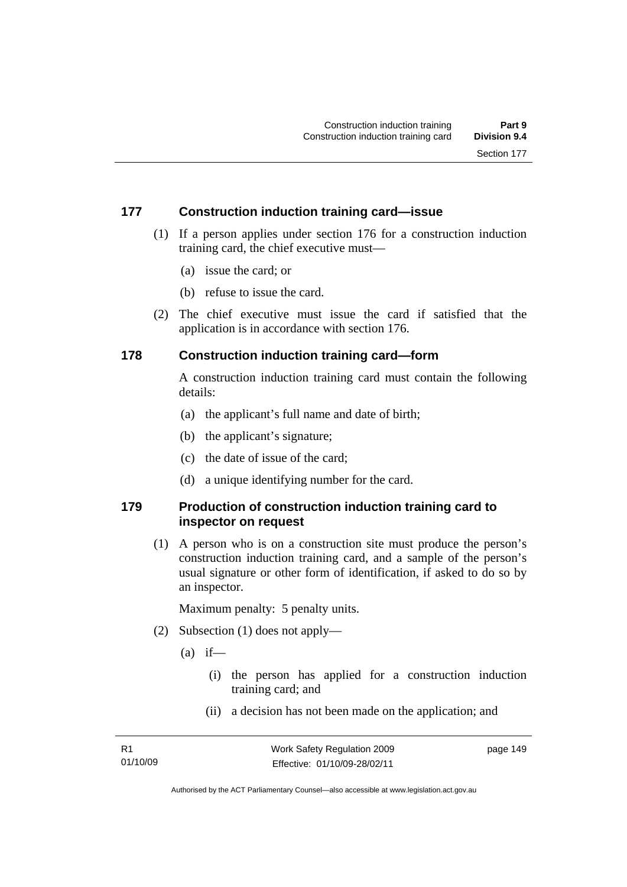## 177 Construction induction training card—issue

(1) If a person applies under section 176 for a construction induction training card, the chief executive must—

(a) issue the card; or

(b) refuse to issue the card.

(2) The chief executive must issue the card if satisfied that the application is in accordance with section 176.

## 178 Construction induction training card—form

A construction induction training card must contain the following details:

(a) the applicant's full name and date of birth;

(b) the applicant's signature;

(c) the date of issue of the card;

(d) a unique identifying number for the card.

## 179 Production of construction induction training card to inspector on request

(1) A person who is on a construction site must produce the person's construction induction training card, and a sample of the person's usual signature or other form of identification, if asked to do so by an inspector.

Maximum penalty: 5 penalty units.

(2) Subsection (1) does not apply—

(a) if—

(i) the person has applied for a construction induction training card; and

(ii) a decision has not been made on the application; and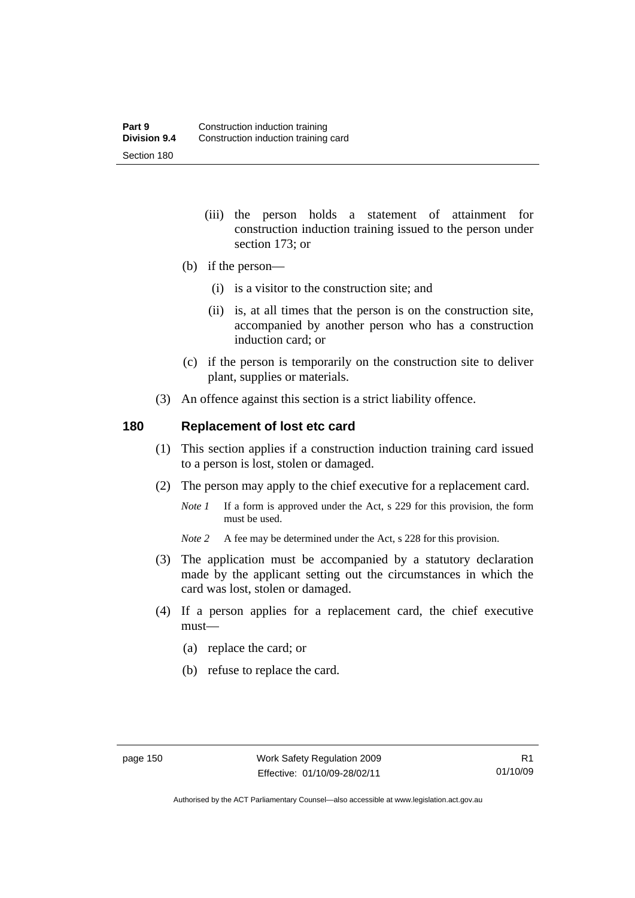(iii) the person holds a statement of attainment for construction induction training issued to the person under section 173; or

(b) if the person—

(i) is a visitor to the construction site; and

(ii) is, at all times that the person is on the construction site, accompanied by another person who has a construction induction card; or

(c) if the person is temporarily on the construction site to deliver plant, supplies or materials.

(3) An offence against this section is a strict liability offence.

## 180 Replacement of lost etc card

(1) This section applies if a construction induction training card issued to a person is lost, stolen or damaged.

(2) The person may apply to the chief executive for a replacement card.

*Note 1* If a form is approved under the Act, s 229 for this provision, the form must be used.

*Note 2* A fee may be determined under the Act, s 228 for this provision.

(3) The application must be accompanied by a statutory declaration made by the applicant setting out the circumstances in which the card was lost, stolen or damaged.

(4) If a person applies for a replacement card, the chief executive must—

(a) replace the card; or

(b) refuse to replace the card.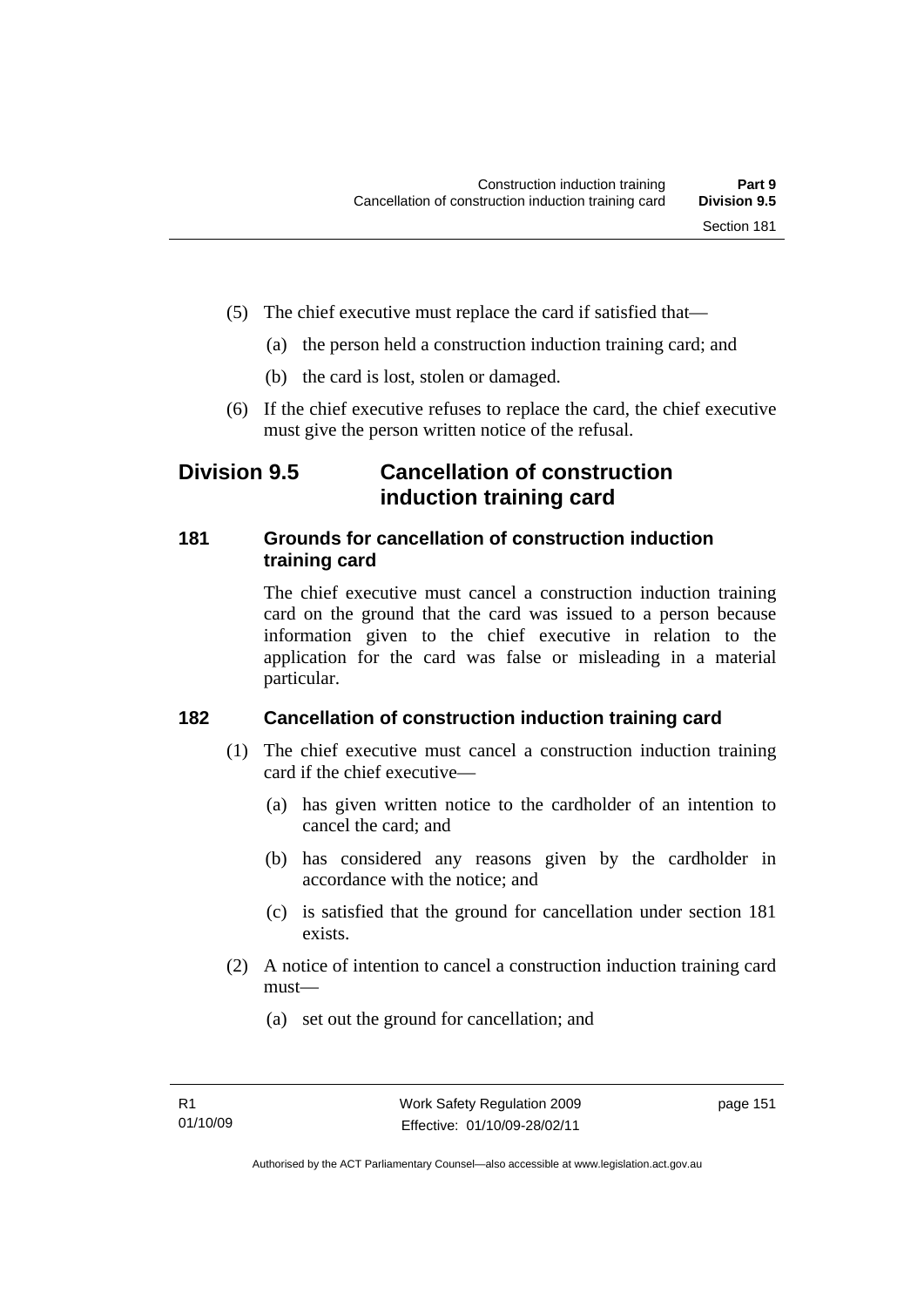(5) The chief executive must replace the card if satisfied that—

(a) the person held a construction induction training card; and

(b) the card is lost, stolen or damaged.

(6) If the chief executive refuses to replace the card, the chief executive must give the person written notice of the refusal.

## Division 9.5 Cancellation of construction induction training card

### 181 Grounds for cancellation of construction induction training card

The chief executive must cancel a construction induction training card on the ground that the card was issued to a person because information given to the chief executive in relation to the application for the card was false or misleading in a material particular.

### 182 Cancellation of construction induction training card

(1) The chief executive must cancel a construction induction training card if the chief executive—

(a) has given written notice to the cardholder of an intention to cancel the card; and

(b) has considered any reasons given by the cardholder in accordance with the notice; and

(c) is satisfied that the ground for cancellation under section 181 exists.

(2) A notice of intention to cancel a construction induction training card must—

(a) set out the ground for cancellation; and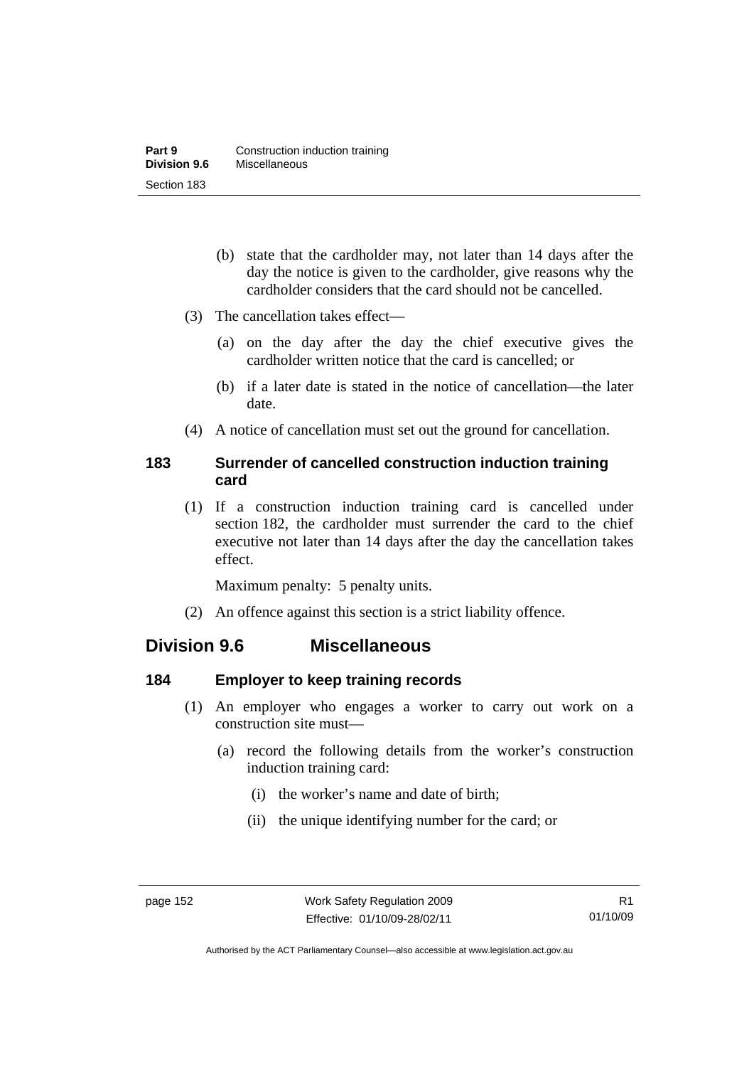(b) state that the cardholder may, not later than 14 days after the day the notice is given to the cardholder, give reasons why the cardholder considers that the card should not be cancelled.

(3) The cancellation takes effect—

(a) on the day after the day the chief executive gives the cardholder written notice that the card is cancelled; or

(b) if a later date is stated in the notice of cancellation—the later date.

(4) A notice of cancellation must set out the ground for cancellation.

### 183 Surrender of cancelled construction induction training card

(1) If a construction induction training card is cancelled under section 182, the cardholder must surrender the card to the chief executive not later than 14 days after the day the cancellation takes effect.

Maximum penalty: 5 penalty units.

(2) An offence against this section is a strict liability offence.

## Division 9.6 Miscellaneous

### 184 Employer to keep training records

(1) An employer who engages a worker to carry out work on a construction site must—

(a) record the following details from the worker's construction induction training card:

(i) the worker's name and date of birth;

(ii) the unique identifying number for the card; or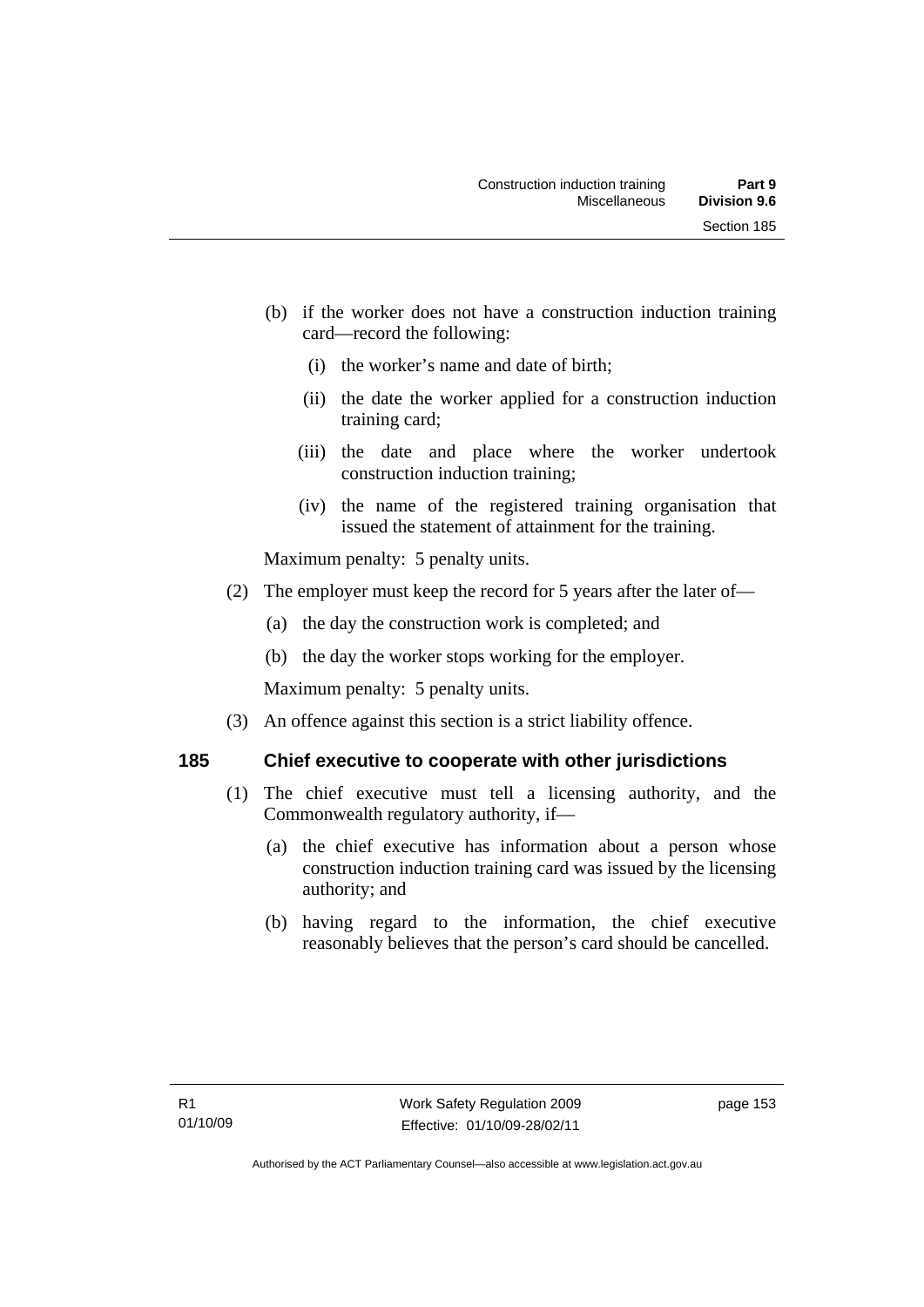(b) if the worker does not have a construction induction training card—record the following:

  (i) the worker's name and date of birth;

  (ii) the date the worker applied for a construction induction training card;

  (iii) the date and place where the worker undertook construction induction training;

  (iv) the name of the registered training organisation that issued the statement of attainment for the training.

Maximum penalty: 5 penalty units.

(2) The employer must keep the record for 5 years after the later of—

  (a) the day the construction work is completed; and

  (b) the day the worker stops working for the employer.

Maximum penalty: 5 penalty units.

(3) An offence against this section is a strict liability offence.

## 185 Chief executive to cooperate with other jurisdictions

(1) The chief executive must tell a licensing authority, and the Commonwealth regulatory authority, if—

  (a) the chief executive has information about a person whose construction induction training card was issued by the licensing authority; and

  (b) having regard to the information, the chief executive reasonably believes that the person's card should be cancelled.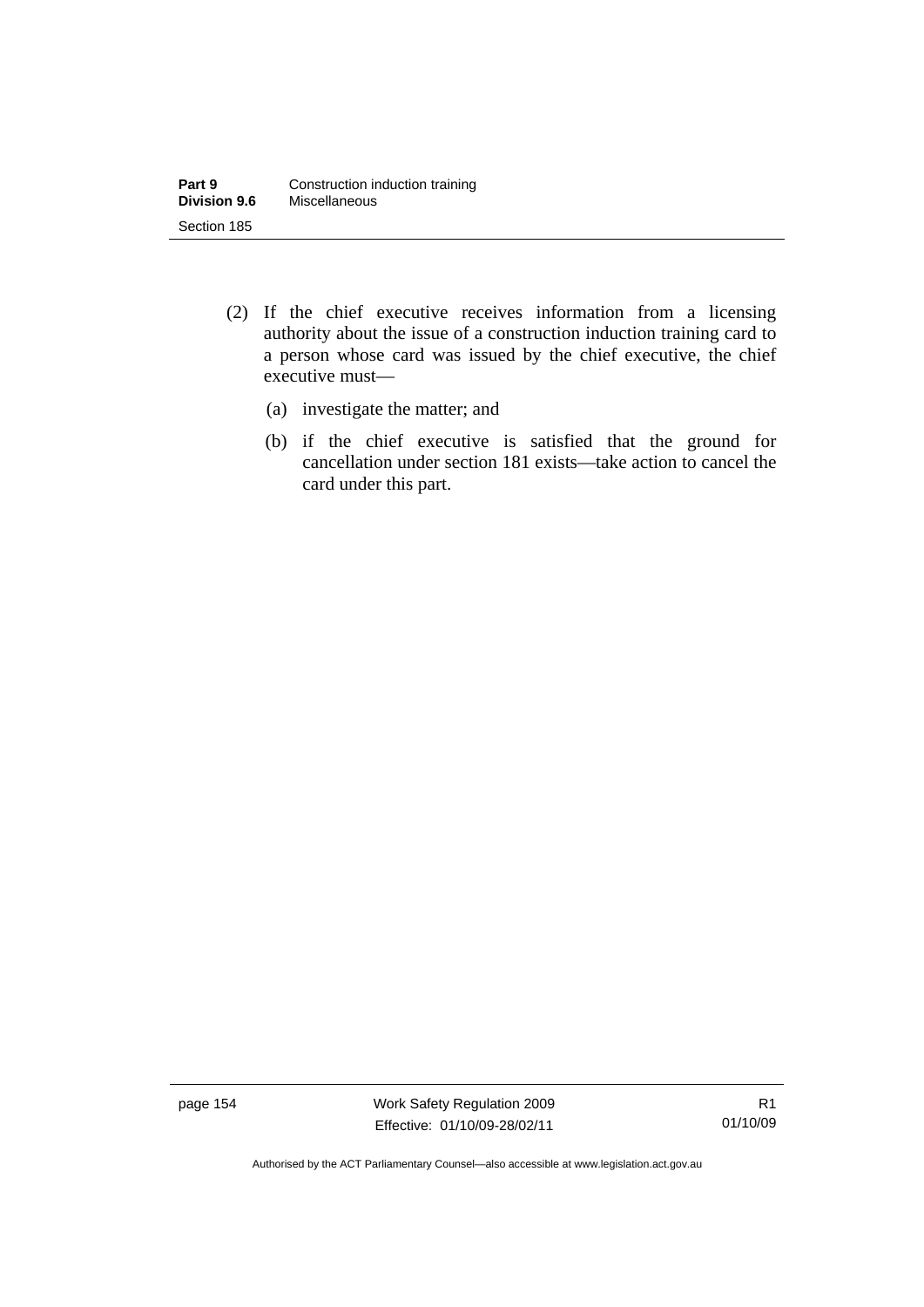(2) If the chief executive receives information from a licensing authority about the issue of a construction induction training card to a person whose card was issued by the chief executive, the chief executive must—

(a) investigate the matter; and

(b) if the chief executive is satisfied that the ground for cancellation under section 181 exists—take action to cancel the card under this part.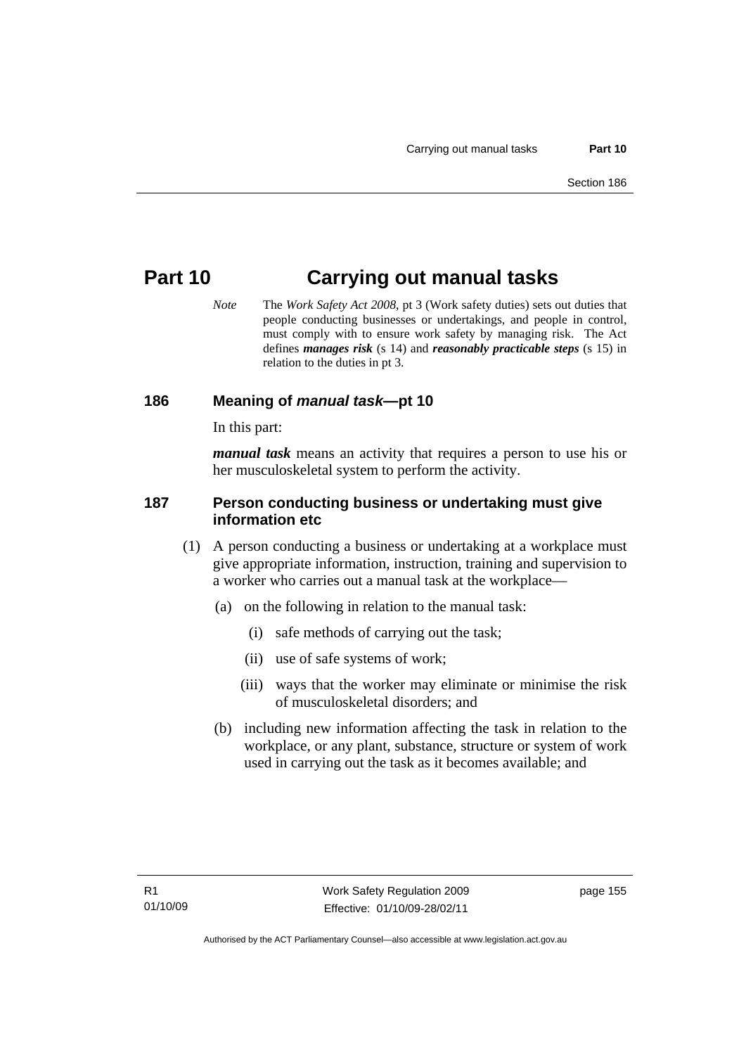# Part 10 Carrying out manual tasks

*Note* The *Work Safety Act 2008*, pt 3 (Work safety duties) sets out duties that people conducting businesses or undertakings, and people in control, must comply with to ensure work safety by managing risk. The Act defines ***manages risk*** (s 14) and ***reasonably practicable steps*** (s 15) in relation to the duties in pt 3.

## 186 Meaning of *manual task*—pt 10

In this part:

***manual task*** means an activity that requires a person to use his or her musculoskeletal system to perform the activity.

## 187 Person conducting business or undertaking must give information etc

(1) A person conducting a business or undertaking at a workplace must give appropriate information, instruction, training and supervision to a worker who carries out a manual task at the workplace—

(a) on the following in relation to the manual task:

(i) safe methods of carrying out the task;

(ii) use of safe systems of work;

(iii) ways that the worker may eliminate or minimise the risk of musculoskeletal disorders; and

(b) including new information affecting the task in relation to the workplace, or any plant, substance, structure or system of work used in carrying out the task as it becomes available; and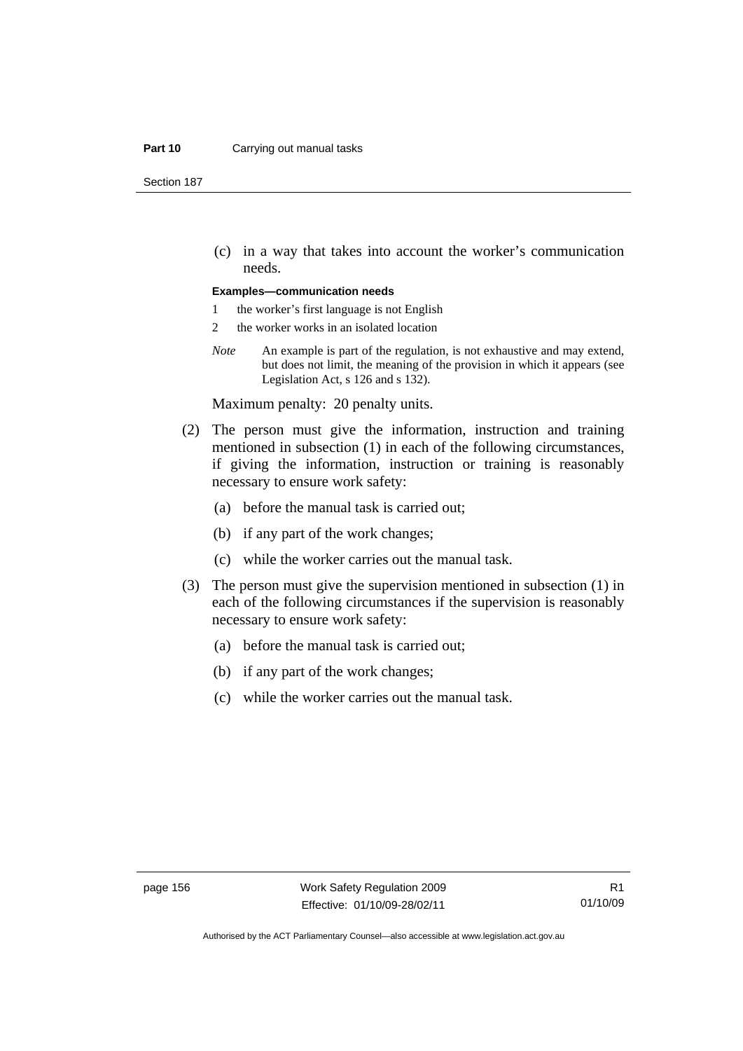(c) in a way that takes into account the worker's communication needs.

**Examples—communication needs**

1 the worker's first language is not English

2 the worker works in an isolated location

*Note* An example is part of the regulation, is not exhaustive and may extend, but does not limit, the meaning of the provision in which it appears (see Legislation Act, s 126 and s 132).

Maximum penalty: 20 penalty units.

(2) The person must give the information, instruction and training mentioned in subsection (1) in each of the following circumstances, if giving the information, instruction or training is reasonably necessary to ensure work safety:

(a) before the manual task is carried out;

(b) if any part of the work changes;

(c) while the worker carries out the manual task.

(3) The person must give the supervision mentioned in subsection (1) in each of the following circumstances if the supervision is reasonably necessary to ensure work safety:

(a) before the manual task is carried out;

(b) if any part of the work changes;

(c) while the worker carries out the manual task.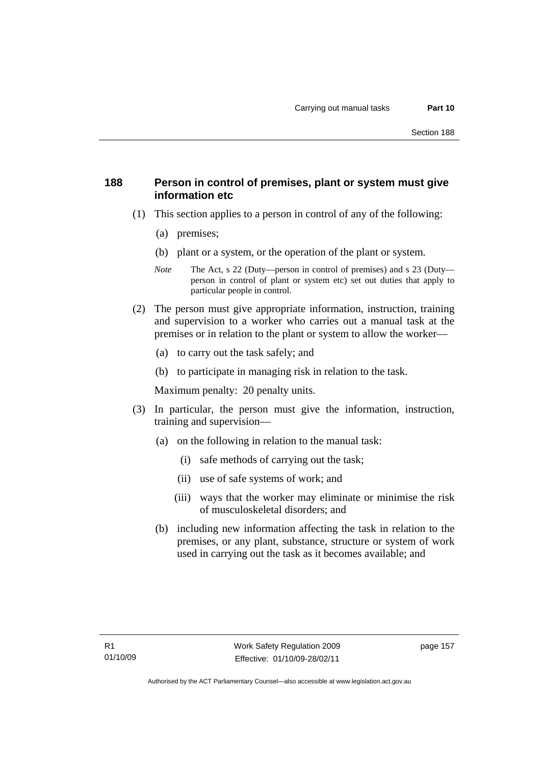### 188 Person in control of premises, plant or system must give information etc

(1) This section applies to a person in control of any of the following:

(a) premises;

(b) plant or a system, or the operation of the plant or system.

*Note* The Act, s 22 (Duty—person in control of premises) and s 23 (Duty—person in control of plant or system etc) set out duties that apply to particular people in control.

(2) The person must give appropriate information, instruction, training and supervision to a worker who carries out a manual task at the premises or in relation to the plant or system to allow the worker—

(a) to carry out the task safely; and

(b) to participate in managing risk in relation to the task.

Maximum penalty: 20 penalty units.

(3) In particular, the person must give the information, instruction, training and supervision—

(a) on the following in relation to the manual task:

(i) safe methods of carrying out the task;

(ii) use of safe systems of work; and

(iii) ways that the worker may eliminate or minimise the risk of musculoskeletal disorders; and

(b) including new information affecting the task in relation to the premises, or any plant, substance, structure or system of work used in carrying out the task as it becomes available; and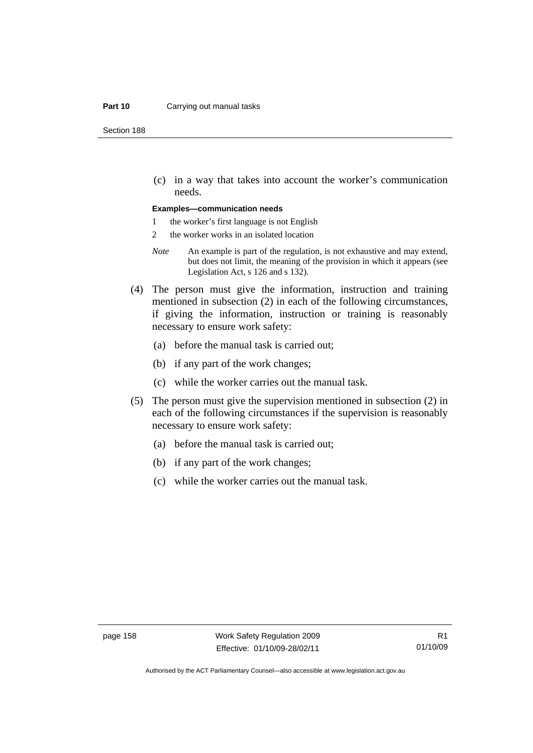(c) in a way that takes into account the worker's communication needs.

**Examples—communication needs**

1 the worker's first language is not English

2 the worker works in an isolated location

*Note* An example is part of the regulation, is not exhaustive and may extend, but does not limit, the meaning of the provision in which it appears (see Legislation Act, s 126 and s 132).

(4) The person must give the information, instruction and training mentioned in subsection (2) in each of the following circumstances, if giving the information, instruction or training is reasonably necessary to ensure work safety:

(a) before the manual task is carried out;

(b) if any part of the work changes;

(c) while the worker carries out the manual task.

(5) The person must give the supervision mentioned in subsection (2) in each of the following circumstances if the supervision is reasonably necessary to ensure work safety:

(a) before the manual task is carried out;

(b) if any part of the work changes;

(c) while the worker carries out the manual task.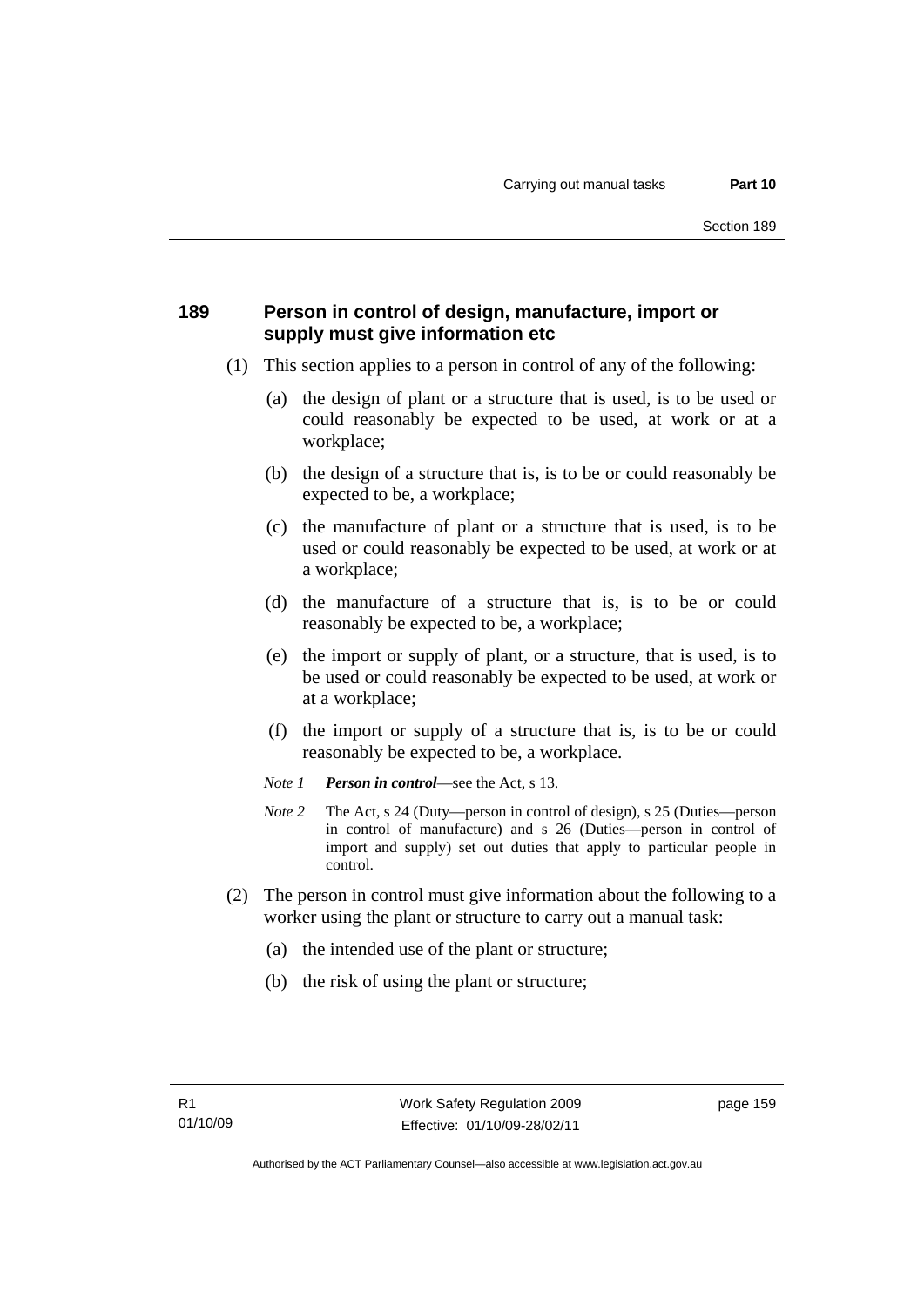## 189 Person in control of design, manufacture, import or supply must give information etc

(1) This section applies to a person in control of any of the following:

(a) the design of plant or a structure that is used, is to be used or could reasonably be expected to be used, at work or at a workplace;

(b) the design of a structure that is, is to be or could reasonably be expected to be, a workplace;

(c) the manufacture of plant or a structure that is used, is to be used or could reasonably be expected to be used, at work or at a workplace;

(d) the manufacture of a structure that is, is to be or could reasonably be expected to be, a workplace;

(e) the import or supply of plant, or a structure, that is used, is to be used or could reasonably be expected to be used, at work or at a workplace;

(f) the import or supply of a structure that is, is to be or could reasonably be expected to be, a workplace.

*Note 1* ***Person in control***—see the Act, s 13.

*Note 2* The Act, s 24 (Duty—person in control of design), s 25 (Duties—person in control of manufacture) and s 26 (Duties—person in control of import and supply) set out duties that apply to particular people in control.

(2) The person in control must give information about the following to a worker using the plant or structure to carry out a manual task:

(a) the intended use of the plant or structure;

(b) the risk of using the plant or structure;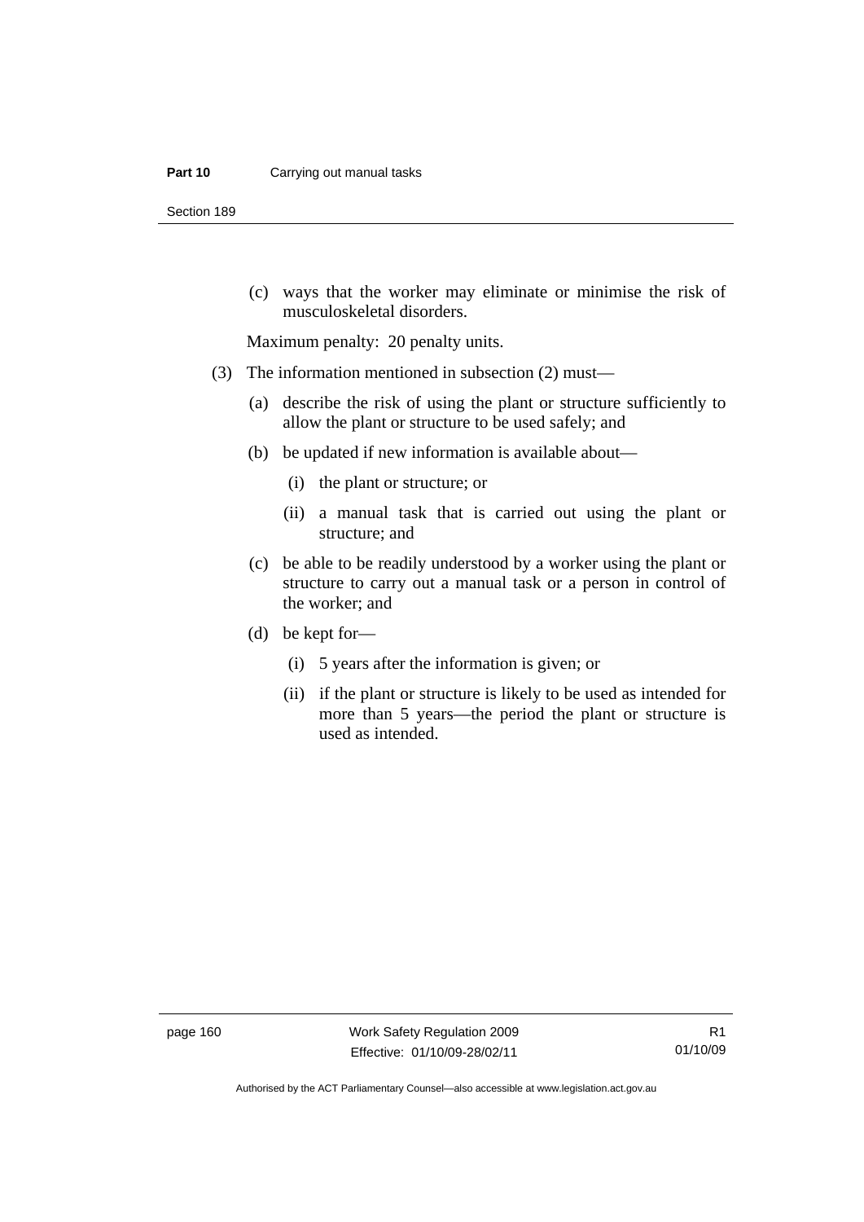(c) ways that the worker may eliminate or minimise the risk of musculoskeletal disorders.

Maximum penalty: 20 penalty units.

(3) The information mentioned in subsection (2) must—

(a) describe the risk of using the plant or structure sufficiently to allow the plant or structure to be used safely; and

(b) be updated if new information is available about—

(i) the plant or structure; or

(ii) a manual task that is carried out using the plant or structure; and

(c) be able to be readily understood by a worker using the plant or structure to carry out a manual task or a person in control of the worker; and

(d) be kept for—

(i) 5 years after the information is given; or

(ii) if the plant or structure is likely to be used as intended for more than 5 years—the period the plant or structure is used as intended.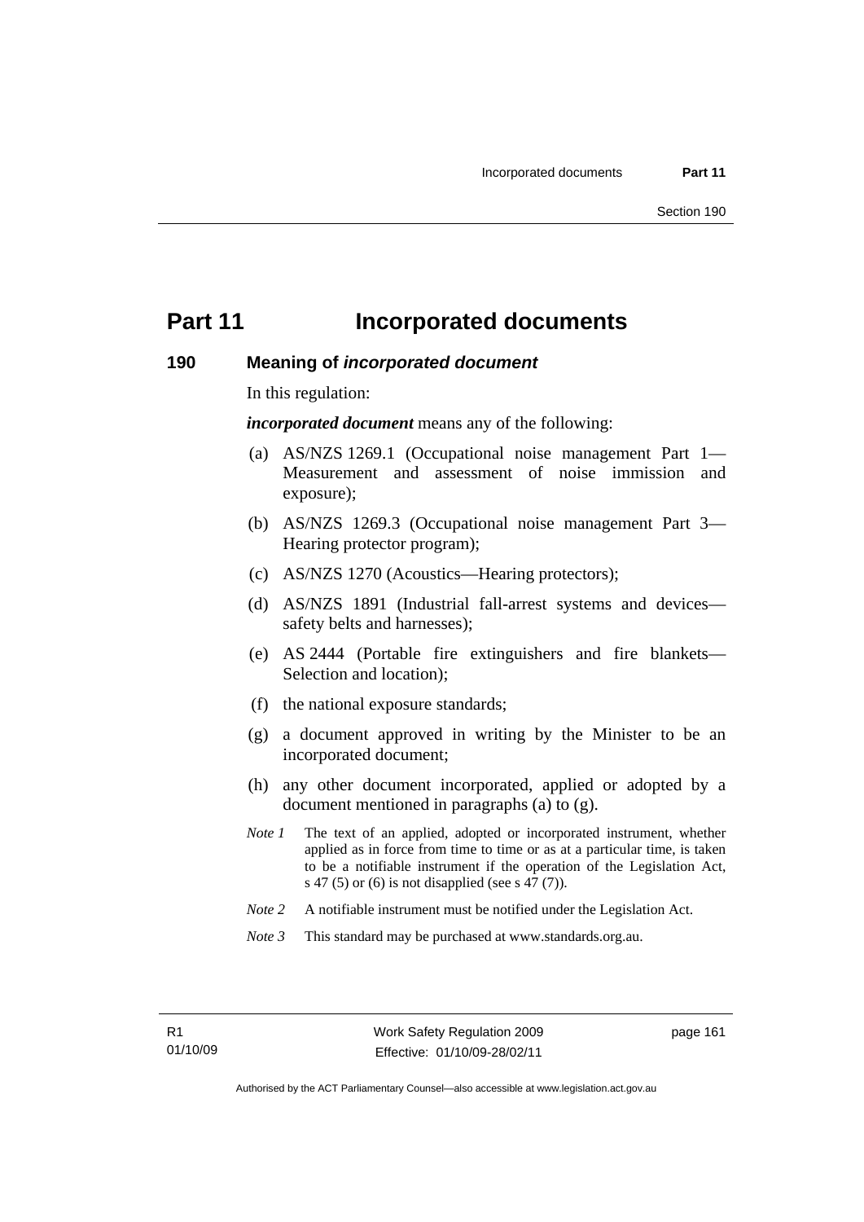# Part 11 Incorporated documents

## 190 Meaning of *incorporated document*

In this regulation:

***incorporated document*** means any of the following:

(a) AS/NZS 1269.1 (Occupational noise management Part 1—Measurement and assessment of noise immission and exposure);

(b) AS/NZS 1269.3 (Occupational noise management Part 3—Hearing protector program);

(c) AS/NZS 1270 (Acoustics—Hearing protectors);

(d) AS/NZS 1891 (Industrial fall-arrest systems and devices—safety belts and harnesses);

(e) AS 2444 (Portable fire extinguishers and fire blankets—Selection and location);

(f) the national exposure standards;

(g) a document approved in writing by the Minister to be an incorporated document;

(h) any other document incorporated, applied or adopted by a document mentioned in paragraphs (a) to (g).

*Note 1* The text of an applied, adopted or incorporated instrument, whether applied as in force from time to time or as at a particular time, is taken to be a notifiable instrument if the operation of the Legislation Act, s 47 (5) or (6) is not disapplied (see s 47 (7)).

*Note 2* A notifiable instrument must be notified under the Legislation Act.

*Note 3* This standard may be purchased at www.standards.org.au.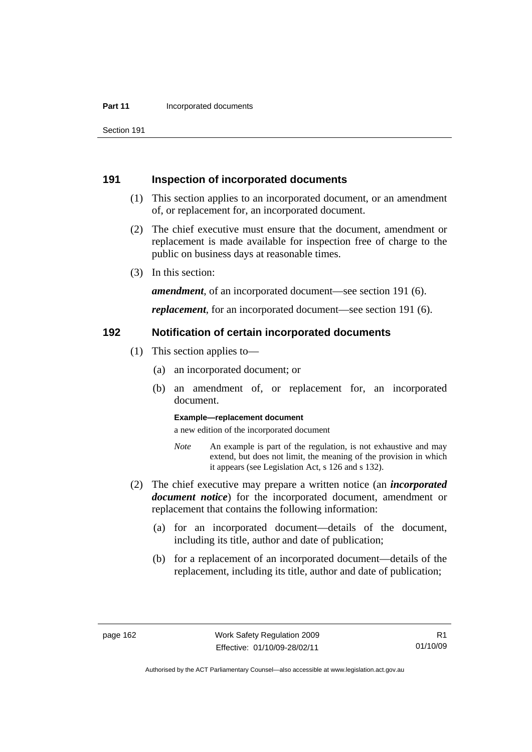## 191 Inspection of incorporated documents

(1) This section applies to an incorporated document, or an amendment of, or replacement for, an incorporated document.

(2) The chief executive must ensure that the document, amendment or replacement is made available for inspection free of charge to the public on business days at reasonable times.

(3) In this section:

***amendment***, of an incorporated document—see section 191 (6).

***replacement***, for an incorporated document—see section 191 (6).

## 192 Notification of certain incorporated documents

(1) This section applies to—

(a) an incorporated document; or

(b) an amendment of, or replacement for, an incorporated document.

**Example—replacement document**

a new edition of the incorporated document

*Note* An example is part of the regulation, is not exhaustive and may extend, but does not limit, the meaning of the provision in which it appears (see Legislation Act, s 126 and s 132).

(2) The chief executive may prepare a written notice (an ***incorporated document notice***) for the incorporated document, amendment or replacement that contains the following information:

(a) for an incorporated document—details of the document, including its title, author and date of publication;

(b) for a replacement of an incorporated document—details of the replacement, including its title, author and date of publication;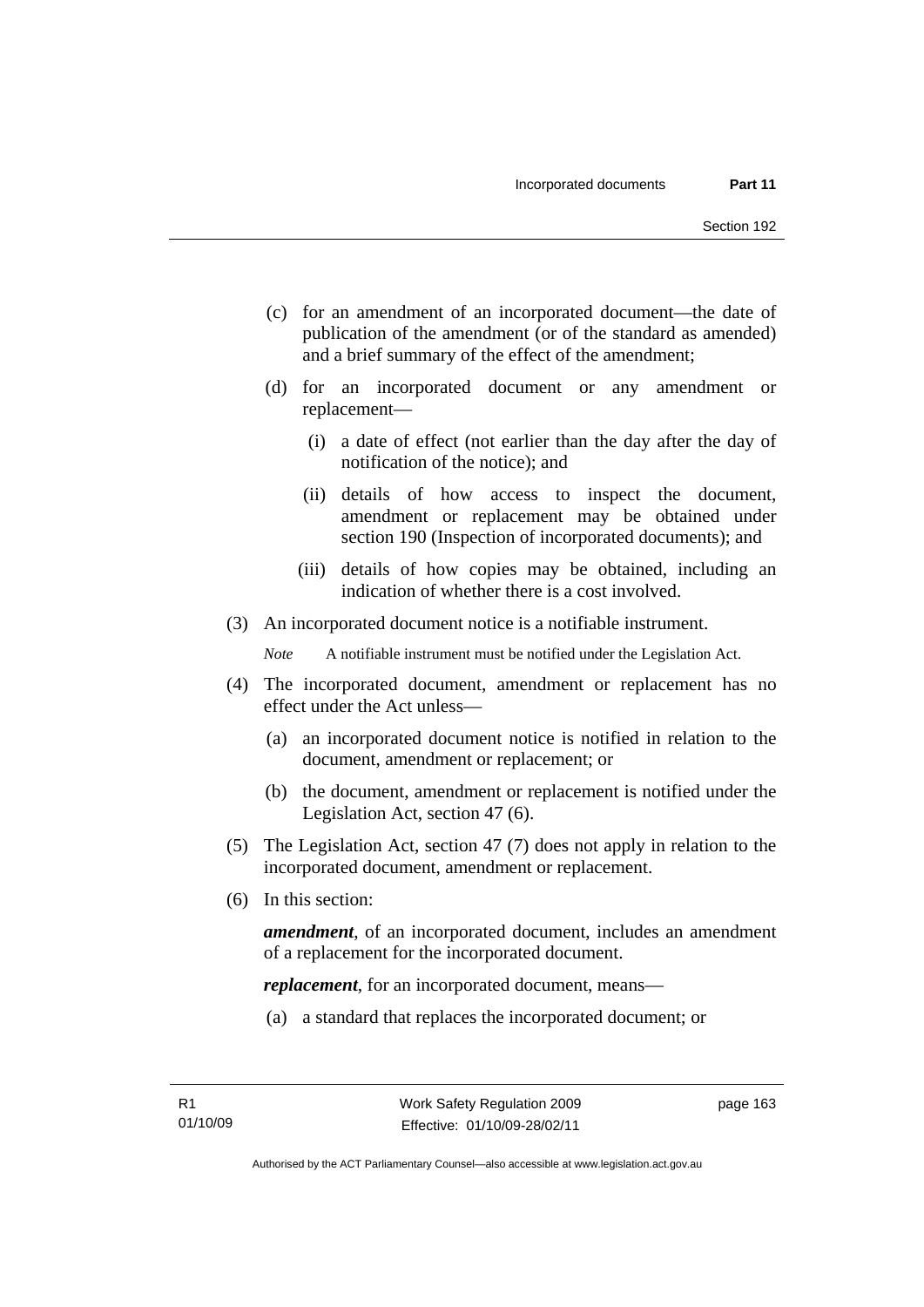(c) for an amendment of an incorporated document—the date of publication of the amendment (or of the standard as amended) and a brief summary of the effect of the amendment;

(d) for an incorporated document or any amendment or replacement—

(i) a date of effect (not earlier than the day after the day of notification of the notice); and

(ii) details of how access to inspect the document, amendment or replacement may be obtained under section 190 (Inspection of incorporated documents); and

(iii) details of how copies may be obtained, including an indication of whether there is a cost involved.

(3) An incorporated document notice is a notifiable instrument.

*Note* A notifiable instrument must be notified under the Legislation Act.

(4) The incorporated document, amendment or replacement has no effect under the Act unless—

(a) an incorporated document notice is notified in relation to the document, amendment or replacement; or

(b) the document, amendment or replacement is notified under the Legislation Act, section 47 (6).

(5) The Legislation Act, section 47 (7) does not apply in relation to the incorporated document, amendment or replacement.

(6) In this section:

***amendment***, of an incorporated document, includes an amendment of a replacement for the incorporated document.

***replacement***, for an incorporated document, means—

(a) a standard that replaces the incorporated document; or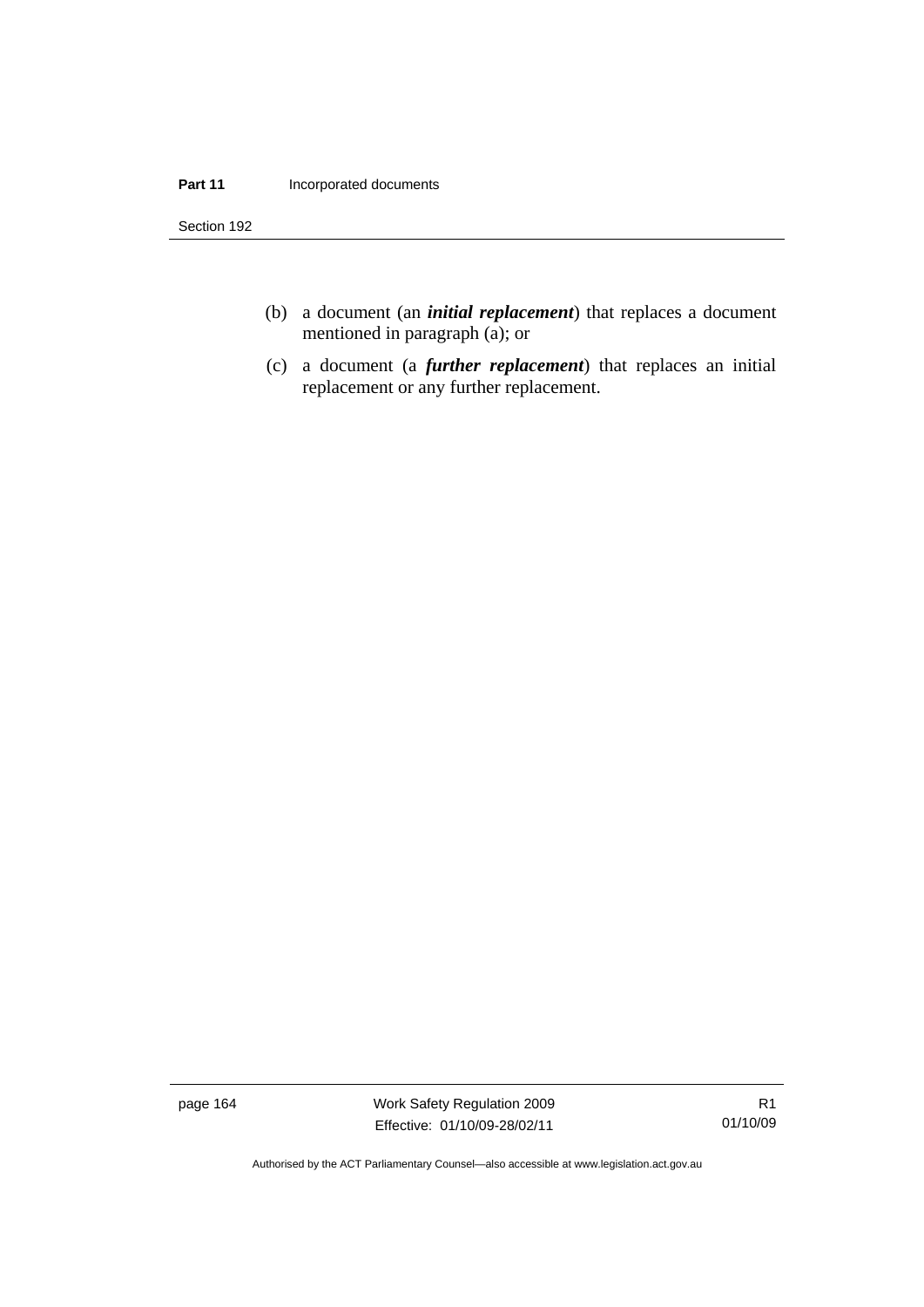(b) a document (an ***initial replacement***) that replaces a document mentioned in paragraph (a); or

(c) a document (a ***further replacement***) that replaces an initial replacement or any further replacement.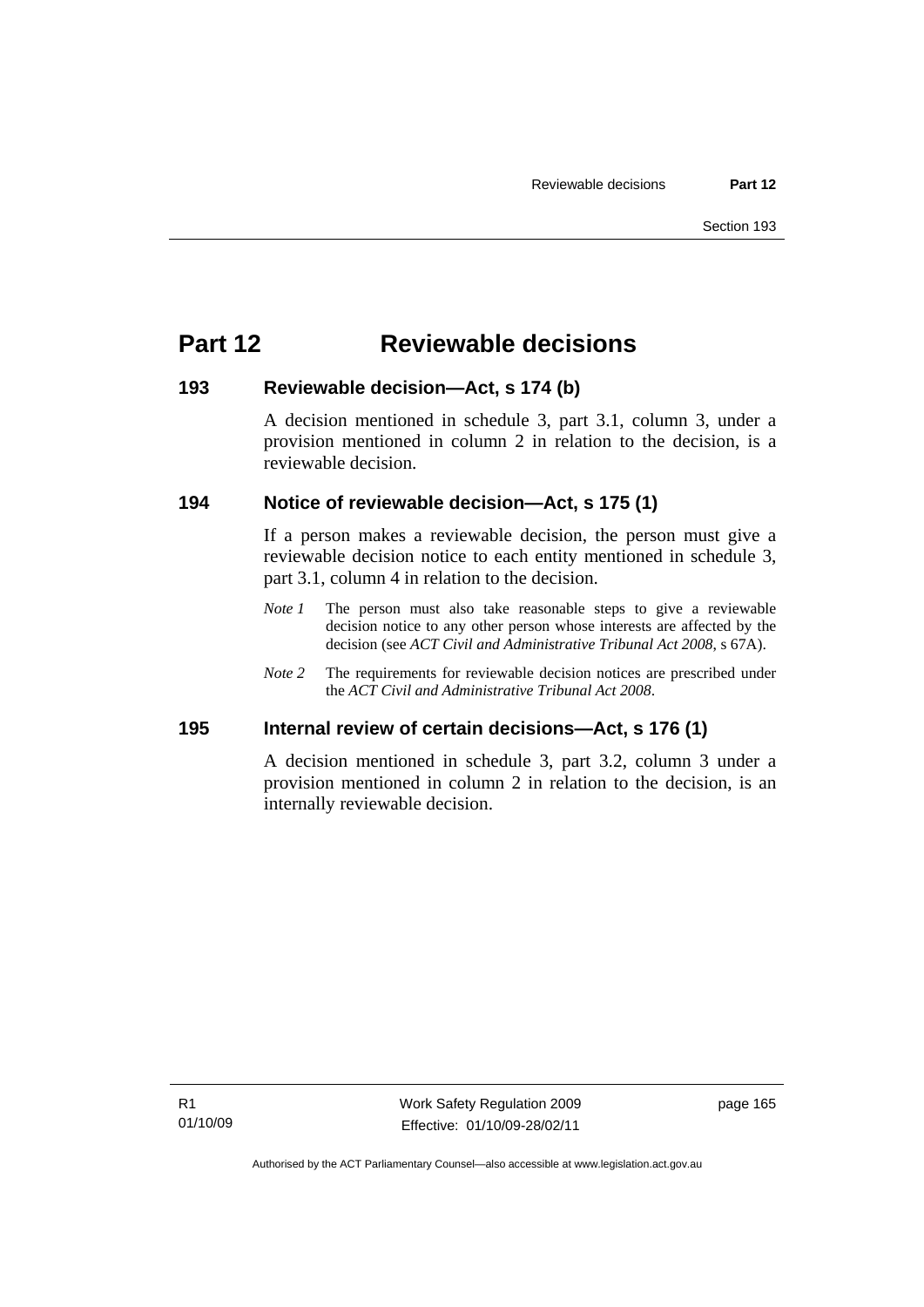# Part 12 Reviewable decisions

## 193 Reviewable decision—Act, s 174 (b)

A decision mentioned in schedule 3, part 3.1, column 3, under a provision mentioned in column 2 in relation to the decision, is a reviewable decision.

## 194 Notice of reviewable decision—Act, s 175 (1)

If a person makes a reviewable decision, the person must give a reviewable decision notice to each entity mentioned in schedule 3, part 3.1, column 4 in relation to the decision.

*Note 1* The person must also take reasonable steps to give a reviewable decision notice to any other person whose interests are affected by the decision (see *ACT Civil and Administrative Tribunal Act 2008*, s 67A).

*Note 2* The requirements for reviewable decision notices are prescribed under the *ACT Civil and Administrative Tribunal Act 2008*.

## 195 Internal review of certain decisions—Act, s 176 (1)

A decision mentioned in schedule 3, part 3.2, column 3 under a provision mentioned in column 2 in relation to the decision, is an internally reviewable decision.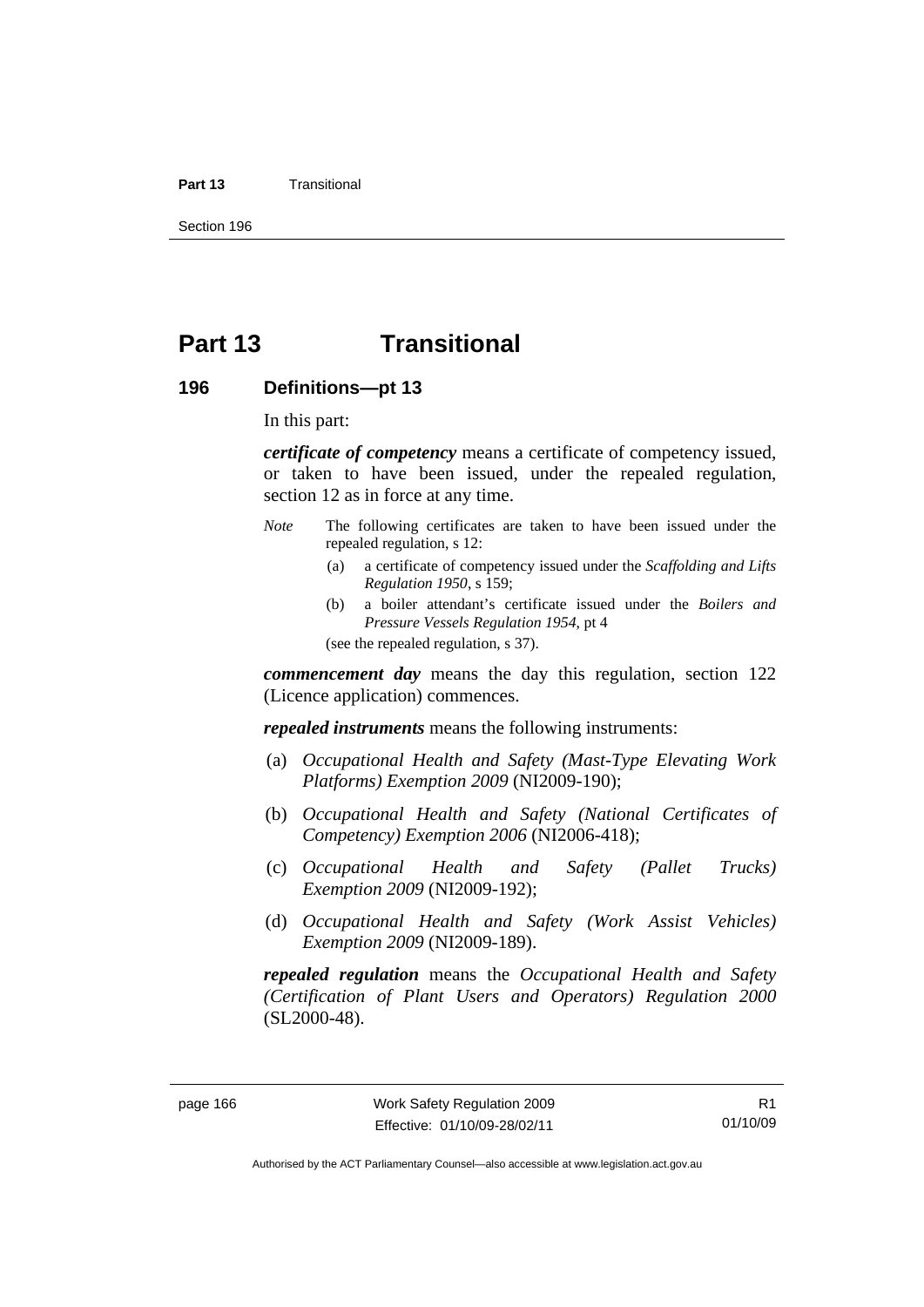# Part 13 Transitional

## 196 Definitions—pt 13

In this part:

***certificate of competency*** means a certificate of competency issued, or taken to have been issued, under the repealed regulation, section 12 as in force at any time.

*Note* The following certificates are taken to have been issued under the repealed regulation, s 12:

(a) a certificate of competency issued under the *Scaffolding and Lifts Regulation 1950*, s 159;

(b) a boiler attendant's certificate issued under the *Boilers and Pressure Vessels Regulation 1954*, pt 4

(see the repealed regulation, s 37).

***commencement day*** means the day this regulation, section 122 (Licence application) commences.

***repealed instruments*** means the following instruments:

(a) *Occupational Health and Safety (Mast-Type Elevating Work Platforms) Exemption 2009* (NI2009-190);

(b) *Occupational Health and Safety (National Certificates of Competency) Exemption 2006* (NI2006-418);

(c) *Occupational Health and Safety (Pallet Trucks) Exemption 2009* (NI2009-192);

(d) *Occupational Health and Safety (Work Assist Vehicles) Exemption 2009* (NI2009-189).

***repealed regulation*** means the *Occupational Health and Safety (Certification of Plant Users and Operators) Regulation 2000* (SL2000-48).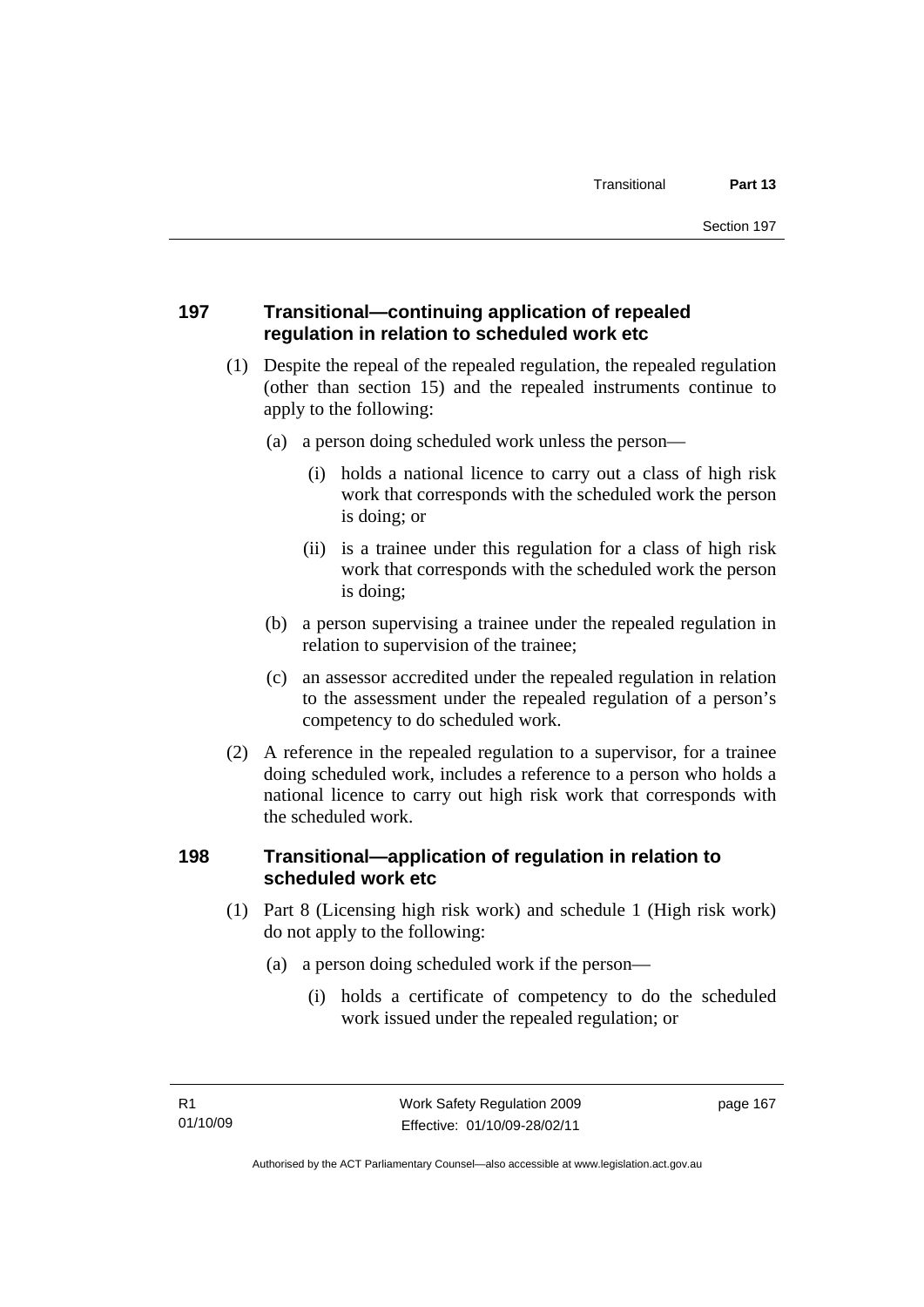## 197 Transitional—continuing application of repealed regulation in relation to scheduled work etc

(1) Despite the repeal of the repealed regulation, the repealed regulation (other than section 15) and the repealed instruments continue to apply to the following:

(a) a person doing scheduled work unless the person—

(i) holds a national licence to carry out a class of high risk work that corresponds with the scheduled work the person is doing; or

(ii) is a trainee under this regulation for a class of high risk work that corresponds with the scheduled work the person is doing;

(b) a person supervising a trainee under the repealed regulation in relation to supervision of the trainee;

(c) an assessor accredited under the repealed regulation in relation to the assessment under the repealed regulation of a person's competency to do scheduled work.

(2) A reference in the repealed regulation to a supervisor, for a trainee doing scheduled work, includes a reference to a person who holds a national licence to carry out high risk work that corresponds with the scheduled work.

## 198 Transitional—application of regulation in relation to scheduled work etc

(1) Part 8 (Licensing high risk work) and schedule 1 (High risk work) do not apply to the following:

(a) a person doing scheduled work if the person—

(i) holds a certificate of competency to do the scheduled work issued under the repealed regulation; or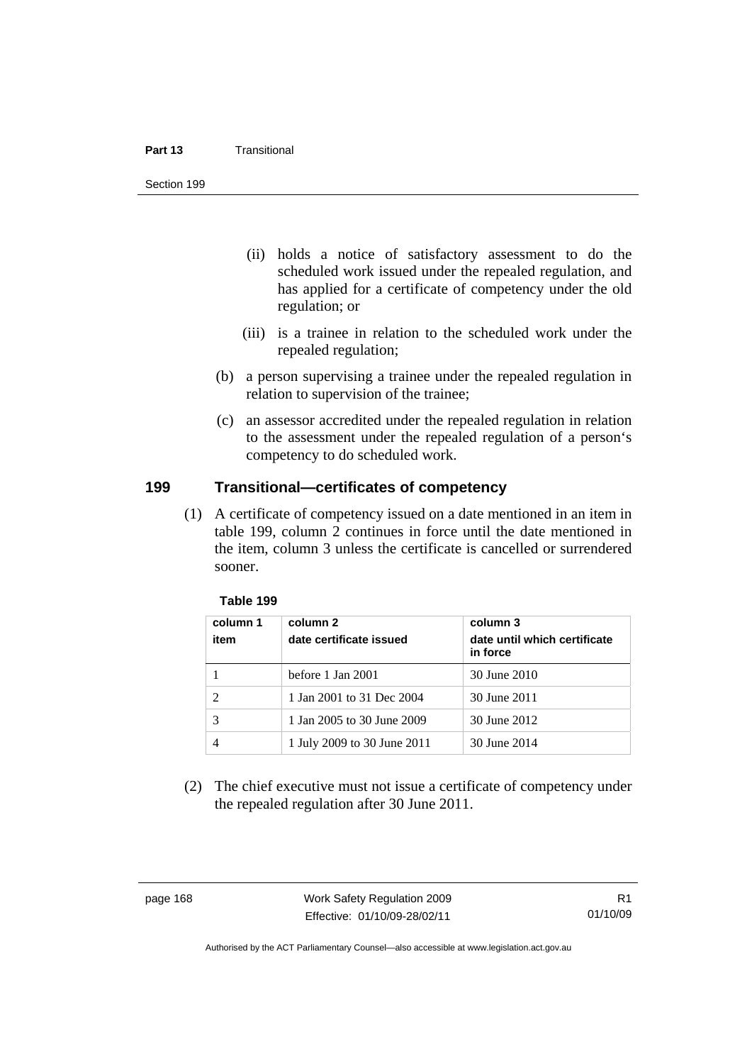(ii) holds a notice of satisfactory assessment to do the scheduled work issued under the repealed regulation, and has applied for a certificate of competency under the old regulation; or

(iii) is a trainee in relation to the scheduled work under the repealed regulation;

(b) a person supervising a trainee under the repealed regulation in relation to supervision of the trainee;

(c) an assessor accredited under the repealed regulation in relation to the assessment under the repealed regulation of a person's competency to do scheduled work.

## 199 Transitional—certificates of competency

(1) A certificate of competency issued on a date mentioned in an item in table 199, column 2 continues in force until the date mentioned in the item, column 3 unless the certificate is cancelled or surrendered sooner.

**Table 199**

| column 1<br>item | column 2<br>date certificate issued | column 3<br>date until which certificate in force |
|---|---|---|
| 1 | before 1 Jan 2001 | 30 June 2010 |
| 2 | 1 Jan 2001 to 31 Dec 2004 | 30 June 2011 |
| 3 | 1 Jan 2005 to 30 June 2009 | 30 June 2012 |
| 4 | 1 July 2009 to 30 June 2011 | 30 June 2014 |

(2) The chief executive must not issue a certificate of competency under the repealed regulation after 30 June 2011.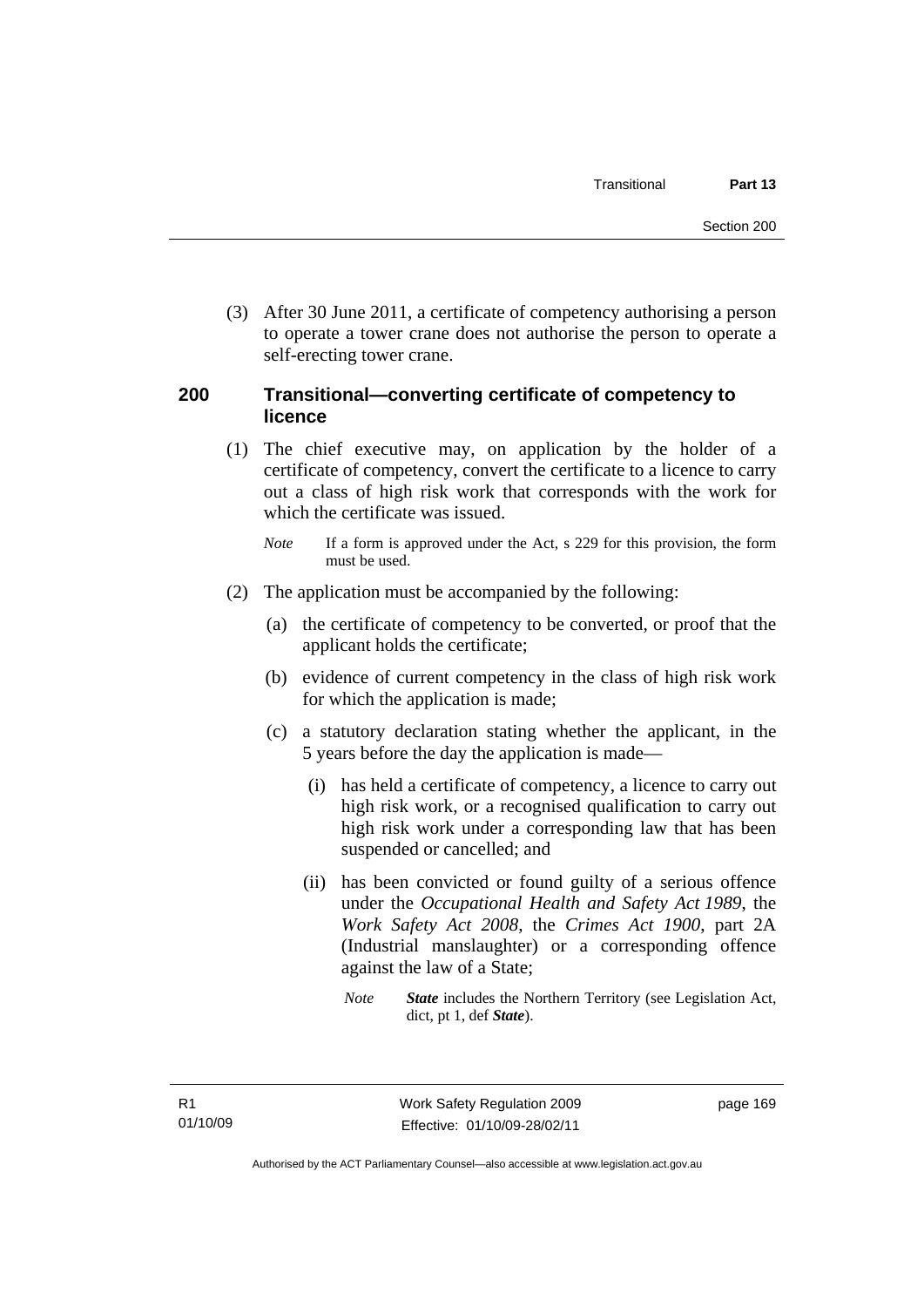(3) After 30 June 2011, a certificate of competency authorising a person to operate a tower crane does not authorise the person to operate a self-erecting tower crane.

## 200 Transitional—converting certificate of competency to licence

(1) The chief executive may, on application by the holder of a certificate of competency, convert the certificate to a licence to carry out a class of high risk work that corresponds with the work for which the certificate was issued.

*Note* If a form is approved under the Act, s 229 for this provision, the form must be used.

(2) The application must be accompanied by the following:

(a) the certificate of competency to be converted, or proof that the applicant holds the certificate;

(b) evidence of current competency in the class of high risk work for which the application is made;

(c) a statutory declaration stating whether the applicant, in the 5 years before the day the application is made—

(i) has held a certificate of competency, a licence to carry out high risk work, or a recognised qualification to carry out high risk work under a corresponding law that has been suspended or cancelled; and

(ii) has been convicted or found guilty of a serious offence under the *Occupational Health and Safety Act 1989*, the *Work Safety Act 2008*, the *Crimes Act 1900*, part 2A (Industrial manslaughter) or a corresponding offence against the law of a State;

*Note* ***State*** includes the Northern Territory (see Legislation Act, dict, pt 1, def ***State***).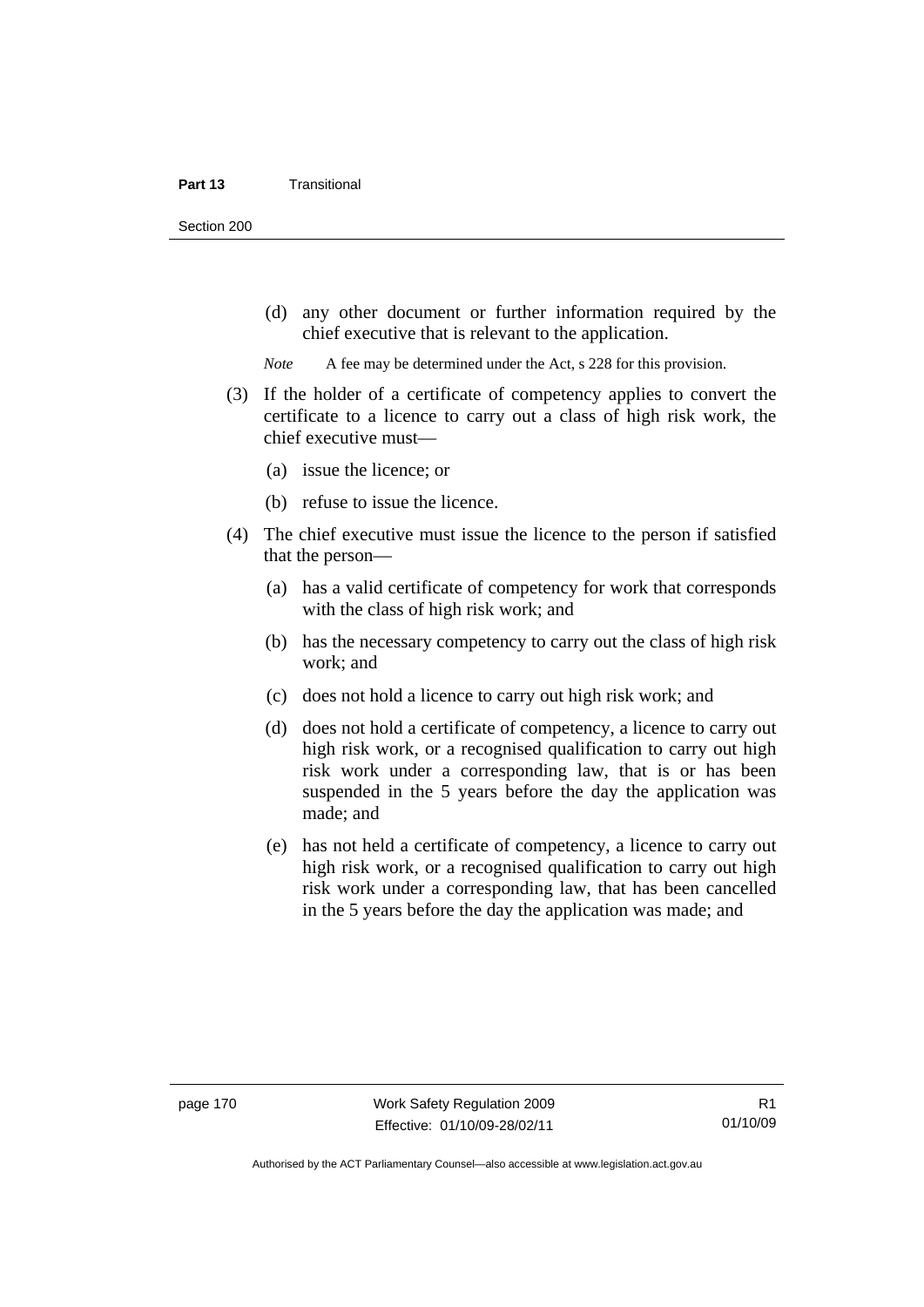(d) any other document or further information required by the chief executive that is relevant to the application.

*Note* A fee may be determined under the Act, s 228 for this provision.

(3) If the holder of a certificate of competency applies to convert the certificate to a licence to carry out a class of high risk work, the chief executive must—

(a) issue the licence; or

(b) refuse to issue the licence.

(4) The chief executive must issue the licence to the person if satisfied that the person—

(a) has a valid certificate of competency for work that corresponds with the class of high risk work; and

(b) has the necessary competency to carry out the class of high risk work; and

(c) does not hold a licence to carry out high risk work; and

(d) does not hold a certificate of competency, a licence to carry out high risk work, or a recognised qualification to carry out high risk work under a corresponding law, that is or has been suspended in the 5 years before the day the application was made; and

(e) has not held a certificate of competency, a licence to carry out high risk work, or a recognised qualification to carry out high risk work under a corresponding law, that has been cancelled in the 5 years before the day the application was made; and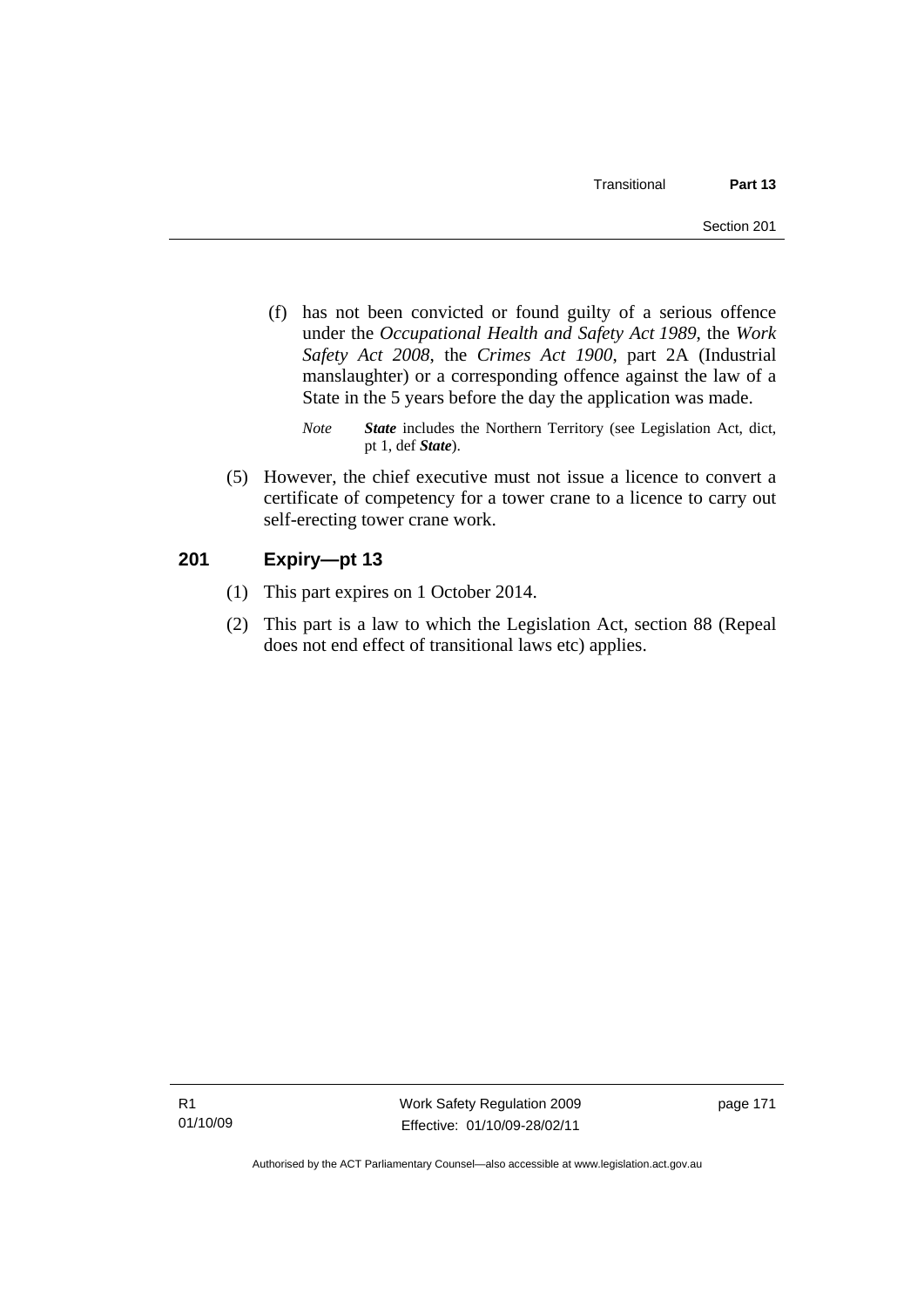(f) has not been convicted or found guilty of a serious offence under the *Occupational Health and Safety Act 1989*, the *Work Safety Act 2008*, the *Crimes Act 1900*, part 2A (Industrial manslaughter) or a corresponding offence against the law of a State in the 5 years before the day the application was made.

*Note* ***State*** includes the Northern Territory (see Legislation Act, dict, pt 1, def ***State***).

(5) However, the chief executive must not issue a licence to convert a certificate of competency for a tower crane to a licence to carry out self-erecting tower crane work.

## 201 Expiry—pt 13

(1) This part expires on 1 October 2014.

(2) This part is a law to which the Legislation Act, section 88 (Repeal does not end effect of transitional laws etc) applies.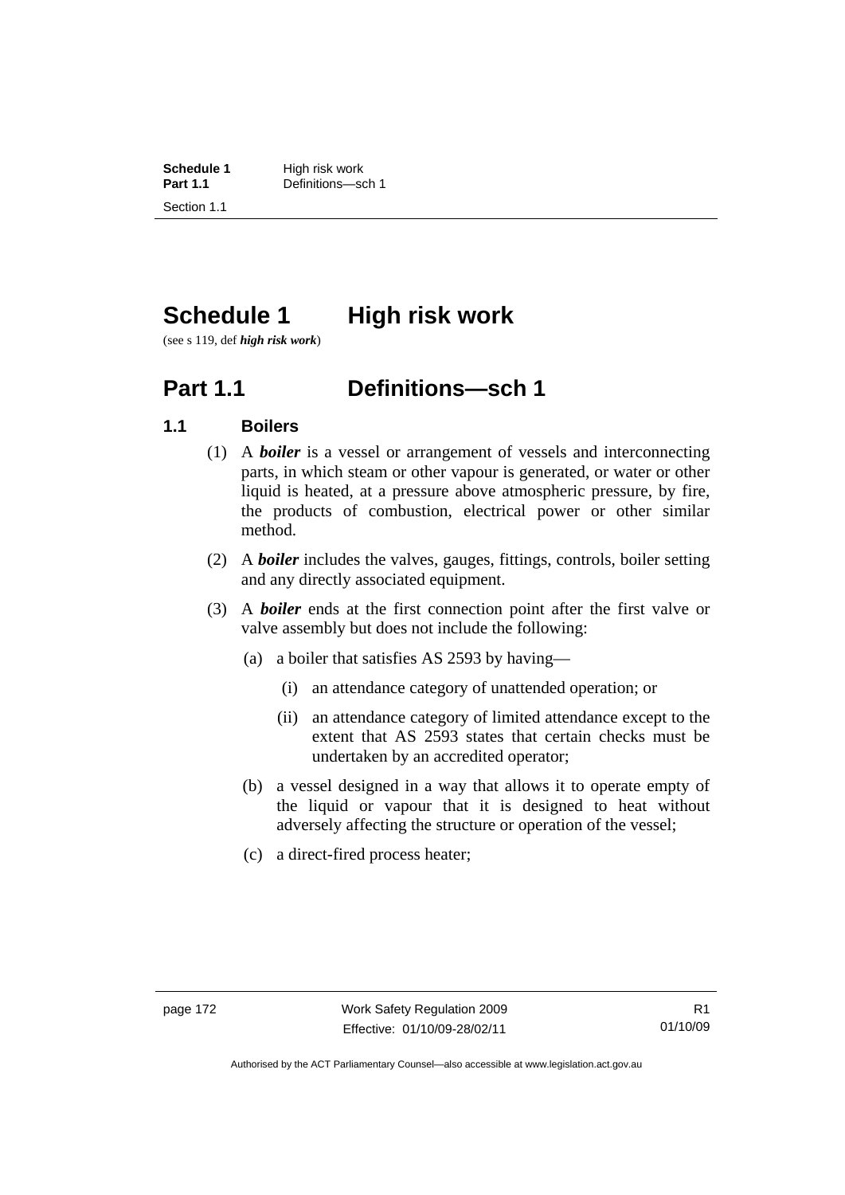# Schedule 1 High risk work

(see s 119, def ***high risk work***)

## Part 1.1 Definitions—sch 1

### 1.1 Boilers

(1) A ***boiler*** is a vessel or arrangement of vessels and interconnecting parts, in which steam or other vapour is generated, or water or other liquid is heated, at a pressure above atmospheric pressure, by fire, the products of combustion, electrical power or other similar method.

(2) A ***boiler*** includes the valves, gauges, fittings, controls, boiler setting and any directly associated equipment.

(3) A ***boiler*** ends at the first connection point after the first valve or valve assembly but does not include the following:

(a) a boiler that satisfies AS 2593 by having—

(i) an attendance category of unattended operation; or

(ii) an attendance category of limited attendance except to the extent that AS 2593 states that certain checks must be undertaken by an accredited operator;

(b) a vessel designed in a way that allows it to operate empty of the liquid or vapour that it is designed to heat without adversely affecting the structure or operation of the vessel;

(c) a direct-fired process heater;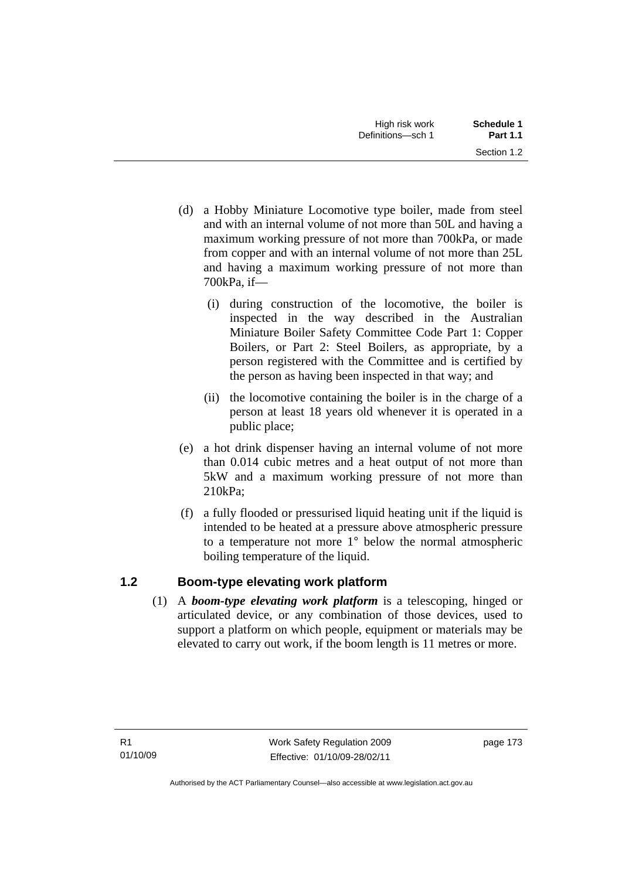(d) a Hobby Miniature Locomotive type boiler, made from steel and with an internal volume of not more than 50L and having a maximum working pressure of not more than 700kPa, or made from copper and with an internal volume of not more than 25L and having a maximum working pressure of not more than 700kPa, if—

   (i) during construction of the locomotive, the boiler is inspected in the way described in the Australian Miniature Boiler Safety Committee Code Part 1: Copper Boilers, or Part 2: Steel Boilers, as appropriate, by a person registered with the Committee and is certified by the person as having been inspected in that way; and

   (ii) the locomotive containing the boiler is in the charge of a person at least 18 years old whenever it is operated in a public place;

(e) a hot drink dispenser having an internal volume of not more than 0.014 cubic metres and a heat output of not more than 5kW and a maximum working pressure of not more than 210kPa;

(f) a fully flooded or pressurised liquid heating unit if the liquid is intended to be heated at a pressure above atmospheric pressure to a temperature not more 1° below the normal atmospheric boiling temperature of the liquid.

## 1.2 Boom-type elevating work platform

(1) A ***boom-type elevating work platform*** is a telescoping, hinged or articulated device, or any combination of those devices, used to support a platform on which people, equipment or materials may be elevated to carry out work, if the boom length is 11 metres or more.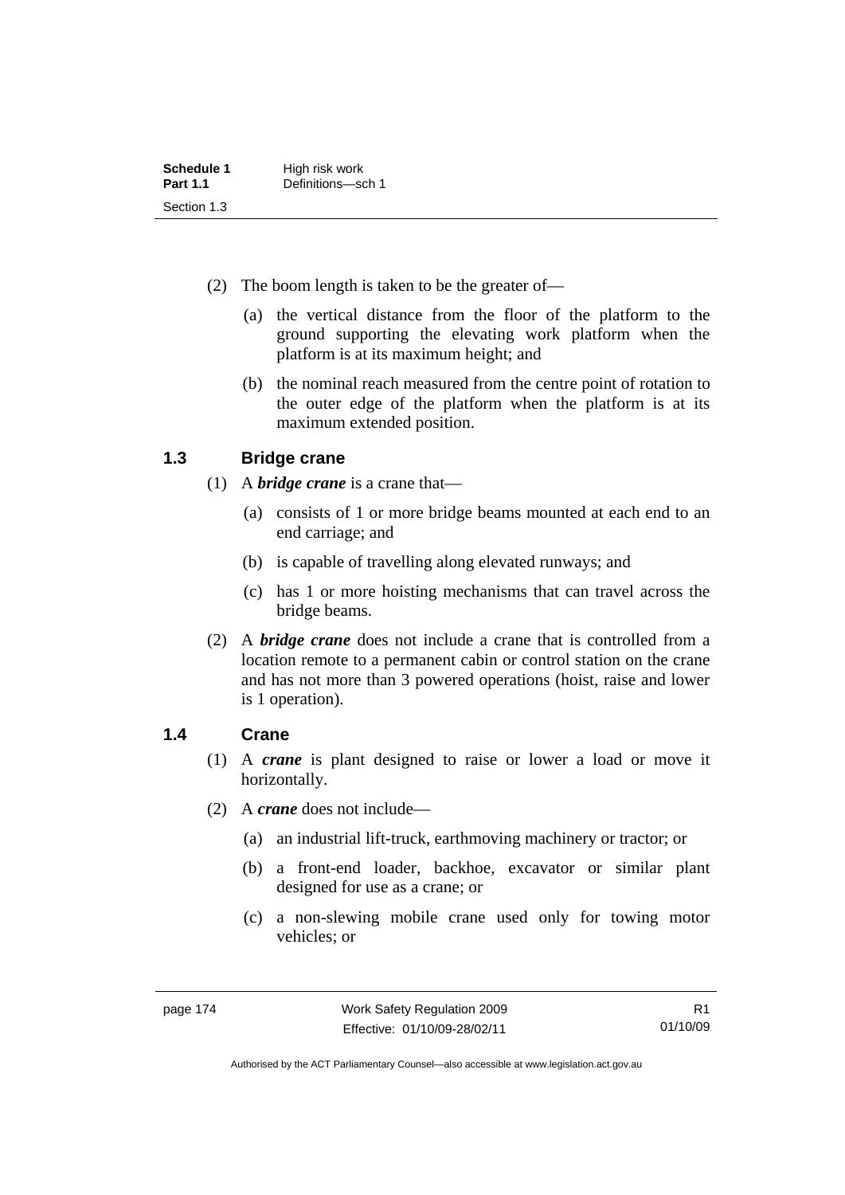(2) The boom length is taken to be the greater of—

(a) the vertical distance from the floor of the platform to the ground supporting the elevating work platform when the platform is at its maximum height; and

(b) the nominal reach measured from the centre point of rotation to the outer edge of the platform when the platform is at its maximum extended position.

### 1.3 Bridge crane

(1) A ***bridge crane*** is a crane that—

(a) consists of 1 or more bridge beams mounted at each end to an end carriage; and

(b) is capable of travelling along elevated runways; and

(c) has 1 or more hoisting mechanisms that can travel across the bridge beams.

(2) A ***bridge crane*** does not include a crane that is controlled from a location remote to a permanent cabin or control station on the crane and has not more than 3 powered operations (hoist, raise and lower is 1 operation).

### 1.4 Crane

(1) A ***crane*** is plant designed to raise or lower a load or move it horizontally.

(2) A ***crane*** does not include—

(a) an industrial lift-truck, earthmoving machinery or tractor; or

(b) a front-end loader, backhoe, excavator or similar plant designed for use as a crane; or

(c) a non-slewing mobile crane used only for towing motor vehicles; or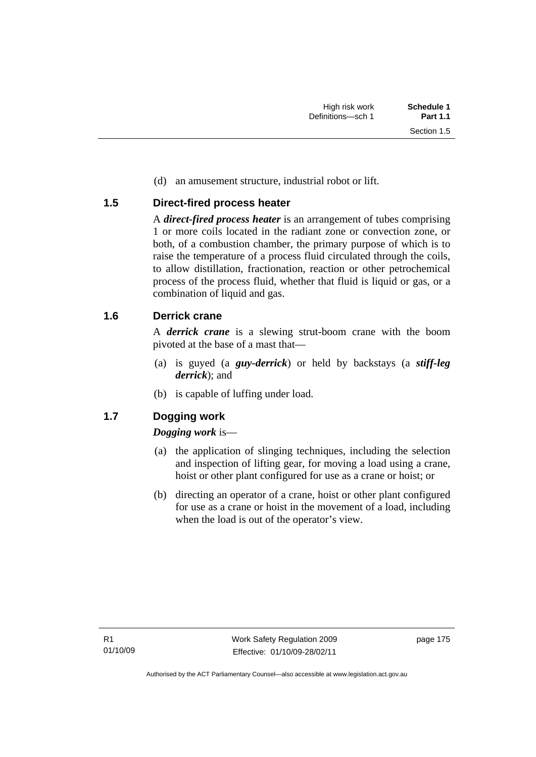(d) an amusement structure, industrial robot or lift.

### 1.5 Direct-fired process heater

A ***direct-fired process heater*** is an arrangement of tubes comprising 1 or more coils located in the radiant zone or convection zone, or both, of a combustion chamber, the primary purpose of which is to raise the temperature of a process fluid circulated through the coils, to allow distillation, fractionation, reaction or other petrochemical process of the process fluid, whether that fluid is liquid or gas, or a combination of liquid and gas.

### 1.6 Derrick crane

A ***derrick crane*** is a slewing strut-boom crane with the boom pivoted at the base of a mast that—

(a) is guyed (a ***guy-derrick***) or held by backstays (a ***stiff-leg derrick***); and

(b) is capable of luffing under load.

### 1.7 Dogging work

***Dogging work*** is—

(a) the application of slinging techniques, including the selection and inspection of lifting gear, for moving a load using a crane, hoist or other plant configured for use as a crane or hoist; or

(b) directing an operator of a crane, hoist or other plant configured for use as a crane or hoist in the movement of a load, including when the load is out of the operator's view.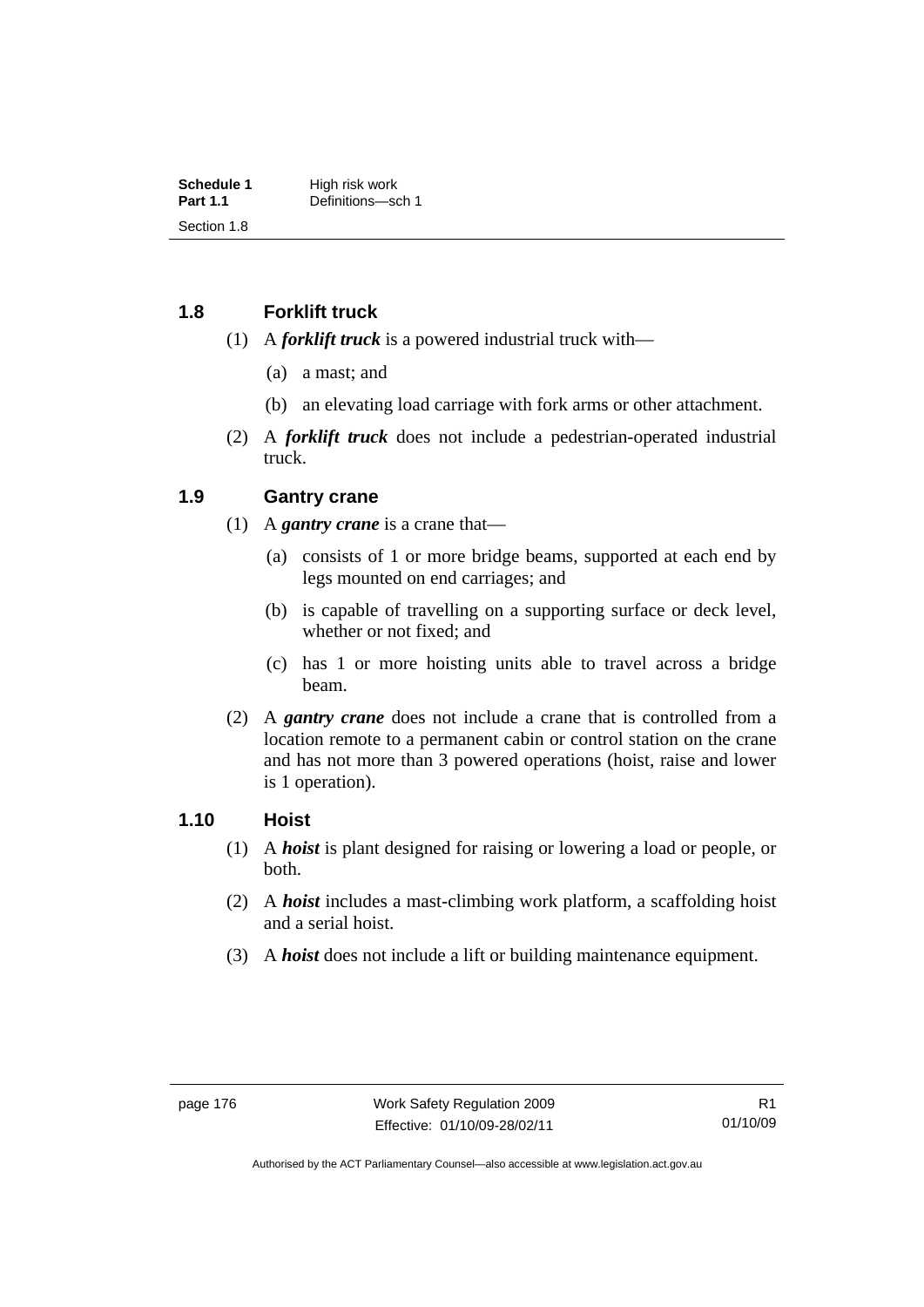## 1.8 Forklift truck

(1) A ***forklift truck*** is a powered industrial truck with—

(a) a mast; and

(b) an elevating load carriage with fork arms or other attachment.

(2) A ***forklift truck*** does not include a pedestrian-operated industrial truck.

## 1.9 Gantry crane

(1) A ***gantry crane*** is a crane that—

(a) consists of 1 or more bridge beams, supported at each end by legs mounted on end carriages; and

(b) is capable of travelling on a supporting surface or deck level, whether or not fixed; and

(c) has 1 or more hoisting units able to travel across a bridge beam.

(2) A ***gantry crane*** does not include a crane that is controlled from a location remote to a permanent cabin or control station on the crane and has not more than 3 powered operations (hoist, raise and lower is 1 operation).

## 1.10 Hoist

(1) A ***hoist*** is plant designed for raising or lowering a load or people, or both.

(2) A ***hoist*** includes a mast-climbing work platform, a scaffolding hoist and a serial hoist.

(3) A ***hoist*** does not include a lift or building maintenance equipment.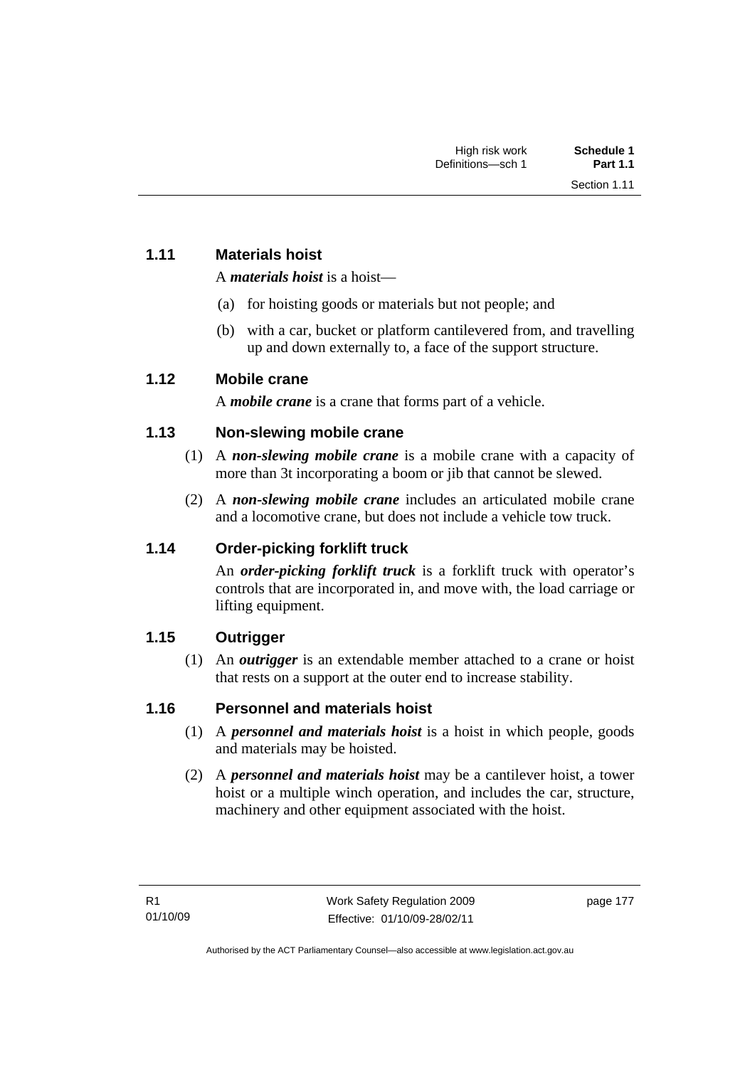### 1.11 Materials hoist

A ***materials hoist*** is a hoist—

(a) for hoisting goods or materials but not people; and

(b) with a car, bucket or platform cantilevered from, and travelling up and down externally to, a face of the support structure.

### 1.12 Mobile crane

A ***mobile crane*** is a crane that forms part of a vehicle.

### 1.13 Non-slewing mobile crane

(1) A ***non-slewing mobile crane*** is a mobile crane with a capacity of more than 3t incorporating a boom or jib that cannot be slewed.

(2) A ***non-slewing mobile crane*** includes an articulated mobile crane and a locomotive crane, but does not include a vehicle tow truck.

### 1.14 Order-picking forklift truck

An ***order-picking forklift truck*** is a forklift truck with operator's controls that are incorporated in, and move with, the load carriage or lifting equipment.

### 1.15 Outrigger

(1) An ***outrigger*** is an extendable member attached to a crane or hoist that rests on a support at the outer end to increase stability.

### 1.16 Personnel and materials hoist

(1) A ***personnel and materials hoist*** is a hoist in which people, goods and materials may be hoisted.

(2) A ***personnel and materials hoist*** may be a cantilever hoist, a tower hoist or a multiple winch operation, and includes the car, structure, machinery and other equipment associated with the hoist.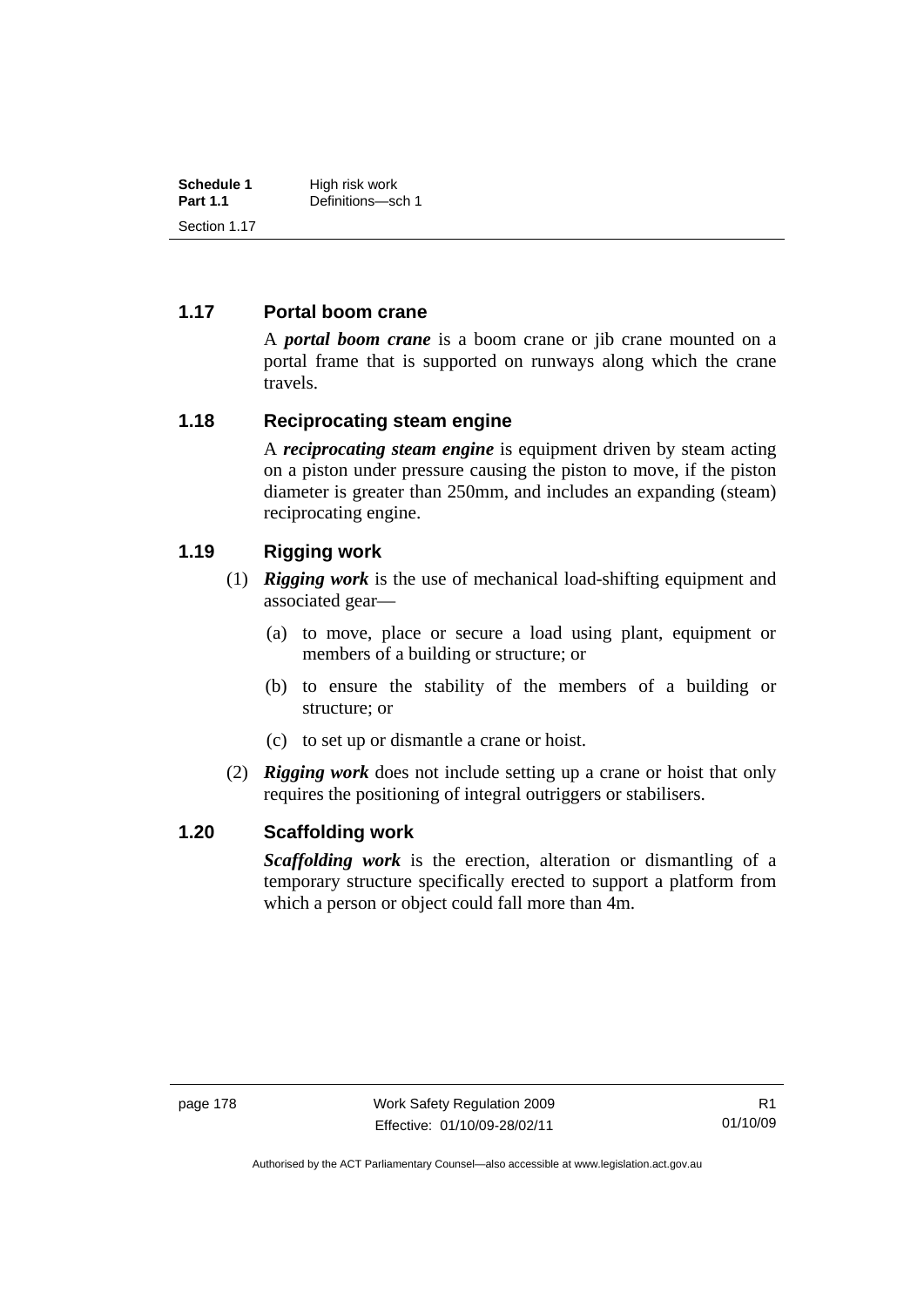### 1.17 Portal boom crane

A ***portal boom crane*** is a boom crane or jib crane mounted on a portal frame that is supported on runways along which the crane travels.

### 1.18 Reciprocating steam engine

A ***reciprocating steam engine*** is equipment driven by steam acting on a piston under pressure causing the piston to move, if the piston diameter is greater than 250mm, and includes an expanding (steam) reciprocating engine.

### 1.19 Rigging work

(1) ***Rigging work*** is the use of mechanical load-shifting equipment and associated gear—

- (a) to move, place or secure a load using plant, equipment or members of a building or structure; or
- (b) to ensure the stability of the members of a building or structure; or
- (c) to set up or dismantle a crane or hoist.

(2) ***Rigging work*** does not include setting up a crane or hoist that only requires the positioning of integral outriggers or stabilisers.

### 1.20 Scaffolding work

***Scaffolding work*** is the erection, alteration or dismantling of a temporary structure specifically erected to support a platform from which a person or object could fall more than 4m.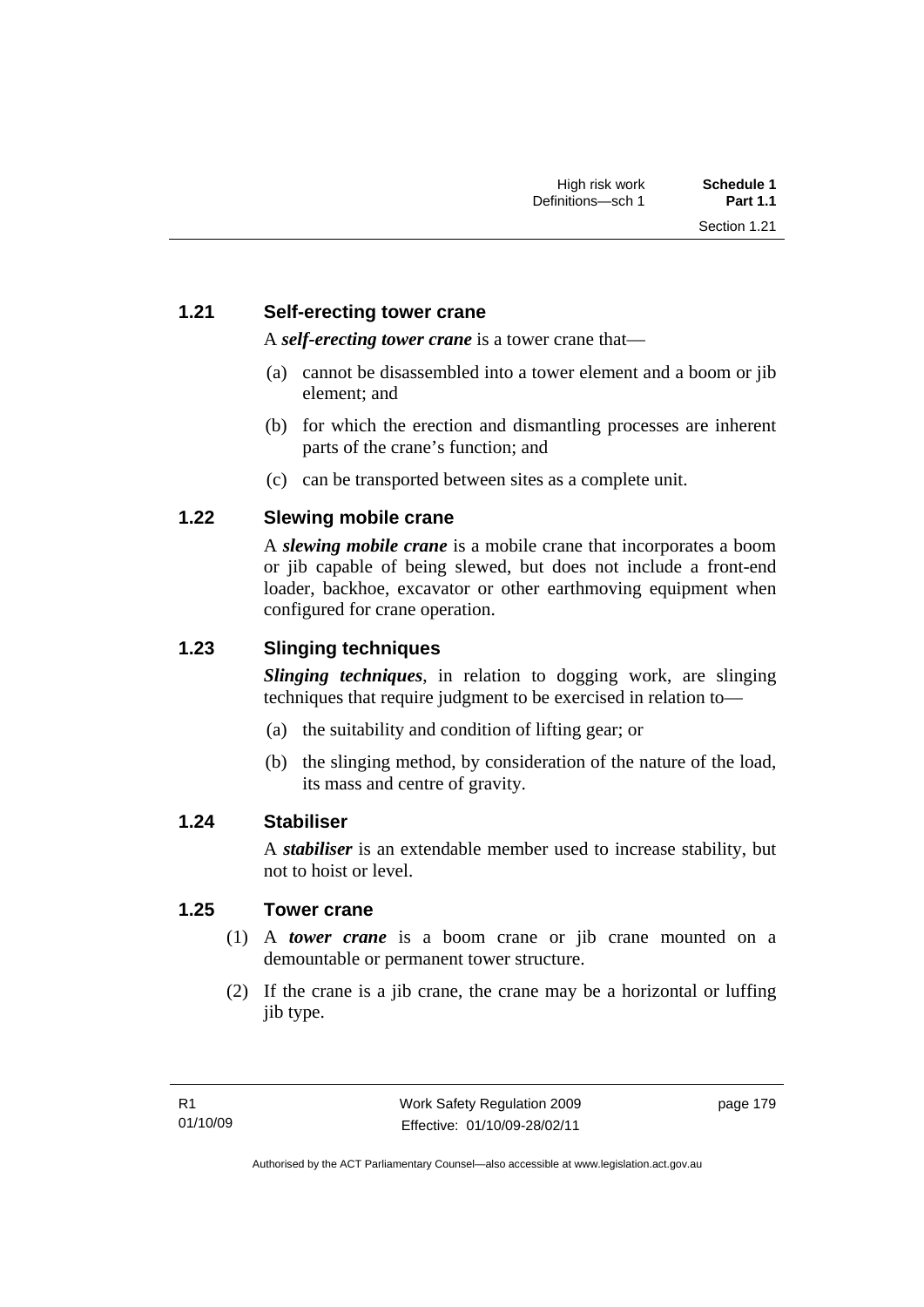### 1.21 Self-erecting tower crane

A ***self-erecting tower crane*** is a tower crane that—

(a) cannot be disassembled into a tower element and a boom or jib element; and

(b) for which the erection and dismantling processes are inherent parts of the crane's function; and

(c) can be transported between sites as a complete unit.

### 1.22 Slewing mobile crane

A ***slewing mobile crane*** is a mobile crane that incorporates a boom or jib capable of being slewed, but does not include a front-end loader, backhoe, excavator or other earthmoving equipment when configured for crane operation.

### 1.23 Slinging techniques

***Slinging techniques***, in relation to dogging work, are slinging techniques that require judgment to be exercised in relation to—

(a) the suitability and condition of lifting gear; or

(b) the slinging method, by consideration of the nature of the load, its mass and centre of gravity.

### 1.24 Stabiliser

A ***stabiliser*** is an extendable member used to increase stability, but not to hoist or level.

### 1.25 Tower crane

(1) A ***tower crane*** is a boom crane or jib crane mounted on a demountable or permanent tower structure.

(2) If the crane is a jib crane, the crane may be a horizontal or luffing jib type.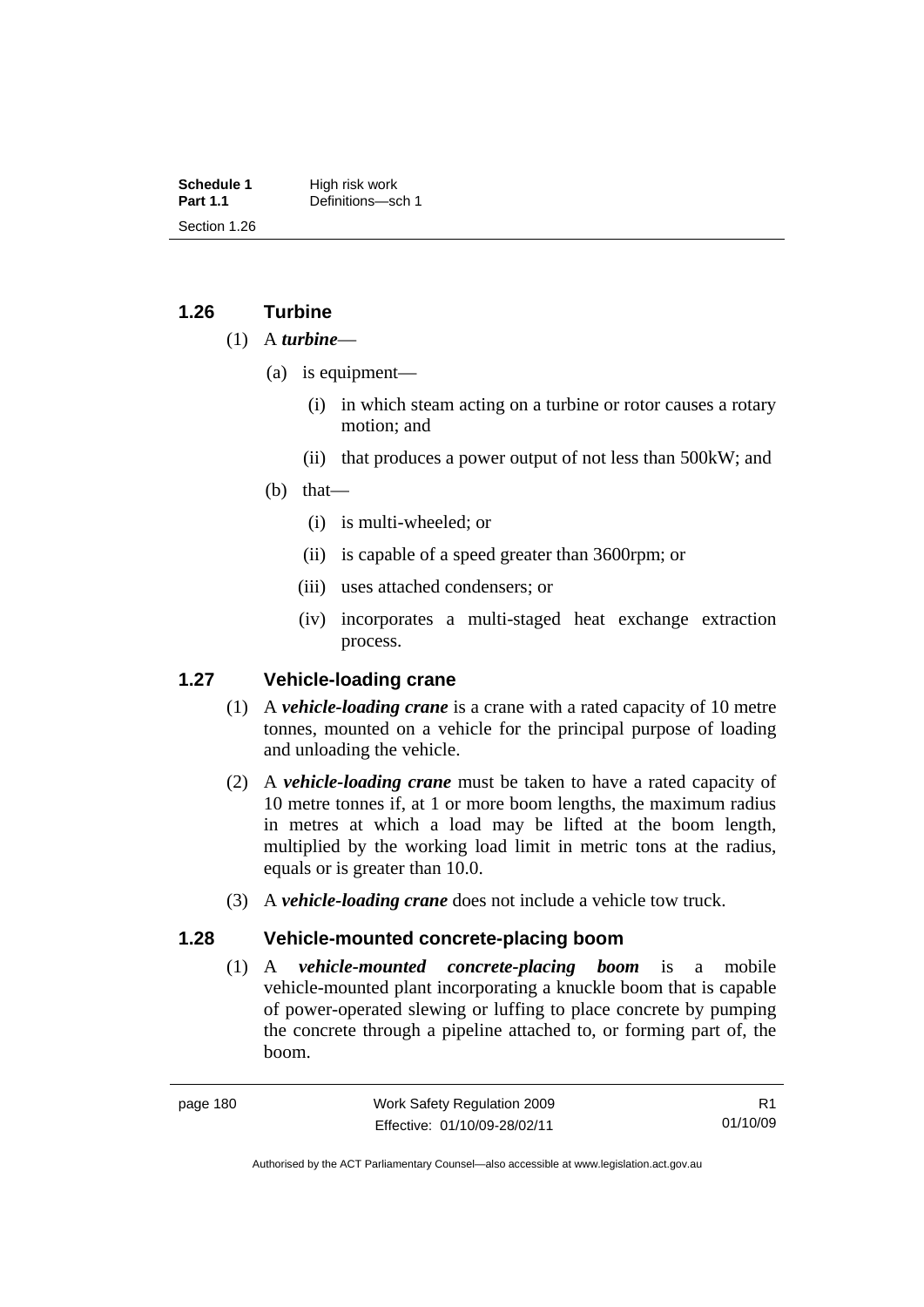## 1.26 Turbine

(1) A ***turbine***—

(a) is equipment—

(i) in which steam acting on a turbine or rotor causes a rotary motion; and

(ii) that produces a power output of not less than 500kW; and

(b) that—

(i) is multi-wheeled; or

(ii) is capable of a speed greater than 3600rpm; or

(iii) uses attached condensers; or

(iv) incorporates a multi-staged heat exchange extraction process.

## 1.27 Vehicle-loading crane

(1) A ***vehicle-loading crane*** is a crane with a rated capacity of 10 metre tonnes, mounted on a vehicle for the principal purpose of loading and unloading the vehicle.

(2) A ***vehicle-loading crane*** must be taken to have a rated capacity of 10 metre tonnes if, at 1 or more boom lengths, the maximum radius in metres at which a load may be lifted at the boom length, multiplied by the working load limit in metric tons at the radius, equals or is greater than 10.0.

(3) A ***vehicle-loading crane*** does not include a vehicle tow truck.

## 1.28 Vehicle-mounted concrete-placing boom

(1) A ***vehicle-mounted concrete-placing boom*** is a mobile vehicle-mounted plant incorporating a knuckle boom that is capable of power-operated slewing or luffing to place concrete by pumping the concrete through a pipeline attached to, or forming part of, the boom.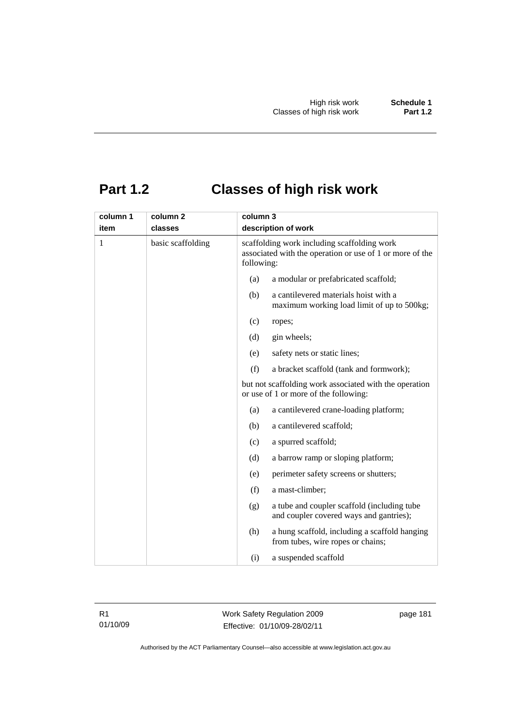# Part 1.2 Classes of high risk work

| column 1<br>item | column 2<br>classes | column 3<br>description of work |
|---|---|---|
| 1 | basic scaffolding | scaffolding work including scaffolding work associated with the operation or use of 1 or more of the following:<br>(a) a modular or prefabricated scaffold;<br>(b) a cantilevered materials hoist with a maximum working load limit of up to 500kg;<br>(c) ropes;<br>(d) gin wheels;<br>(e) safety nets or static lines;<br>(f) a bracket scaffold (tank and formwork);<br>but not scaffolding work associated with the operation or use of 1 or more of the following:<br>(a) a cantilevered crane-loading platform;<br>(b) a cantilevered scaffold;<br>(c) a spurred scaffold;<br>(d) a barrow ramp or sloping platform;<br>(e) perimeter safety screens or shutters;<br>(f) a mast-climber;<br>(g) a tube and coupler scaffold (including tube and coupler covered ways and gantries);<br>(h) a hung scaffold, including a scaffold hanging from tubes, wire ropes or chains;<br>(i) a suspended scaffold |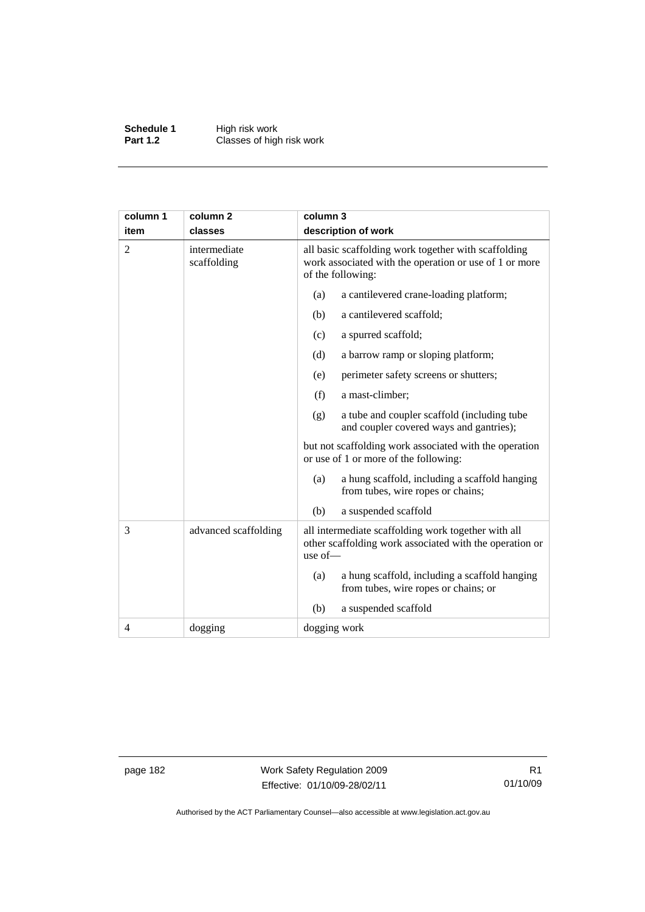| column 1 item | column 2 classes | column 3 description of work |
|---|---|---|
| 2 | intermediate scaffolding | all basic scaffolding work together with scaffolding work associated with the operation or use of 1 or more of the following: |
| | | (a) a cantilevered crane-loading platform; |
| | | (b) a cantilevered scaffold; |
| | | (c) a spurred scaffold; |
| | | (d) a barrow ramp or sloping platform; |
| | | (e) perimeter safety screens or shutters; |
| | | (f) a mast-climber; |
| | | (g) a tube and coupler scaffold (including tube and coupler covered ways and gantries); |
| | | but not scaffolding work associated with the operation or use of 1 or more of the following: |
| | | (a) a hung scaffold, including a scaffold hanging from tubes, wire ropes or chains; |
| | | (b) a suspended scaffold |
| 3 | advanced scaffolding | all intermediate scaffolding work together with all other scaffolding work associated with the operation or use of— |
| | | (a) a hung scaffold, including a scaffold hanging from tubes, wire ropes or chains; or |
| | | (b) a suspended scaffold |
| 4 | dogging | dogging work |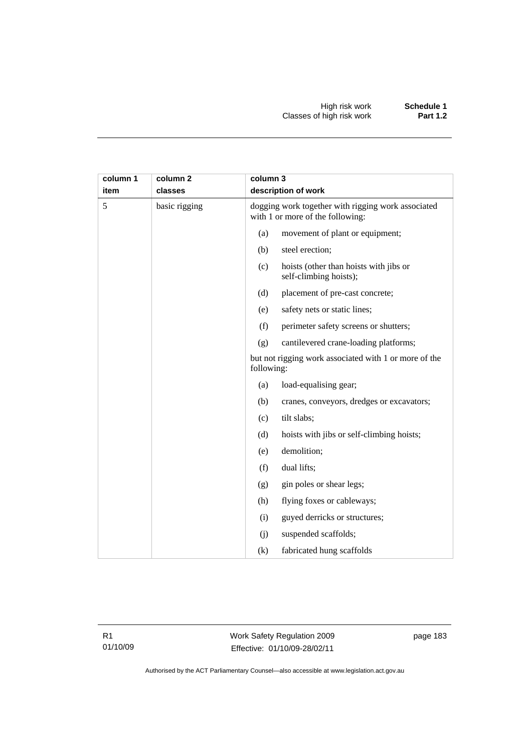| column 1 item | column 2 classes | column 3 description of work |
|---|---|---|
| 5 | basic rigging | dogging work together with rigging work associated with 1 or more of the following: |
| | | (a) movement of plant or equipment; |
| | | (b) steel erection; |
| | | (c) hoists (other than hoists with jibs or self-climbing hoists); |
| | | (d) placement of pre-cast concrete; |
| | | (e) safety nets or static lines; |
| | | (f) perimeter safety screens or shutters; |
| | | (g) cantilevered crane-loading platforms; |
| | | but not rigging work associated with 1 or more of the following: |
| | | (a) load-equalising gear; |
| | | (b) cranes, conveyors, dredges or excavators; |
| | | (c) tilt slabs; |
| | | (d) hoists with jibs or self-climbing hoists; |
| | | (e) demolition; |
| | | (f) dual lifts; |
| | | (g) gin poles or shear legs; |
| | | (h) flying foxes or cableways; |
| | | (i) guyed derricks or structures; |
| | | (j) suspended scaffolds; |
| | | (k) fabricated hung scaffolds |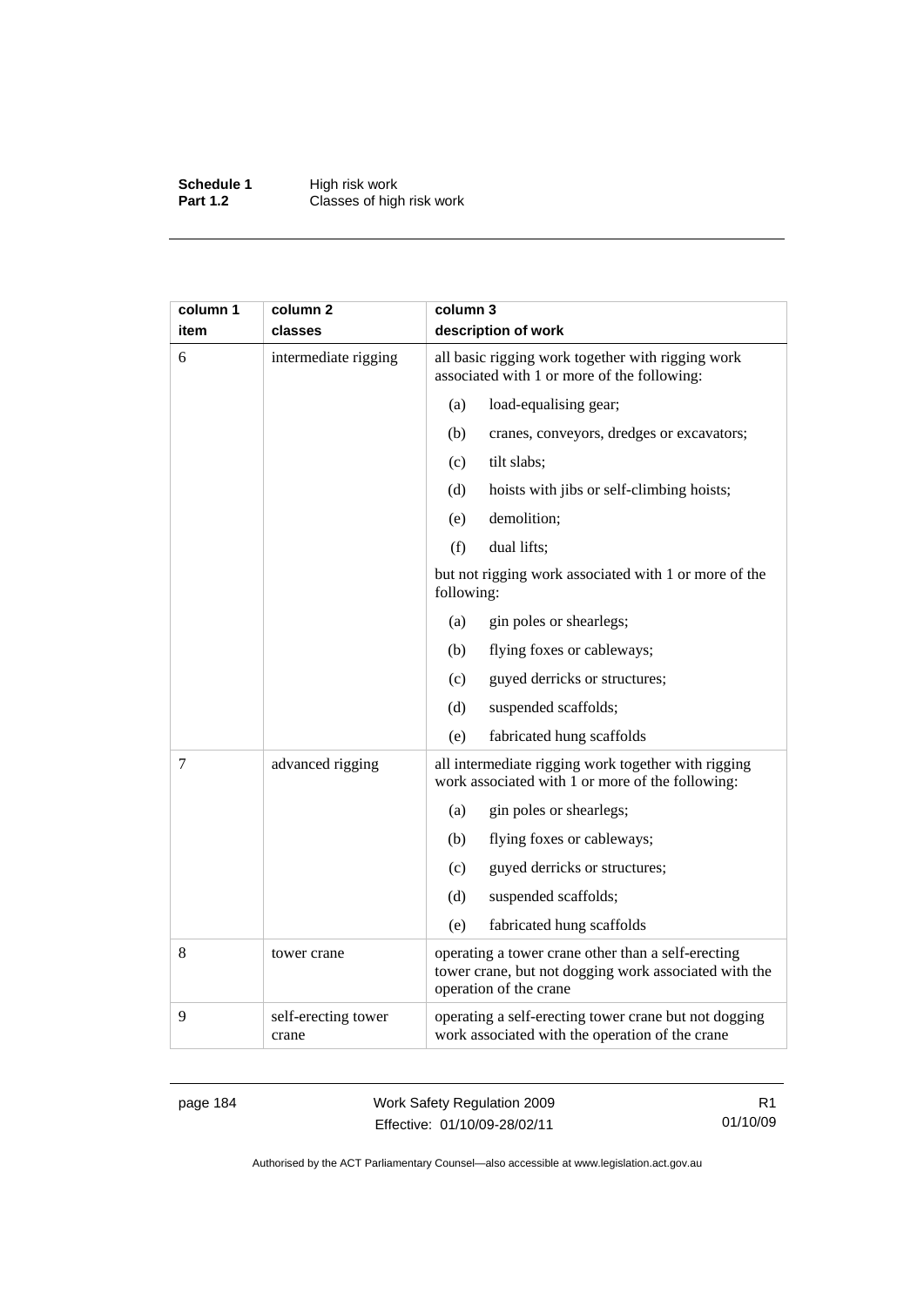| column 1 item | column 2 classes | column 3 description of work |
|---|---|---|
| 6 | intermediate rigging | all basic rigging work together with rigging work associated with 1 or more of the following:<br>(a) load-equalising gear;<br>(b) cranes, conveyors, dredges or excavators;<br>(c) tilt slabs;<br>(d) hoists with jibs or self-climbing hoists;<br>(e) demolition;<br>(f) dual lifts;<br>but not rigging work associated with 1 or more of the following:<br>(a) gin poles or shearlegs;<br>(b) flying foxes or cableways;<br>(c) guyed derricks or structures;<br>(d) suspended scaffolds;<br>(e) fabricated hung scaffolds |
| 7 | advanced rigging | all intermediate rigging work together with rigging work associated with 1 or more of the following:<br>(a) gin poles or shearlegs;<br>(b) flying foxes or cableways;<br>(c) guyed derricks or structures;<br>(d) suspended scaffolds;<br>(e) fabricated hung scaffolds |
| 8 | tower crane | operating a tower crane other than a self-erecting tower crane, but not dogging work associated with the operation of the crane |
| 9 | self-erecting tower crane | operating a self-erecting tower crane but not dogging work associated with the operation of the crane |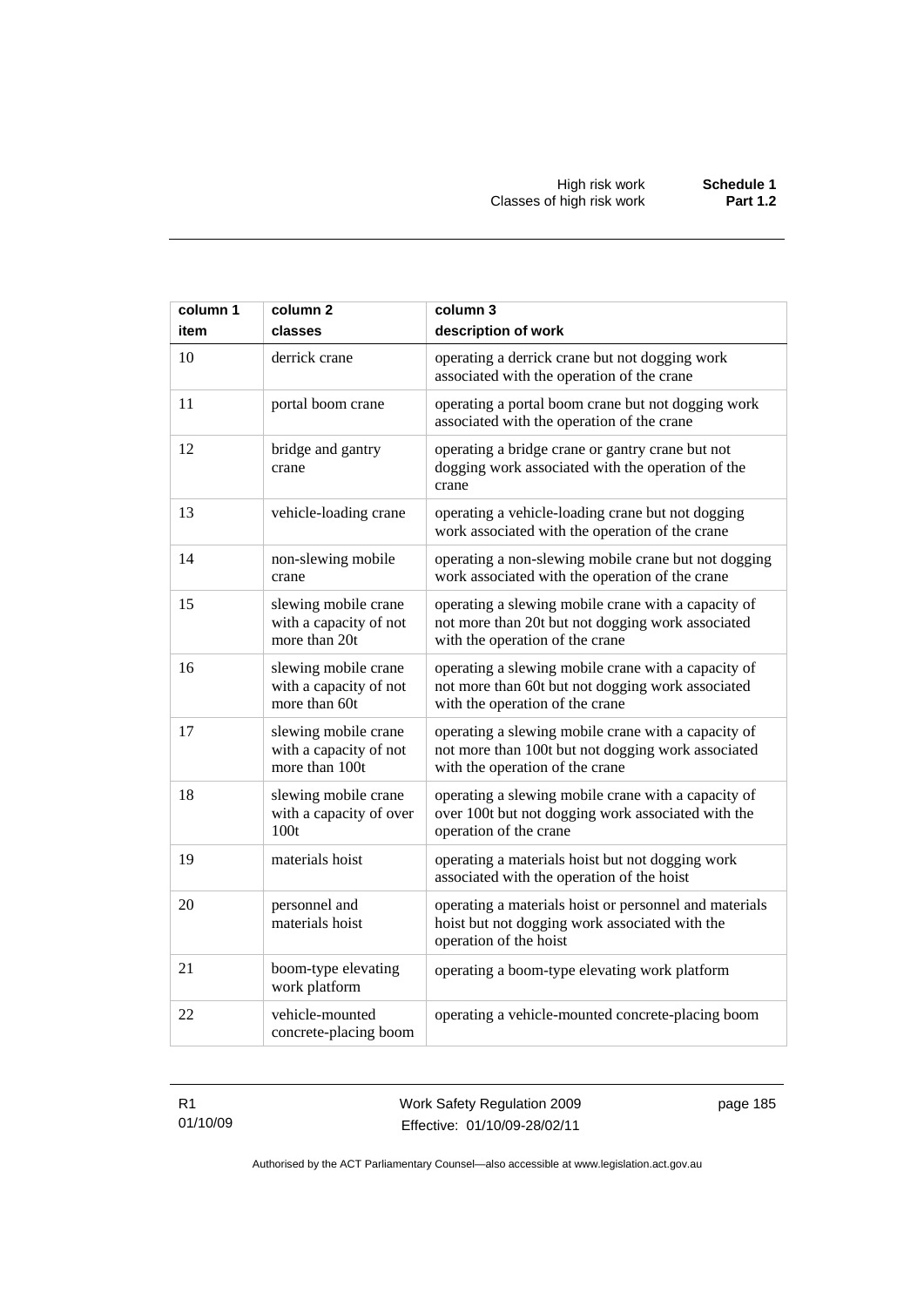| column 1<br>item | column 2<br>classes | column 3<br>description of work |
|---|---|---|
| 10 | derrick crane | operating a derrick crane but not dogging work associated with the operation of the crane |
| 11 | portal boom crane | operating a portal boom crane but not dogging work associated with the operation of the crane |
| 12 | bridge and gantry crane | operating a bridge crane or gantry crane but not dogging work associated with the operation of the crane |
| 13 | vehicle-loading crane | operating a vehicle-loading crane but not dogging work associated with the operation of the crane |
| 14 | non-slewing mobile crane | operating a non-slewing mobile crane but not dogging work associated with the operation of the crane |
| 15 | slewing mobile crane with a capacity of not more than 20t | operating a slewing mobile crane with a capacity of not more than 20t but not dogging work associated with the operation of the crane |
| 16 | slewing mobile crane with a capacity of not more than 60t | operating a slewing mobile crane with a capacity of not more than 60t but not dogging work associated with the operation of the crane |
| 17 | slewing mobile crane with a capacity of not more than 100t | operating a slewing mobile crane with a capacity of not more than 100t but not dogging work associated with the operation of the crane |
| 18 | slewing mobile crane with a capacity of over 100t | operating a slewing mobile crane with a capacity of over 100t but not dogging work associated with the operation of the crane |
| 19 | materials hoist | operating a materials hoist but not dogging work associated with the operation of the hoist |
| 20 | personnel and materials hoist | operating a materials hoist or personnel and materials hoist but not dogging work associated with the operation of the hoist |
| 21 | boom-type elevating work platform | operating a boom-type elevating work platform |
| 22 | vehicle-mounted concrete-placing boom | operating a vehicle-mounted concrete-placing boom |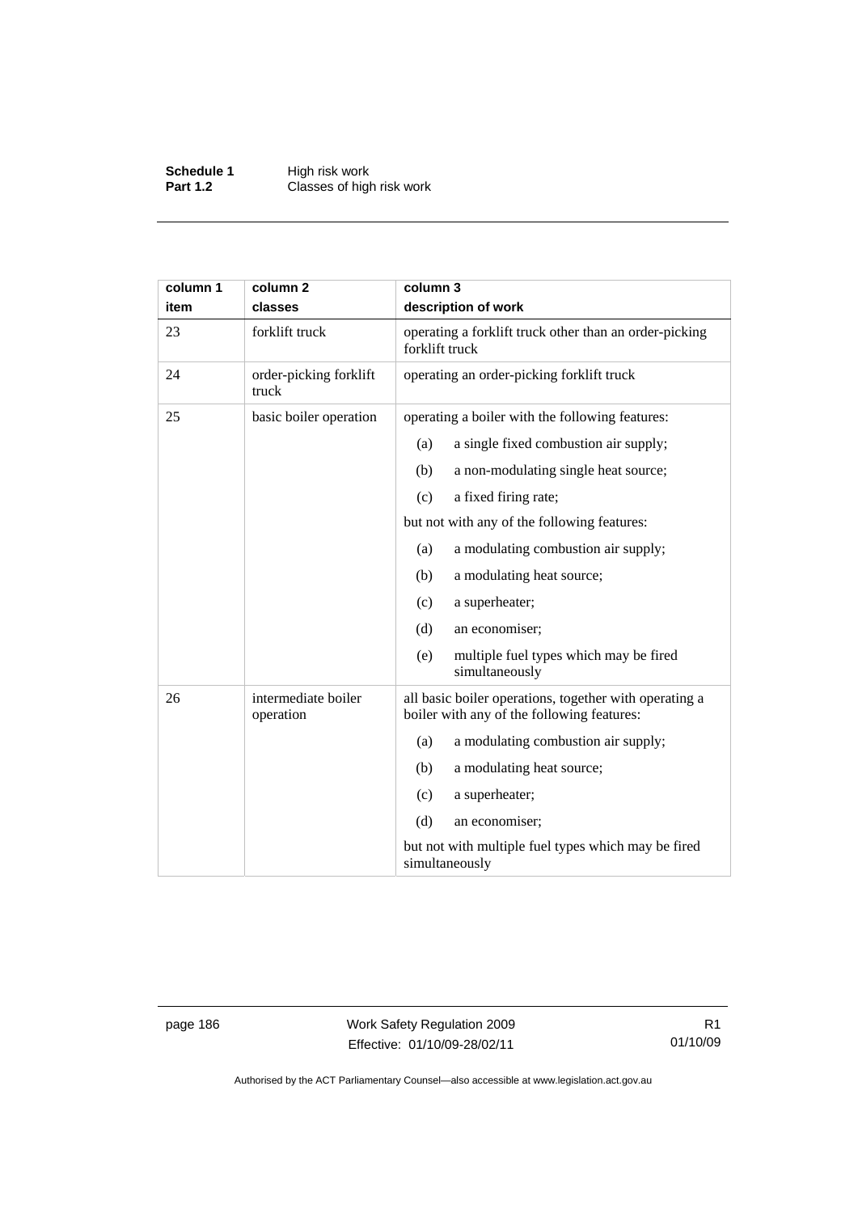| column 1<br>item | column 2<br>classes | column 3<br>description of work |
|---|---|---|
| 23 | forklift truck | operating a forklift truck other than an order-picking forklift truck |
| 24 | order-picking forklift truck | operating an order-picking forklift truck |
| 25 | basic boiler operation | operating a boiler with the following features:<br>(a) a single fixed combustion air supply;<br>(b) a non-modulating single heat source;<br>(c) a fixed firing rate;<br>but not with any of the following features:<br>(a) a modulating combustion air supply;<br>(b) a modulating heat source;<br>(c) a superheater;<br>(d) an economiser;<br>(e) multiple fuel types which may be fired simultaneously |
| 26 | intermediate boiler operation | all basic boiler operations, together with operating a boiler with any of the following features:<br>(a) a modulating combustion air supply;<br>(b) a modulating heat source;<br>(c) a superheater;<br>(d) an economiser;<br>but not with multiple fuel types which may be fired simultaneously |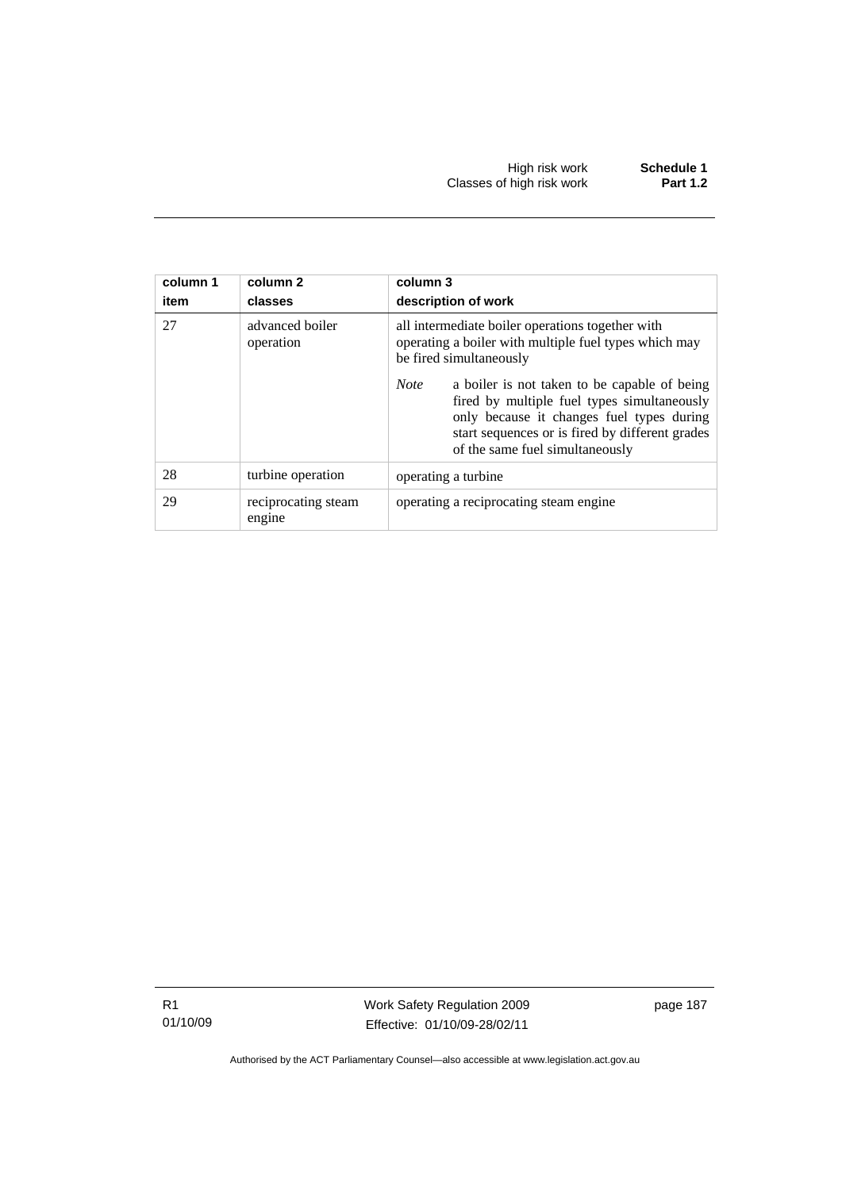| column 1 item | column 2 classes | column 3 description of work |
|---|---|---|
| 27 | advanced boiler operation | all intermediate boiler operations together with operating a boiler with multiple fuel types which may be fired simultaneously<br><br>*Note* a boiler is not taken to be capable of being fired by multiple fuel types simultaneously only because it changes fuel types during start sequences or is fired by different grades of the same fuel simultaneously |
| 28 | turbine operation | operating a turbine |
| 29 | reciprocating steam engine | operating a reciprocating steam engine |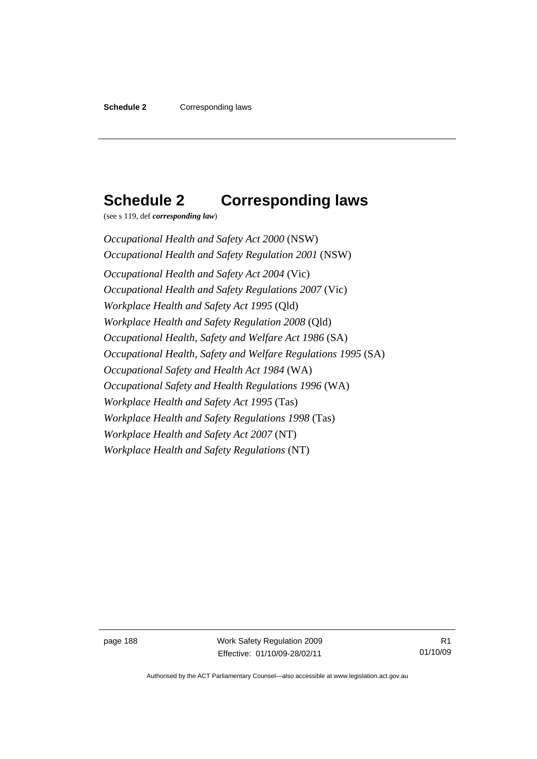# Schedule 2 Corresponding laws

(see s 119, def ***corresponding law***)

*Occupational Health and Safety Act 2000* (NSW)

*Occupational Health and Safety Regulation 2001* (NSW)

*Occupational Health and Safety Act 2004* (Vic)

*Occupational Health and Safety Regulations 2007* (Vic)

*Workplace Health and Safety Act 1995* (Qld)

*Workplace Health and Safety Regulation 2008* (Qld)

*Occupational Health, Safety and Welfare Act 1986* (SA)

*Occupational Health, Safety and Welfare Regulations 1995* (SA)

*Occupational Safety and Health Act 1984* (WA)

*Occupational Safety and Health Regulations 1996* (WA)

*Workplace Health and Safety Act 1995* (Tas)

*Workplace Health and Safety Regulations 1998* (Tas)

*Workplace Health and Safety Act 2007* (NT)

*Workplace Health and Safety Regulations* (NT)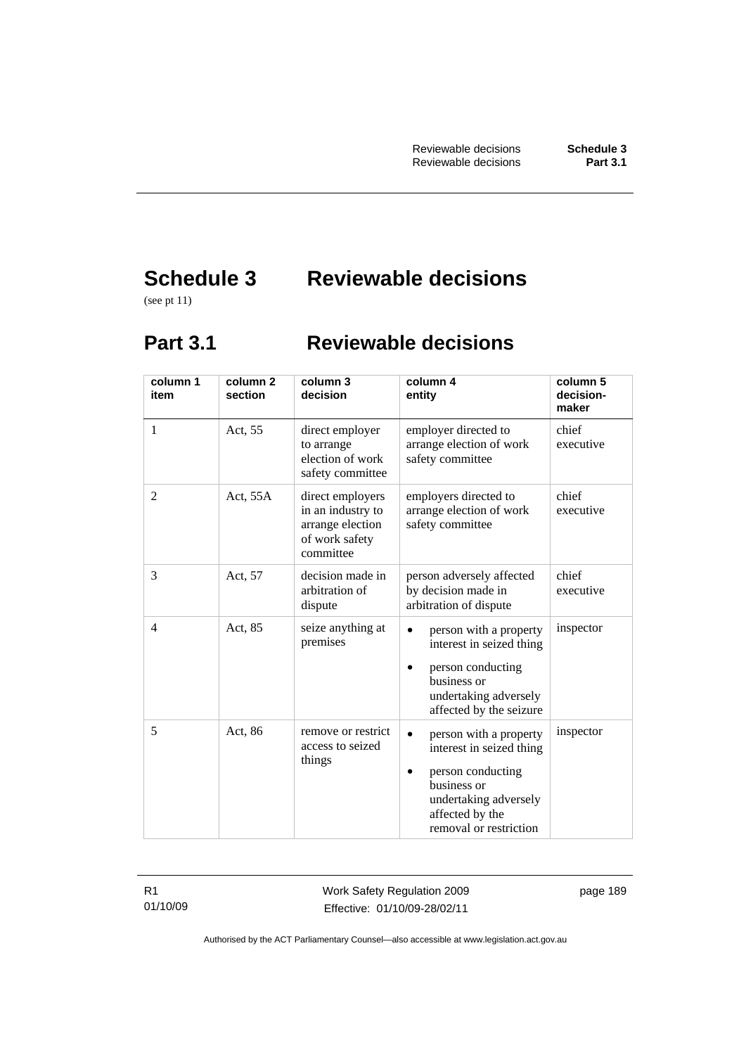# Schedule 3 Reviewable decisions

(see pt 11)

## Part 3.1 Reviewable decisions

| column 1 item | column 2 section | column 3 decision | column 4 entity | column 5 decision-maker |
|---|---|---|---|---|
| 1 | Act, 55 | direct employer to arrange election of work safety committee | employer directed to arrange election of work safety committee | chief executive |
| 2 | Act, 55A | direct employers in an industry to arrange election of work safety committee | employers directed to arrange election of work safety committee | chief executive |
| 3 | Act, 57 | decision made in arbitration of dispute | person adversely affected by decision made in arbitration of dispute | chief executive |
| 4 | Act, 85 | seize anything at premises | • person with a property interest in seized thing<br>• person conducting business or undertaking adversely affected by the seizure | inspector |
| 5 | Act, 86 | remove or restrict access to seized things | • person with a property interest in seized thing<br>• person conducting business or undertaking adversely affected by the removal or restriction | inspector |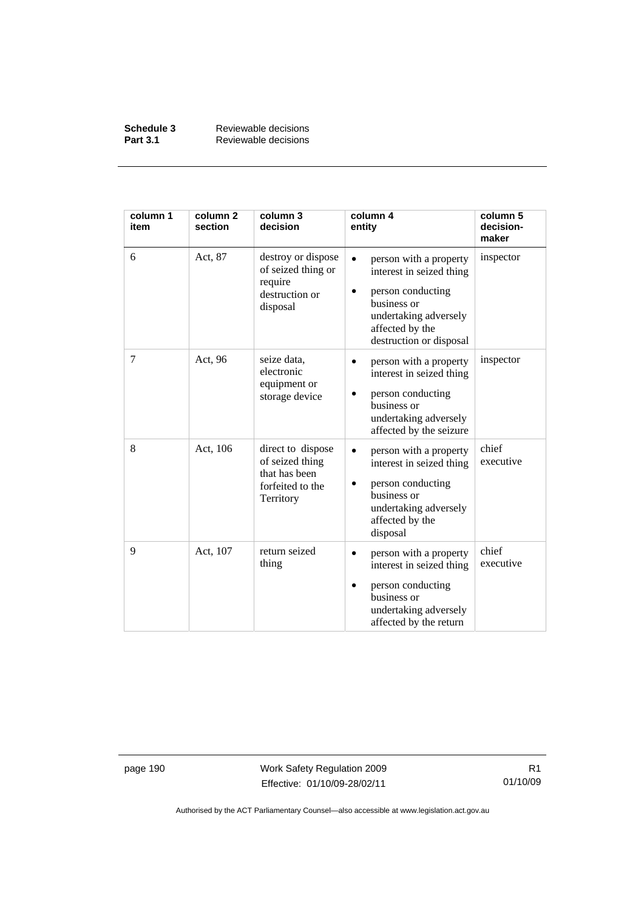| column 1 item | column 2 section | column 3 decision | column 4 entity | column 5 decision-maker |
| --- | --- | --- | --- | --- |
| 6 | Act, 87 | destroy or dispose of seized thing or require destruction or disposal | • person with a property interest in seized thing<br>• person conducting business or undertaking adversely affected by the destruction or disposal | inspector |
| 7 | Act, 96 | seize data, electronic equipment or storage device | • person with a property interest in seized thing<br>• person conducting business or undertaking adversely affected by the seizure | inspector |
| 8 | Act, 106 | direct to dispose of seized thing that has been forfeited to the Territory | • person with a property interest in seized thing<br>• person conducting business or undertaking adversely affected by the disposal | chief executive |
| 9 | Act, 107 | return seized thing | • person with a property interest in seized thing<br>• person conducting business or undertaking adversely affected by the return | chief executive |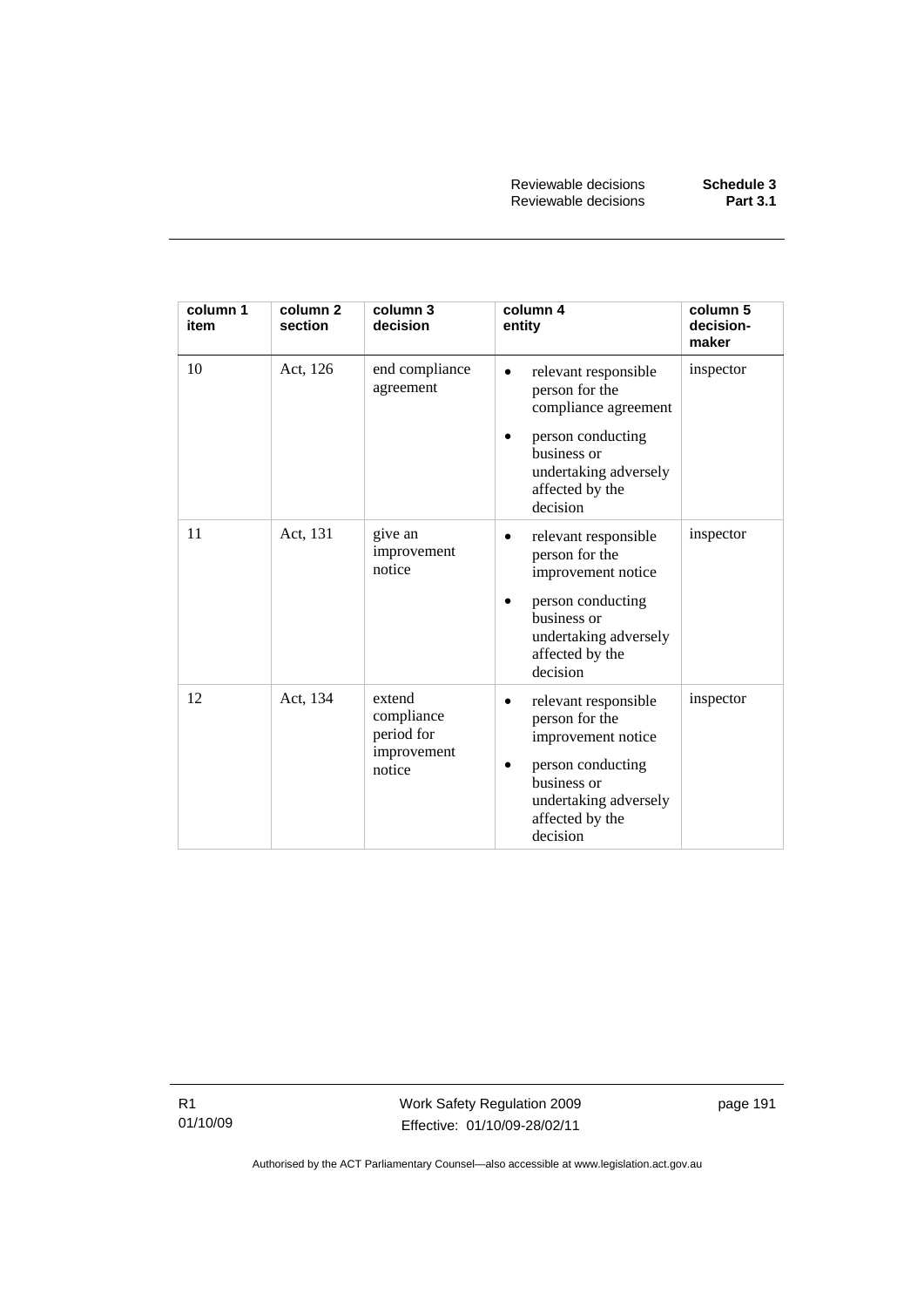| column 1 item | column 2 section | column 3 decision | column 4 entity | column 5 decision-maker |
|---|---|---|---|---|
| 10 | Act, 126 | end compliance agreement | • relevant responsible person for the compliance agreement<br>• person conducting business or undertaking adversely affected by the decision | inspector |
| 11 | Act, 131 | give an improvement notice | • relevant responsible person for the improvement notice<br>• person conducting business or undertaking adversely affected by the decision | inspector |
| 12 | Act, 134 | extend compliance period for improvement notice | • relevant responsible person for the improvement notice<br>• person conducting business or undertaking adversely affected by the decision | inspector |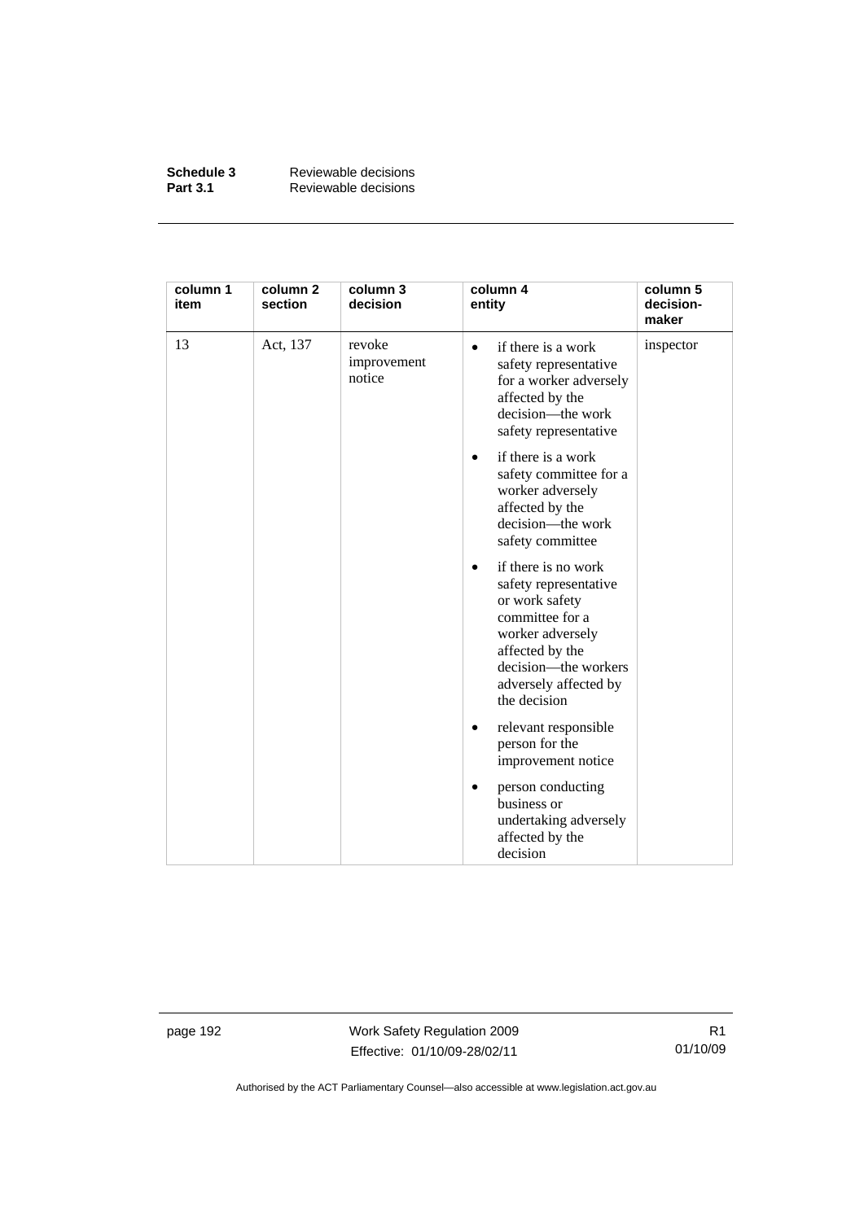| column 1 item | column 2 section | column 3 decision | column 4 entity | column 5 decision-maker |
|---|---|---|---|---|
| 13 | Act, 137 | revoke improvement notice | • if there is a work safety representative for a worker adversely affected by the decision—the work safety representative<br>• if there is a work safety committee for a worker adversely affected by the decision—the work safety committee<br>• if there is no work safety representative or work safety committee for a worker adversely affected by the decision—the workers adversely affected by the decision<br>• relevant responsible person for the improvement notice<br>• person conducting business or undertaking adversely affected by the decision | inspector |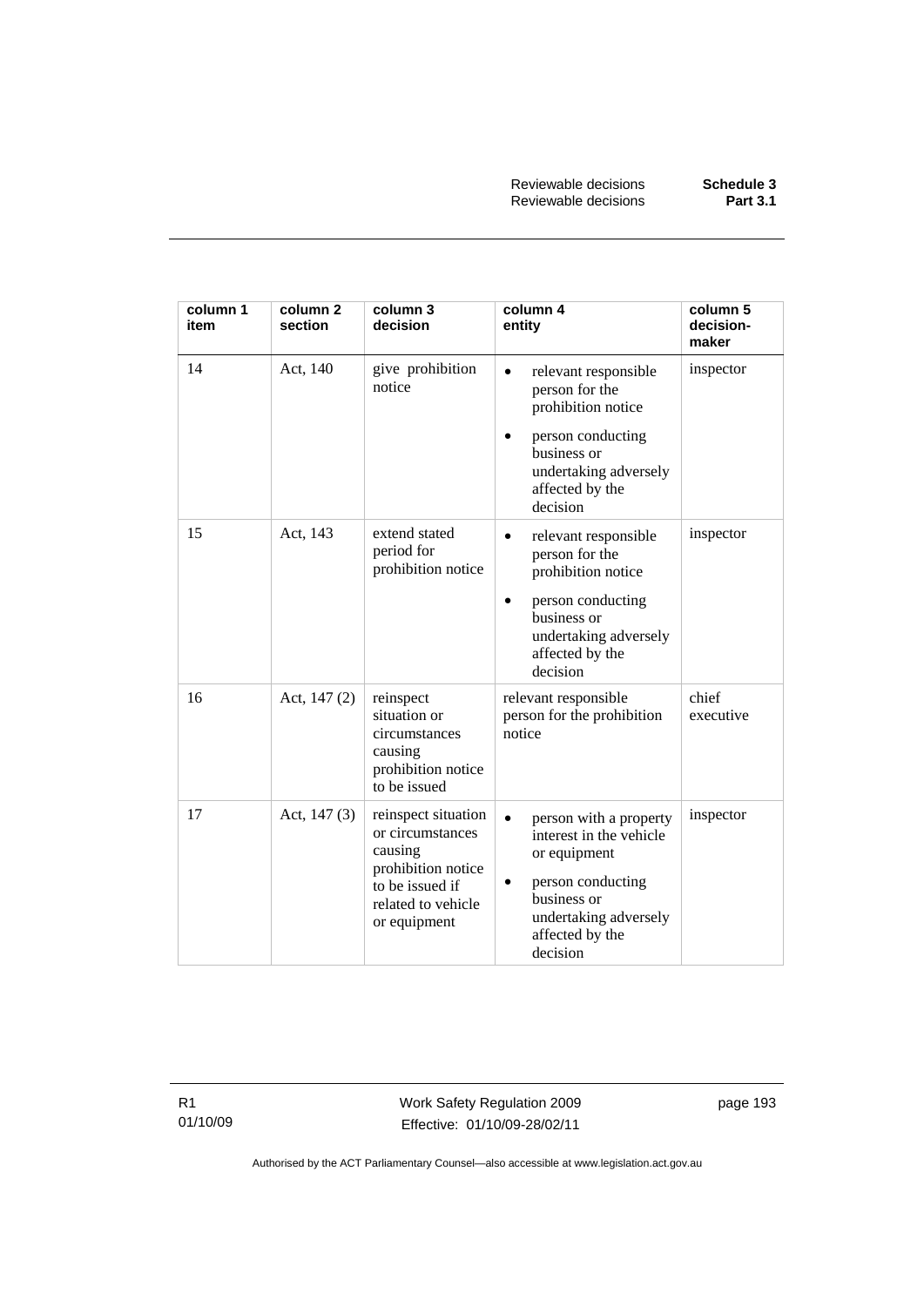| column 1 item | column 2 section | column 3 decision | column 4 entity | column 5 decision-maker |
|---|---|---|---|---|
| 14 | Act, 140 | give prohibition notice | • relevant responsible person for the prohibition notice<br>• person conducting business or undertaking adversely affected by the decision | inspector |
| 15 | Act, 143 | extend stated period for prohibition notice | • relevant responsible person for the prohibition notice<br>• person conducting business or undertaking adversely affected by the decision | inspector |
| 16 | Act, 147 (2) | reinspect situation or circumstances causing prohibition notice to be issued | relevant responsible person for the prohibition notice | chief executive |
| 17 | Act, 147 (3) | reinspect situation or circumstances causing prohibition notice to be issued if related to vehicle or equipment | • person with a property interest in the vehicle or equipment<br>• person conducting business or undertaking adversely affected by the decision | inspector |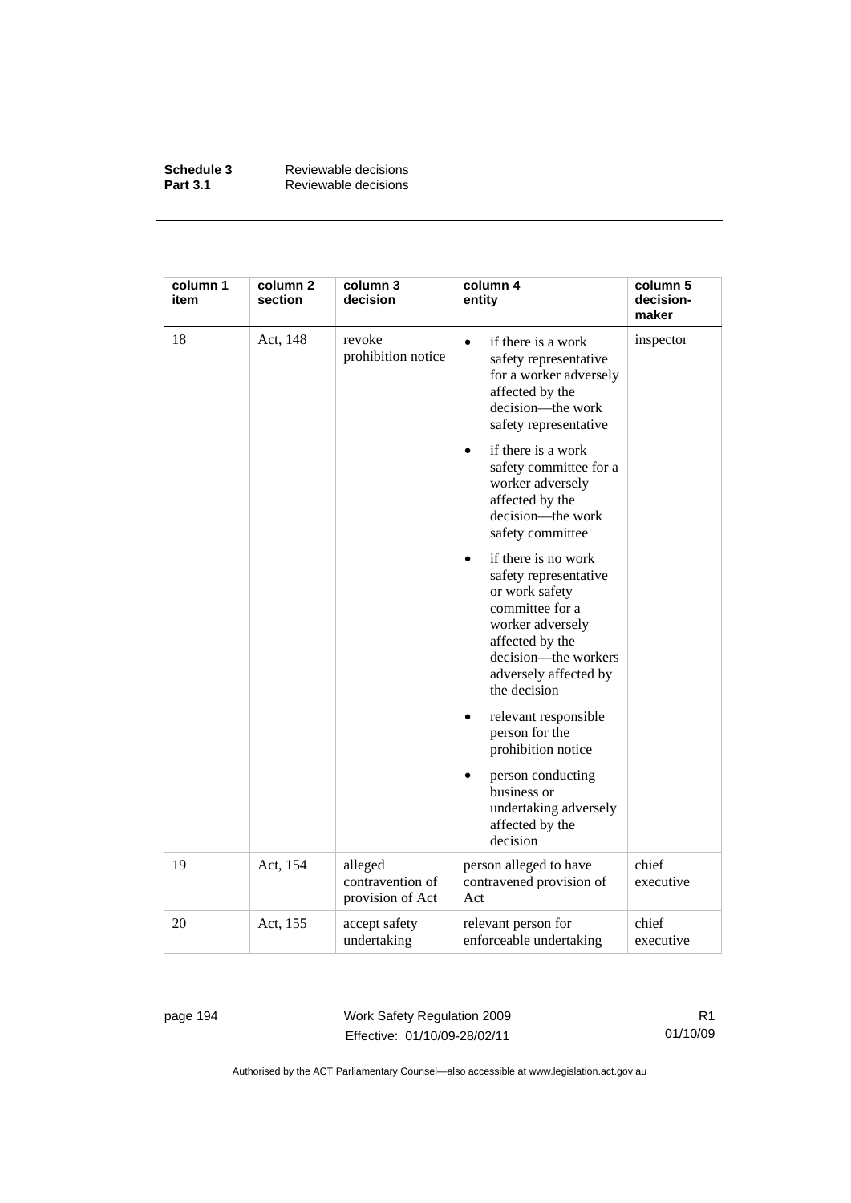| column 1 item | column 2 section | column 3 decision | column 4 entity | column 5 decision-maker |
|---|---|---|---|---|
| 18 | Act, 148 | revoke prohibition notice | • if there is a work safety representative for a worker adversely affected by the decision—the work safety representative<br>• if there is a work safety committee for a worker adversely affected by the decision—the work safety committee<br>• if there is no work safety representative or work safety committee for a worker adversely affected by the decision—the workers adversely affected by the decision<br>• relevant responsible person for the prohibition notice<br>• person conducting business or undertaking adversely affected by the decision | inspector |
| 19 | Act, 154 | alleged contravention of provision of Act | person alleged to have contravened provision of Act | chief executive |
| 20 | Act, 155 | accept safety undertaking | relevant person for enforceable undertaking | chief executive |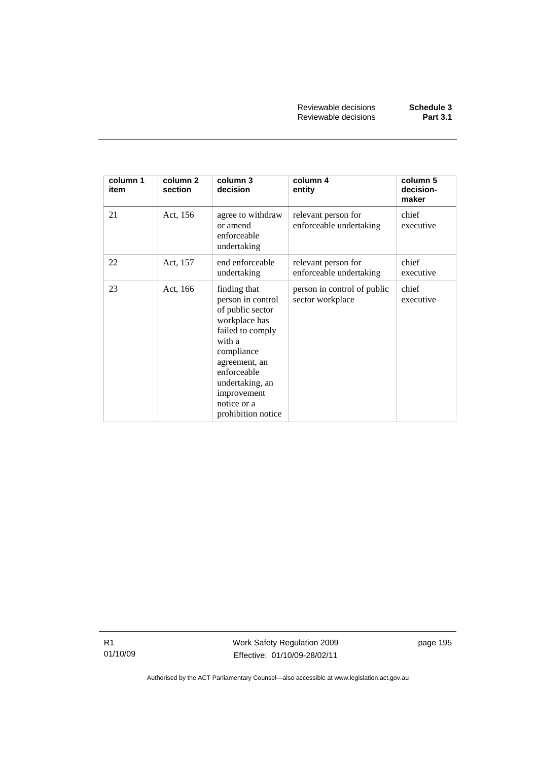| column 1 item | column 2 section | column 3 decision | column 4 entity | column 5 decision-maker |
|---|---|---|---|---|
| 21 | Act, 156 | agree to withdraw or amend enforceable undertaking | relevant person for enforceable undertaking | chief executive |
| 22 | Act, 157 | end enforceable undertaking | relevant person for enforceable undertaking | chief executive |
| 23 | Act, 166 | finding that person in control of public sector workplace has failed to comply with a compliance agreement, an enforceable undertaking, an improvement notice or a prohibition notice | person in control of public sector workplace | chief executive |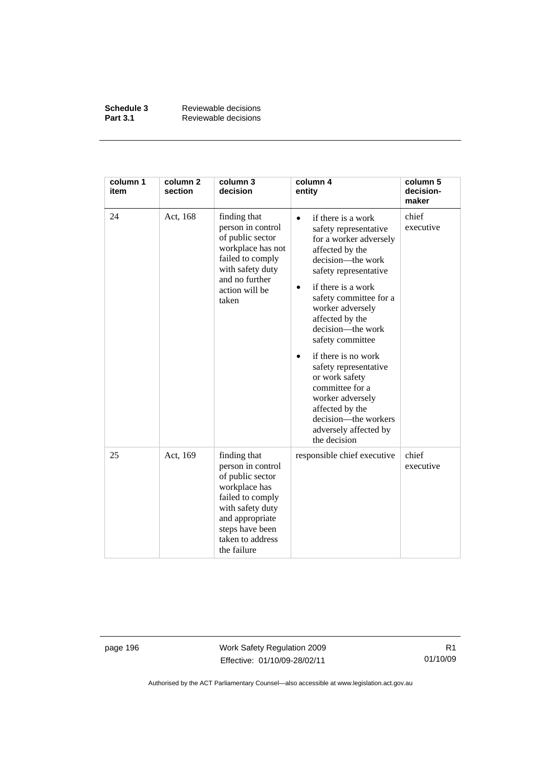| column 1 item | column 2 section | column 3 decision | column 4 entity | column 5 decision-maker |
|---|---|---|---|---|
| 24 | Act, 168 | finding that person in control of public sector workplace has not failed to comply with safety duty and no further action will be taken | • if there is a work safety representative for a worker adversely affected by the decision—the work safety representative<br>• if there is a work safety committee for a worker adversely affected by the decision—the work safety committee<br>• if there is no work safety representative or work safety committee for a worker adversely affected by the decision—the workers adversely affected by the decision | chief executive |
| 25 | Act, 169 | finding that person in control of public sector workplace has failed to comply with safety duty and appropriate steps have been taken to address the failure | responsible chief executive | chief executive |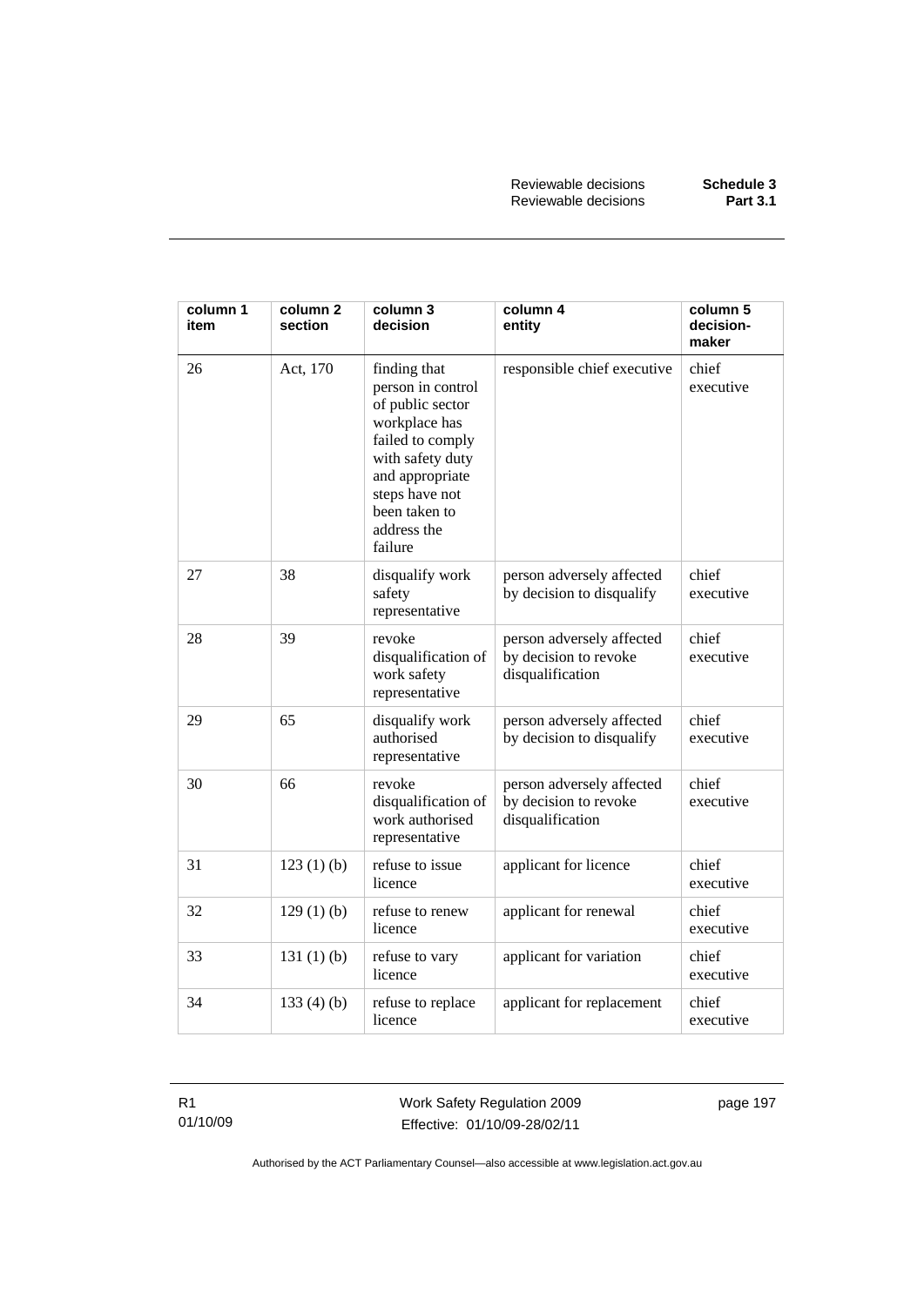| column 1 item | column 2 section | column 3 decision | column 4 entity | column 5 decision-maker |
|---|---|---|---|---|
| 26 | Act, 170 | finding that person in control of public sector workplace has failed to comply with safety duty and appropriate steps have not been taken to address the failure | responsible chief executive | chief executive |
| 27 | 38 | disqualify work safety representative | person adversely affected by decision to disqualify | chief executive |
| 28 | 39 | revoke disqualification of work safety representative | person adversely affected by decision to revoke disqualification | chief executive |
| 29 | 65 | disqualify work authorised representative | person adversely affected by decision to disqualify | chief executive |
| 30 | 66 | revoke disqualification of work authorised representative | person adversely affected by decision to revoke disqualification | chief executive |
| 31 | 123 (1) (b) | refuse to issue licence | applicant for licence | chief executive |
| 32 | 129 (1) (b) | refuse to renew licence | applicant for renewal | chief executive |
| 33 | 131 (1) (b) | refuse to vary licence | applicant for variation | chief executive |
| 34 | 133 (4) (b) | refuse to replace licence | applicant for replacement | chief executive |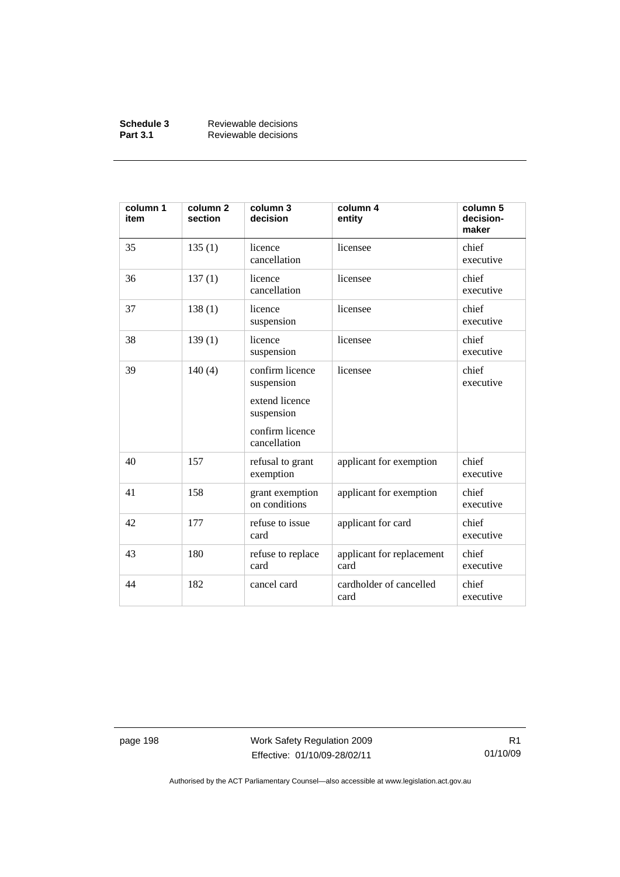| column 1 item | column 2 section | column 3 decision | column 4 entity | column 5 decision-maker |
|---|---|---|---|---|
| 35 | 135 (1) | licence cancellation | licensee | chief executive |
| 36 | 137 (1) | licence cancellation | licensee | chief executive |
| 37 | 138 (1) | licence suspension | licensee | chief executive |
| 38 | 139 (1) | licence suspension | licensee | chief executive |
| 39 | 140 (4) | confirm licence suspension<br><br>extend licence suspension<br><br>confirm licence cancellation | licensee | chief executive |
| 40 | 157 | refusal to grant exemption | applicant for exemption | chief executive |
| 41 | 158 | grant exemption on conditions | applicant for exemption | chief executive |
| 42 | 177 | refuse to issue card | applicant for card | chief executive |
| 43 | 180 | refuse to replace card | applicant for replacement card | chief executive |
| 44 | 182 | cancel card | cardholder of cancelled card | chief executive |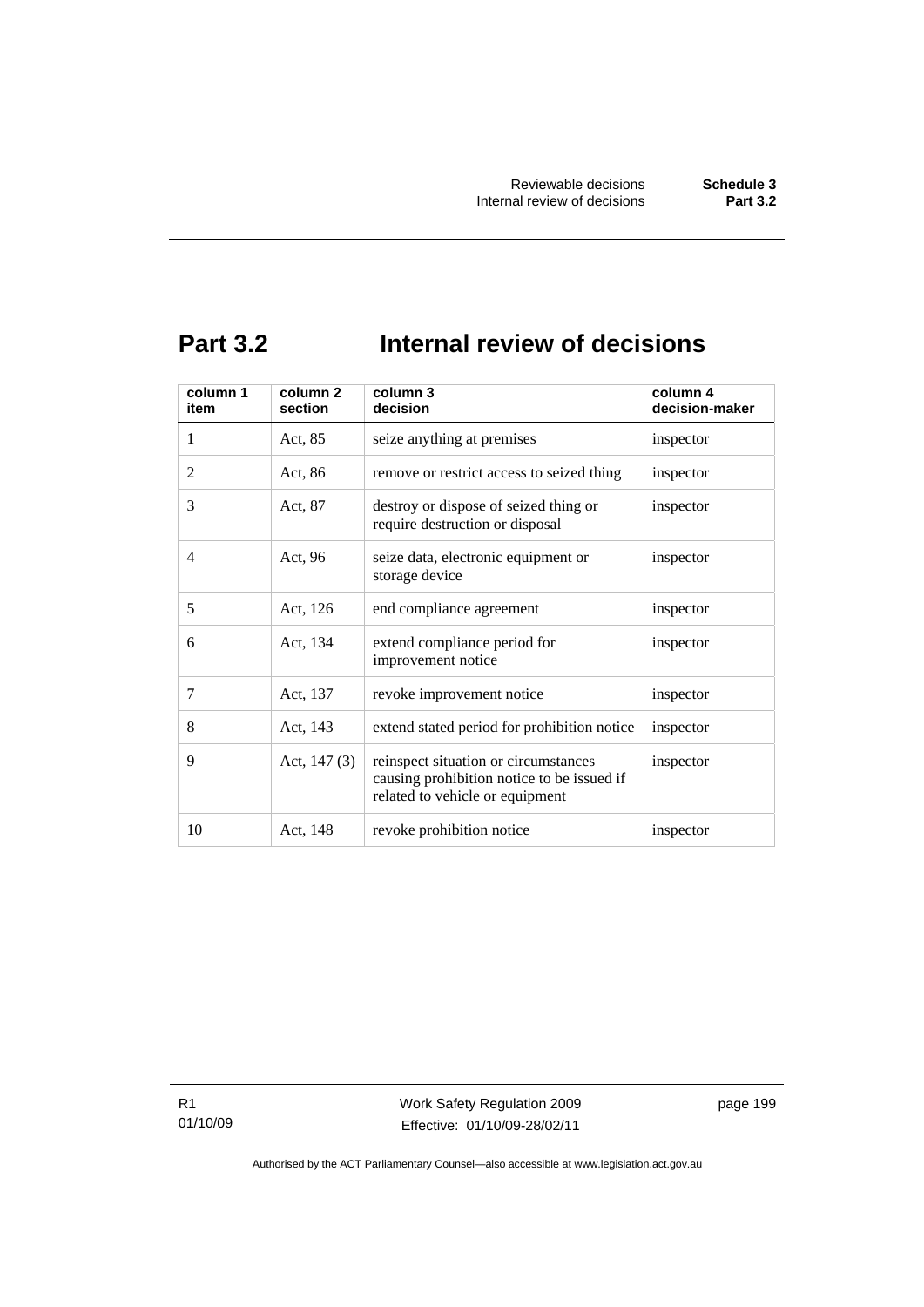# Part 3.2 Internal review of decisions

| column 1<br>item | column 2<br>section | column 3<br>decision | column 4<br>decision-maker |
|---|---|---|---|
| 1 | Act, 85 | seize anything at premises | inspector |
| 2 | Act, 86 | remove or restrict access to seized thing | inspector |
| 3 | Act, 87 | destroy or dispose of seized thing or require destruction or disposal | inspector |
| 4 | Act, 96 | seize data, electronic equipment or storage device | inspector |
| 5 | Act, 126 | end compliance agreement | inspector |
| 6 | Act, 134 | extend compliance period for improvement notice | inspector |
| 7 | Act, 137 | revoke improvement notice | inspector |
| 8 | Act, 143 | extend stated period for prohibition notice | inspector |
| 9 | Act, 147 (3) | reinspect situation or circumstances causing prohibition notice to be issued if related to vehicle or equipment | inspector |
| 10 | Act, 148 | revoke prohibition notice | inspector |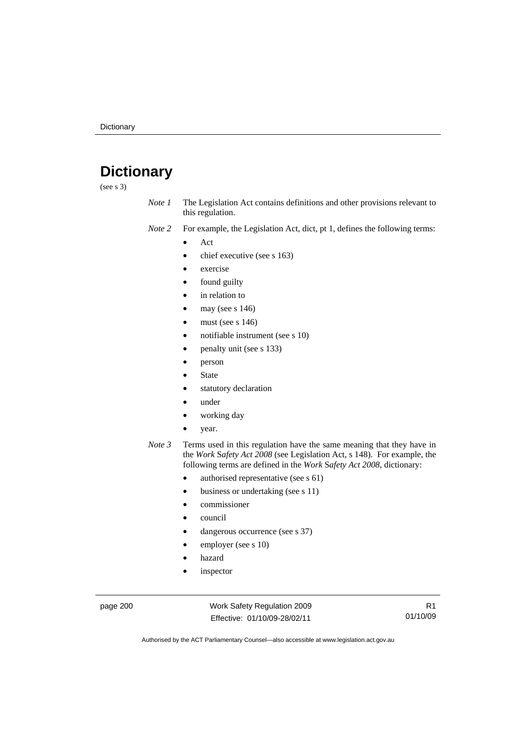# Dictionary

(see s 3)

*Note 1* The Legislation Act contains definitions and other provisions relevant to this regulation.

*Note 2* For example, the Legislation Act, dict, pt 1, defines the following terms:

- Act
- chief executive (see s 163)
- exercise
- found guilty
- in relation to
- may (see s 146)
- must (see s 146)
- notifiable instrument (see s 10)
- penalty unit (see s 133)
- person
- State
- statutory declaration
- under
- working day
- year.

*Note 3* Terms used in this regulation have the same meaning that they have in the *Work Safety Act 2008* (see Legislation Act, s 148). For example, the following terms are defined in the *Work Safety Act 2008*, dictionary:

- authorised representative (see s 61)
- business or undertaking (see s 11)
- commissioner
- council
- dangerous occurrence (see s 37)
- employer (see s 10)
- hazard
- inspector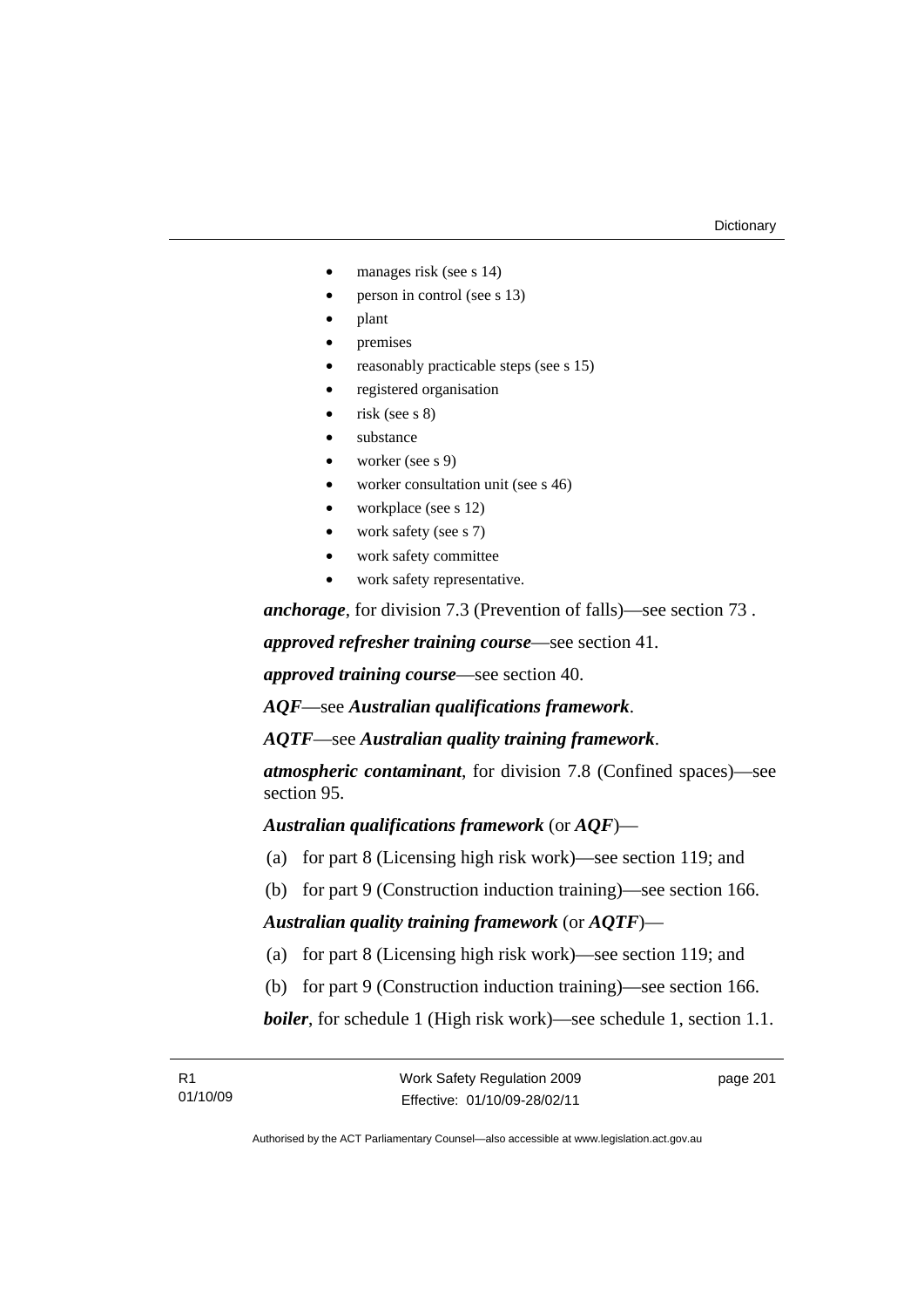- manages risk (see s 14)
- person in control (see s 13)
- plant
- premises
- reasonably practicable steps (see s 15)
- registered organisation
- risk (see s 8)
- substance
- worker (see s 9)
- worker consultation unit (see s 46)
- workplace (see s 12)
- work safety (see s 7)
- work safety committee
- work safety representative.

***anchorage***, for division 7.3 (Prevention of falls)—see section 73 .

***approved refresher training course***—see section 41.

***approved training course***—see section 40.

***AQF***—see ***Australian qualifications framework***.

***AQTF***—see ***Australian quality training framework***.

***atmospheric contaminant***, for division 7.8 (Confined spaces)—see section 95.

***Australian qualifications framework*** (or ***AQF***)—

(a) for part 8 (Licensing high risk work)—see section 119; and

(b) for part 9 (Construction induction training)—see section 166.

***Australian quality training framework*** (or ***AQTF***)—

(a) for part 8 (Licensing high risk work)—see section 119; and

(b) for part 9 (Construction induction training)—see section 166.

***boiler***, for schedule 1 (High risk work)—see schedule 1, section 1.1.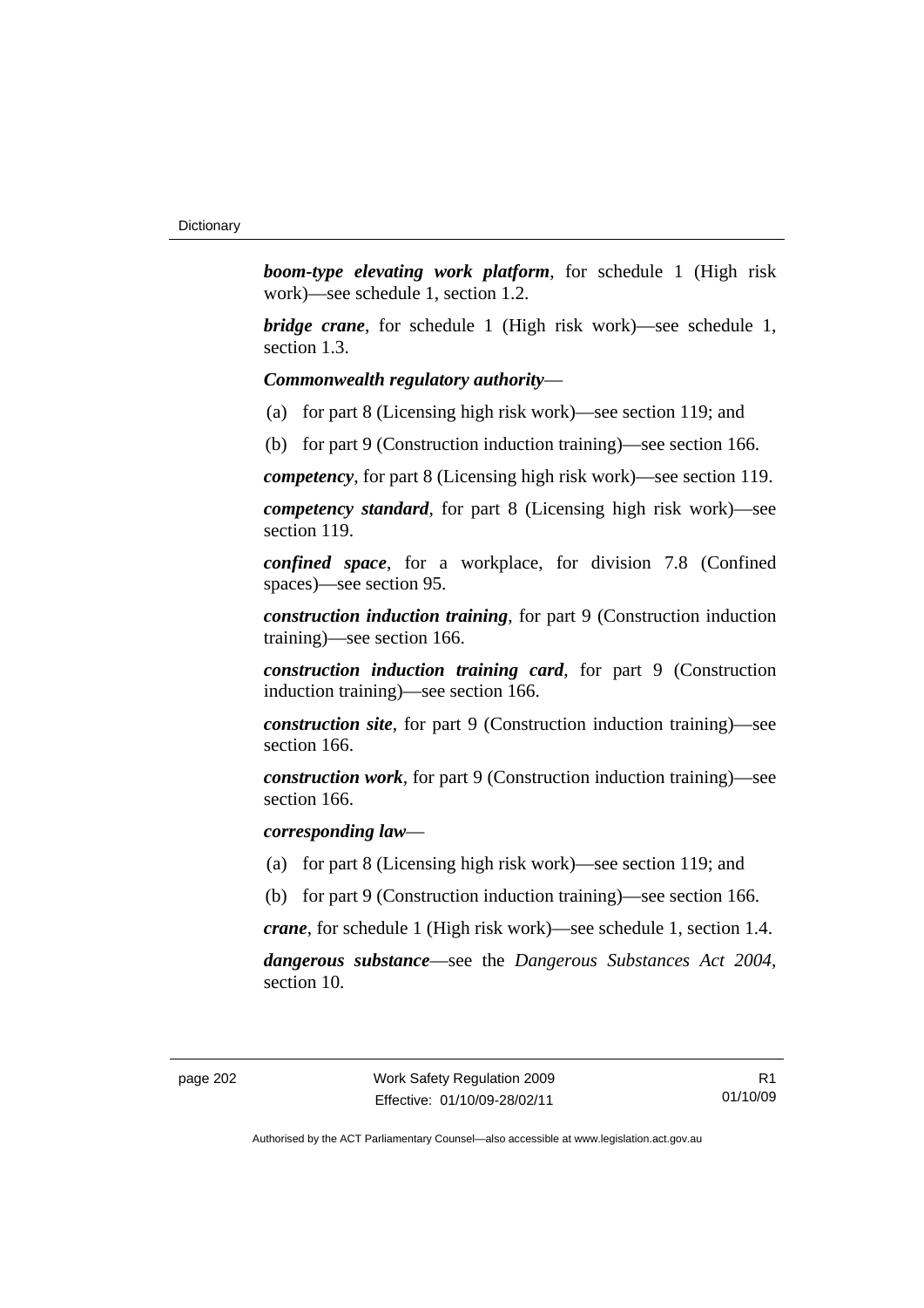***boom-type elevating work platform***, for schedule 1 (High risk work)—see schedule 1, section 1.2.

***bridge crane***, for schedule 1 (High risk work)—see schedule 1, section 1.3.

***Commonwealth regulatory authority***—

(a) for part 8 (Licensing high risk work)—see section 119; and

(b) for part 9 (Construction induction training)—see section 166.

***competency***, for part 8 (Licensing high risk work)—see section 119.

***competency standard***, for part 8 (Licensing high risk work)—see section 119.

***confined space***, for a workplace, for division 7.8 (Confined spaces)—see section 95.

***construction induction training***, for part 9 (Construction induction training)—see section 166.

***construction induction training card***, for part 9 (Construction induction training)—see section 166.

***construction site***, for part 9 (Construction induction training)—see section 166.

***construction work***, for part 9 (Construction induction training)—see section 166.

***corresponding law***—

(a) for part 8 (Licensing high risk work)—see section 119; and

(b) for part 9 (Construction induction training)—see section 166.

***crane***, for schedule 1 (High risk work)—see schedule 1, section 1.4.

***dangerous substance***—see the *Dangerous Substances Act 2004*, section 10.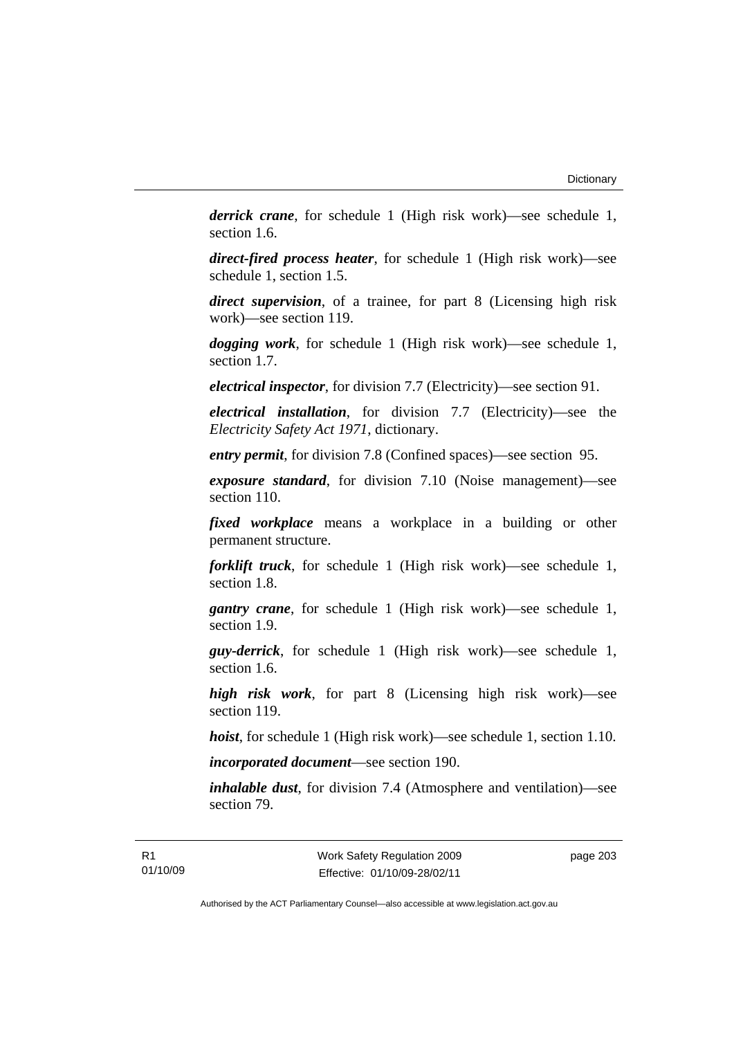***derrick crane***, for schedule 1 (High risk work)—see schedule 1, section 1.6.

***direct-fired process heater***, for schedule 1 (High risk work)—see schedule 1, section 1.5.

***direct supervision***, of a trainee, for part 8 (Licensing high risk work)—see section 119.

***dogging work***, for schedule 1 (High risk work)—see schedule 1, section 1.7.

***electrical inspector***, for division 7.7 (Electricity)—see section 91.

***electrical installation***, for division 7.7 (Electricity)—see the *Electricity Safety Act 1971*, dictionary.

***entry permit***, for division 7.8 (Confined spaces)—see section 95.

***exposure standard***, for division 7.10 (Noise management)—see section 110.

***fixed workplace*** means a workplace in a building or other permanent structure.

***forklift truck***, for schedule 1 (High risk work)—see schedule 1, section 1.8.

***gantry crane***, for schedule 1 (High risk work)—see schedule 1, section 1.9.

***guy-derrick***, for schedule 1 (High risk work)—see schedule 1, section 1.6.

***high risk work***, for part 8 (Licensing high risk work)—see section 119.

***hoist***, for schedule 1 (High risk work)—see schedule 1, section 1.10.

***incorporated document***—see section 190.

***inhalable dust***, for division 7.4 (Atmosphere and ventilation)—see section 79.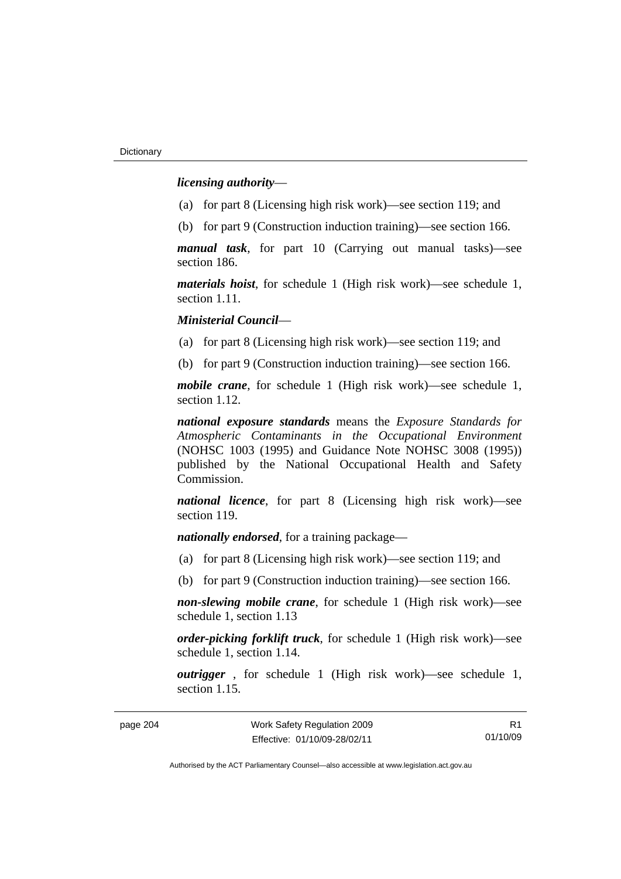***licensing authority***—

(a) for part 8 (Licensing high risk work)—see section 119; and

(b) for part 9 (Construction induction training)—see section 166.

***manual task***, for part 10 (Carrying out manual tasks)—see section 186.

***materials hoist***, for schedule 1 (High risk work)—see schedule 1, section 1.11.

***Ministerial Council***—

(a) for part 8 (Licensing high risk work)—see section 119; and

(b) for part 9 (Construction induction training)—see section 166.

***mobile crane***, for schedule 1 (High risk work)—see schedule 1, section 1.12.

***national exposure standards*** means the *Exposure Standards for Atmospheric Contaminants in the Occupational Environment* (NOHSC 1003 (1995) and Guidance Note NOHSC 3008 (1995)) published by the National Occupational Health and Safety Commission.

***national licence***, for part 8 (Licensing high risk work)—see section 119.

***nationally endorsed***, for a training package—

(a) for part 8 (Licensing high risk work)—see section 119; and

(b) for part 9 (Construction induction training)—see section 166.

***non-slewing mobile crane***, for schedule 1 (High risk work)—see schedule 1, section 1.13

***order-picking forklift truck***, for schedule 1 (High risk work)—see schedule 1, section 1.14.

***outrigger*** , for schedule 1 (High risk work)—see schedule 1, section 1.15.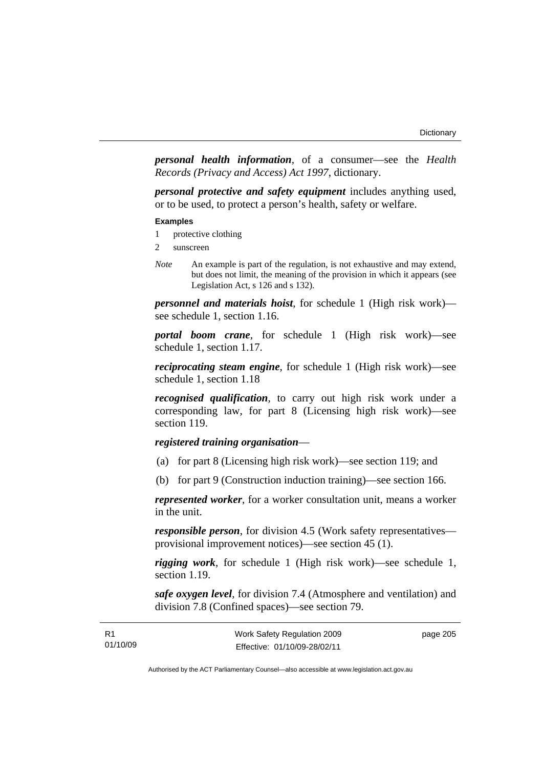***personal health information***, of a consumer—see the *Health Records (Privacy and Access) Act 1997*, dictionary.

***personal protective and safety equipment*** includes anything used, or to be used, to protect a person's health, safety or welfare.

**Examples**

1 protective clothing

2 sunscreen

*Note* An example is part of the regulation, is not exhaustive and may extend, but does not limit, the meaning of the provision in which it appears (see Legislation Act, s 126 and s 132).

***personnel and materials hoist***, for schedule 1 (High risk work)—see schedule 1, section 1.16.

***portal boom crane***, for schedule 1 (High risk work)—see schedule 1, section 1.17.

***reciprocating steam engine***, for schedule 1 (High risk work)—see schedule 1, section 1.18

***recognised qualification***, to carry out high risk work under a corresponding law, for part 8 (Licensing high risk work)—see section 119.

***registered training organisation***—

(a) for part 8 (Licensing high risk work)—see section 119; and

(b) for part 9 (Construction induction training)—see section 166.

***represented worker***, for a worker consultation unit, means a worker in the unit.

***responsible person***, for division 4.5 (Work safety representatives—provisional improvement notices)—see section 45 (1).

***rigging work***, for schedule 1 (High risk work)—see schedule 1, section 1.19.

***safe oxygen level***, for division 7.4 (Atmosphere and ventilation) and division 7.8 (Confined spaces)—see section 79.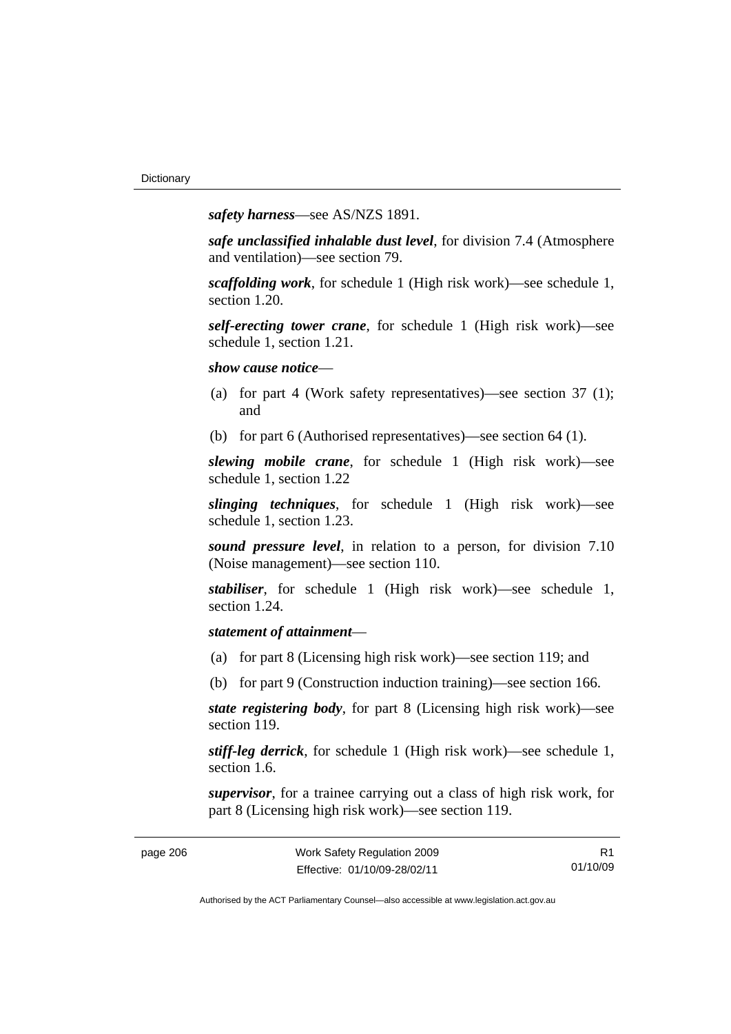***safety harness***—see AS/NZS 1891.

***safe unclassified inhalable dust level***, for division 7.4 (Atmosphere and ventilation)—see section 79.

***scaffolding work***, for schedule 1 (High risk work)—see schedule 1, section 1.20.

***self-erecting tower crane***, for schedule 1 (High risk work)—see schedule 1, section 1.21.

***show cause notice***—

(a) for part 4 (Work safety representatives)—see section 37 (1); and

(b) for part 6 (Authorised representatives)—see section 64 (1).

***slewing mobile crane***, for schedule 1 (High risk work)—see schedule 1, section 1.22

***slinging techniques***, for schedule 1 (High risk work)—see schedule 1, section 1.23.

***sound pressure level***, in relation to a person, for division 7.10 (Noise management)—see section 110.

***stabiliser***, for schedule 1 (High risk work)—see schedule 1, section 1.24.

***statement of attainment***—

(a) for part 8 (Licensing high risk work)—see section 119; and

(b) for part 9 (Construction induction training)—see section 166.

***state registering body***, for part 8 (Licensing high risk work)—see section 119.

***stiff-leg derrick***, for schedule 1 (High risk work)—see schedule 1, section 1.6.

***supervisor***, for a trainee carrying out a class of high risk work, for part 8 (Licensing high risk work)—see section 119.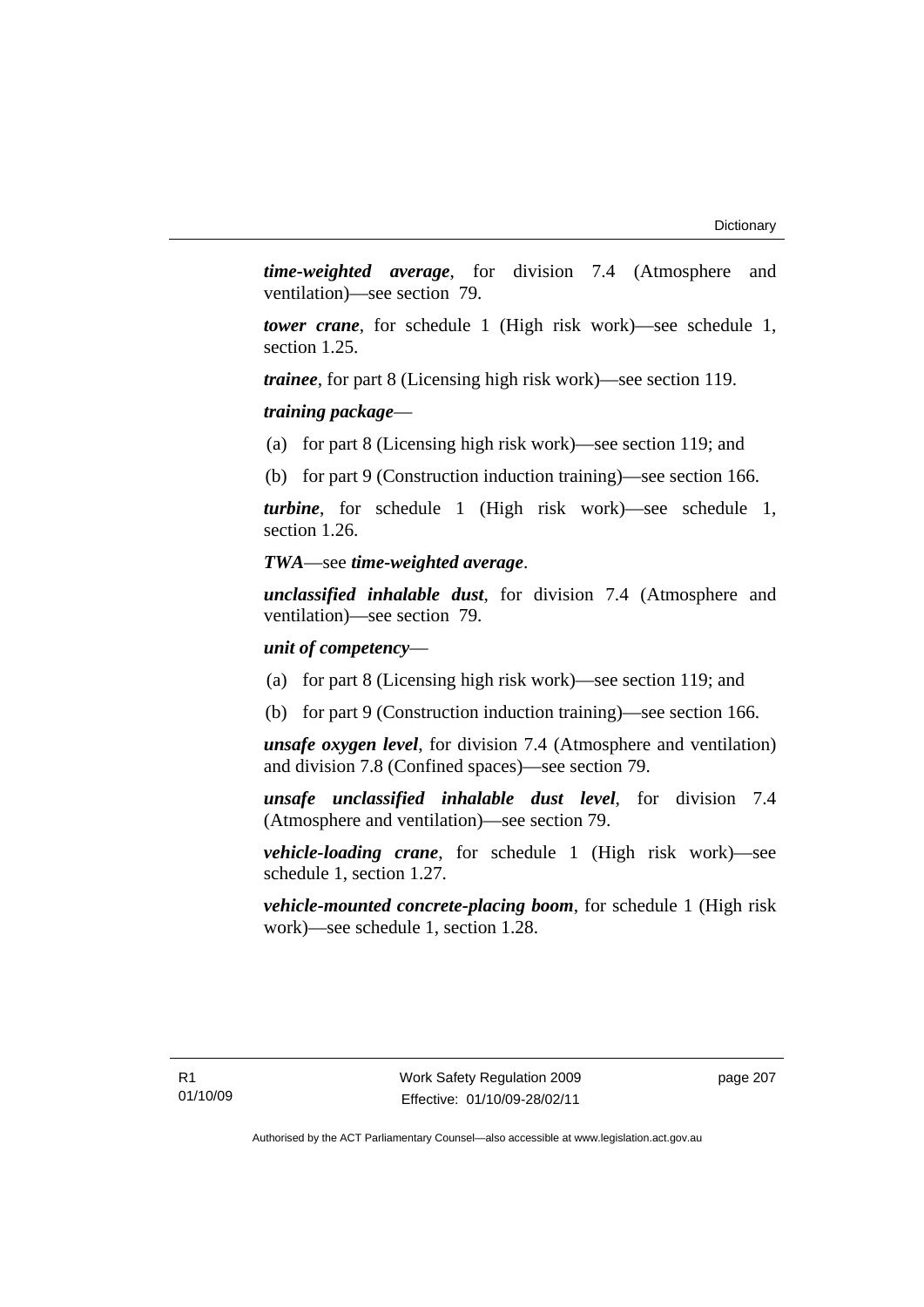***time-weighted average***, for division 7.4 (Atmosphere and ventilation)—see section 79.

***tower crane***, for schedule 1 (High risk work)—see schedule 1, section 1.25.

***trainee***, for part 8 (Licensing high risk work)—see section 119.

***training package***—

(a) for part 8 (Licensing high risk work)—see section 119; and

(b) for part 9 (Construction induction training)—see section 166.

***turbine***, for schedule 1 (High risk work)—see schedule 1, section 1.26.

***TWA***—see ***time-weighted average***.

***unclassified inhalable dust***, for division 7.4 (Atmosphere and ventilation)—see section 79.

***unit of competency***—

(a) for part 8 (Licensing high risk work)—see section 119; and

(b) for part 9 (Construction induction training)—see section 166.

***unsafe oxygen level***, for division 7.4 (Atmosphere and ventilation) and division 7.8 (Confined spaces)—see section 79.

***unsafe unclassified inhalable dust level***, for division 7.4 (Atmosphere and ventilation)—see section 79.

***vehicle-loading crane***, for schedule 1 (High risk work)—see schedule 1, section 1.27.

***vehicle-mounted concrete-placing boom***, for schedule 1 (High risk work)—see schedule 1, section 1.28.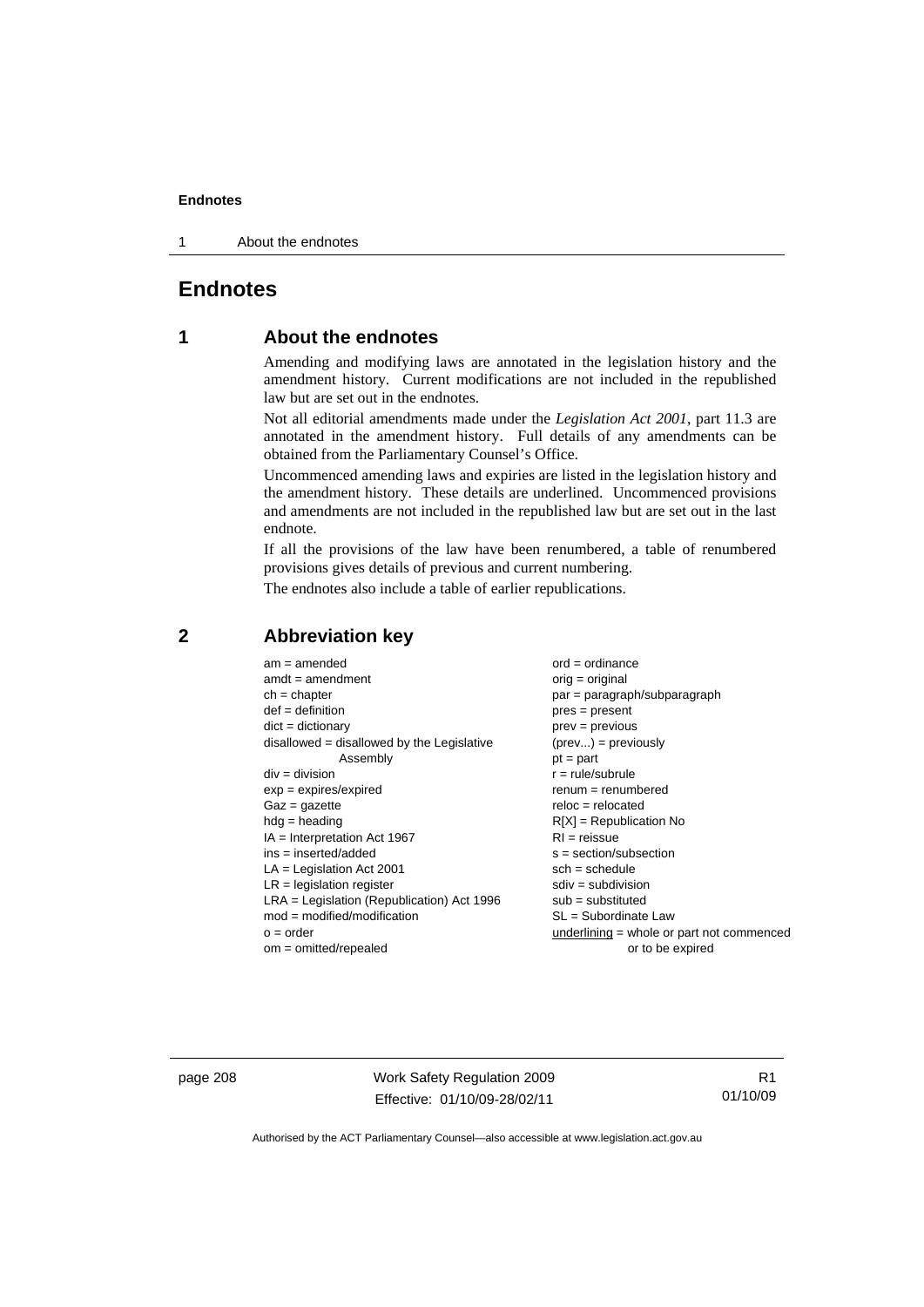# Endnotes

## 1 About the endnotes

Amending and modifying laws are annotated in the legislation history and the amendment history. Current modifications are not included in the republished law but are set out in the endnotes.

Not all editorial amendments made under the *Legislation Act 2001*, part 11.3 are annotated in the amendment history. Full details of any amendments can be obtained from the Parliamentary Counsel's Office.

Uncommenced amending laws and expiries are listed in the legislation history and the amendment history. These details are underlined. Uncommenced provisions and amendments are not included in the republished law but are set out in the last endnote.

If all the provisions of the law have been renumbered, a table of renumbered provisions gives details of previous and current numbering.

The endnotes also include a table of earlier republications.

## 2 Abbreviation key

am = amended
amdt = amendment
ch = chapter
def = definition
dict = dictionary
disallowed = disallowed by the Legislative Assembly
div = division
exp = expires/expired
Gaz = gazette
hdg = heading
IA = Interpretation Act 1967
ins = inserted/added
LA = Legislation Act 2001
LR = legislation register
LRA = Legislation (Republication) Act 1996
mod = modified/modification
o = order
om = omitted/repealed
ord = ordinance
orig = original
par = paragraph/subparagraph
pres = present
prev = previous
(prev...) = previously
pt = part
r = rule/subrule
renum = renumbered
reloc = relocated
R[X] = Republication No
RI = reissue
s = section/subsection
sch = schedule
sdiv = subdivision
sub = substituted
SL = Subordinate Law
<u>underlining</u> = whole or part not commenced or to be expired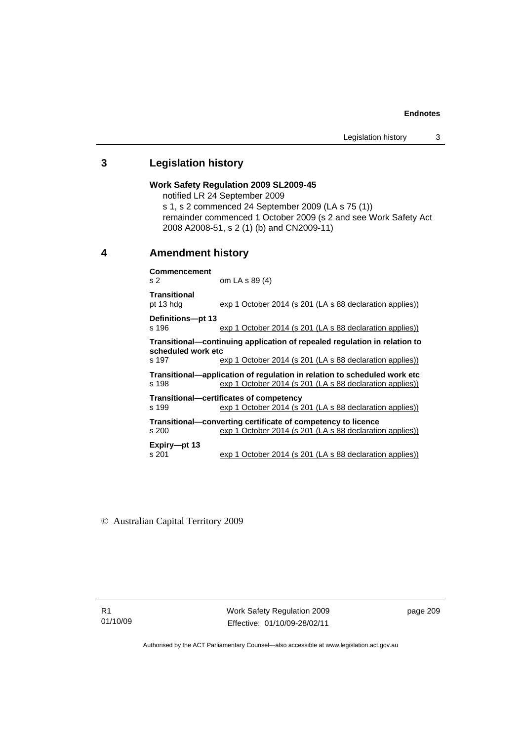## 3 Legislation history

**Work Safety Regulation 2009 SL2009-45**

notified LR 24 September 2009

s 1, s 2 commenced 24 September 2009 (LA s 75 (1))

remainder commenced 1 October 2009 (s 2 and see Work Safety Act 2008 A2008-51, s 2 (1) (b) and CN2009-11)

## 4 Amendment history

**Commencement**
s 2 om LA s 89 (4)

**Transitional**
pt 13 hdg exp 1 October 2014 (s 201 (LA s 88 declaration applies))

**Definitions—pt 13**
s 196 exp 1 October 2014 (s 201 (LA s 88 declaration applies))

**Transitional—continuing application of repealed regulation in relation to scheduled work etc**
s 197 exp 1 October 2014 (s 201 (LA s 88 declaration applies))

**Transitional—application of regulation in relation to scheduled work etc**
s 198 exp 1 October 2014 (s 201 (LA s 88 declaration applies))

**Transitional—certificates of competency**
s 199 exp 1 October 2014 (s 201 (LA s 88 declaration applies))

**Transitional—converting certificate of competency to licence**
s 200 exp 1 October 2014 (s 201 (LA s 88 declaration applies))

**Expiry—pt 13**
s 201 exp 1 October 2014 (s 201 (LA s 88 declaration applies))

© Australian Capital Territory 2009